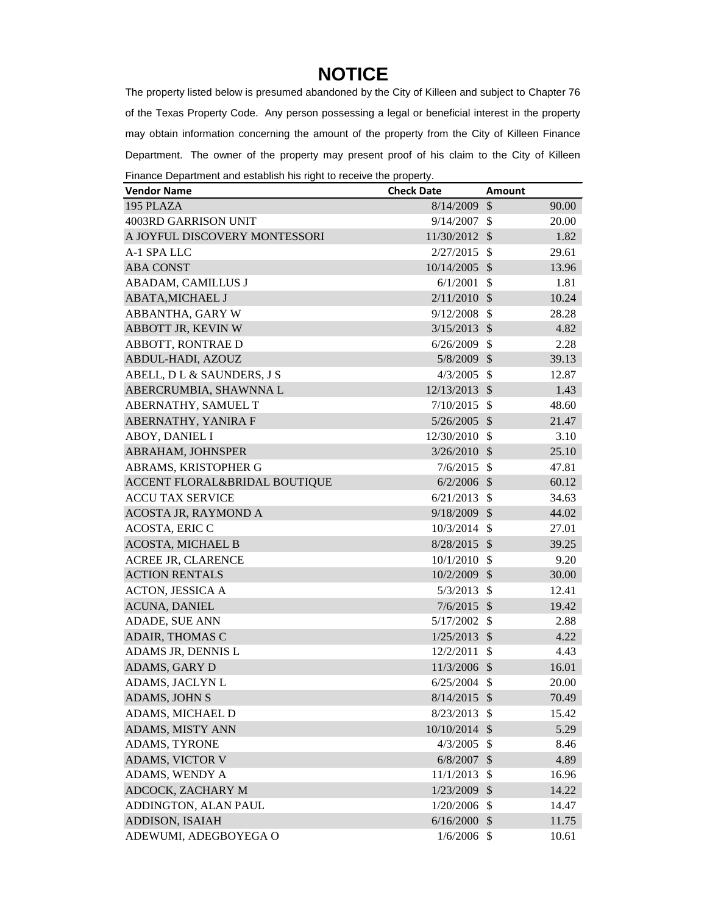# NOTICE

The property listed below is presumed abandoned by the City of Killeen and subject to Chapter 76 of the Texas Property Code. Any person possessing a legal or beneficial interest in the property may obtain information concerning the amount of the property from the City of Killeen Finance Department. The owner of the property may present proof of his claim to the City of Killeen Finance Department and establish his right to receive the property.

| Vendor Name | Check Date | Amount |
|---|---|---|
| 195 PLAZA | 8/14/2009 | $ 90.00 |
| 4003RD GARRISON UNIT | 9/14/2007 | $ 20.00 |
| A JOYFUL DISCOVERY MONTESSORI | 11/30/2012 | $ 1.82 |
| A-1 SPA LLC | 2/27/2015 | $ 29.61 |
| ABA CONST | 10/14/2005 | $ 13.96 |
| ABADAM, CAMILLUS J | 6/1/2001 | $ 1.81 |
| ABATA,MICHAEL J | 2/11/2010 | $ 10.24 |
| ABBANTHA, GARY W | 9/12/2008 | $ 28.28 |
| ABBOTT JR, KEVIN W | 3/15/2013 | $ 4.82 |
| ABBOTT, RONTRAE D | 6/26/2009 | $ 2.28 |
| ABDUL-HADI, AZOUZ | 5/8/2009 | $ 39.13 |
| ABELL, D L & SAUNDERS, J S | 4/3/2005 | $ 12.87 |
| ABERCRUMBIA, SHAWNNA L | 12/13/2013 | $ 1.43 |
| ABERNATHY, SAMUEL T | 7/10/2015 | $ 48.60 |
| ABERNATHY, YANIRA F | 5/26/2005 | $ 21.47 |
| ABOY, DANIEL I | 12/30/2010 | $ 3.10 |
| ABRAHAM, JOHNSPER | 3/26/2010 | $ 25.10 |
| ABRAMS, KRISTOPHER G | 7/6/2015 | $ 47.81 |
| ACCENT FLORAL&BRIDAL BOUTIQUE | 6/2/2006 | $ 60.12 |
| ACCU TAX SERVICE | 6/21/2013 | $ 34.63 |
| ACOSTA JR, RAYMOND A | 9/18/2009 | $ 44.02 |
| ACOSTA, ERIC C | 10/3/2014 | $ 27.01 |
| ACOSTA, MICHAEL B | 8/28/2015 | $ 39.25 |
| ACREE JR, CLARENCE | 10/1/2010 | $ 9.20 |
| ACTION RENTALS | 10/2/2009 | $ 30.00 |
| ACTON, JESSICA A | 5/3/2013 | $ 12.41 |
| ACUNA, DANIEL | 7/6/2015 | $ 19.42 |
| ADADE, SUE ANN | 5/17/2002 | $ 2.88 |
| ADAIR, THOMAS C | 1/25/2013 | $ 4.22 |
| ADAMS JR, DENNIS L | 12/2/2011 | $ 4.43 |
| ADAMS, GARY D | 11/3/2006 | $ 16.01 |
| ADAMS, JACLYN L | 6/25/2004 | $ 20.00 |
| ADAMS, JOHN S | 8/14/2015 | $ 70.49 |
| ADAMS, MICHAEL D | 8/23/2013 | $ 15.42 |
| ADAMS, MISTY ANN | 10/10/2014 | $ 5.29 |
| ADAMS, TYRONE | 4/3/2005 | $ 8.46 |
| ADAMS, VICTOR V | 6/8/2007 | $ 4.89 |
| ADAMS, WENDY A | 11/1/2013 | $ 16.96 |
| ADCOCK, ZACHARY M | 1/23/2009 | $ 14.22 |
| ADDINGTON, ALAN PAUL | 1/20/2006 | $ 14.47 |
| ADDISON, ISAIAH | 6/16/2000 | $ 11.75 |
| ADEWUMI, ADEGBOYEGA O | 1/6/2006 | $ 10.61 |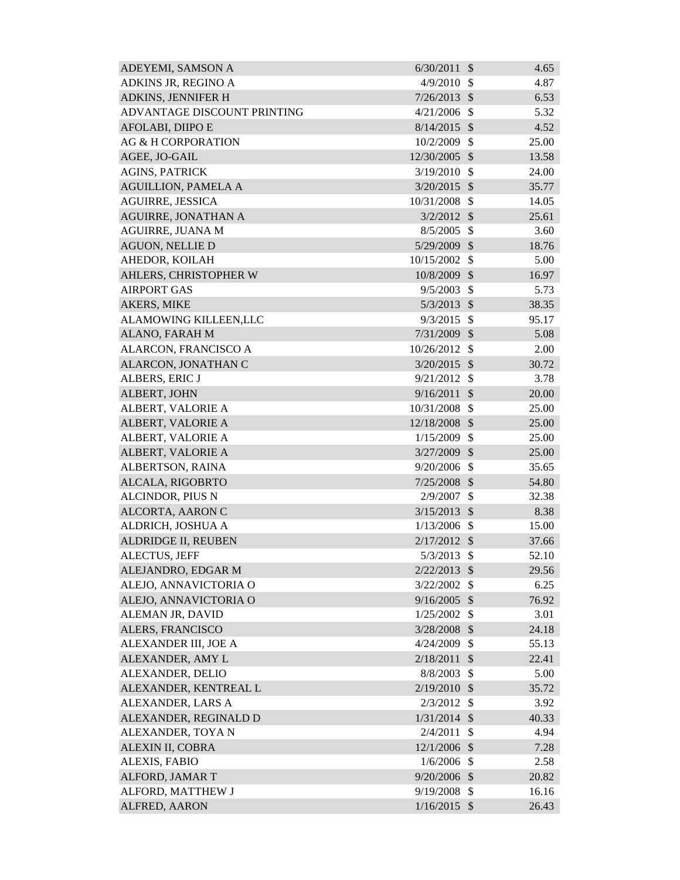| | | | |
|---|---|---|---|
| ADEYEMI, SAMSON A | 6/30/2011 | $ | 4.65 |
| ADKINS JR, REGINO A | 4/9/2010 | $ | 4.87 |
| ADKINS, JENNIFER H | 7/26/2013 | $ | 6.53 |
| ADVANTAGE DISCOUNT PRINTING | 4/21/2006 | $ | 5.32 |
| AFOLABI, DIIPO E | 8/14/2015 | $ | 4.52 |
| AG & H CORPORATION | 10/2/2009 | $ | 25.00 |
| AGEE, JO-GAIL | 12/30/2005 | $ | 13.58 |
| AGINS, PATRICK | 3/19/2010 | $ | 24.00 |
| AGUILLION, PAMELA A | 3/20/2015 | $ | 35.77 |
| AGUIRRE, JESSICA | 10/31/2008 | $ | 14.05 |
| AGUIRRE, JONATHAN A | 3/2/2012 | $ | 25.61 |
| AGUIRRE, JUANA M | 8/5/2005 | $ | 3.60 |
| AGUON, NELLIE D | 5/29/2009 | $ | 18.76 |
| AHEDOR, KOILAH | 10/15/2002 | $ | 5.00 |
| AHLERS, CHRISTOPHER W | 10/8/2009 | $ | 16.97 |
| AIRPORT GAS | 9/5/2003 | $ | 5.73 |
| AKERS, MIKE | 5/3/2013 | $ | 38.35 |
| ALAMOWING KILLEEN,LLC | 9/3/2015 | $ | 95.17 |
| ALANO, FARAH M | 7/31/2009 | $ | 5.08 |
| ALARCON, FRANCISCO A | 10/26/2012 | $ | 2.00 |
| ALARCON, JONATHAN C | 3/20/2015 | $ | 30.72 |
| ALBERS, ERIC J | 9/21/2012 | $ | 3.78 |
| ALBERT, JOHN | 9/16/2011 | $ | 20.00 |
| ALBERT, VALORIE A | 10/31/2008 | $ | 25.00 |
| ALBERT, VALORIE A | 12/18/2008 | $ | 25.00 |
| ALBERT, VALORIE A | 1/15/2009 | $ | 25.00 |
| ALBERT, VALORIE A | 3/27/2009 | $ | 25.00 |
| ALBERTSON, RAINA | 9/20/2006 | $ | 35.65 |
| ALCALA, RIGOBRTO | 7/25/2008 | $ | 54.80 |
| ALCINDOR, PIUS N | 2/9/2007 | $ | 32.38 |
| ALCORTA, AARON C | 3/15/2013 | $ | 8.38 |
| ALDRICH, JOSHUA A | 1/13/2006 | $ | 15.00 |
| ALDRIDGE II, REUBEN | 2/17/2012 | $ | 37.66 |
| ALECTUS, JEFF | 5/3/2013 | $ | 52.10 |
| ALEJANDRO, EDGAR M | 2/22/2013 | $ | 29.56 |
| ALEJO, ANNAVICTORIA O | 3/22/2002 | $ | 6.25 |
| ALEJO, ANNAVICTORIA O | 9/16/2005 | $ | 76.92 |
| ALEMAN JR, DAVID | 1/25/2002 | $ | 3.01 |
| ALERS, FRANCISCO | 3/28/2008 | $ | 24.18 |
| ALEXANDER III, JOE A | 4/24/2009 | $ | 55.13 |
| ALEXANDER, AMY L | 2/18/2011 | $ | 22.41 |
| ALEXANDER, DELIO | 8/8/2003 | $ | 5.00 |
| ALEXANDER, KENTREAL L | 2/19/2010 | $ | 35.72 |
| ALEXANDER, LARS A | 2/3/2012 | $ | 3.92 |
| ALEXANDER, REGINALD D | 1/31/2014 | $ | 40.33 |
| ALEXANDER, TOYA N | 2/4/2011 | $ | 4.94 |
| ALEXIN II, COBRA | 12/1/2006 | $ | 7.28 |
| ALEXIS, FABIO | 1/6/2006 | $ | 2.58 |
| ALFORD, JAMAR T | 9/20/2006 | $ | 20.82 |
| ALFORD, MATTHEW J | 9/19/2008 | $ | 16.16 |
| ALFRED, AARON | 1/16/2015 | $ | 26.43 |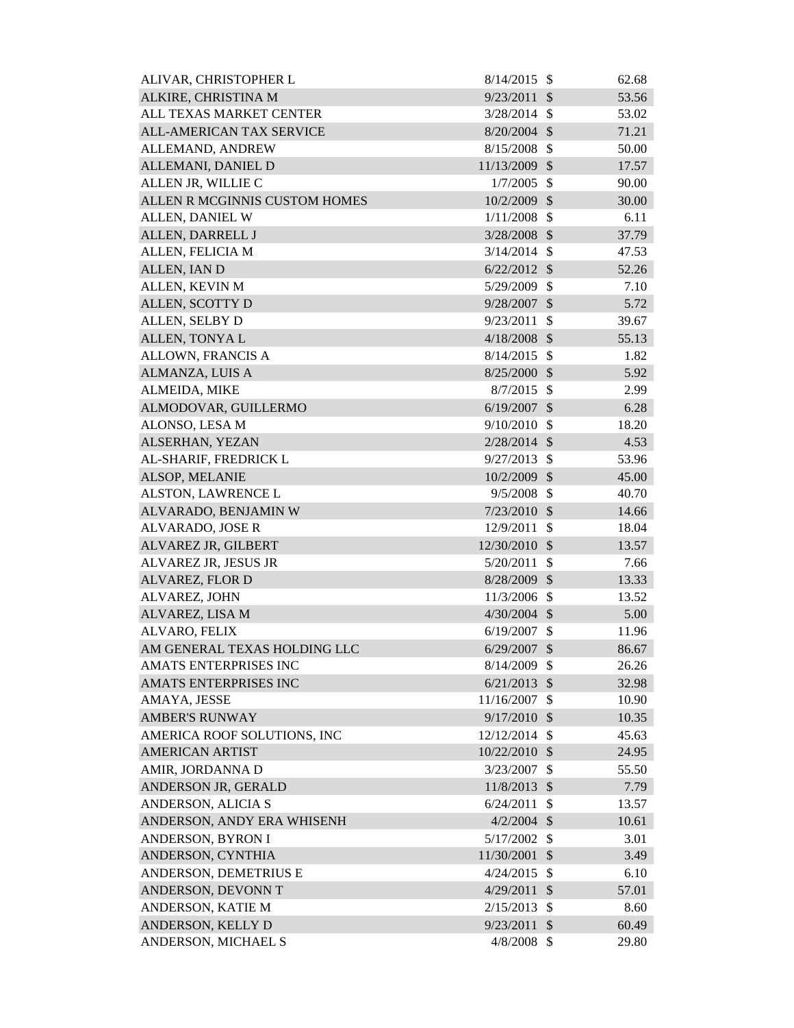| | | | |
|---|---|---|---|
| ALIVAR, CHRISTOPHER L | 8/14/2015 | $ | 62.68 |
| ALKIRE, CHRISTINA M | 9/23/2011 | $ | 53.56 |
| ALL TEXAS MARKET CENTER | 3/28/2014 | $ | 53.02 |
| ALL-AMERICAN TAX SERVICE | 8/20/2004 | $ | 71.21 |
| ALLEMAND, ANDREW | 8/15/2008 | $ | 50.00 |
| ALLEMANI, DANIEL D | 11/13/2009 | $ | 17.57 |
| ALLEN JR, WILLIE C | 1/7/2005 | $ | 90.00 |
| ALLEN R MCGINNIS CUSTOM HOMES | 10/2/2009 | $ | 30.00 |
| ALLEN, DANIEL W | 1/11/2008 | $ | 6.11 |
| ALLEN, DARRELL J | 3/28/2008 | $ | 37.79 |
| ALLEN, FELICIA M | 3/14/2014 | $ | 47.53 |
| ALLEN, IAN D | 6/22/2012 | $ | 52.26 |
| ALLEN, KEVIN M | 5/29/2009 | $ | 7.10 |
| ALLEN, SCOTTY D | 9/28/2007 | $ | 5.72 |
| ALLEN, SELBY D | 9/23/2011 | $ | 39.67 |
| ALLEN, TONYA L | 4/18/2008 | $ | 55.13 |
| ALLOWN, FRANCIS A | 8/14/2015 | $ | 1.82 |
| ALMANZA, LUIS A | 8/25/2000 | $ | 5.92 |
| ALMEIDA, MIKE | 8/7/2015 | $ | 2.99 |
| ALMODOVAR, GUILLERMO | 6/19/2007 | $ | 6.28 |
| ALONSO, LESA M | 9/10/2010 | $ | 18.20 |
| ALSERHAN, YEZAN | 2/28/2014 | $ | 4.53 |
| AL-SHARIF, FREDRICK L | 9/27/2013 | $ | 53.96 |
| ALSOP, MELANIE | 10/2/2009 | $ | 45.00 |
| ALSTON, LAWRENCE L | 9/5/2008 | $ | 40.70 |
| ALVARADO, BENJAMIN W | 7/23/2010 | $ | 14.66 |
| ALVARADO, JOSE R | 12/9/2011 | $ | 18.04 |
| ALVAREZ JR, GILBERT | 12/30/2010 | $ | 13.57 |
| ALVAREZ JR, JESUS JR | 5/20/2011 | $ | 7.66 |
| ALVAREZ, FLOR D | 8/28/2009 | $ | 13.33 |
| ALVAREZ, JOHN | 11/3/2006 | $ | 13.52 |
| ALVAREZ, LISA M | 4/30/2004 | $ | 5.00 |
| ALVARO, FELIX | 6/19/2007 | $ | 11.96 |
| AM GENERAL TEXAS HOLDING LLC | 6/29/2007 | $ | 86.67 |
| AMATS ENTERPRISES INC | 8/14/2009 | $ | 26.26 |
| AMATS ENTERPRISES INC | 6/21/2013 | $ | 32.98 |
| AMAYA, JESSE | 11/16/2007 | $ | 10.90 |
| AMBER'S RUNWAY | 9/17/2010 | $ | 10.35 |
| AMERICA ROOF SOLUTIONS, INC | 12/12/2014 | $ | 45.63 |
| AMERICAN ARTIST | 10/22/2010 | $ | 24.95 |
| AMIR, JORDANNA D | 3/23/2007 | $ | 55.50 |
| ANDERSON JR, GERALD | 11/8/2013 | $ | 7.79 |
| ANDERSON, ALICIA S | 6/24/2011 | $ | 13.57 |
| ANDERSON, ANDY ERA WHISENH | 4/2/2004 | $ | 10.61 |
| ANDERSON, BYRON I | 5/17/2002 | $ | 3.01 |
| ANDERSON, CYNTHIA | 11/30/2001 | $ | 3.49 |
| ANDERSON, DEMETRIUS E | 4/24/2015 | $ | 6.10 |
| ANDERSON, DEVONN T | 4/29/2011 | $ | 57.01 |
| ANDERSON, KATIE M | 2/15/2013 | $ | 8.60 |
| ANDERSON, KELLY D | 9/23/2011 | $ | 60.49 |
| ANDERSON, MICHAEL S | 4/8/2008 | $ | 29.80 |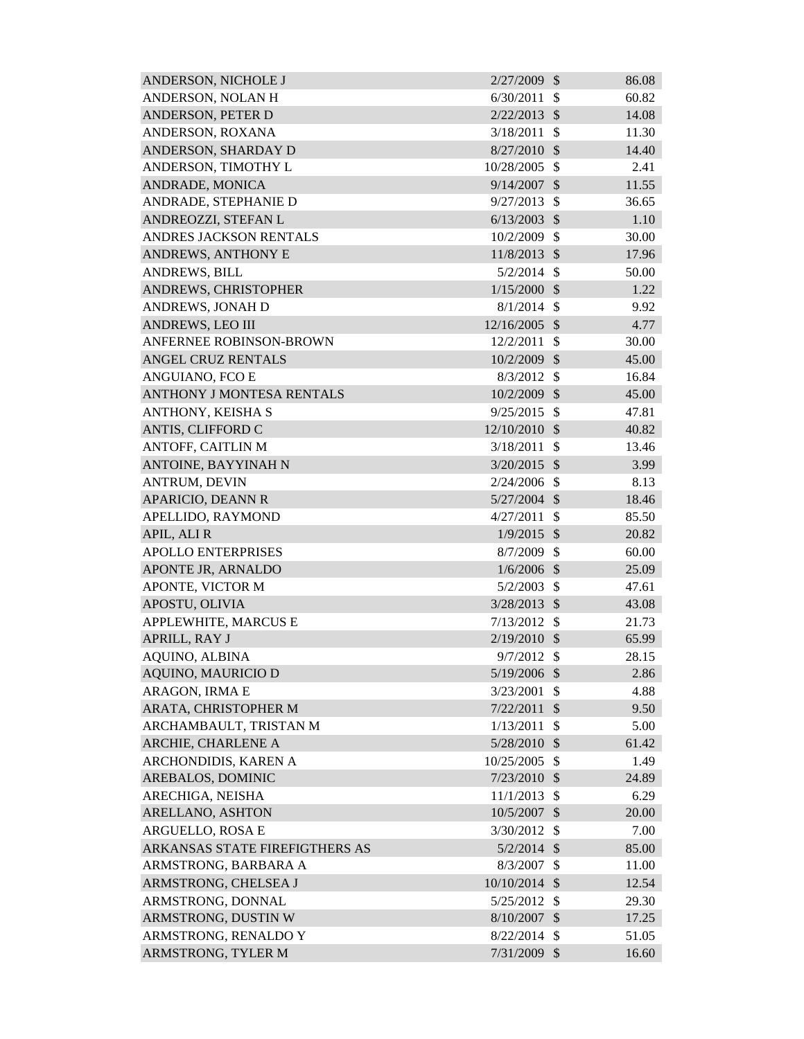| | | | |
|---|---|---|---|
| ANDERSON, NICHOLE J | 2/27/2009 | $ | 86.08 |
| ANDERSON, NOLAN H | 6/30/2011 | $ | 60.82 |
| ANDERSON, PETER D | 2/22/2013 | $ | 14.08 |
| ANDERSON, ROXANA | 3/18/2011 | $ | 11.30 |
| ANDERSON, SHARDAY D | 8/27/2010 | $ | 14.40 |
| ANDERSON, TIMOTHY L | 10/28/2005 | $ | 2.41 |
| ANDRADE, MONICA | 9/14/2007 | $ | 11.55 |
| ANDRADE, STEPHANIE D | 9/27/2013 | $ | 36.65 |
| ANDREOZZI, STEFAN L | 6/13/2003 | $ | 1.10 |
| ANDRES JACKSON RENTALS | 10/2/2009 | $ | 30.00 |
| ANDREWS, ANTHONY E | 11/8/2013 | $ | 17.96 |
| ANDREWS, BILL | 5/2/2014 | $ | 50.00 |
| ANDREWS, CHRISTOPHER | 1/15/2000 | $ | 1.22 |
| ANDREWS, JONAH D | 8/1/2014 | $ | 9.92 |
| ANDREWS, LEO III | 12/16/2005 | $ | 4.77 |
| ANFERNEE ROBINSON-BROWN | 12/2/2011 | $ | 30.00 |
| ANGEL CRUZ RENTALS | 10/2/2009 | $ | 45.00 |
| ANGUIANO, FCO E | 8/3/2012 | $ | 16.84 |
| ANTHONY J MONTESA RENTALS | 10/2/2009 | $ | 45.00 |
| ANTHONY, KEISHA S | 9/25/2015 | $ | 47.81 |
| ANTIS, CLIFFORD C | 12/10/2010 | $ | 40.82 |
| ANTOFF, CAITLIN M | 3/18/2011 | $ | 13.46 |
| ANTOINE, BAYYINAH N | 3/20/2015 | $ | 3.99 |
| ANTRUM, DEVIN | 2/24/2006 | $ | 8.13 |
| APARICIO, DEANN R | 5/27/2004 | $ | 18.46 |
| APELLIDO, RAYMOND | 4/27/2011 | $ | 85.50 |
| APIL, ALI R | 1/9/2015 | $ | 20.82 |
| APOLLO ENTERPRISES | 8/7/2009 | $ | 60.00 |
| APONTE JR, ARNALDO | 1/6/2006 | $ | 25.09 |
| APONTE, VICTOR M | 5/2/2003 | $ | 47.61 |
| APOSTU, OLIVIA | 3/28/2013 | $ | 43.08 |
| APPLEWHITE, MARCUS E | 7/13/2012 | $ | 21.73 |
| APRILL, RAY J | 2/19/2010 | $ | 65.99 |
| AQUINO, ALBINA | 9/7/2012 | $ | 28.15 |
| AQUINO, MAURICIO D | 5/19/2006 | $ | 2.86 |
| ARAGON, IRMA E | 3/23/2001 | $ | 4.88 |
| ARATA, CHRISTOPHER M | 7/22/2011 | $ | 9.50 |
| ARCHAMBAULT, TRISTAN M | 1/13/2011 | $ | 5.00 |
| ARCHIE, CHARLENE A | 5/28/2010 | $ | 61.42 |
| ARCHONDIDIS, KAREN A | 10/25/2005 | $ | 1.49 |
| AREBALOS, DOMINIC | 7/23/2010 | $ | 24.89 |
| ARECHIGA, NEISHA | 11/1/2013 | $ | 6.29 |
| ARELLANO, ASHTON | 10/5/2007 | $ | 20.00 |
| ARGUELLO, ROSA E | 3/30/2012 | $ | 7.00 |
| ARKANSAS STATE FIREFIGTHERS AS | 5/2/2014 | $ | 85.00 |
| ARMSTRONG, BARBARA A | 8/3/2007 | $ | 11.00 |
| ARMSTRONG, CHELSEA J | 10/10/2014 | $ | 12.54 |
| ARMSTRONG, DONNAL | 5/25/2012 | $ | 29.30 |
| ARMSTRONG, DUSTIN W | 8/10/2007 | $ | 17.25 |
| ARMSTRONG, RENALDO Y | 8/22/2014 | $ | 51.05 |
| ARMSTRONG, TYLER M | 7/31/2009 | $ | 16.60 |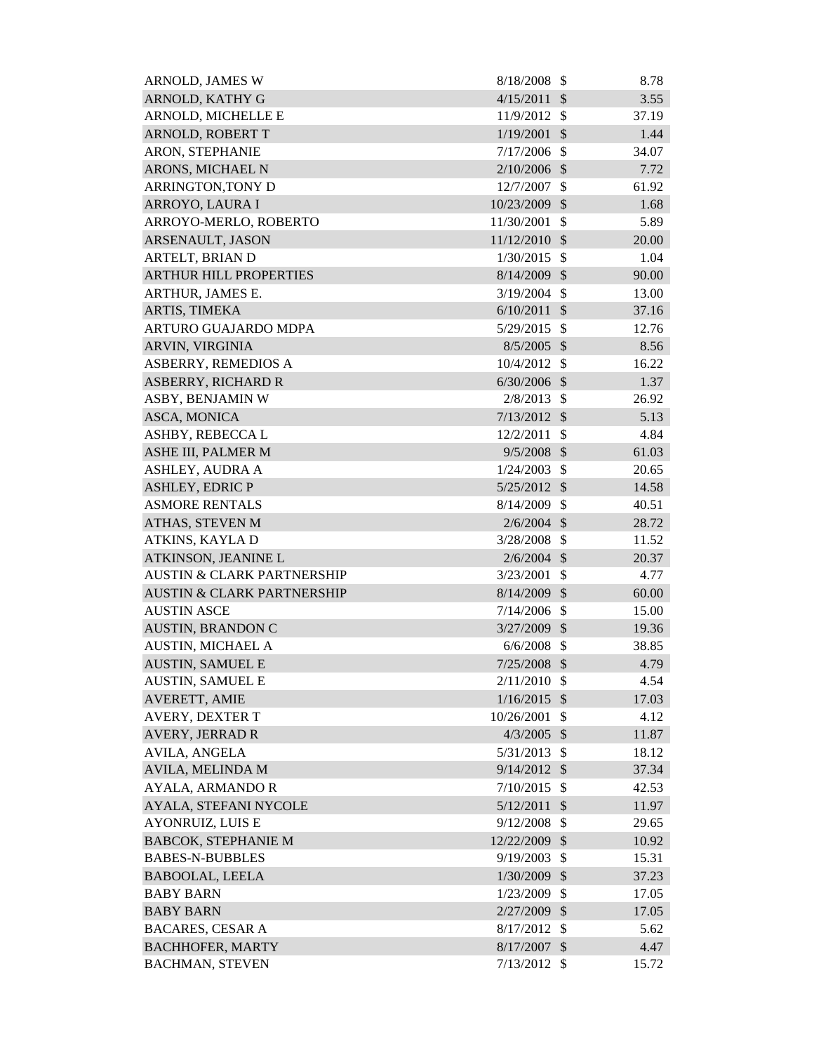| | | | |
|---|---|---|---|
| ARNOLD, JAMES W | 8/18/2008 | $ | 8.78 |
| ARNOLD, KATHY G | 4/15/2011 | $ | 3.55 |
| ARNOLD, MICHELLE E | 11/9/2012 | $ | 37.19 |
| ARNOLD, ROBERT T | 1/19/2001 | $ | 1.44 |
| ARON, STEPHANIE | 7/17/2006 | $ | 34.07 |
| ARONS, MICHAEL N | 2/10/2006 | $ | 7.72 |
| ARRINGTON,TONY D | 12/7/2007 | $ | 61.92 |
| ARROYO, LAURA I | 10/23/2009 | $ | 1.68 |
| ARROYO-MERLO, ROBERTO | 11/30/2001 | $ | 5.89 |
| ARSENAULT, JASON | 11/12/2010 | $ | 20.00 |
| ARTELT, BRIAN D | 1/30/2015 | $ | 1.04 |
| ARTHUR HILL PROPERTIES | 8/14/2009 | $ | 90.00 |
| ARTHUR, JAMES E. | 3/19/2004 | $ | 13.00 |
| ARTIS, TIMEKA | 6/10/2011 | $ | 37.16 |
| ARTURO GUAJARDO MDPA | 5/29/2015 | $ | 12.76 |
| ARVIN, VIRGINIA | 8/5/2005 | $ | 8.56 |
| ASBERRY, REMEDIOS A | 10/4/2012 | $ | 16.22 |
| ASBERRY, RICHARD R | 6/30/2006 | $ | 1.37 |
| ASBY, BENJAMIN W | 2/8/2013 | $ | 26.92 |
| ASCA, MONICA | 7/13/2012 | $ | 5.13 |
| ASHBY, REBECCA L | 12/2/2011 | $ | 4.84 |
| ASHE III, PALMER M | 9/5/2008 | $ | 61.03 |
| ASHLEY, AUDRA A | 1/24/2003 | $ | 20.65 |
| ASHLEY, EDRIC P | 5/25/2012 | $ | 14.58 |
| ASMORE RENTALS | 8/14/2009 | $ | 40.51 |
| ATHAS, STEVEN M | 2/6/2004 | $ | 28.72 |
| ATKINS, KAYLA D | 3/28/2008 | $ | 11.52 |
| ATKINSON, JEANINE L | 2/6/2004 | $ | 20.37 |
| AUSTIN & CLARK PARTNERSHIP | 3/23/2001 | $ | 4.77 |
| AUSTIN & CLARK PARTNERSHIP | 8/14/2009 | $ | 60.00 |
| AUSTIN ASCE | 7/14/2006 | $ | 15.00 |
| AUSTIN, BRANDON C | 3/27/2009 | $ | 19.36 |
| AUSTIN, MICHAEL A | 6/6/2008 | $ | 38.85 |
| AUSTIN, SAMUEL E | 7/25/2008 | $ | 4.79 |
| AUSTIN, SAMUEL E | 2/11/2010 | $ | 4.54 |
| AVERETT, AMIE | 1/16/2015 | $ | 17.03 |
| AVERY, DEXTER T | 10/26/2001 | $ | 4.12 |
| AVERY, JERRAD R | 4/3/2005 | $ | 11.87 |
| AVILA, ANGELA | 5/31/2013 | $ | 18.12 |
| AVILA, MELINDA M | 9/14/2012 | $ | 37.34 |
| AYALA, ARMANDO R | 7/10/2015 | $ | 42.53 |
| AYALA, STEFANI NYCOLE | 5/12/2011 | $ | 11.97 |
| AYONRUIZ, LUIS E | 9/12/2008 | $ | 29.65 |
| BABCOK, STEPHANIE M | 12/22/2009 | $ | 10.92 |
| BABES-N-BUBBLES | 9/19/2003 | $ | 15.31 |
| BABOOLAL, LEELA | 1/30/2009 | $ | 37.23 |
| BABY BARN | 1/23/2009 | $ | 17.05 |
| BABY BARN | 2/27/2009 | $ | 17.05 |
| BACARES, CESAR A | 8/17/2012 | $ | 5.62 |
| BACHHOFER, MARTY | 8/17/2007 | $ | 4.47 |
| BACHMAN, STEVEN | 7/13/2012 | $ | 15.72 |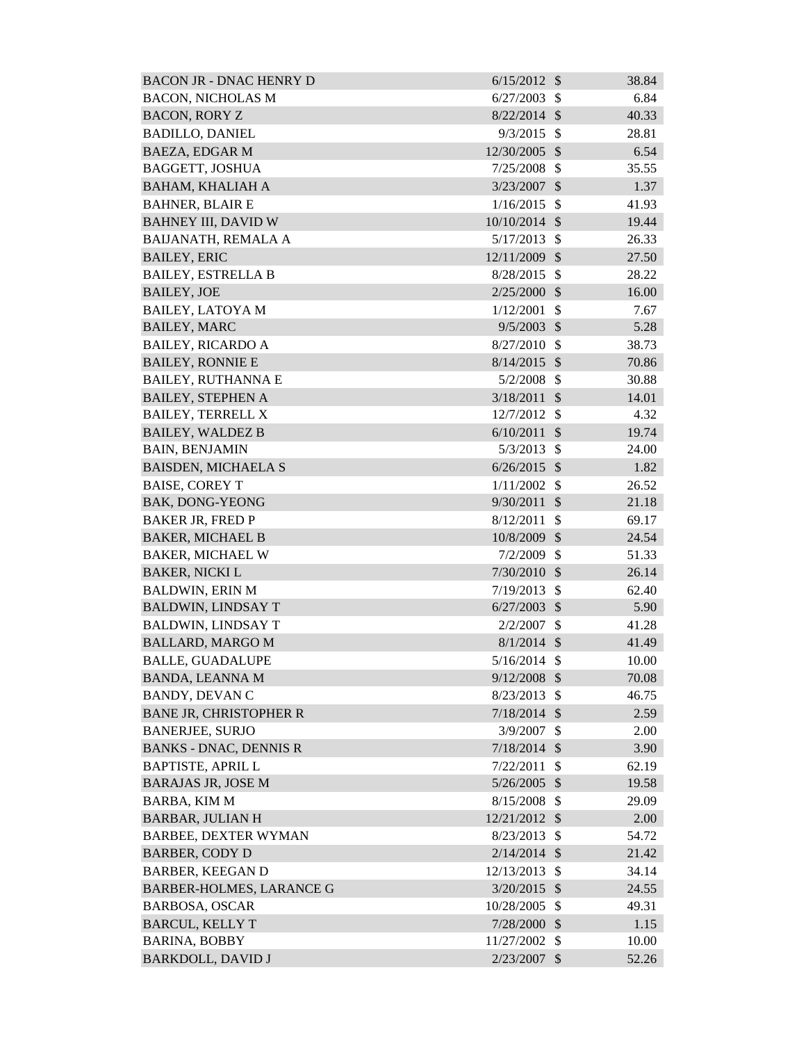| | | | |
|---|---|---|---|
| BACON JR - DNAC HENRY D | 6/15/2012 | $ | 38.84 |
| BACON, NICHOLAS M | 6/27/2003 | $ | 6.84 |
| BACON, RORY Z | 8/22/2014 | $ | 40.33 |
| BADILLO, DANIEL | 9/3/2015 | $ | 28.81 |
| BAEZA, EDGAR M | 12/30/2005 | $ | 6.54 |
| BAGGETT, JOSHUA | 7/25/2008 | $ | 35.55 |
| BAHAM, KHALIAH A | 3/23/2007 | $ | 1.37 |
| BAHNER, BLAIR E | 1/16/2015 | $ | 41.93 |
| BAHNEY III, DAVID W | 10/10/2014 | $ | 19.44 |
| BAIJANATH, REMALA A | 5/17/2013 | $ | 26.33 |
| BAILEY, ERIC | 12/11/2009 | $ | 27.50 |
| BAILEY, ESTRELLA B | 8/28/2015 | $ | 28.22 |
| BAILEY, JOE | 2/25/2000 | $ | 16.00 |
| BAILEY, LATOYA M | 1/12/2001 | $ | 7.67 |
| BAILEY, MARC | 9/5/2003 | $ | 5.28 |
| BAILEY, RICARDO A | 8/27/2010 | $ | 38.73 |
| BAILEY, RONNIE E | 8/14/2015 | $ | 70.86 |
| BAILEY, RUTHANNA E | 5/2/2008 | $ | 30.88 |
| BAILEY, STEPHEN A | 3/18/2011 | $ | 14.01 |
| BAILEY, TERRELL X | 12/7/2012 | $ | 4.32 |
| BAILEY, WALDEZ B | 6/10/2011 | $ | 19.74 |
| BAIN, BENJAMIN | 5/3/2013 | $ | 24.00 |
| BAISDEN, MICHAELA S | 6/26/2015 | $ | 1.82 |
| BAISE, COREY T | 1/11/2002 | $ | 26.52 |
| BAK, DONG-YEONG | 9/30/2011 | $ | 21.18 |
| BAKER JR, FRED P | 8/12/2011 | $ | 69.17 |
| BAKER, MICHAEL B | 10/8/2009 | $ | 24.54 |
| BAKER, MICHAEL W | 7/2/2009 | $ | 51.33 |
| BAKER, NICKI L | 7/30/2010 | $ | 26.14 |
| BALDWIN, ERIN M | 7/19/2013 | $ | 62.40 |
| BALDWIN, LINDSAY T | 6/27/2003 | $ | 5.90 |
| BALDWIN, LINDSAY T | 2/2/2007 | $ | 41.28 |
| BALLARD, MARGO M | 8/1/2014 | $ | 41.49 |
| BALLE, GUADALUPE | 5/16/2014 | $ | 10.00 |
| BANDA, LEANNA M | 9/12/2008 | $ | 70.08 |
| BANDY, DEVAN C | 8/23/2013 | $ | 46.75 |
| BANE JR, CHRISTOPHER R | 7/18/2014 | $ | 2.59 |
| BANERJEE, SURJO | 3/9/2007 | $ | 2.00 |
| BANKS - DNAC, DENNIS R | 7/18/2014 | $ | 3.90 |
| BAPTISTE, APRIL L | 7/22/2011 | $ | 62.19 |
| BARAJAS JR, JOSE M | 5/26/2005 | $ | 19.58 |
| BARBA, KIM M | 8/15/2008 | $ | 29.09 |
| BARBAR, JULIAN H | 12/21/2012 | $ | 2.00 |
| BARBEE, DEXTER WYMAN | 8/23/2013 | $ | 54.72 |
| BARBER, CODY D | 2/14/2014 | $ | 21.42 |
| BARBER, KEEGAN D | 12/13/2013 | $ | 34.14 |
| BARBER-HOLMES, LARANCE G | 3/20/2015 | $ | 24.55 |
| BARBOSA, OSCAR | 10/28/2005 | $ | 49.31 |
| BARCUL, KELLY T | 7/28/2000 | $ | 1.15 |
| BARINA, BOBBY | 11/27/2002 | $ | 10.00 |
| BARKDOLL, DAVID J | 2/23/2007 | $ | 52.26 |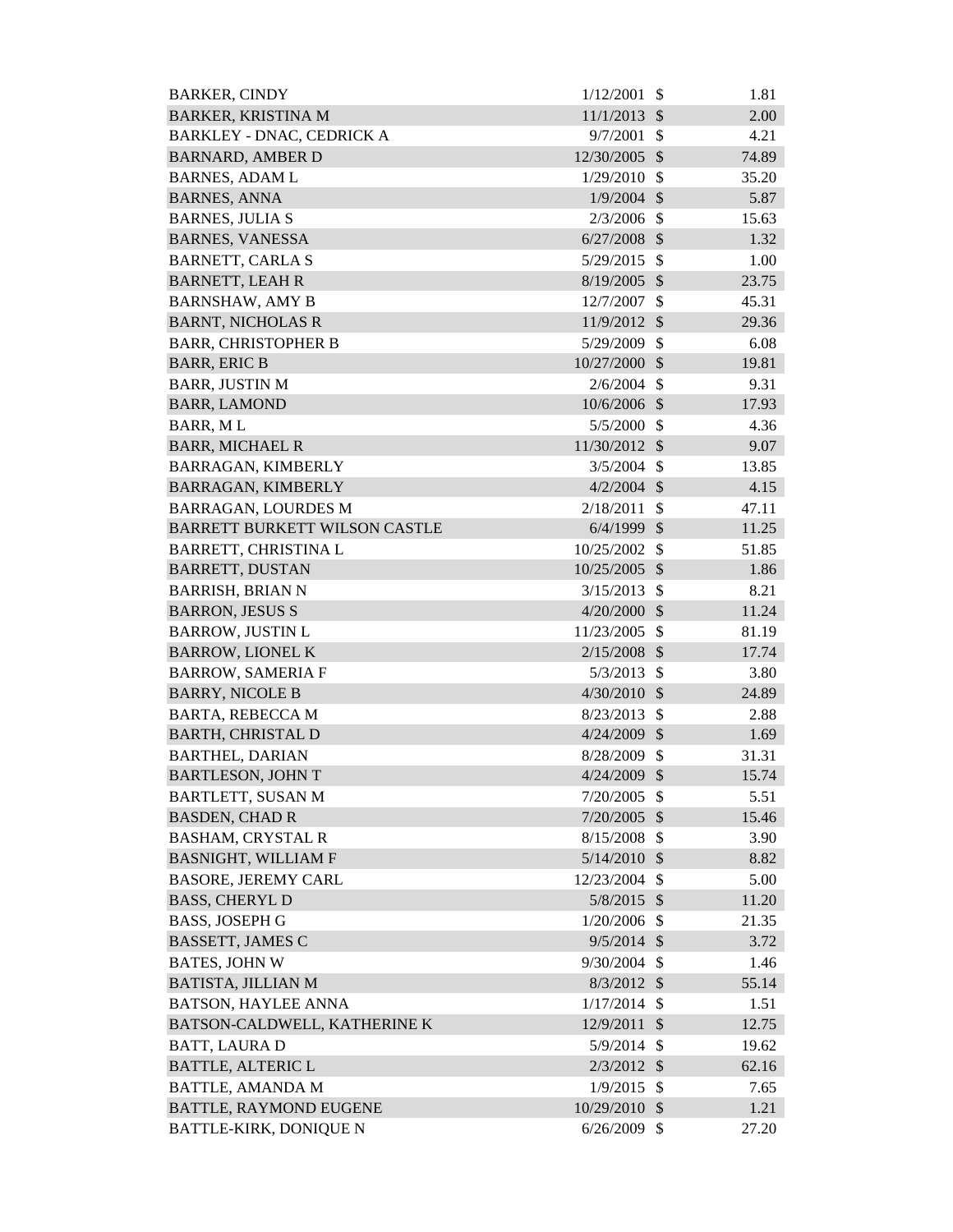| | | | |
|---|---|---|---|
| BARKER, CINDY | 1/12/2001 | $ | 1.81 |
| BARKER, KRISTINA M | 11/1/2013 | $ | 2.00 |
| BARKLEY - DNAC, CEDRICK A | 9/7/2001 | $ | 4.21 |
| BARNARD, AMBER D | 12/30/2005 | $ | 74.89 |
| BARNES, ADAM L | 1/29/2010 | $ | 35.20 |
| BARNES, ANNA | 1/9/2004 | $ | 5.87 |
| BARNES, JULIA S | 2/3/2006 | $ | 15.63 |
| BARNES, VANESSA | 6/27/2008 | $ | 1.32 |
| BARNETT, CARLA S | 5/29/2015 | $ | 1.00 |
| BARNETT, LEAH R | 8/19/2005 | $ | 23.75 |
| BARNSHAW, AMY B | 12/7/2007 | $ | 45.31 |
| BARNT, NICHOLAS R | 11/9/2012 | $ | 29.36 |
| BARR, CHRISTOPHER B | 5/29/2009 | $ | 6.08 |
| BARR, ERIC B | 10/27/2000 | $ | 19.81 |
| BARR, JUSTIN M | 2/6/2004 | $ | 9.31 |
| BARR, LAMOND | 10/6/2006 | $ | 17.93 |
| BARR, M L | 5/5/2000 | $ | 4.36 |
| BARR, MICHAEL R | 11/30/2012 | $ | 9.07 |
| BARRAGAN, KIMBERLY | 3/5/2004 | $ | 13.85 |
| BARRAGAN, KIMBERLY | 4/2/2004 | $ | 4.15 |
| BARRAGAN, LOURDES M | 2/18/2011 | $ | 47.11 |
| BARRETT BURKETT WILSON CASTLE | 6/4/1999 | $ | 11.25 |
| BARRETT, CHRISTINA L | 10/25/2002 | $ | 51.85 |
| BARRETT, DUSTAN | 10/25/2005 | $ | 1.86 |
| BARRISH, BRIAN N | 3/15/2013 | $ | 8.21 |
| BARRON, JESUS S | 4/20/2000 | $ | 11.24 |
| BARROW, JUSTIN L | 11/23/2005 | $ | 81.19 |
| BARROW, LIONEL K | 2/15/2008 | $ | 17.74 |
| BARROW, SAMERIA F | 5/3/2013 | $ | 3.80 |
| BARRY, NICOLE B | 4/30/2010 | $ | 24.89 |
| BARTA, REBECCA M | 8/23/2013 | $ | 2.88 |
| BARTH, CHRISTAL D | 4/24/2009 | $ | 1.69 |
| BARTHEL, DARIAN | 8/28/2009 | $ | 31.31 |
| BARTLESON, JOHN T | 4/24/2009 | $ | 15.74 |
| BARTLETT, SUSAN M | 7/20/2005 | $ | 5.51 |
| BASDEN, CHAD R | 7/20/2005 | $ | 15.46 |
| BASHAM, CRYSTAL R | 8/15/2008 | $ | 3.90 |
| BASNIGHT, WILLIAM F | 5/14/2010 | $ | 8.82 |
| BASORE, JEREMY CARL | 12/23/2004 | $ | 5.00 |
| BASS, CHERYL D | 5/8/2015 | $ | 11.20 |
| BASS, JOSEPH G | 1/20/2006 | $ | 21.35 |
| BASSETT, JAMES C | 9/5/2014 | $ | 3.72 |
| BATES, JOHN W | 9/30/2004 | $ | 1.46 |
| BATISTA, JILLIAN M | 8/3/2012 | $ | 55.14 |
| BATSON, HAYLEE ANNA | 1/17/2014 | $ | 1.51 |
| BATSON-CALDWELL, KATHERINE K | 12/9/2011 | $ | 12.75 |
| BATT, LAURA D | 5/9/2014 | $ | 19.62 |
| BATTLE, ALTERIC L | 2/3/2012 | $ | 62.16 |
| BATTLE, AMANDA M | 1/9/2015 | $ | 7.65 |
| BATTLE, RAYMOND EUGENE | 10/29/2010 | $ | 1.21 |
| BATTLE-KIRK, DONIQUE N | 6/26/2009 | $ | 27.20 |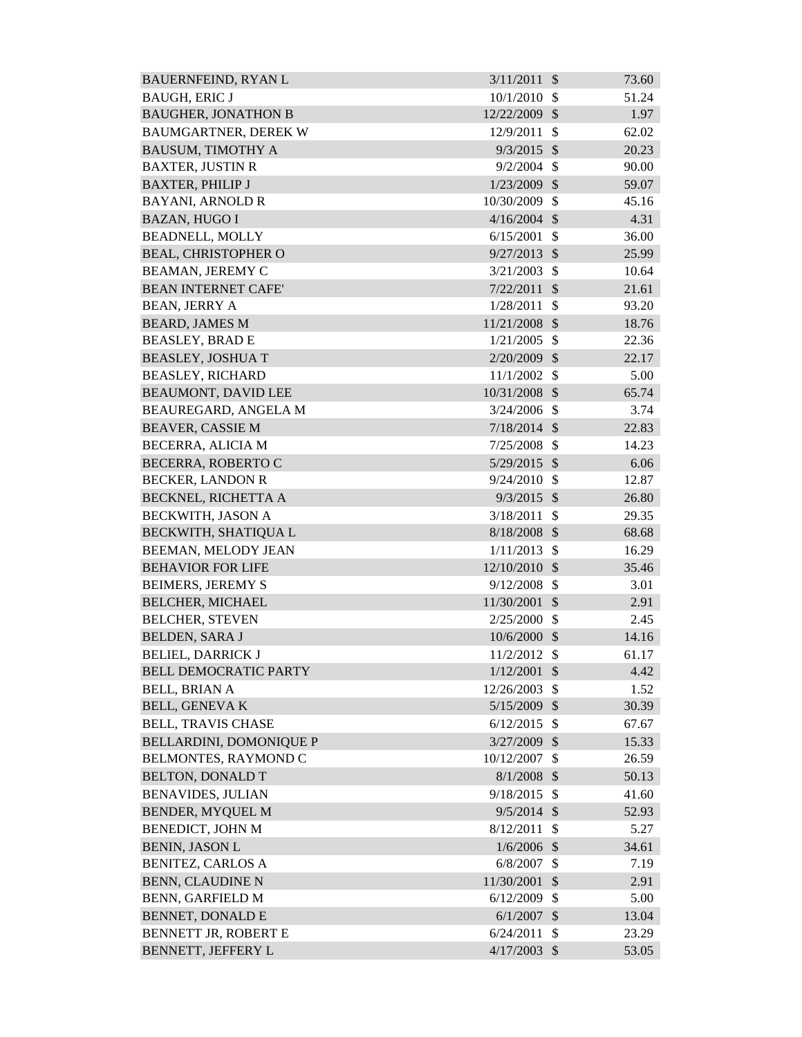| | | | |
|---|---|---|---|
| BAUERNFEIND, RYAN L | 3/11/2011 | $ | 73.60 |
| BAUGH, ERIC J | 10/1/2010 | $ | 51.24 |
| BAUGHER, JONATHON B | 12/22/2009 | $ | 1.97 |
| BAUMGARTNER, DEREK W | 12/9/2011 | $ | 62.02 |
| BAUSUM, TIMOTHY A | 9/3/2015 | $ | 20.23 |
| BAXTER, JUSTIN R | 9/2/2004 | $ | 90.00 |
| BAXTER, PHILIP J | 1/23/2009 | $ | 59.07 |
| BAYANI, ARNOLD R | 10/30/2009 | $ | 45.16 |
| BAZAN, HUGO I | 4/16/2004 | $ | 4.31 |
| BEADNELL, MOLLY | 6/15/2001 | $ | 36.00 |
| BEAL, CHRISTOPHER O | 9/27/2013 | $ | 25.99 |
| BEAMAN, JEREMY C | 3/21/2003 | $ | 10.64 |
| BEAN INTERNET CAFE' | 7/22/2011 | $ | 21.61 |
| BEAN, JERRY A | 1/28/2011 | $ | 93.20 |
| BEARD, JAMES M | 11/21/2008 | $ | 18.76 |
| BEASLEY, BRAD E | 1/21/2005 | $ | 22.36 |
| BEASLEY, JOSHUA T | 2/20/2009 | $ | 22.17 |
| BEASLEY, RICHARD | 11/1/2002 | $ | 5.00 |
| BEAUMONT, DAVID LEE | 10/31/2008 | $ | 65.74 |
| BEAUREGARD, ANGELA M | 3/24/2006 | $ | 3.74 |
| BEAVER, CASSIE M | 7/18/2014 | $ | 22.83 |
| BECERRA, ALICIA M | 7/25/2008 | $ | 14.23 |
| BECERRA, ROBERTO C | 5/29/2015 | $ | 6.06 |
| BECKER, LANDON R | 9/24/2010 | $ | 12.87 |
| BECKNEL, RICHETTA A | 9/3/2015 | $ | 26.80 |
| BECKWITH, JASON A | 3/18/2011 | $ | 29.35 |
| BECKWITH, SHATIQUA L | 8/18/2008 | $ | 68.68 |
| BEEMAN, MELODY JEAN | 1/11/2013 | $ | 16.29 |
| BEHAVIOR FOR LIFE | 12/10/2010 | $ | 35.46 |
| BEIMERS, JEREMY S | 9/12/2008 | $ | 3.01 |
| BELCHER, MICHAEL | 11/30/2001 | $ | 2.91 |
| BELCHER, STEVEN | 2/25/2000 | $ | 2.45 |
| BELDEN, SARA J | 10/6/2000 | $ | 14.16 |
| BELIEL, DARRICK J | 11/2/2012 | $ | 61.17 |
| BELL DEMOCRATIC PARTY | 1/12/2001 | $ | 4.42 |
| BELL, BRIAN A | 12/26/2003 | $ | 1.52 |
| BELL, GENEVA K | 5/15/2009 | $ | 30.39 |
| BELL, TRAVIS CHASE | 6/12/2015 | $ | 67.67 |
| BELLARDINI, DOMONIQUE P | 3/27/2009 | $ | 15.33 |
| BELMONTES, RAYMOND C | 10/12/2007 | $ | 26.59 |
| BELTON, DONALD T | 8/1/2008 | $ | 50.13 |
| BENAVIDES, JULIAN | 9/18/2015 | $ | 41.60 |
| BENDER, MYQUEL M | 9/5/2014 | $ | 52.93 |
| BENEDICT, JOHN M | 8/12/2011 | $ | 5.27 |
| BENIN, JASON L | 1/6/2006 | $ | 34.61 |
| BENITEZ, CARLOS A | 6/8/2007 | $ | 7.19 |
| BENN, CLAUDINE N | 11/30/2001 | $ | 2.91 |
| BENN, GARFIELD M | 6/12/2009 | $ | 5.00 |
| BENNET, DONALD E | 6/1/2007 | $ | 13.04 |
| BENNETT JR, ROBERT E | 6/24/2011 | $ | 23.29 |
| BENNETT, JEFFERY L | 4/17/2003 | $ | 53.05 |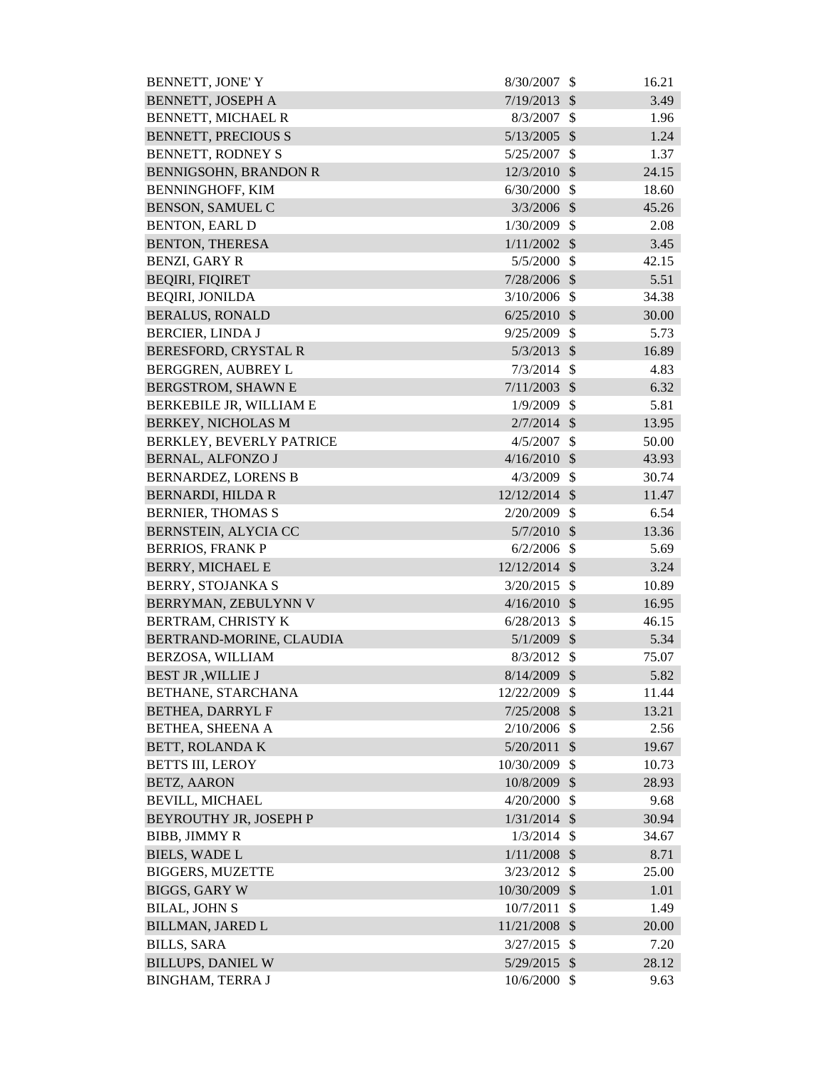| | | | |
|---|---|---|---|
| BENNETT, JONE' Y | 8/30/2007 | $ | 16.21 |
| BENNETT, JOSEPH A | 7/19/2013 | $ | 3.49 |
| BENNETT, MICHAEL R | 8/3/2007 | $ | 1.96 |
| BENNETT, PRECIOUS S | 5/13/2005 | $ | 1.24 |
| BENNETT, RODNEY S | 5/25/2007 | $ | 1.37 |
| BENNIGSOHN, BRANDON R | 12/3/2010 | $ | 24.15 |
| BENNINGHOFF, KIM | 6/30/2000 | $ | 18.60 |
| BENSON, SAMUEL C | 3/3/2006 | $ | 45.26 |
| BENTON, EARL D | 1/30/2009 | $ | 2.08 |
| BENTON, THERESA | 1/11/2002 | $ | 3.45 |
| BENZI, GARY R | 5/5/2000 | $ | 42.15 |
| BEQIRI, FIQIRET | 7/28/2006 | $ | 5.51 |
| BEQIRI, JONILDA | 3/10/2006 | $ | 34.38 |
| BERALUS, RONALD | 6/25/2010 | $ | 30.00 |
| BERCIER, LINDA J | 9/25/2009 | $ | 5.73 |
| BERESFORD, CRYSTAL R | 5/3/2013 | $ | 16.89 |
| BERGGREN, AUBREY L | 7/3/2014 | $ | 4.83 |
| BERGSTROM, SHAWN E | 7/11/2003 | $ | 6.32 |
| BERKEBILE JR, WILLIAM E | 1/9/2009 | $ | 5.81 |
| BERKEY, NICHOLAS M | 2/7/2014 | $ | 13.95 |
| BERKLEY, BEVERLY PATRICE | 4/5/2007 | $ | 50.00 |
| BERNAL, ALFONZO J | 4/16/2010 | $ | 43.93 |
| BERNARDEZ, LORENS B | 4/3/2009 | $ | 30.74 |
| BERNARDI, HILDA R | 12/12/2014 | $ | 11.47 |
| BERNIER, THOMAS S | 2/20/2009 | $ | 6.54 |
| BERNSTEIN, ALYCIA CC | 5/7/2010 | $ | 13.36 |
| BERRIOS, FRANK P | 6/2/2006 | $ | 5.69 |
| BERRY, MICHAEL E | 12/12/2014 | $ | 3.24 |
| BERRY, STOJANKA S | 3/20/2015 | $ | 10.89 |
| BERRYMAN, ZEBULYNN V | 4/16/2010 | $ | 16.95 |
| BERTRAM, CHRISTY K | 6/28/2013 | $ | 46.15 |
| BERTRAND-MORINE, CLAUDIA | 5/1/2009 | $ | 5.34 |
| BERZOSA, WILLIAM | 8/3/2012 | $ | 75.07 |
| BEST JR ,WILLIE J | 8/14/2009 | $ | 5.82 |
| BETHANE, STARCHANA | 12/22/2009 | $ | 11.44 |
| BETHEA, DARRYL F | 7/25/2008 | $ | 13.21 |
| BETHEA, SHEENA A | 2/10/2006 | $ | 2.56 |
| BETT, ROLANDA K | 5/20/2011 | $ | 19.67 |
| BETTS III, LEROY | 10/30/2009 | $ | 10.73 |
| BETZ, AARON | 10/8/2009 | $ | 28.93 |
| BEVILL, MICHAEL | 4/20/2000 | $ | 9.68 |
| BEYROUTHY JR, JOSEPH P | 1/31/2014 | $ | 30.94 |
| BIBB, JIMMY R | 1/3/2014 | $ | 34.67 |
| BIELS, WADE L | 1/11/2008 | $ | 8.71 |
| BIGGERS, MUZETTE | 3/23/2012 | $ | 25.00 |
| BIGGS, GARY W | 10/30/2009 | $ | 1.01 |
| BILAL, JOHN S | 10/7/2011 | $ | 1.49 |
| BILLMAN, JARED L | 11/21/2008 | $ | 20.00 |
| BILLS, SARA | 3/27/2015 | $ | 7.20 |
| BILLUPS, DANIEL W | 5/29/2015 | $ | 28.12 |
| BINGHAM, TERRA J | 10/6/2000 | $ | 9.63 |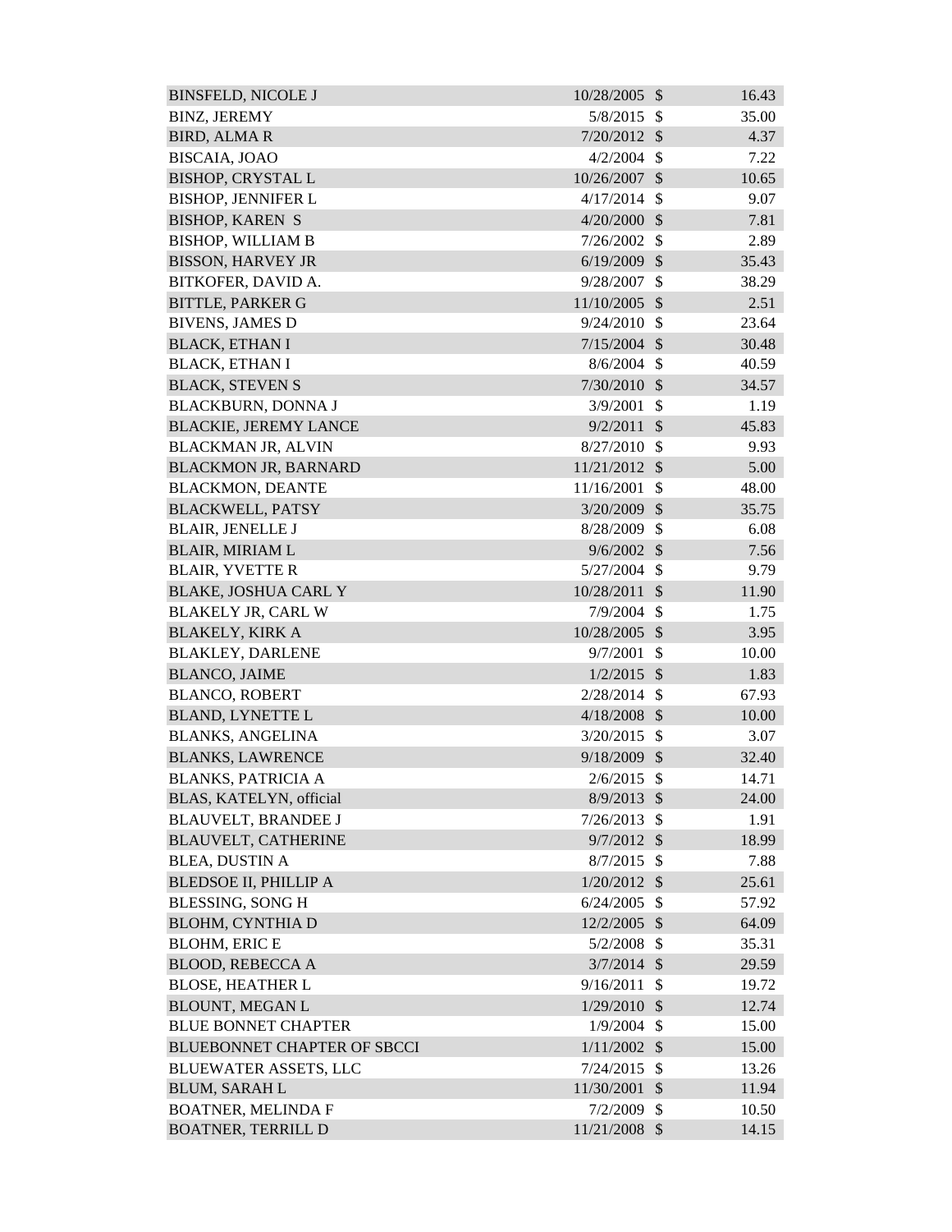| | | | |
|---|---|---|---|
| BINSFELD, NICOLE J | 10/28/2005 | $ | 16.43 |
| BINZ, JEREMY | 5/8/2015 | $ | 35.00 |
| BIRD, ALMA R | 7/20/2012 | $ | 4.37 |
| BISCAIA, JOAO | 4/2/2004 | $ | 7.22 |
| BISHOP, CRYSTAL L | 10/26/2007 | $ | 10.65 |
| BISHOP, JENNIFER L | 4/17/2014 | $ | 9.07 |
| BISHOP, KAREN S | 4/20/2000 | $ | 7.81 |
| BISHOP, WILLIAM B | 7/26/2002 | $ | 2.89 |
| BISSON, HARVEY JR | 6/19/2009 | $ | 35.43 |
| BITKOFER, DAVID A. | 9/28/2007 | $ | 38.29 |
| BITTLE, PARKER G | 11/10/2005 | $ | 2.51 |
| BIVENS, JAMES D | 9/24/2010 | $ | 23.64 |
| BLACK, ETHAN I | 7/15/2004 | $ | 30.48 |
| BLACK, ETHAN I | 8/6/2004 | $ | 40.59 |
| BLACK, STEVEN S | 7/30/2010 | $ | 34.57 |
| BLACKBURN, DONNA J | 3/9/2001 | $ | 1.19 |
| BLACKIE, JEREMY LANCE | 9/2/2011 | $ | 45.83 |
| BLACKMAN JR, ALVIN | 8/27/2010 | $ | 9.93 |
| BLACKMON JR, BARNARD | 11/21/2012 | $ | 5.00 |
| BLACKMON, DEANTE | 11/16/2001 | $ | 48.00 |
| BLACKWELL, PATSY | 3/20/2009 | $ | 35.75 |
| BLAIR, JENELLE J | 8/28/2009 | $ | 6.08 |
| BLAIR, MIRIAM L | 9/6/2002 | $ | 7.56 |
| BLAIR, YVETTE R | 5/27/2004 | $ | 9.79 |
| BLAKE, JOSHUA CARL Y | 10/28/2011 | $ | 11.90 |
| BLAKELY JR, CARL W | 7/9/2004 | $ | 1.75 |
| BLAKELY, KIRK A | 10/28/2005 | $ | 3.95 |
| BLAKLEY, DARLENE | 9/7/2001 | $ | 10.00 |
| BLANCO, JAIME | 1/2/2015 | $ | 1.83 |
| BLANCO, ROBERT | 2/28/2014 | $ | 67.93 |
| BLAND, LYNETTE L | 4/18/2008 | $ | 10.00 |
| BLANKS, ANGELINA | 3/20/2015 | $ | 3.07 |
| BLANKS, LAWRENCE | 9/18/2009 | $ | 32.40 |
| BLANKS, PATRICIA A | 2/6/2015 | $ | 14.71 |
| BLAS, KATELYN, official | 8/9/2013 | $ | 24.00 |
| BLAUVELT, BRANDEE J | 7/26/2013 | $ | 1.91 |
| BLAUVELT, CATHERINE | 9/7/2012 | $ | 18.99 |
| BLEA, DUSTIN A | 8/7/2015 | $ | 7.88 |
| BLEDSOE II, PHILLIP A | 1/20/2012 | $ | 25.61 |
| BLESSING, SONG H | 6/24/2005 | $ | 57.92 |
| BLOHM, CYNTHIA D | 12/2/2005 | $ | 64.09 |
| BLOHM, ERIC E | 5/2/2008 | $ | 35.31 |
| BLOOD, REBECCA A | 3/7/2014 | $ | 29.59 |
| BLOSE, HEATHER L | 9/16/2011 | $ | 19.72 |
| BLOUNT, MEGAN L | 1/29/2010 | $ | 12.74 |
| BLUE BONNET CHAPTER | 1/9/2004 | $ | 15.00 |
| BLUEBONNET CHAPTER OF SBCCI | 1/11/2002 | $ | 15.00 |
| BLUEWATER ASSETS, LLC | 7/24/2015 | $ | 13.26 |
| BLUM, SARAH L | 11/30/2001 | $ | 11.94 |
| BOATNER, MELINDA F | 7/2/2009 | $ | 10.50 |
| BOATNER, TERRILL D | 11/21/2008 | $ | 14.15 |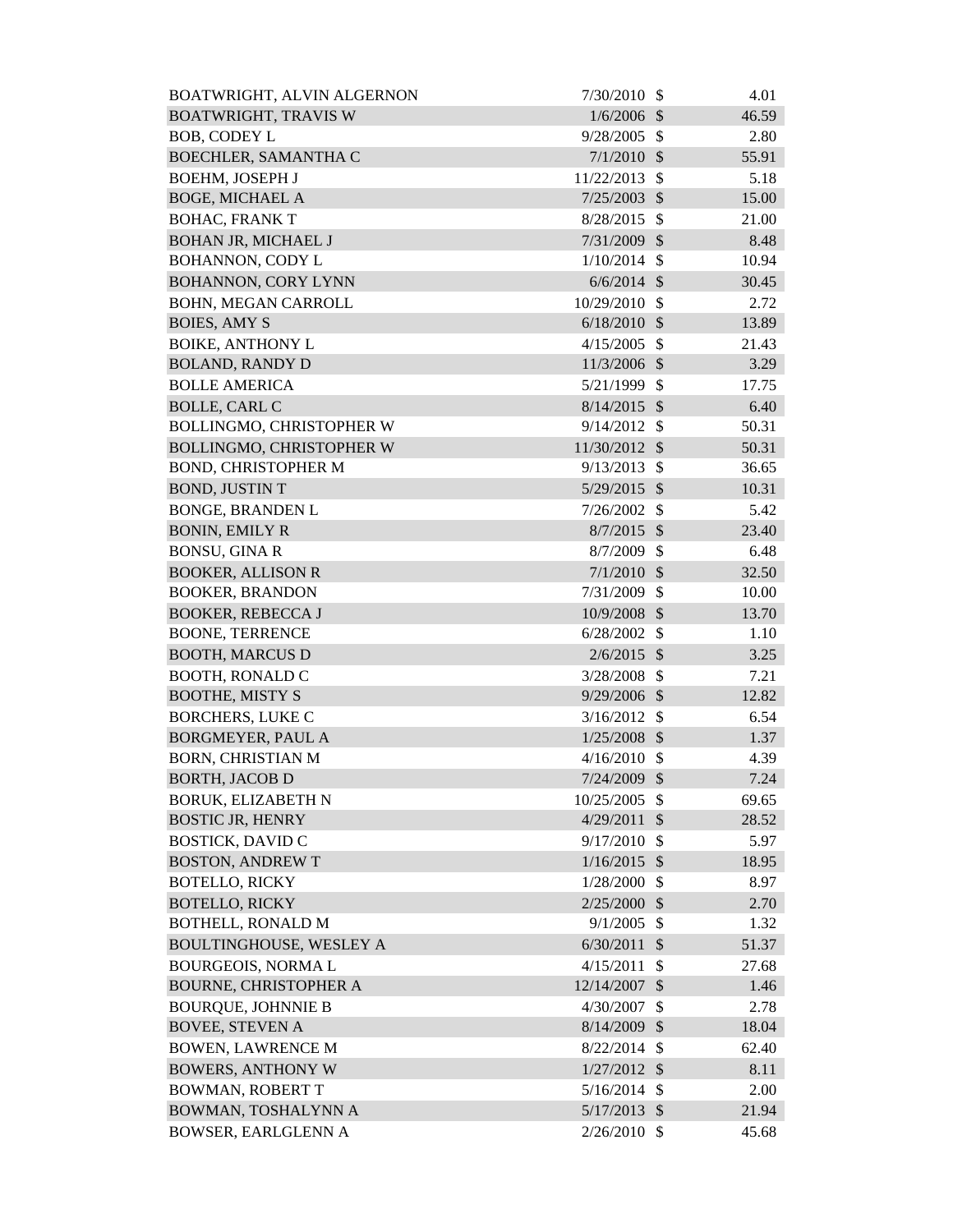| | | | |
|---|---|---|---|
| BOATWRIGHT, ALVIN ALGERNON | 7/30/2010 | $ | 4.01 |
| BOATWRIGHT, TRAVIS W | 1/6/2006 | $ | 46.59 |
| BOB, CODEY L | 9/28/2005 | $ | 2.80 |
| BOECHLER, SAMANTHA C | 7/1/2010 | $ | 55.91 |
| BOEHM, JOSEPH J | 11/22/2013 | $ | 5.18 |
| BOGE, MICHAEL A | 7/25/2003 | $ | 15.00 |
| BOHAC, FRANK T | 8/28/2015 | $ | 21.00 |
| BOHAN JR, MICHAEL J | 7/31/2009 | $ | 8.48 |
| BOHANNON, CODY L | 1/10/2014 | $ | 10.94 |
| BOHANNON, CORY LYNN | 6/6/2014 | $ | 30.45 |
| BOHN, MEGAN CARROLL | 10/29/2010 | $ | 2.72 |
| BOIES, AMY S | 6/18/2010 | $ | 13.89 |
| BOIKE, ANTHONY L | 4/15/2005 | $ | 21.43 |
| BOLAND, RANDY D | 11/3/2006 | $ | 3.29 |
| BOLLE AMERICA | 5/21/1999 | $ | 17.75 |
| BOLLE, CARL C | 8/14/2015 | $ | 6.40 |
| BOLLINGMO, CHRISTOPHER W | 9/14/2012 | $ | 50.31 |
| BOLLINGMO, CHRISTOPHER W | 11/30/2012 | $ | 50.31 |
| BOND, CHRISTOPHER M | 9/13/2013 | $ | 36.65 |
| BOND, JUSTIN T | 5/29/2015 | $ | 10.31 |
| BONGE, BRANDEN L | 7/26/2002 | $ | 5.42 |
| BONIN, EMILY R | 8/7/2015 | $ | 23.40 |
| BONSU, GINA R | 8/7/2009 | $ | 6.48 |
| BOOKER, ALLISON R | 7/1/2010 | $ | 32.50 |
| BOOKER, BRANDON | 7/31/2009 | $ | 10.00 |
| BOOKER, REBECCA J | 10/9/2008 | $ | 13.70 |
| BOONE, TERRENCE | 6/28/2002 | $ | 1.10 |
| BOOTH, MARCUS D | 2/6/2015 | $ | 3.25 |
| BOOTH, RONALD C | 3/28/2008 | $ | 7.21 |
| BOOTHE, MISTY S | 9/29/2006 | $ | 12.82 |
| BORCHERS, LUKE C | 3/16/2012 | $ | 6.54 |
| BORGMEYER, PAUL A | 1/25/2008 | $ | 1.37 |
| BORN, CHRISTIAN M | 4/16/2010 | $ | 4.39 |
| BORTH, JACOB D | 7/24/2009 | $ | 7.24 |
| BORUK, ELIZABETH N | 10/25/2005 | $ | 69.65 |
| BOSTIC JR, HENRY | 4/29/2011 | $ | 28.52 |
| BOSTICK, DAVID C | 9/17/2010 | $ | 5.97 |
| BOSTON, ANDREW T | 1/16/2015 | $ | 18.95 |
| BOTELLO, RICKY | 1/28/2000 | $ | 8.97 |
| BOTELLO, RICKY | 2/25/2000 | $ | 2.70 |
| BOTHELL, RONALD M | 9/1/2005 | $ | 1.32 |
| BOULTINGHOUSE, WESLEY A | 6/30/2011 | $ | 51.37 |
| BOURGEOIS, NORMA L | 4/15/2011 | $ | 27.68 |
| BOURNE, CHRISTOPHER A | 12/14/2007 | $ | 1.46 |
| BOURQUE, JOHNNIE B | 4/30/2007 | $ | 2.78 |
| BOVEE, STEVEN A | 8/14/2009 | $ | 18.04 |
| BOWEN, LAWRENCE M | 8/22/2014 | $ | 62.40 |
| BOWERS, ANTHONY W | 1/27/2012 | $ | 8.11 |
| BOWMAN, ROBERT T | 5/16/2014 | $ | 2.00 |
| BOWMAN, TOSHALYNN A | 5/17/2013 | $ | 21.94 |
| BOWSER, EARLGLENN A | 2/26/2010 | $ | 45.68 |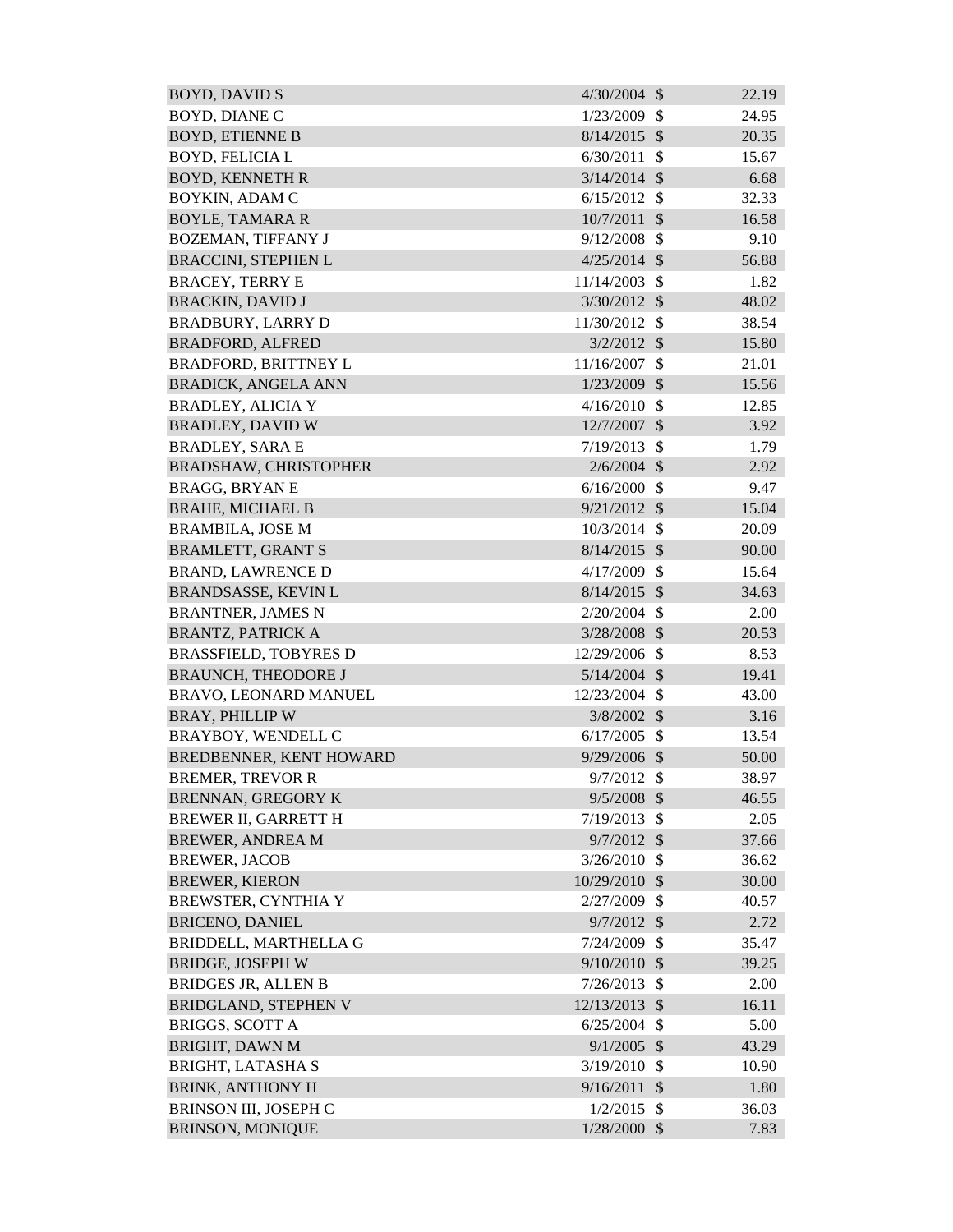| | | | |
|---|---|---|---|
| BOYD, DAVID S | 4/30/2004 | $ | 22.19 |
| BOYD, DIANE C | 1/23/2009 | $ | 24.95 |
| BOYD, ETIENNE B | 8/14/2015 | $ | 20.35 |
| BOYD, FELICIA L | 6/30/2011 | $ | 15.67 |
| BOYD, KENNETH R | 3/14/2014 | $ | 6.68 |
| BOYKIN, ADAM C | 6/15/2012 | $ | 32.33 |
| BOYLE, TAMARA R | 10/7/2011 | $ | 16.58 |
| BOZEMAN, TIFFANY J | 9/12/2008 | $ | 9.10 |
| BRACCINI, STEPHEN L | 4/25/2014 | $ | 56.88 |
| BRACEY, TERRY E | 11/14/2003 | $ | 1.82 |
| BRACKIN, DAVID J | 3/30/2012 | $ | 48.02 |
| BRADBURY, LARRY D | 11/30/2012 | $ | 38.54 |
| BRADFORD, ALFRED | 3/2/2012 | $ | 15.80 |
| BRADFORD, BRITTNEY L | 11/16/2007 | $ | 21.01 |
| BRADICK, ANGELA ANN | 1/23/2009 | $ | 15.56 |
| BRADLEY, ALICIA Y | 4/16/2010 | $ | 12.85 |
| BRADLEY, DAVID W | 12/7/2007 | $ | 3.92 |
| BRADLEY, SARA E | 7/19/2013 | $ | 1.79 |
| BRADSHAW, CHRISTOPHER | 2/6/2004 | $ | 2.92 |
| BRAGG, BRYAN E | 6/16/2000 | $ | 9.47 |
| BRAHE, MICHAEL B | 9/21/2012 | $ | 15.04 |
| BRAMBILA, JOSE M | 10/3/2014 | $ | 20.09 |
| BRAMLETT, GRANT S | 8/14/2015 | $ | 90.00 |
| BRAND, LAWRENCE D | 4/17/2009 | $ | 15.64 |
| BRANDSASSE, KEVIN L | 8/14/2015 | $ | 34.63 |
| BRANTNER, JAMES N | 2/20/2004 | $ | 2.00 |
| BRANTZ, PATRICK A | 3/28/2008 | $ | 20.53 |
| BRASSFIELD, TOBYRES D | 12/29/2006 | $ | 8.53 |
| BRAUNCH, THEODORE J | 5/14/2004 | $ | 19.41 |
| BRAVO, LEONARD MANUEL | 12/23/2004 | $ | 43.00 |
| BRAY, PHILLIP W | 3/8/2002 | $ | 3.16 |
| BRAYBOY, WENDELL C | 6/17/2005 | $ | 13.54 |
| BREDBENNER, KENT HOWARD | 9/29/2006 | $ | 50.00 |
| BREMER, TREVOR R | 9/7/2012 | $ | 38.97 |
| BRENNAN, GREGORY K | 9/5/2008 | $ | 46.55 |
| BREWER II, GARRETT H | 7/19/2013 | $ | 2.05 |
| BREWER, ANDREA M | 9/7/2012 | $ | 37.66 |
| BREWER, JACOB | 3/26/2010 | $ | 36.62 |
| BREWER, KIERON | 10/29/2010 | $ | 30.00 |
| BREWSTER, CYNTHIA Y | 2/27/2009 | $ | 40.57 |
| BRICENO, DANIEL | 9/7/2012 | $ | 2.72 |
| BRIDDELL, MARTHELLA G | 7/24/2009 | $ | 35.47 |
| BRIDGE, JOSEPH W | 9/10/2010 | $ | 39.25 |
| BRIDGES JR, ALLEN B | 7/26/2013 | $ | 2.00 |
| BRIDGLAND, STEPHEN V | 12/13/2013 | $ | 16.11 |
| BRIGGS, SCOTT A | 6/25/2004 | $ | 5.00 |
| BRIGHT, DAWN M | 9/1/2005 | $ | 43.29 |
| BRIGHT, LATASHA S | 3/19/2010 | $ | 10.90 |
| BRINK, ANTHONY H | 9/16/2011 | $ | 1.80 |
| BRINSON III, JOSEPH C | 1/2/2015 | $ | 36.03 |
| BRINSON, MONIQUE | 1/28/2000 | $ | 7.83 |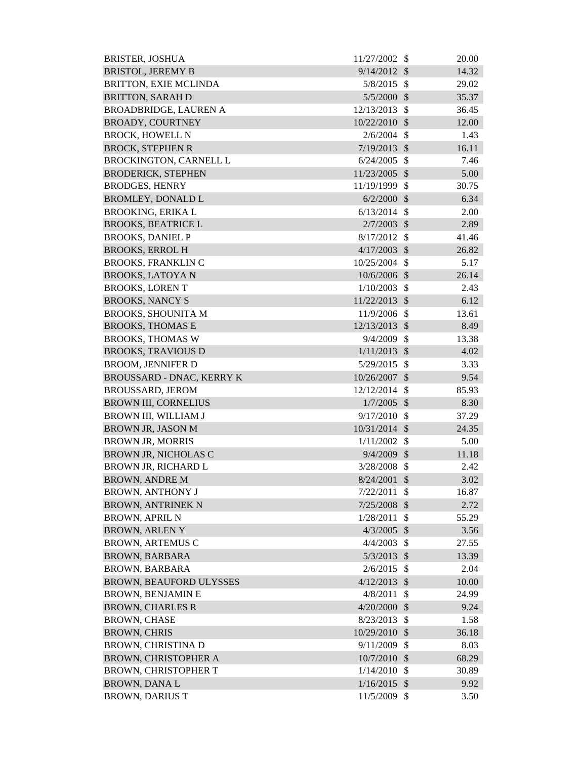| | | | |
|---|---|---|---|
| BRISTER, JOSHUA | 11/27/2002 | $ | 20.00 |
| BRISTOL, JEREMY B | 9/14/2012 | $ | 14.32 |
| BRITTON, EXIE MCLINDA | 5/8/2015 | $ | 29.02 |
| BRITTON, SARAH D | 5/5/2000 | $ | 35.37 |
| BROADBRIDGE, LAUREN A | 12/13/2013 | $ | 36.45 |
| BROADY, COURTNEY | 10/22/2010 | $ | 12.00 |
| BROCK, HOWELL N | 2/6/2004 | $ | 1.43 |
| BROCK, STEPHEN R | 7/19/2013 | $ | 16.11 |
| BROCKINGTON, CARNELL L | 6/24/2005 | $ | 7.46 |
| BRODERICK, STEPHEN | 11/23/2005 | $ | 5.00 |
| BRODGES, HENRY | 11/19/1999 | $ | 30.75 |
| BROMLEY, DONALD L | 6/2/2000 | $ | 6.34 |
| BROOKING, ERIKA L | 6/13/2014 | $ | 2.00 |
| BROOKS, BEATRICE L | 2/7/2003 | $ | 2.89 |
| BROOKS, DANIEL P | 8/17/2012 | $ | 41.46 |
| BROOKS, ERROL H | 4/17/2003 | $ | 26.82 |
| BROOKS, FRANKLIN C | 10/25/2004 | $ | 5.17 |
| BROOKS, LATOYA N | 10/6/2006 | $ | 26.14 |
| BROOKS, LOREN T | 1/10/2003 | $ | 2.43 |
| BROOKS, NANCY S | 11/22/2013 | $ | 6.12 |
| BROOKS, SHOUNITA M | 11/9/2006 | $ | 13.61 |
| BROOKS, THOMAS E | 12/13/2013 | $ | 8.49 |
| BROOKS, THOMAS W | 9/4/2009 | $ | 13.38 |
| BROOKS, TRAVIOUS D | 1/11/2013 | $ | 4.02 |
| BROOM, JENNIFER D | 5/29/2015 | $ | 3.33 |
| BROUSSARD - DNAC, KERRY K | 10/26/2007 | $ | 9.54 |
| BROUSSARD, JEROM | 12/12/2014 | $ | 85.93 |
| BROWN III, CORNELIUS | 1/7/2005 | $ | 8.30 |
| BROWN III, WILLIAM J | 9/17/2010 | $ | 37.29 |
| BROWN JR, JASON M | 10/31/2014 | $ | 24.35 |
| BROWN JR, MORRIS | 1/11/2002 | $ | 5.00 |
| BROWN JR, NICHOLAS C | 9/4/2009 | $ | 11.18 |
| BROWN JR, RICHARD L | 3/28/2008 | $ | 2.42 |
| BROWN, ANDRE M | 8/24/2001 | $ | 3.02 |
| BROWN, ANTHONY J | 7/22/2011 | $ | 16.87 |
| BROWN, ANTRINEK N | 7/25/2008 | $ | 2.72 |
| BROWN, APRIL N | 1/28/2011 | $ | 55.29 |
| BROWN, ARLEN Y | 4/3/2005 | $ | 3.56 |
| BROWN, ARTEMUS C | 4/4/2003 | $ | 27.55 |
| BROWN, BARBARA | 5/3/2013 | $ | 13.39 |
| BROWN, BARBARA | 2/6/2015 | $ | 2.04 |
| BROWN, BEAUFORD ULYSSES | 4/12/2013 | $ | 10.00 |
| BROWN, BENJAMIN E | 4/8/2011 | $ | 24.99 |
| BROWN, CHARLES R | 4/20/2000 | $ | 9.24 |
| BROWN, CHASE | 8/23/2013 | $ | 1.58 |
| BROWN, CHRIS | 10/29/2010 | $ | 36.18 |
| BROWN, CHRISTINA D | 9/11/2009 | $ | 8.03 |
| BROWN, CHRISTOPHER A | 10/7/2010 | $ | 68.29 |
| BROWN, CHRISTOPHER T | 1/14/2010 | $ | 30.89 |
| BROWN, DANA L | 1/16/2015 | $ | 9.92 |
| BROWN, DARIUS T | 11/5/2009 | $ | 3.50 |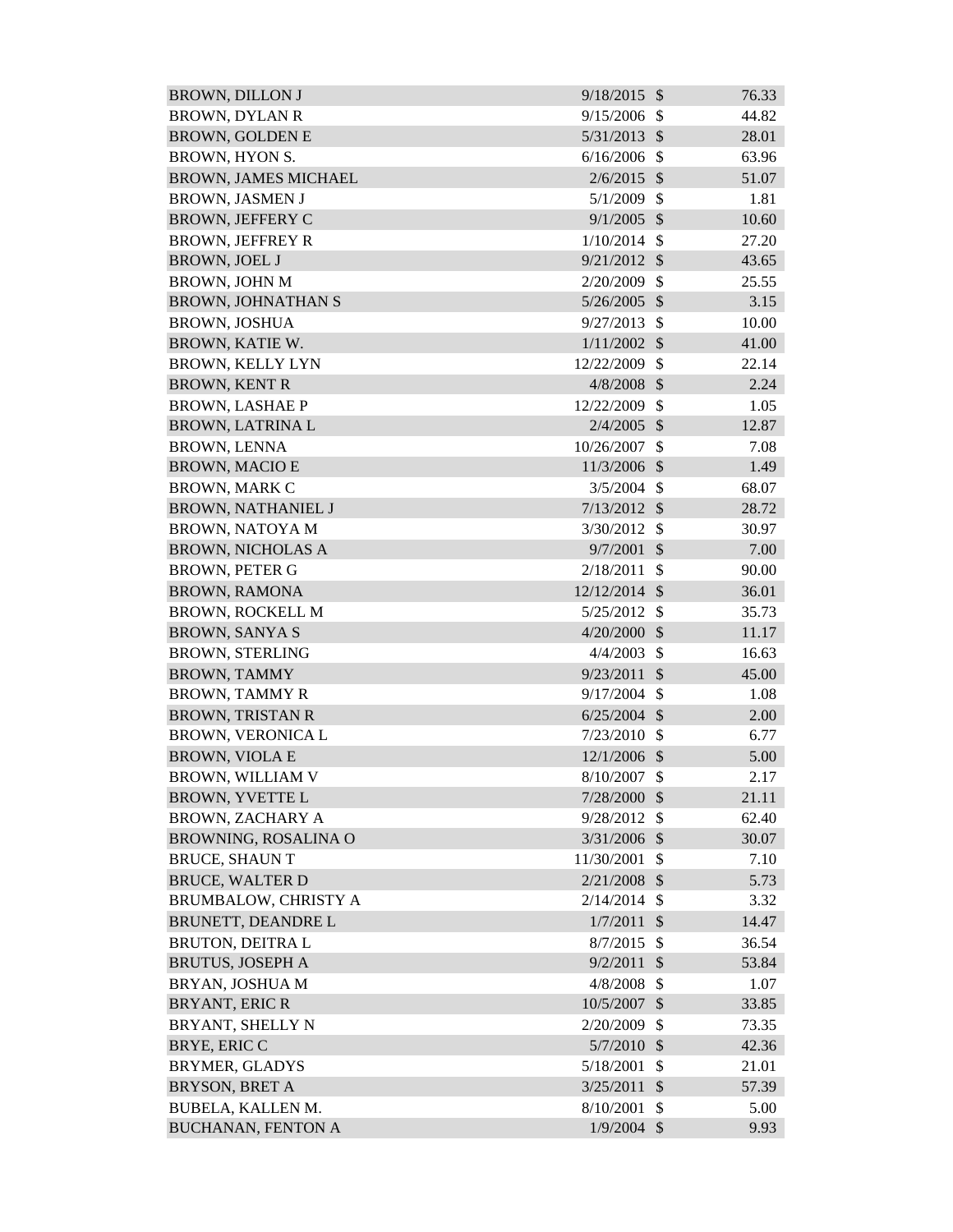| | | | |
|---|---|---|---|
| BROWN, DILLON J | 9/18/2015 | $ | 76.33 |
| BROWN, DYLAN R | 9/15/2006 | $ | 44.82 |
| BROWN, GOLDEN E | 5/31/2013 | $ | 28.01 |
| BROWN, HYON S. | 6/16/2006 | $ | 63.96 |
| BROWN, JAMES MICHAEL | 2/6/2015 | $ | 51.07 |
| BROWN, JASMEN J | 5/1/2009 | $ | 1.81 |
| BROWN, JEFFERY C | 9/1/2005 | $ | 10.60 |
| BROWN, JEFFREY R | 1/10/2014 | $ | 27.20 |
| BROWN, JOEL J | 9/21/2012 | $ | 43.65 |
| BROWN, JOHN M | 2/20/2009 | $ | 25.55 |
| BROWN, JOHNATHAN S | 5/26/2005 | $ | 3.15 |
| BROWN, JOSHUA | 9/27/2013 | $ | 10.00 |
| BROWN, KATIE W. | 1/11/2002 | $ | 41.00 |
| BROWN, KELLY LYN | 12/22/2009 | $ | 22.14 |
| BROWN, KENT R | 4/8/2008 | $ | 2.24 |
| BROWN, LASHAE P | 12/22/2009 | $ | 1.05 |
| BROWN, LATRINA L | 2/4/2005 | $ | 12.87 |
| BROWN, LENNA | 10/26/2007 | $ | 7.08 |
| BROWN, MACIO E | 11/3/2006 | $ | 1.49 |
| BROWN, MARK C | 3/5/2004 | $ | 68.07 |
| BROWN, NATHANIEL J | 7/13/2012 | $ | 28.72 |
| BROWN, NATOYA M | 3/30/2012 | $ | 30.97 |
| BROWN, NICHOLAS A | 9/7/2001 | $ | 7.00 |
| BROWN, PETER G | 2/18/2011 | $ | 90.00 |
| BROWN, RAMONA | 12/12/2014 | $ | 36.01 |
| BROWN, ROCKELL M | 5/25/2012 | $ | 35.73 |
| BROWN, SANYA S | 4/20/2000 | $ | 11.17 |
| BROWN, STERLING | 4/4/2003 | $ | 16.63 |
| BROWN, TAMMY | 9/23/2011 | $ | 45.00 |
| BROWN, TAMMY R | 9/17/2004 | $ | 1.08 |
| BROWN, TRISTAN R | 6/25/2004 | $ | 2.00 |
| BROWN, VERONICA L | 7/23/2010 | $ | 6.77 |
| BROWN, VIOLA E | 12/1/2006 | $ | 5.00 |
| BROWN, WILLIAM V | 8/10/2007 | $ | 2.17 |
| BROWN, YVETTE L | 7/28/2000 | $ | 21.11 |
| BROWN, ZACHARY A | 9/28/2012 | $ | 62.40 |
| BROWNING, ROSALINA O | 3/31/2006 | $ | 30.07 |
| BRUCE, SHAUN T | 11/30/2001 | $ | 7.10 |
| BRUCE, WALTER D | 2/21/2008 | $ | 5.73 |
| BRUMBALOW, CHRISTY A | 2/14/2014 | $ | 3.32 |
| BRUNETT, DEANDRE L | 1/7/2011 | $ | 14.47 |
| BRUTON, DEITRA L | 8/7/2015 | $ | 36.54 |
| BRUTUS, JOSEPH A | 9/2/2011 | $ | 53.84 |
| BRYAN, JOSHUA M | 4/8/2008 | $ | 1.07 |
| BRYANT, ERIC R | 10/5/2007 | $ | 33.85 |
| BRYANT, SHELLY N | 2/20/2009 | $ | 73.35 |
| BRYE, ERIC C | 5/7/2010 | $ | 42.36 |
| BRYMER, GLADYS | 5/18/2001 | $ | 21.01 |
| BRYSON, BRET A | 3/25/2011 | $ | 57.39 |
| BUBELA, KALLEN M. | 8/10/2001 | $ | 5.00 |
| BUCHANAN, FENTON A | 1/9/2004 | $ | 9.93 |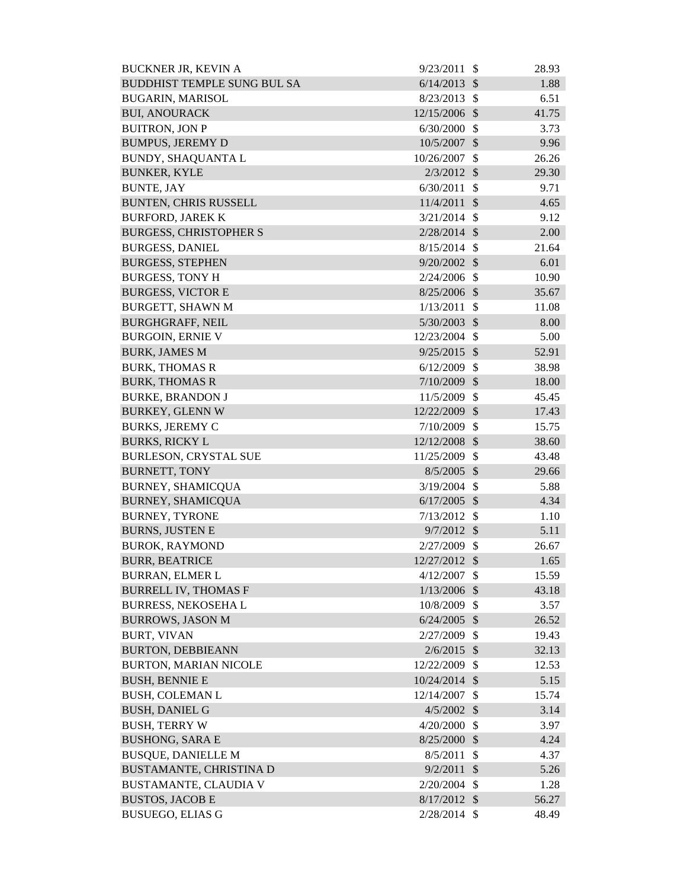| | | | |
|---|---|---|---|
| BUCKNER JR, KEVIN A | 9/23/2011 | $ | 28.93 |
| BUDDHIST TEMPLE SUNG BUL SA | 6/14/2013 | $ | 1.88 |
| BUGARIN, MARISOL | 8/23/2013 | $ | 6.51 |
| BUI, ANOURACK | 12/15/2006 | $ | 41.75 |
| BUITRON, JON P | 6/30/2000 | $ | 3.73 |
| BUMPUS, JEREMY D | 10/5/2007 | $ | 9.96 |
| BUNDY, SHAQUANTA L | 10/26/2007 | $ | 26.26 |
| BUNKER, KYLE | 2/3/2012 | $ | 29.30 |
| BUNTE, JAY | 6/30/2011 | $ | 9.71 |
| BUNTEN, CHRIS RUSSELL | 11/4/2011 | $ | 4.65 |
| BURFORD, JAREK K | 3/21/2014 | $ | 9.12 |
| BURGESS, CHRISTOPHER S | 2/28/2014 | $ | 2.00 |
| BURGESS, DANIEL | 8/15/2014 | $ | 21.64 |
| BURGESS, STEPHEN | 9/20/2002 | $ | 6.01 |
| BURGESS, TONY H | 2/24/2006 | $ | 10.90 |
| BURGESS, VICTOR E | 8/25/2006 | $ | 35.67 |
| BURGETT, SHAWN M | 1/13/2011 | $ | 11.08 |
| BURGHGRAFF, NEIL | 5/30/2003 | $ | 8.00 |
| BURGOIN, ERNIE V | 12/23/2004 | $ | 5.00 |
| BURK, JAMES M | 9/25/2015 | $ | 52.91 |
| BURK, THOMAS R | 6/12/2009 | $ | 38.98 |
| BURK, THOMAS R | 7/10/2009 | $ | 18.00 |
| BURKE, BRANDON J | 11/5/2009 | $ | 45.45 |
| BURKEY, GLENN W | 12/22/2009 | $ | 17.43 |
| BURKS, JEREMY C | 7/10/2009 | $ | 15.75 |
| BURKS, RICKY L | 12/12/2008 | $ | 38.60 |
| BURLESON, CRYSTAL SUE | 11/25/2009 | $ | 43.48 |
| BURNETT, TONY | 8/5/2005 | $ | 29.66 |
| BURNEY, SHAMICQUA | 3/19/2004 | $ | 5.88 |
| BURNEY, SHAMICQUA | 6/17/2005 | $ | 4.34 |
| BURNEY, TYRONE | 7/13/2012 | $ | 1.10 |
| BURNS, JUSTEN E | 9/7/2012 | $ | 5.11 |
| BUROK, RAYMOND | 2/27/2009 | $ | 26.67 |
| BURR, BEATRICE | 12/27/2012 | $ | 1.65 |
| BURRAN, ELMER L | 4/12/2007 | $ | 15.59 |
| BURRELL IV, THOMAS F | 1/13/2006 | $ | 43.18 |
| BURRESS, NEKOSEHA L | 10/8/2009 | $ | 3.57 |
| BURROWS, JASON M | 6/24/2005 | $ | 26.52 |
| BURT, VIVAN | 2/27/2009 | $ | 19.43 |
| BURTON, DEBBIEANN | 2/6/2015 | $ | 32.13 |
| BURTON, MARIAN NICOLE | 12/22/2009 | $ | 12.53 |
| BUSH, BENNIE E | 10/24/2014 | $ | 5.15 |
| BUSH, COLEMAN L | 12/14/2007 | $ | 15.74 |
| BUSH, DANIEL G | 4/5/2002 | $ | 3.14 |
| BUSH, TERRY W | 4/20/2000 | $ | 3.97 |
| BUSHONG, SARA E | 8/25/2000 | $ | 4.24 |
| BUSQUE, DANIELLE M | 8/5/2011 | $ | 4.37 |
| BUSTAMANTE, CHRISTINA D | 9/2/2011 | $ | 5.26 |
| BUSTAMANTE, CLAUDIA V | 2/20/2004 | $ | 1.28 |
| BUSTOS, JACOB E | 8/17/2012 | $ | 56.27 |
| BUSUEGO, ELIAS G | 2/28/2014 | $ | 48.49 |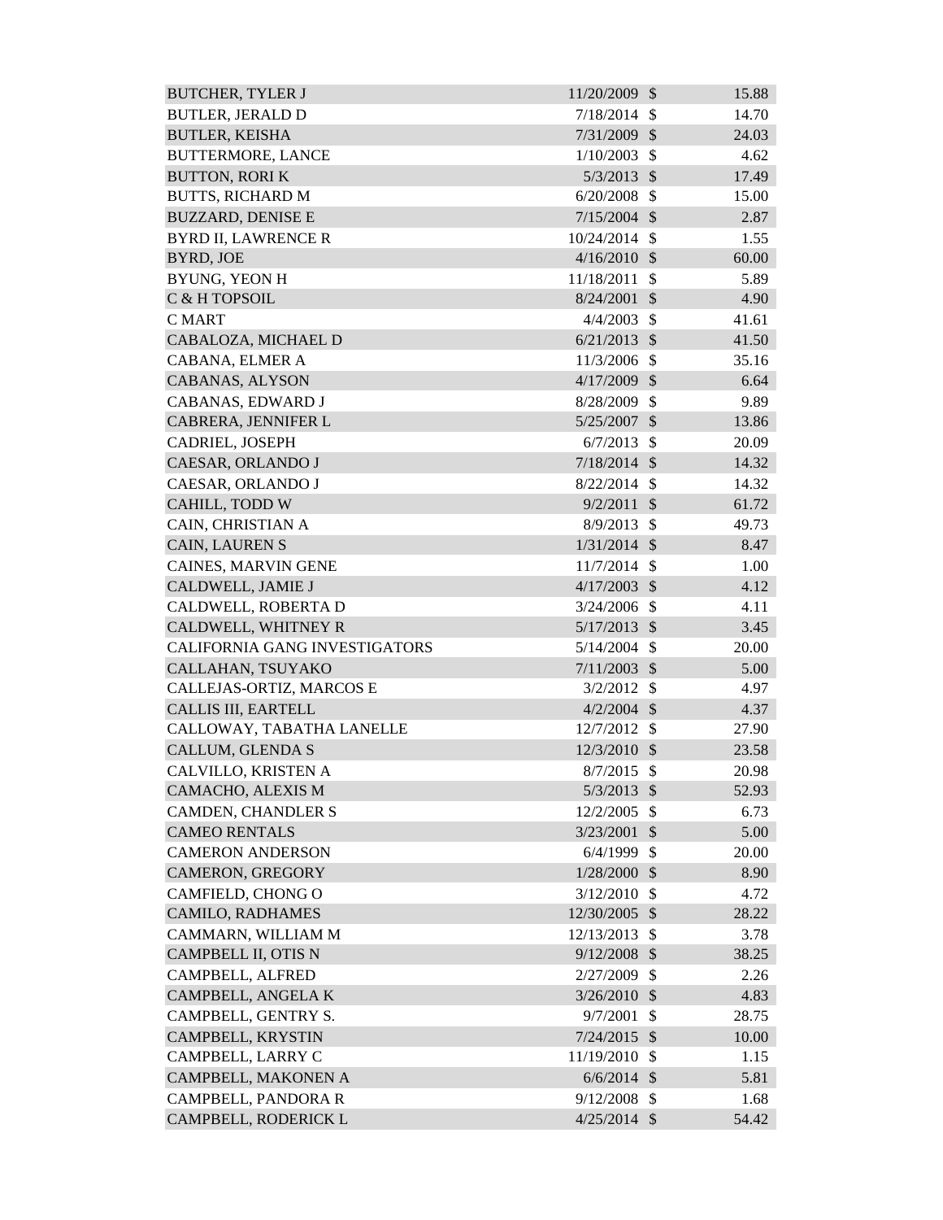| BUTCHER, TYLER J | 11/20/2009 | $ | 15.88 |
|---|---|---|---|
| BUTLER, JERALD D | 7/18/2014 | $ | 14.70 |
| BUTLER, KEISHA | 7/31/2009 | $ | 24.03 |
| BUTTERMORE, LANCE | 1/10/2003 | $ | 4.62 |
| BUTTON, RORI K | 5/3/2013 | $ | 17.49 |
| BUTTS, RICHARD M | 6/20/2008 | $ | 15.00 |
| BUZZARD, DENISE E | 7/15/2004 | $ | 2.87 |
| BYRD II, LAWRENCE R | 10/24/2014 | $ | 1.55 |
| BYRD, JOE | 4/16/2010 | $ | 60.00 |
| BYUNG, YEON H | 11/18/2011 | $ | 5.89 |
| C & H TOPSOIL | 8/24/2001 | $ | 4.90 |
| C MART | 4/4/2003 | $ | 41.61 |
| CABALOZA, MICHAEL D | 6/21/2013 | $ | 41.50 |
| CABANA, ELMER A | 11/3/2006 | $ | 35.16 |
| CABANAS, ALYSON | 4/17/2009 | $ | 6.64 |
| CABANAS, EDWARD J | 8/28/2009 | $ | 9.89 |
| CABRERA, JENNIFER L | 5/25/2007 | $ | 13.86 |
| CADRIEL, JOSEPH | 6/7/2013 | $ | 20.09 |
| CAESAR, ORLANDO J | 7/18/2014 | $ | 14.32 |
| CAESAR, ORLANDO J | 8/22/2014 | $ | 14.32 |
| CAHILL, TODD W | 9/2/2011 | $ | 61.72 |
| CAIN, CHRISTIAN A | 8/9/2013 | $ | 49.73 |
| CAIN, LAUREN S | 1/31/2014 | $ | 8.47 |
| CAINES, MARVIN GENE | 11/7/2014 | $ | 1.00 |
| CALDWELL, JAMIE J | 4/17/2003 | $ | 4.12 |
| CALDWELL, ROBERTA D | 3/24/2006 | $ | 4.11 |
| CALDWELL, WHITNEY R | 5/17/2013 | $ | 3.45 |
| CALIFORNIA GANG INVESTIGATORS | 5/14/2004 | $ | 20.00 |
| CALLAHAN, TSUYAKO | 7/11/2003 | $ | 5.00 |
| CALLEJAS-ORTIZ, MARCOS E | 3/2/2012 | $ | 4.97 |
| CALLIS III, EARTELL | 4/2/2004 | $ | 4.37 |
| CALLOWAY, TABATHA LANELLE | 12/7/2012 | $ | 27.90 |
| CALLUM, GLENDA S | 12/3/2010 | $ | 23.58 |
| CALVILLO, KRISTEN A | 8/7/2015 | $ | 20.98 |
| CAMACHO, ALEXIS M | 5/3/2013 | $ | 52.93 |
| CAMDEN, CHANDLER S | 12/2/2005 | $ | 6.73 |
| CAMEO RENTALS | 3/23/2001 | $ | 5.00 |
| CAMERON ANDERSON | 6/4/1999 | $ | 20.00 |
| CAMERON, GREGORY | 1/28/2000 | $ | 8.90 |
| CAMFIELD, CHONG O | 3/12/2010 | $ | 4.72 |
| CAMILO, RADHAMES | 12/30/2005 | $ | 28.22 |
| CAMMARN, WILLIAM M | 12/13/2013 | $ | 3.78 |
| CAMPBELL II, OTIS N | 9/12/2008 | $ | 38.25 |
| CAMPBELL, ALFRED | 2/27/2009 | $ | 2.26 |
| CAMPBELL, ANGELA K | 3/26/2010 | $ | 4.83 |
| CAMPBELL, GENTRY S. | 9/7/2001 | $ | 28.75 |
| CAMPBELL, KRYSTIN | 7/24/2015 | $ | 10.00 |
| CAMPBELL, LARRY C | 11/19/2010 | $ | 1.15 |
| CAMPBELL, MAKONEN A | 6/6/2014 | $ | 5.81 |
| CAMPBELL, PANDORA R | 9/12/2008 | $ | 1.68 |
| CAMPBELL, RODERICK L | 4/25/2014 | $ | 54.42 |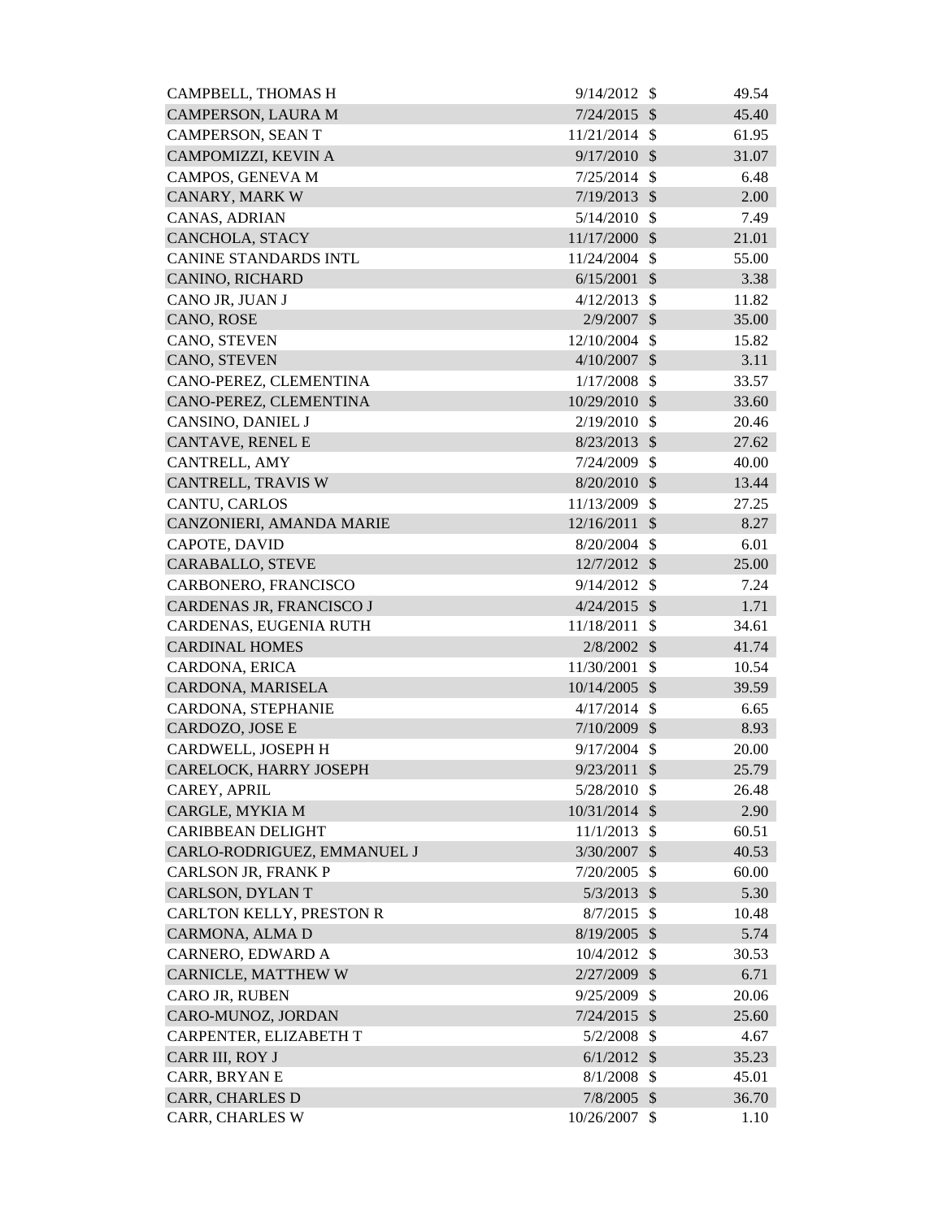| | | | |
|---|---|---|---|
| CAMPBELL, THOMAS H | 9/14/2012 | $ | 49.54 |
| CAMPERSON, LAURA M | 7/24/2015 | $ | 45.40 |
| CAMPERSON, SEAN T | 11/21/2014 | $ | 61.95 |
| CAMPOMIZZI, KEVIN A | 9/17/2010 | $ | 31.07 |
| CAMPOS, GENEVA M | 7/25/2014 | $ | 6.48 |
| CANARY, MARK W | 7/19/2013 | $ | 2.00 |
| CANAS, ADRIAN | 5/14/2010 | $ | 7.49 |
| CANCHOLA, STACY | 11/17/2000 | $ | 21.01 |
| CANINE STANDARDS INTL | 11/24/2004 | $ | 55.00 |
| CANINO, RICHARD | 6/15/2001 | $ | 3.38 |
| CANO JR, JUAN J | 4/12/2013 | $ | 11.82 |
| CANO, ROSE | 2/9/2007 | $ | 35.00 |
| CANO, STEVEN | 12/10/2004 | $ | 15.82 |
| CANO, STEVEN | 4/10/2007 | $ | 3.11 |
| CANO-PEREZ, CLEMENTINA | 1/17/2008 | $ | 33.57 |
| CANO-PEREZ, CLEMENTINA | 10/29/2010 | $ | 33.60 |
| CANSINO, DANIEL J | 2/19/2010 | $ | 20.46 |
| CANTAVE, RENEL E | 8/23/2013 | $ | 27.62 |
| CANTRELL, AMY | 7/24/2009 | $ | 40.00 |
| CANTRELL, TRAVIS W | 8/20/2010 | $ | 13.44 |
| CANTU, CARLOS | 11/13/2009 | $ | 27.25 |
| CANZONIERI, AMANDA MARIE | 12/16/2011 | $ | 8.27 |
| CAPOTE, DAVID | 8/20/2004 | $ | 6.01 |
| CARABALLO, STEVE | 12/7/2012 | $ | 25.00 |
| CARBONERO, FRANCISCO | 9/14/2012 | $ | 7.24 |
| CARDENAS JR, FRANCISCO J | 4/24/2015 | $ | 1.71 |
| CARDENAS, EUGENIA RUTH | 11/18/2011 | $ | 34.61 |
| CARDINAL HOMES | 2/8/2002 | $ | 41.74 |
| CARDONA, ERICA | 11/30/2001 | $ | 10.54 |
| CARDONA, MARISELA | 10/14/2005 | $ | 39.59 |
| CARDONA, STEPHANIE | 4/17/2014 | $ | 6.65 |
| CARDOZO, JOSE E | 7/10/2009 | $ | 8.93 |
| CARDWELL, JOSEPH H | 9/17/2004 | $ | 20.00 |
| CARELOCK, HARRY JOSEPH | 9/23/2011 | $ | 25.79 |
| CAREY, APRIL | 5/28/2010 | $ | 26.48 |
| CARGLE, MYKIA M | 10/31/2014 | $ | 2.90 |
| CARIBBEAN DELIGHT | 11/1/2013 | $ | 60.51 |
| CARLO-RODRIGUEZ, EMMANUEL J | 3/30/2007 | $ | 40.53 |
| CARLSON JR, FRANK P | 7/20/2005 | $ | 60.00 |
| CARLSON, DYLAN T | 5/3/2013 | $ | 5.30 |
| CARLTON KELLY, PRESTON R | 8/7/2015 | $ | 10.48 |
| CARMONA, ALMA D | 8/19/2005 | $ | 5.74 |
| CARNERO, EDWARD A | 10/4/2012 | $ | 30.53 |
| CARNICLE, MATTHEW W | 2/27/2009 | $ | 6.71 |
| CARO JR, RUBEN | 9/25/2009 | $ | 20.06 |
| CARO-MUNOZ, JORDAN | 7/24/2015 | $ | 25.60 |
| CARPENTER, ELIZABETH T | 5/2/2008 | $ | 4.67 |
| CARR III, ROY J | 6/1/2012 | $ | 35.23 |
| CARR, BRYAN E | 8/1/2008 | $ | 45.01 |
| CARR, CHARLES D | 7/8/2005 | $ | 36.70 |
| CARR, CHARLES W | 10/26/2007 | $ | 1.10 |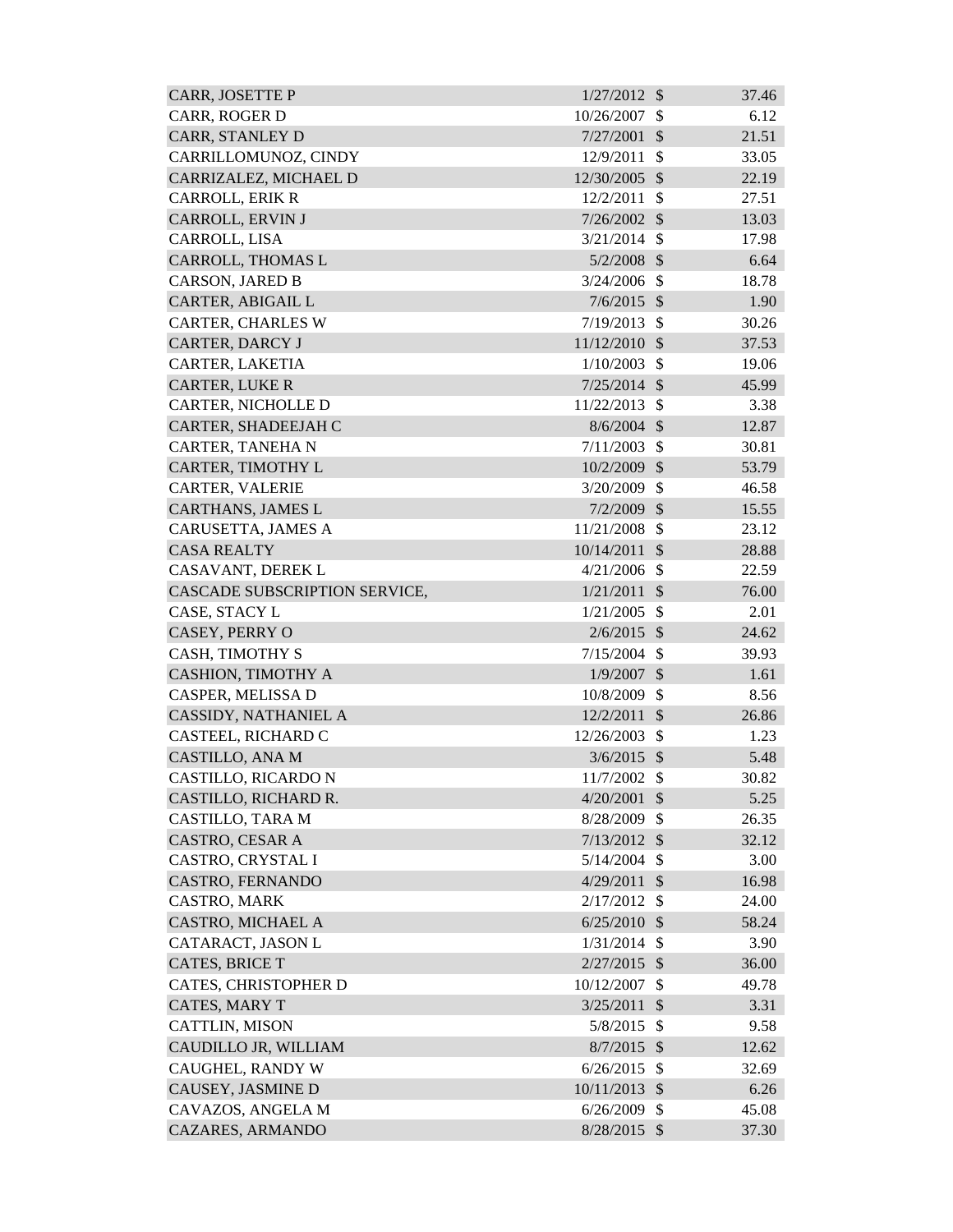| | | | |
|---|---|---|---|
| CARR, JOSETTE P | 1/27/2012 | $ | 37.46 |
| CARR, ROGER D | 10/26/2007 | $ | 6.12 |
| CARR, STANLEY D | 7/27/2001 | $ | 21.51 |
| CARRILLOMUNOZ, CINDY | 12/9/2011 | $ | 33.05 |
| CARRIZALEZ, MICHAEL D | 12/30/2005 | $ | 22.19 |
| CARROLL, ERIK R | 12/2/2011 | $ | 27.51 |
| CARROLL, ERVIN J | 7/26/2002 | $ | 13.03 |
| CARROLL, LISA | 3/21/2014 | $ | 17.98 |
| CARROLL, THOMAS L | 5/2/2008 | $ | 6.64 |
| CARSON, JARED B | 3/24/2006 | $ | 18.78 |
| CARTER, ABIGAIL L | 7/6/2015 | $ | 1.90 |
| CARTER, CHARLES W | 7/19/2013 | $ | 30.26 |
| CARTER, DARCY J | 11/12/2010 | $ | 37.53 |
| CARTER, LAKETIA | 1/10/2003 | $ | 19.06 |
| CARTER, LUKE R | 7/25/2014 | $ | 45.99 |
| CARTER, NICHOLLE D | 11/22/2013 | $ | 3.38 |
| CARTER, SHADEEJAH C | 8/6/2004 | $ | 12.87 |
| CARTER, TANEHA N | 7/11/2003 | $ | 30.81 |
| CARTER, TIMOTHY L | 10/2/2009 | $ | 53.79 |
| CARTER, VALERIE | 3/20/2009 | $ | 46.58 |
| CARTHANS, JAMES L | 7/2/2009 | $ | 15.55 |
| CARUSETTA, JAMES A | 11/21/2008 | $ | 23.12 |
| CASA REALTY | 10/14/2011 | $ | 28.88 |
| CASAVANT, DEREK L | 4/21/2006 | $ | 22.59 |
| CASCADE SUBSCRIPTION SERVICE, | 1/21/2011 | $ | 76.00 |
| CASE, STACY L | 1/21/2005 | $ | 2.01 |
| CASEY, PERRY O | 2/6/2015 | $ | 24.62 |
| CASH, TIMOTHY S | 7/15/2004 | $ | 39.93 |
| CASHION, TIMOTHY A | 1/9/2007 | $ | 1.61 |
| CASPER, MELISSA D | 10/8/2009 | $ | 8.56 |
| CASSIDY, NATHANIEL A | 12/2/2011 | $ | 26.86 |
| CASTEEL, RICHARD C | 12/26/2003 | $ | 1.23 |
| CASTILLO, ANA M | 3/6/2015 | $ | 5.48 |
| CASTILLO, RICARDO N | 11/7/2002 | $ | 30.82 |
| CASTILLO, RICHARD R. | 4/20/2001 | $ | 5.25 |
| CASTILLO, TARA M | 8/28/2009 | $ | 26.35 |
| CASTRO, CESAR A | 7/13/2012 | $ | 32.12 |
| CASTRO, CRYSTAL I | 5/14/2004 | $ | 3.00 |
| CASTRO, FERNANDO | 4/29/2011 | $ | 16.98 |
| CASTRO, MARK | 2/17/2012 | $ | 24.00 |
| CASTRO, MICHAEL A | 6/25/2010 | $ | 58.24 |
| CATARACT, JASON L | 1/31/2014 | $ | 3.90 |
| CATES, BRICE T | 2/27/2015 | $ | 36.00 |
| CATES, CHRISTOPHER D | 10/12/2007 | $ | 49.78 |
| CATES, MARY T | 3/25/2011 | $ | 3.31 |
| CATTLIN, MISON | 5/8/2015 | $ | 9.58 |
| CAUDILLO JR, WILLIAM | 8/7/2015 | $ | 12.62 |
| CAUGHEL, RANDY W | 6/26/2015 | $ | 32.69 |
| CAUSEY, JASMINE D | 10/11/2013 | $ | 6.26 |
| CAVAZOS, ANGELA M | 6/26/2009 | $ | 45.08 |
| CAZARES, ARMANDO | 8/28/2015 | $ | 37.30 |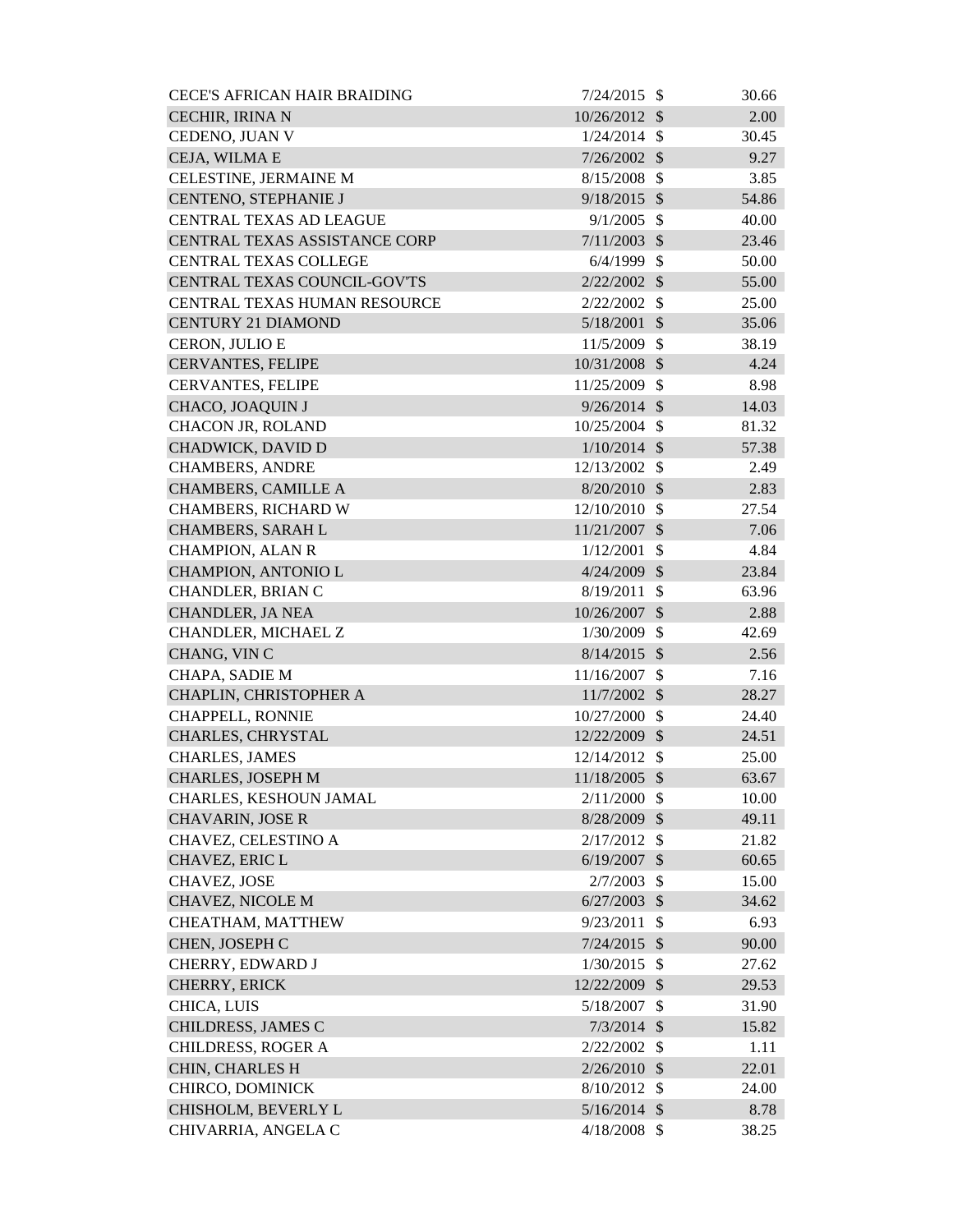| | | | |
|---|---|---|---|
| CECE'S AFRICAN HAIR BRAIDING | 7/24/2015 | $ | 30.66 |
| CECHIR, IRINA N | 10/26/2012 | $ | 2.00 |
| CEDENO, JUAN V | 1/24/2014 | $ | 30.45 |
| CEJA, WILMA E | 7/26/2002 | $ | 9.27 |
| CELESTINE, JERMAINE M | 8/15/2008 | $ | 3.85 |
| CENTENO, STEPHANIE J | 9/18/2015 | $ | 54.86 |
| CENTRAL TEXAS AD LEAGUE | 9/1/2005 | $ | 40.00 |
| CENTRAL TEXAS ASSISTANCE CORP | 7/11/2003 | $ | 23.46 |
| CENTRAL TEXAS COLLEGE | 6/4/1999 | $ | 50.00 |
| CENTRAL TEXAS COUNCIL-GOV'TS | 2/22/2002 | $ | 55.00 |
| CENTRAL TEXAS HUMAN RESOURCE | 2/22/2002 | $ | 25.00 |
| CENTURY 21 DIAMOND | 5/18/2001 | $ | 35.06 |
| CERON, JULIO E | 11/5/2009 | $ | 38.19 |
| CERVANTES, FELIPE | 10/31/2008 | $ | 4.24 |
| CERVANTES, FELIPE | 11/25/2009 | $ | 8.98 |
| CHACO, JOAQUIN J | 9/26/2014 | $ | 14.03 |
| CHACON JR, ROLAND | 10/25/2004 | $ | 81.32 |
| CHADWICK, DAVID D | 1/10/2014 | $ | 57.38 |
| CHAMBERS, ANDRE | 12/13/2002 | $ | 2.49 |
| CHAMBERS, CAMILLE A | 8/20/2010 | $ | 2.83 |
| CHAMBERS, RICHARD W | 12/10/2010 | $ | 27.54 |
| CHAMBERS, SARAH L | 11/21/2007 | $ | 7.06 |
| CHAMPION, ALAN R | 1/12/2001 | $ | 4.84 |
| CHAMPION, ANTONIO L | 4/24/2009 | $ | 23.84 |
| CHANDLER, BRIAN C | 8/19/2011 | $ | 63.96 |
| CHANDLER, JA NEA | 10/26/2007 | $ | 2.88 |
| CHANDLER, MICHAEL Z | 1/30/2009 | $ | 42.69 |
| CHANG, VIN C | 8/14/2015 | $ | 2.56 |
| CHAPA, SADIE M | 11/16/2007 | $ | 7.16 |
| CHAPLIN, CHRISTOPHER A | 11/7/2002 | $ | 28.27 |
| CHAPPELL, RONNIE | 10/27/2000 | $ | 24.40 |
| CHARLES, CHRYSTAL | 12/22/2009 | $ | 24.51 |
| CHARLES, JAMES | 12/14/2012 | $ | 25.00 |
| CHARLES, JOSEPH M | 11/18/2005 | $ | 63.67 |
| CHARLES, KESHOUN JAMAL | 2/11/2000 | $ | 10.00 |
| CHAVARIN, JOSE R | 8/28/2009 | $ | 49.11 |
| CHAVEZ, CELESTINO A | 2/17/2012 | $ | 21.82 |
| CHAVEZ, ERIC L | 6/19/2007 | $ | 60.65 |
| CHAVEZ, JOSE | 2/7/2003 | $ | 15.00 |
| CHAVEZ, NICOLE M | 6/27/2003 | $ | 34.62 |
| CHEATHAM, MATTHEW | 9/23/2011 | $ | 6.93 |
| CHEN, JOSEPH C | 7/24/2015 | $ | 90.00 |
| CHERRY, EDWARD J | 1/30/2015 | $ | 27.62 |
| CHERRY, ERICK | 12/22/2009 | $ | 29.53 |
| CHICA, LUIS | 5/18/2007 | $ | 31.90 |
| CHILDRESS, JAMES C | 7/3/2014 | $ | 15.82 |
| CHILDRESS, ROGER A | 2/22/2002 | $ | 1.11 |
| CHIN, CHARLES H | 2/26/2010 | $ | 22.01 |
| CHIRCO, DOMINICK | 8/10/2012 | $ | 24.00 |
| CHISHOLM, BEVERLY L | 5/16/2014 | $ | 8.78 |
| CHIVARRIA, ANGELA C | 4/18/2008 | $ | 38.25 |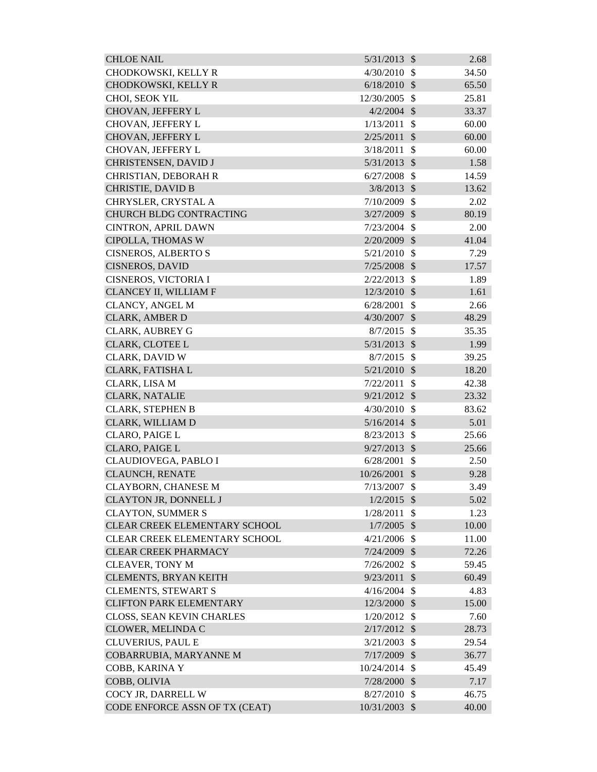| | | | |
|---|---|---|---|
| CHLOE NAIL | 5/31/2013 | $ | 2.68 |
| CHODKOWSKI, KELLY R | 4/30/2010 | $ | 34.50 |
| CHODKOWSKI, KELLY R | 6/18/2010 | $ | 65.50 |
| CHOI, SEOK YIL | 12/30/2005 | $ | 25.81 |
| CHOVAN, JEFFERY L | 4/2/2004 | $ | 33.37 |
| CHOVAN, JEFFERY L | 1/13/2011 | $ | 60.00 |
| CHOVAN, JEFFERY L | 2/25/2011 | $ | 60.00 |
| CHOVAN, JEFFERY L | 3/18/2011 | $ | 60.00 |
| CHRISTENSEN, DAVID J | 5/31/2013 | $ | 1.58 |
| CHRISTIAN, DEBORAH R | 6/27/2008 | $ | 14.59 |
| CHRISTIE, DAVID B | 3/8/2013 | $ | 13.62 |
| CHRYSLER, CRYSTAL A | 7/10/2009 | $ | 2.02 |
| CHURCH BLDG CONTRACTING | 3/27/2009 | $ | 80.19 |
| CINTRON, APRIL DAWN | 7/23/2004 | $ | 2.00 |
| CIPOLLA, THOMAS W | 2/20/2009 | $ | 41.04 |
| CISNEROS, ALBERTO S | 5/21/2010 | $ | 7.29 |
| CISNEROS, DAVID | 7/25/2008 | $ | 17.57 |
| CISNEROS, VICTORIA I | 2/22/2013 | $ | 1.89 |
| CLANCEY II, WILLIAM F | 12/3/2010 | $ | 1.61 |
| CLANCY, ANGEL M | 6/28/2001 | $ | 2.66 |
| CLARK, AMBER D | 4/30/2007 | $ | 48.29 |
| CLARK, AUBREY G | 8/7/2015 | $ | 35.35 |
| CLARK, CLOTEE L | 5/31/2013 | $ | 1.99 |
| CLARK, DAVID W | 8/7/2015 | $ | 39.25 |
| CLARK, FATISHA L | 5/21/2010 | $ | 18.20 |
| CLARK, LISA M | 7/22/2011 | $ | 42.38 |
| CLARK, NATALIE | 9/21/2012 | $ | 23.32 |
| CLARK, STEPHEN B | 4/30/2010 | $ | 83.62 |
| CLARK, WILLIAM D | 5/16/2014 | $ | 5.01 |
| CLARO, PAIGE L | 8/23/2013 | $ | 25.66 |
| CLARO, PAIGE L | 9/27/2013 | $ | 25.66 |
| CLAUDIOVEGA, PABLO I | 6/28/2001 | $ | 2.50 |
| CLAUNCH, RENATE | 10/26/2001 | $ | 9.28 |
| CLAYBORN, CHANESE M | 7/13/2007 | $ | 3.49 |
| CLAYTON JR, DONNELL J | 1/2/2015 | $ | 5.02 |
| CLAYTON, SUMMER S | 1/28/2011 | $ | 1.23 |
| CLEAR CREEK ELEMENTARY SCHOOL | 1/7/2005 | $ | 10.00 |
| CLEAR CREEK ELEMENTARY SCHOOL | 4/21/2006 | $ | 11.00 |
| CLEAR CREEK PHARMACY | 7/24/2009 | $ | 72.26 |
| CLEAVER, TONY M | 7/26/2002 | $ | 59.45 |
| CLEMENTS, BRYAN KEITH | 9/23/2011 | $ | 60.49 |
| CLEMENTS, STEWART S | 4/16/2004 | $ | 4.83 |
| CLIFTON PARK ELEMENTARY | 12/3/2000 | $ | 15.00 |
| CLOSS, SEAN KEVIN CHARLES | 1/20/2012 | $ | 7.60 |
| CLOWER, MELINDA C | 2/17/2012 | $ | 28.73 |
| CLUVERIUS, PAUL E | 3/21/2003 | $ | 29.54 |
| COBARRUBIA, MARYANNE M | 7/17/2009 | $ | 36.77 |
| COBB, KARINA Y | 10/24/2014 | $ | 45.49 |
| COBB, OLIVIA | 7/28/2000 | $ | 7.17 |
| COCY JR, DARRELL W | 8/27/2010 | $ | 46.75 |
| CODE ENFORCE ASSN OF TX (CEAT) | 10/31/2003 | $ | 40.00 |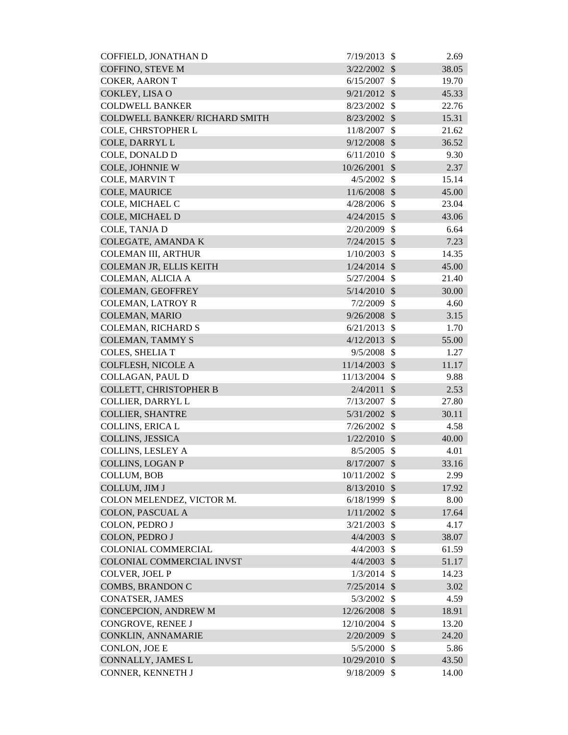| | | | |
|---|---|---|---|
| COFFIELD, JONATHAN D | 7/19/2013 | $ | 2.69 |
| COFFINO, STEVE M | 3/22/2002 | $ | 38.05 |
| COKER, AARON T | 6/15/2007 | $ | 19.70 |
| COKLEY, LISA O | 9/21/2012 | $ | 45.33 |
| COLDWELL BANKER | 8/23/2002 | $ | 22.76 |
| COLDWELL BANKER/ RICHARD SMITH | 8/23/2002 | $ | 15.31 |
| COLE, CHRSTOPHER L | 11/8/2007 | $ | 21.62 |
| COLE, DARRYL L | 9/12/2008 | $ | 36.52 |
| COLE, DONALD D | 6/11/2010 | $ | 9.30 |
| COLE, JOHNNIE W | 10/26/2001 | $ | 2.37 |
| COLE, MARVIN T | 4/5/2002 | $ | 15.14 |
| COLE, MAURICE | 11/6/2008 | $ | 45.00 |
| COLE, MICHAEL C | 4/28/2006 | $ | 23.04 |
| COLE, MICHAEL D | 4/24/2015 | $ | 43.06 |
| COLE, TANJA D | 2/20/2009 | $ | 6.64 |
| COLEGATE, AMANDA K | 7/24/2015 | $ | 7.23 |
| COLEMAN III, ARTHUR | 1/10/2003 | $ | 14.35 |
| COLEMAN JR, ELLIS KEITH | 1/24/2014 | $ | 45.00 |
| COLEMAN, ALICIA A | 5/27/2004 | $ | 21.40 |
| COLEMAN, GEOFFREY | 5/14/2010 | $ | 30.00 |
| COLEMAN, LATROY R | 7/2/2009 | $ | 4.60 |
| COLEMAN, MARIO | 9/26/2008 | $ | 3.15 |
| COLEMAN, RICHARD S | 6/21/2013 | $ | 1.70 |
| COLEMAN, TAMMY S | 4/12/2013 | $ | 55.00 |
| COLES, SHELIA T | 9/5/2008 | $ | 1.27 |
| COLFLESH, NICOLE A | 11/14/2003 | $ | 11.17 |
| COLLAGAN, PAUL D | 11/13/2004 | $ | 9.88 |
| COLLETT, CHRISTOPHER B | 2/4/2011 | $ | 2.53 |
| COLLIER, DARRYL L | 7/13/2007 | $ | 27.80 |
| COLLIER, SHANTRE | 5/31/2002 | $ | 30.11 |
| COLLINS, ERICA L | 7/26/2002 | $ | 4.58 |
| COLLINS, JESSICA | 1/22/2010 | $ | 40.00 |
| COLLINS, LESLEY A | 8/5/2005 | $ | 4.01 |
| COLLINS, LOGAN P | 8/17/2007 | $ | 33.16 |
| COLLUM, BOB | 10/11/2002 | $ | 2.99 |
| COLLUM, JIM J | 8/13/2010 | $ | 17.92 |
| COLON MELENDEZ, VICTOR M. | 6/18/1999 | $ | 8.00 |
| COLON, PASCUAL A | 1/11/2002 | $ | 17.64 |
| COLON, PEDRO J | 3/21/2003 | $ | 4.17 |
| COLON, PEDRO J | 4/4/2003 | $ | 38.07 |
| COLONIAL COMMERCIAL | 4/4/2003 | $ | 61.59 |
| COLONIAL COMMERCIAL INVST | 4/4/2003 | $ | 51.17 |
| COLVER, JOEL P | 1/3/2014 | $ | 14.23 |
| COMBS, BRANDON C | 7/25/2014 | $ | 3.02 |
| CONATSER, JAMES | 5/3/2002 | $ | 4.59 |
| CONCEPCION, ANDREW M | 12/26/2008 | $ | 18.91 |
| CONGROVE, RENEE J | 12/10/2004 | $ | 13.20 |
| CONKLIN, ANNAMARIE | 2/20/2009 | $ | 24.20 |
| CONLON, JOE E | 5/5/2000 | $ | 5.86 |
| CONNALLY, JAMES L | 10/29/2010 | $ | 43.50 |
| CONNER, KENNETH J | 9/18/2009 | $ | 14.00 |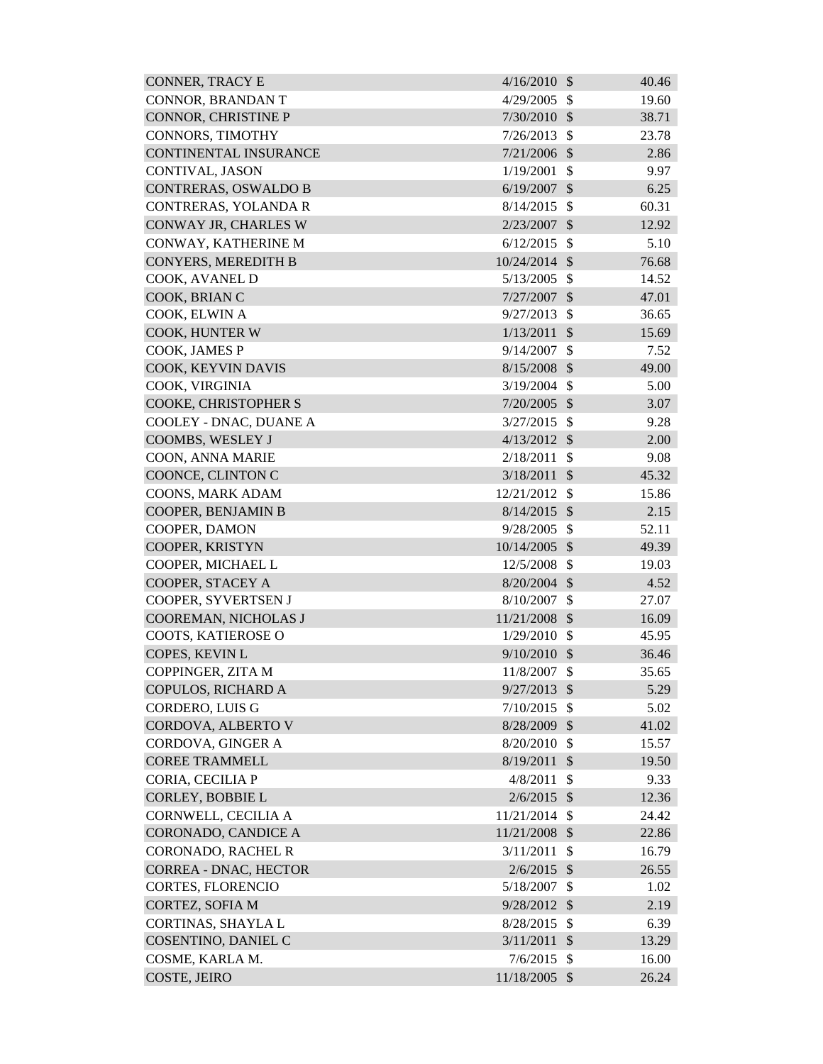| | | | |
|---|---|---|---|
| CONNER, TRACY E | 4/16/2010 | $ | 40.46 |
| CONNOR, BRANDAN T | 4/29/2005 | $ | 19.60 |
| CONNOR, CHRISTINE P | 7/30/2010 | $ | 38.71 |
| CONNORS, TIMOTHY | 7/26/2013 | $ | 23.78 |
| CONTINENTAL INSURANCE | 7/21/2006 | $ | 2.86 |
| CONTIVAL, JASON | 1/19/2001 | $ | 9.97 |
| CONTRERAS, OSWALDO B | 6/19/2007 | $ | 6.25 |
| CONTRERAS, YOLANDA R | 8/14/2015 | $ | 60.31 |
| CONWAY JR, CHARLES W | 2/23/2007 | $ | 12.92 |
| CONWAY, KATHERINE M | 6/12/2015 | $ | 5.10 |
| CONYERS, MEREDITH B | 10/24/2014 | $ | 76.68 |
| COOK, AVANEL D | 5/13/2005 | $ | 14.52 |
| COOK, BRIAN C | 7/27/2007 | $ | 47.01 |
| COOK, ELWIN A | 9/27/2013 | $ | 36.65 |
| COOK, HUNTER W | 1/13/2011 | $ | 15.69 |
| COOK, JAMES P | 9/14/2007 | $ | 7.52 |
| COOK, KEYVIN DAVIS | 8/15/2008 | $ | 49.00 |
| COOK, VIRGINIA | 3/19/2004 | $ | 5.00 |
| COOKE, CHRISTOPHER S | 7/20/2005 | $ | 3.07 |
| COOLEY - DNAC, DUANE A | 3/27/2015 | $ | 9.28 |
| COOMBS, WESLEY J | 4/13/2012 | $ | 2.00 |
| COON, ANNA MARIE | 2/18/2011 | $ | 9.08 |
| COONCE, CLINTON C | 3/18/2011 | $ | 45.32 |
| COONS, MARK ADAM | 12/21/2012 | $ | 15.86 |
| COOPER, BENJAMIN B | 8/14/2015 | $ | 2.15 |
| COOPER, DAMON | 9/28/2005 | $ | 52.11 |
| COOPER, KRISTYN | 10/14/2005 | $ | 49.39 |
| COOPER, MICHAEL L | 12/5/2008 | $ | 19.03 |
| COOPER, STACEY A | 8/20/2004 | $ | 4.52 |
| COOPER, SYVERTSEN J | 8/10/2007 | $ | 27.07 |
| COOREMAN, NICHOLAS J | 11/21/2008 | $ | 16.09 |
| COOTS, KATIEROSE O | 1/29/2010 | $ | 45.95 |
| COPES, KEVIN L | 9/10/2010 | $ | 36.46 |
| COPPINGER, ZITA M | 11/8/2007 | $ | 35.65 |
| COPULOS, RICHARD A | 9/27/2013 | $ | 5.29 |
| CORDERO, LUIS G | 7/10/2015 | $ | 5.02 |
| CORDOVA, ALBERTO V | 8/28/2009 | $ | 41.02 |
| CORDOVA, GINGER A | 8/20/2010 | $ | 15.57 |
| COREE TRAMMELL | 8/19/2011 | $ | 19.50 |
| CORIA, CECILIA P | 4/8/2011 | $ | 9.33 |
| CORLEY, BOBBIE L | 2/6/2015 | $ | 12.36 |
| CORNWELL, CECILIA A | 11/21/2014 | $ | 24.42 |
| CORONADO, CANDICE A | 11/21/2008 | $ | 22.86 |
| CORONADO, RACHEL R | 3/11/2011 | $ | 16.79 |
| CORREA - DNAC, HECTOR | 2/6/2015 | $ | 26.55 |
| CORTES, FLORENCIO | 5/18/2007 | $ | 1.02 |
| CORTEZ, SOFIA M | 9/28/2012 | $ | 2.19 |
| CORTINAS, SHAYLA L | 8/28/2015 | $ | 6.39 |
| COSENTINO, DANIEL C | 3/11/2011 | $ | 13.29 |
| COSME, KARLA M. | 7/6/2015 | $ | 16.00 |
| COSTE, JEIRO | 11/18/2005 | $ | 26.24 |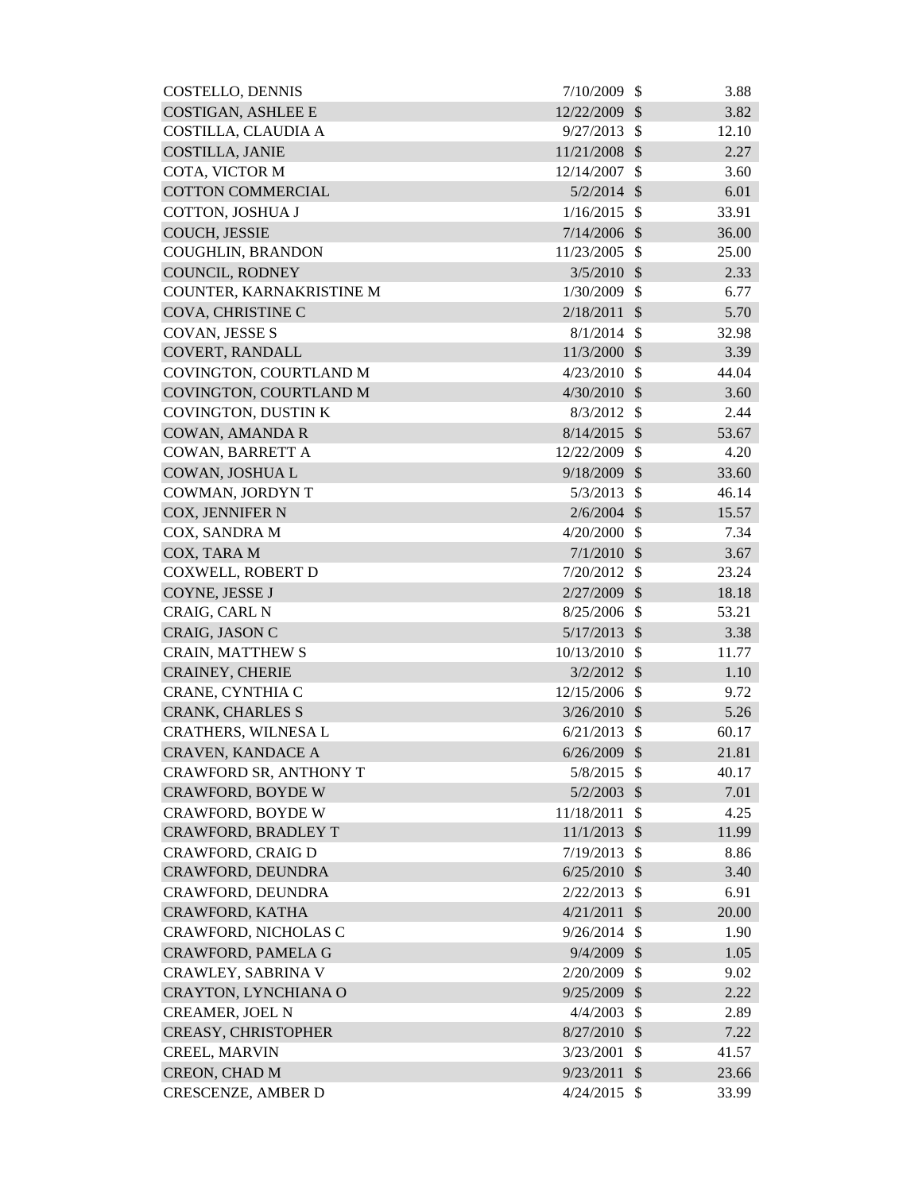| | | | |
|---|---|---|---|
| COSTELLO, DENNIS | 7/10/2009 | $ | 3.88 |
| COSTIGAN, ASHLEE E | 12/22/2009 | $ | 3.82 |
| COSTILLA, CLAUDIA A | 9/27/2013 | $ | 12.10 |
| COSTILLA, JANIE | 11/21/2008 | $ | 2.27 |
| COTA, VICTOR M | 12/14/2007 | $ | 3.60 |
| COTTON COMMERCIAL | 5/2/2014 | $ | 6.01 |
| COTTON, JOSHUA J | 1/16/2015 | $ | 33.91 |
| COUCH, JESSIE | 7/14/2006 | $ | 36.00 |
| COUGHLIN, BRANDON | 11/23/2005 | $ | 25.00 |
| COUNCIL, RODNEY | 3/5/2010 | $ | 2.33 |
| COUNTER, KARNAKRISTINE M | 1/30/2009 | $ | 6.77 |
| COVA, CHRISTINE C | 2/18/2011 | $ | 5.70 |
| COVAN, JESSE S | 8/1/2014 | $ | 32.98 |
| COVERT, RANDALL | 11/3/2000 | $ | 3.39 |
| COVINGTON, COURTLAND M | 4/23/2010 | $ | 44.04 |
| COVINGTON, COURTLAND M | 4/30/2010 | $ | 3.60 |
| COVINGTON, DUSTIN K | 8/3/2012 | $ | 2.44 |
| COWAN, AMANDA R | 8/14/2015 | $ | 53.67 |
| COWAN, BARRETT A | 12/22/2009 | $ | 4.20 |
| COWAN, JOSHUA L | 9/18/2009 | $ | 33.60 |
| COWMAN, JORDYN T | 5/3/2013 | $ | 46.14 |
| COX, JENNIFER N | 2/6/2004 | $ | 15.57 |
| COX, SANDRA M | 4/20/2000 | $ | 7.34 |
| COX, TARA M | 7/1/2010 | $ | 3.67 |
| COXWELL, ROBERT D | 7/20/2012 | $ | 23.24 |
| COYNE, JESSE J | 2/27/2009 | $ | 18.18 |
| CRAIG, CARL N | 8/25/2006 | $ | 53.21 |
| CRAIG, JASON C | 5/17/2013 | $ | 3.38 |
| CRAIN, MATTHEW S | 10/13/2010 | $ | 11.77 |
| CRAINEY, CHERIE | 3/2/2012 | $ | 1.10 |
| CRANE, CYNTHIA C | 12/15/2006 | $ | 9.72 |
| CRANK, CHARLES S | 3/26/2010 | $ | 5.26 |
| CRATHERS, WILNESA L | 6/21/2013 | $ | 60.17 |
| CRAVEN, KANDACE A | 6/26/2009 | $ | 21.81 |
| CRAWFORD SR, ANTHONY T | 5/8/2015 | $ | 40.17 |
| CRAWFORD, BOYDE W | 5/2/2003 | $ | 7.01 |
| CRAWFORD, BOYDE W | 11/18/2011 | $ | 4.25 |
| CRAWFORD, BRADLEY T | 11/1/2013 | $ | 11.99 |
| CRAWFORD, CRAIG D | 7/19/2013 | $ | 8.86 |
| CRAWFORD, DEUNDRA | 6/25/2010 | $ | 3.40 |
| CRAWFORD, DEUNDRA | 2/22/2013 | $ | 6.91 |
| CRAWFORD, KATHA | 4/21/2011 | $ | 20.00 |
| CRAWFORD, NICHOLAS C | 9/26/2014 | $ | 1.90 |
| CRAWFORD, PAMELA G | 9/4/2009 | $ | 1.05 |
| CRAWLEY, SABRINA V | 2/20/2009 | $ | 9.02 |
| CRAYTON, LYNCHIANA O | 9/25/2009 | $ | 2.22 |
| CREAMER, JOEL N | 4/4/2003 | $ | 2.89 |
| CREASY, CHRISTOPHER | 8/27/2010 | $ | 7.22 |
| CREEL, MARVIN | 3/23/2001 | $ | 41.57 |
| CREON, CHAD M | 9/23/2011 | $ | 23.66 |
| CRESCENZE, AMBER D | 4/24/2015 | $ | 33.99 |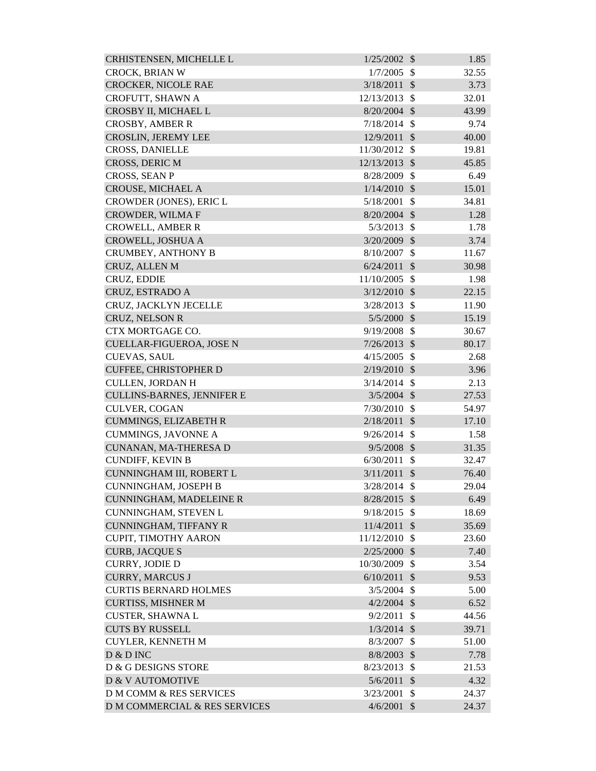| | | | |
|---|---|---|---|
| CRHISTENSEN, MICHELLE L | 1/25/2002 | $ | 1.85 |
| CROCK, BRIAN W | 1/7/2005 | $ | 32.55 |
| CROCKER, NICOLE RAE | 3/18/2011 | $ | 3.73 |
| CROFUTT, SHAWN A | 12/13/2013 | $ | 32.01 |
| CROSBY II, MICHAEL L | 8/20/2004 | $ | 43.99 |
| CROSBY, AMBER R | 7/18/2014 | $ | 9.74 |
| CROSLIN, JEREMY LEE | 12/9/2011 | $ | 40.00 |
| CROSS, DANIELLE | 11/30/2012 | $ | 19.81 |
| CROSS, DERIC M | 12/13/2013 | $ | 45.85 |
| CROSS, SEAN P | 8/28/2009 | $ | 6.49 |
| CROUSE, MICHAEL A | 1/14/2010 | $ | 15.01 |
| CROWDER (JONES), ERIC L | 5/18/2001 | $ | 34.81 |
| CROWDER, WILMA F | 8/20/2004 | $ | 1.28 |
| CROWELL, AMBER R | 5/3/2013 | $ | 1.78 |
| CROWELL, JOSHUA A | 3/20/2009 | $ | 3.74 |
| CRUMBEY, ANTHONY B | 8/10/2007 | $ | 11.67 |
| CRUZ, ALLEN M | 6/24/2011 | $ | 30.98 |
| CRUZ, EDDIE | 11/10/2005 | $ | 1.98 |
| CRUZ, ESTRADO A | 3/12/2010 | $ | 22.15 |
| CRUZ, JACKLYN JECELLE | 3/28/2013 | $ | 11.90 |
| CRUZ, NELSON R | 5/5/2000 | $ | 15.19 |
| CTX MORTGAGE CO. | 9/19/2008 | $ | 30.67 |
| CUELLAR-FIGUEROA, JOSE N | 7/26/2013 | $ | 80.17 |
| CUEVAS, SAUL | 4/15/2005 | $ | 2.68 |
| CUFFEE, CHRISTOPHER D | 2/19/2010 | $ | 3.96 |
| CULLEN, JORDAN H | 3/14/2014 | $ | 2.13 |
| CULLINS-BARNES, JENNIFER E | 3/5/2004 | $ | 27.53 |
| CULVER, COGAN | 7/30/2010 | $ | 54.97 |
| CUMMINGS, ELIZABETH R | 2/18/2011 | $ | 17.10 |
| CUMMINGS, JAVONNE A | 9/26/2014 | $ | 1.58 |
| CUNANAN, MA-THERESA D | 9/5/2008 | $ | 31.35 |
| CUNDIFF, KEVIN B | 6/30/2011 | $ | 32.47 |
| CUNNINGHAM III, ROBERT L | 3/11/2011 | $ | 76.40 |
| CUNNINGHAM, JOSEPH B | 3/28/2014 | $ | 29.04 |
| CUNNINGHAM, MADELEINE R | 8/28/2015 | $ | 6.49 |
| CUNNINGHAM, STEVEN L | 9/18/2015 | $ | 18.69 |
| CUNNINGHAM, TIFFANY R | 11/4/2011 | $ | 35.69 |
| CUPIT, TIMOTHY AARON | 11/12/2010 | $ | 23.60 |
| CURB, JACQUE S | 2/25/2000 | $ | 7.40 |
| CURRY, JODIE D | 10/30/2009 | $ | 3.54 |
| CURRY, MARCUS J | 6/10/2011 | $ | 9.53 |
| CURTIS BERNARD HOLMES | 3/5/2004 | $ | 5.00 |
| CURTISS, MISHNER M | 4/2/2004 | $ | 6.52 |
| CUSTER, SHAWNA L | 9/2/2011 | $ | 44.56 |
| CUTS BY RUSSELL | 1/3/2014 | $ | 39.71 |
| CUYLER, KENNETH M | 8/3/2007 | $ | 51.00 |
| D & D INC | 8/8/2003 | $ | 7.78 |
| D & G DESIGNS STORE | 8/23/2013 | $ | 21.53 |
| D & V AUTOMOTIVE | 5/6/2011 | $ | 4.32 |
| D M COMM & RES SERVICES | 3/23/2001 | $ | 24.37 |
| D M COMMERCIAL & RES SERVICES | 4/6/2001 | $ | 24.37 |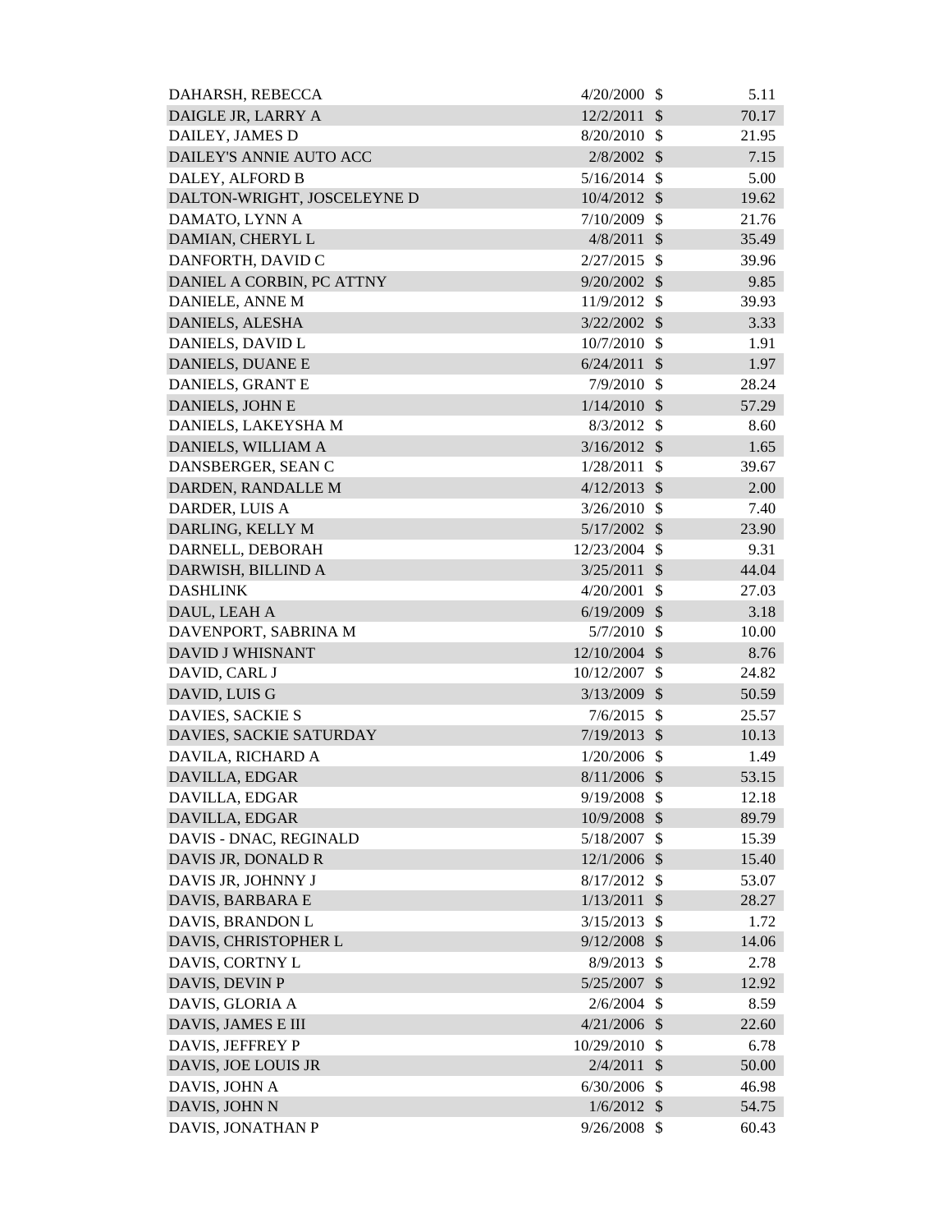| | | | |
|---|---|---|---|
| DAHARSH, REBECCA | 4/20/2000 | $ | 5.11 |
| DAIGLE JR, LARRY A | 12/2/2011 | $ | 70.17 |
| DAILEY, JAMES D | 8/20/2010 | $ | 21.95 |
| DAILEY'S ANNIE AUTO ACC | 2/8/2002 | $ | 7.15 |
| DALEY, ALFORD B | 5/16/2014 | $ | 5.00 |
| DALTON-WRIGHT, JOSCELEYNE D | 10/4/2012 | $ | 19.62 |
| DAMATO, LYNN A | 7/10/2009 | $ | 21.76 |
| DAMIAN, CHERYL L | 4/8/2011 | $ | 35.49 |
| DANFORTH, DAVID C | 2/27/2015 | $ | 39.96 |
| DANIEL A CORBIN, PC ATTNY | 9/20/2002 | $ | 9.85 |
| DANIELE, ANNE M | 11/9/2012 | $ | 39.93 |
| DANIELS, ALESHA | 3/22/2002 | $ | 3.33 |
| DANIELS, DAVID L | 10/7/2010 | $ | 1.91 |
| DANIELS, DUANE E | 6/24/2011 | $ | 1.97 |
| DANIELS, GRANT E | 7/9/2010 | $ | 28.24 |
| DANIELS, JOHN E | 1/14/2010 | $ | 57.29 |
| DANIELS, LAKEYSHA M | 8/3/2012 | $ | 8.60 |
| DANIELS, WILLIAM A | 3/16/2012 | $ | 1.65 |
| DANSBERGER, SEAN C | 1/28/2011 | $ | 39.67 |
| DARDEN, RANDALLE M | 4/12/2013 | $ | 2.00 |
| DARDER, LUIS A | 3/26/2010 | $ | 7.40 |
| DARLING, KELLY M | 5/17/2002 | $ | 23.90 |
| DARNELL, DEBORAH | 12/23/2004 | $ | 9.31 |
| DARWISH, BILLIND A | 3/25/2011 | $ | 44.04 |
| DASHLINK | 4/20/2001 | $ | 27.03 |
| DAUL, LEAH A | 6/19/2009 | $ | 3.18 |
| DAVENPORT, SABRINA M | 5/7/2010 | $ | 10.00 |
| DAVID J WHISNANT | 12/10/2004 | $ | 8.76 |
| DAVID, CARL J | 10/12/2007 | $ | 24.82 |
| DAVID, LUIS G | 3/13/2009 | $ | 50.59 |
| DAVIES, SACKIE S | 7/6/2015 | $ | 25.57 |
| DAVIES, SACKIE SATURDAY | 7/19/2013 | $ | 10.13 |
| DAVILA, RICHARD A | 1/20/2006 | $ | 1.49 |
| DAVILLA, EDGAR | 8/11/2006 | $ | 53.15 |
| DAVILLA, EDGAR | 9/19/2008 | $ | 12.18 |
| DAVILLA, EDGAR | 10/9/2008 | $ | 89.79 |
| DAVIS - DNAC, REGINALD | 5/18/2007 | $ | 15.39 |
| DAVIS JR, DONALD R | 12/1/2006 | $ | 15.40 |
| DAVIS JR, JOHNNY J | 8/17/2012 | $ | 53.07 |
| DAVIS, BARBARA E | 1/13/2011 | $ | 28.27 |
| DAVIS, BRANDON L | 3/15/2013 | $ | 1.72 |
| DAVIS, CHRISTOPHER L | 9/12/2008 | $ | 14.06 |
| DAVIS, CORTNY L | 8/9/2013 | $ | 2.78 |
| DAVIS, DEVIN P | 5/25/2007 | $ | 12.92 |
| DAVIS, GLORIA A | 2/6/2004 | $ | 8.59 |
| DAVIS, JAMES E III | 4/21/2006 | $ | 22.60 |
| DAVIS, JEFFREY P | 10/29/2010 | $ | 6.78 |
| DAVIS, JOE LOUIS JR | 2/4/2011 | $ | 50.00 |
| DAVIS, JOHN A | 6/30/2006 | $ | 46.98 |
| DAVIS, JOHN N | 1/6/2012 | $ | 54.75 |
| DAVIS, JONATHAN P | 9/26/2008 | $ | 60.43 |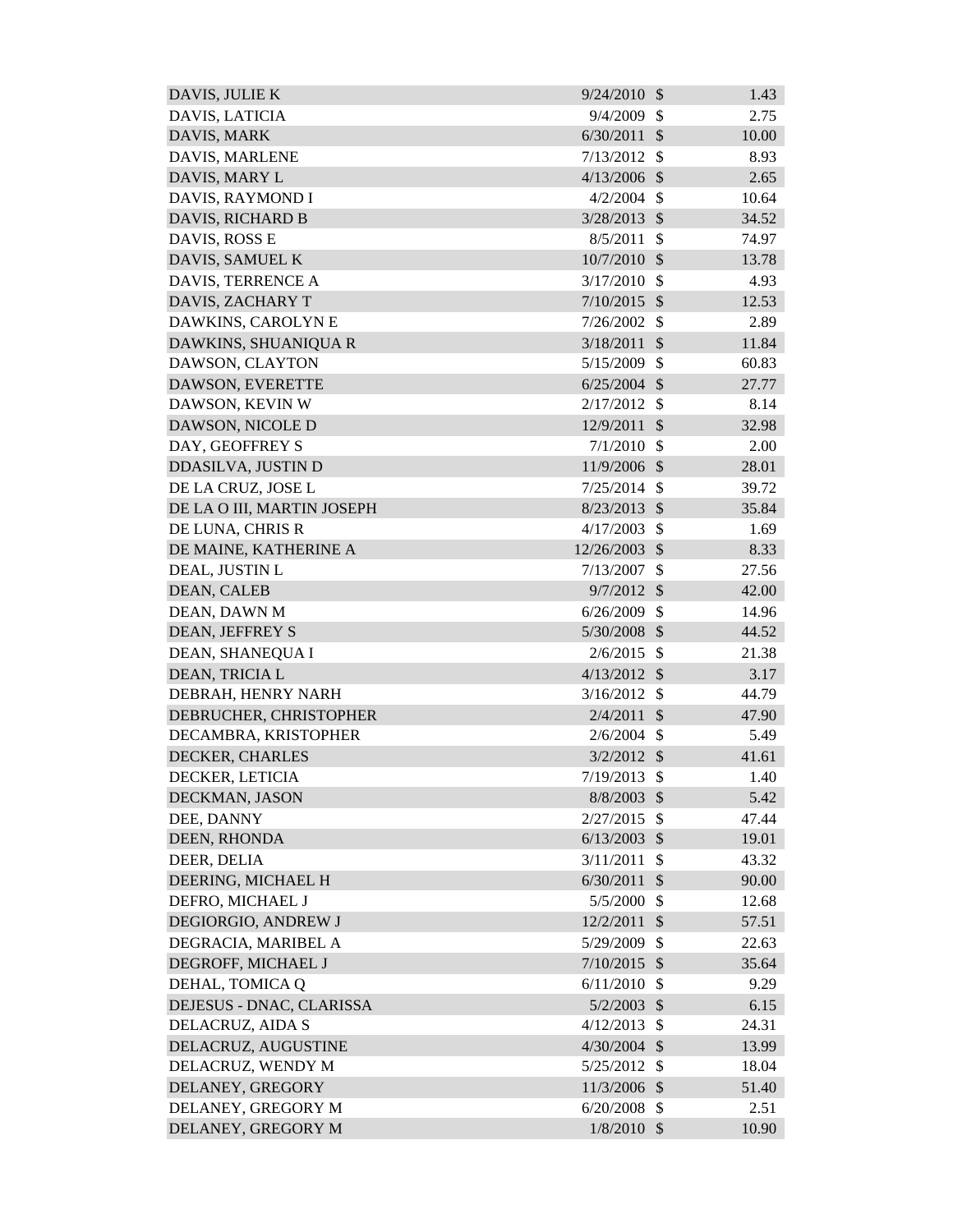| | | | |
|---|---|---|---|
| DAVIS, JULIE K | 9/24/2010 | $ | 1.43 |
| DAVIS, LATICIA | 9/4/2009 | $ | 2.75 |
| DAVIS, MARK | 6/30/2011 | $ | 10.00 |
| DAVIS, MARLENE | 7/13/2012 | $ | 8.93 |
| DAVIS, MARY L | 4/13/2006 | $ | 2.65 |
| DAVIS, RAYMOND I | 4/2/2004 | $ | 10.64 |
| DAVIS, RICHARD B | 3/28/2013 | $ | 34.52 |
| DAVIS, ROSS E | 8/5/2011 | $ | 74.97 |
| DAVIS, SAMUEL K | 10/7/2010 | $ | 13.78 |
| DAVIS, TERRENCE A | 3/17/2010 | $ | 4.93 |
| DAVIS, ZACHARY T | 7/10/2015 | $ | 12.53 |
| DAWKINS, CAROLYN E | 7/26/2002 | $ | 2.89 |
| DAWKINS, SHUANIQUA R | 3/18/2011 | $ | 11.84 |
| DAWSON, CLAYTON | 5/15/2009 | $ | 60.83 |
| DAWSON, EVERETTE | 6/25/2004 | $ | 27.77 |
| DAWSON, KEVIN W | 2/17/2012 | $ | 8.14 |
| DAWSON, NICOLE D | 12/9/2011 | $ | 32.98 |
| DAY, GEOFFREY S | 7/1/2010 | $ | 2.00 |
| DDASILVA, JUSTIN D | 11/9/2006 | $ | 28.01 |
| DE LA CRUZ, JOSE L | 7/25/2014 | $ | 39.72 |
| DE LA O III, MARTIN JOSEPH | 8/23/2013 | $ | 35.84 |
| DE LUNA, CHRIS R | 4/17/2003 | $ | 1.69 |
| DE MAINE, KATHERINE A | 12/26/2003 | $ | 8.33 |
| DEAL, JUSTIN L | 7/13/2007 | $ | 27.56 |
| DEAN, CALEB | 9/7/2012 | $ | 42.00 |
| DEAN, DAWN M | 6/26/2009 | $ | 14.96 |
| DEAN, JEFFREY S | 5/30/2008 | $ | 44.52 |
| DEAN, SHANEQUA I | 2/6/2015 | $ | 21.38 |
| DEAN, TRICIA L | 4/13/2012 | $ | 3.17 |
| DEBRAH, HENRY NARH | 3/16/2012 | $ | 44.79 |
| DEBRUCHER, CHRISTOPHER | 2/4/2011 | $ | 47.90 |
| DECAMBRA, KRISTOPHER | 2/6/2004 | $ | 5.49 |
| DECKER, CHARLES | 3/2/2012 | $ | 41.61 |
| DECKER, LETICIA | 7/19/2013 | $ | 1.40 |
| DECKMAN, JASON | 8/8/2003 | $ | 5.42 |
| DEE, DANNY | 2/27/2015 | $ | 47.44 |
| DEEN, RHONDA | 6/13/2003 | $ | 19.01 |
| DEER, DELIA | 3/11/2011 | $ | 43.32 |
| DEERING, MICHAEL H | 6/30/2011 | $ | 90.00 |
| DEFRO, MICHAEL J | 5/5/2000 | $ | 12.68 |
| DEGIORGIO, ANDREW J | 12/2/2011 | $ | 57.51 |
| DEGRACIA, MARIBEL A | 5/29/2009 | $ | 22.63 |
| DEGROFF, MICHAEL J | 7/10/2015 | $ | 35.64 |
| DEHAL, TOMICA Q | 6/11/2010 | $ | 9.29 |
| DEJESUS - DNAC, CLARISSA | 5/2/2003 | $ | 6.15 |
| DELACRUZ, AIDA S | 4/12/2013 | $ | 24.31 |
| DELACRUZ, AUGUSTINE | 4/30/2004 | $ | 13.99 |
| DELACRUZ, WENDY M | 5/25/2012 | $ | 18.04 |
| DELANEY, GREGORY | 11/3/2006 | $ | 51.40 |
| DELANEY, GREGORY M | 6/20/2008 | $ | 2.51 |
| DELANEY, GREGORY M | 1/8/2010 | $ | 10.90 |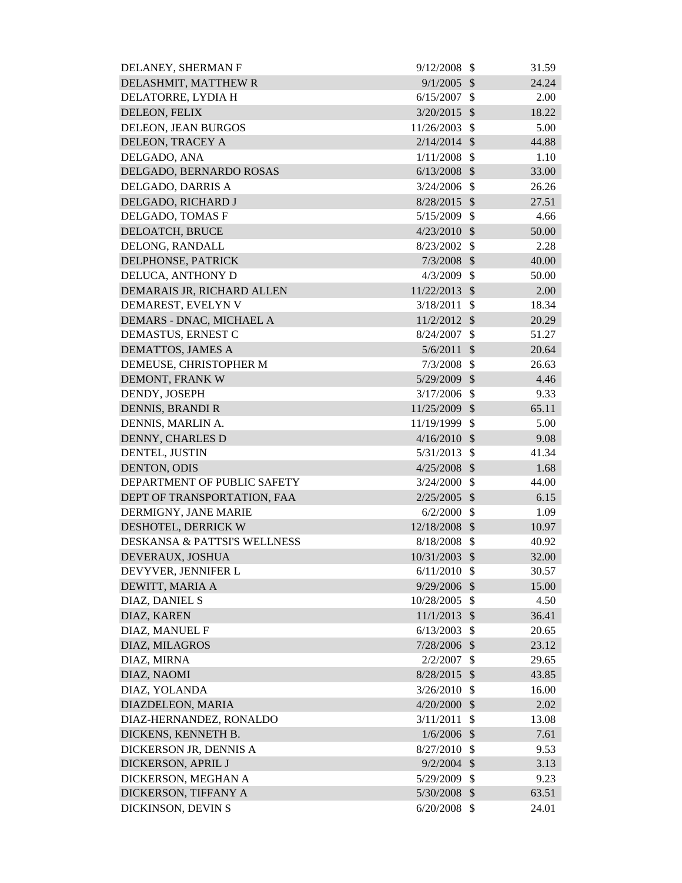| | | | |
|---|---|---|---|
| DELANEY, SHERMAN F | 9/12/2008 | $ | 31.59 |
| DELASHMIT, MATTHEW R | 9/1/2005 | $ | 24.24 |
| DELATORRE, LYDIA H | 6/15/2007 | $ | 2.00 |
| DELEON, FELIX | 3/20/2015 | $ | 18.22 |
| DELEON, JEAN BURGOS | 11/26/2003 | $ | 5.00 |
| DELEON, TRACEY A | 2/14/2014 | $ | 44.88 |
| DELGADO, ANA | 1/11/2008 | $ | 1.10 |
| DELGADO, BERNARDO ROSAS | 6/13/2008 | $ | 33.00 |
| DELGADO, DARRIS A | 3/24/2006 | $ | 26.26 |
| DELGADO, RICHARD J | 8/28/2015 | $ | 27.51 |
| DELGADO, TOMAS F | 5/15/2009 | $ | 4.66 |
| DELOATCH, BRUCE | 4/23/2010 | $ | 50.00 |
| DELONG, RANDALL | 8/23/2002 | $ | 2.28 |
| DELPHONSE, PATRICK | 7/3/2008 | $ | 40.00 |
| DELUCA, ANTHONY D | 4/3/2009 | $ | 50.00 |
| DEMARAIS JR, RICHARD ALLEN | 11/22/2013 | $ | 2.00 |
| DEMAREST, EVELYN V | 3/18/2011 | $ | 18.34 |
| DEMARS - DNAC, MICHAEL A | 11/2/2012 | $ | 20.29 |
| DEMASTUS, ERNEST C | 8/24/2007 | $ | 51.27 |
| DEMATTOS, JAMES A | 5/6/2011 | $ | 20.64 |
| DEMEUSE, CHRISTOPHER M | 7/3/2008 | $ | 26.63 |
| DEMONT, FRANK W | 5/29/2009 | $ | 4.46 |
| DENDY, JOSEPH | 3/17/2006 | $ | 9.33 |
| DENNIS, BRANDI R | 11/25/2009 | $ | 65.11 |
| DENNIS, MARLIN A. | 11/19/1999 | $ | 5.00 |
| DENNY, CHARLES D | 4/16/2010 | $ | 9.08 |
| DENTEL, JUSTIN | 5/31/2013 | $ | 41.34 |
| DENTON, ODIS | 4/25/2008 | $ | 1.68 |
| DEPARTMENT OF PUBLIC SAFETY | 3/24/2000 | $ | 44.00 |
| DEPT OF TRANSPORTATION, FAA | 2/25/2005 | $ | 6.15 |
| DERMIGNY, JANE MARIE | 6/2/2000 | $ | 1.09 |
| DESHOTEL, DERRICK W | 12/18/2008 | $ | 10.97 |
| DESKANSA & PATTSI'S WELLNESS | 8/18/2008 | $ | 40.92 |
| DEVERAUX, JOSHUA | 10/31/2003 | $ | 32.00 |
| DEVYVER, JENNIFER L | 6/11/2010 | $ | 30.57 |
| DEWITT, MARIA A | 9/29/2006 | $ | 15.00 |
| DIAZ, DANIEL S | 10/28/2005 | $ | 4.50 |
| DIAZ, KAREN | 11/1/2013 | $ | 36.41 |
| DIAZ, MANUEL F | 6/13/2003 | $ | 20.65 |
| DIAZ, MILAGROS | 7/28/2006 | $ | 23.12 |
| DIAZ, MIRNA | 2/2/2007 | $ | 29.65 |
| DIAZ, NAOMI | 8/28/2015 | $ | 43.85 |
| DIAZ, YOLANDA | 3/26/2010 | $ | 16.00 |
| DIAZDELEON, MARIA | 4/20/2000 | $ | 2.02 |
| DIAZ-HERNANDEZ, RONALDO | 3/11/2011 | $ | 13.08 |
| DICKENS, KENNETH B. | 1/6/2006 | $ | 7.61 |
| DICKERSON JR, DENNIS A | 8/27/2010 | $ | 9.53 |
| DICKERSON, APRIL J | 9/2/2004 | $ | 3.13 |
| DICKERSON, MEGHAN A | 5/29/2009 | $ | 9.23 |
| DICKERSON, TIFFANY A | 5/30/2008 | $ | 63.51 |
| DICKINSON, DEVIN S | 6/20/2008 | $ | 24.01 |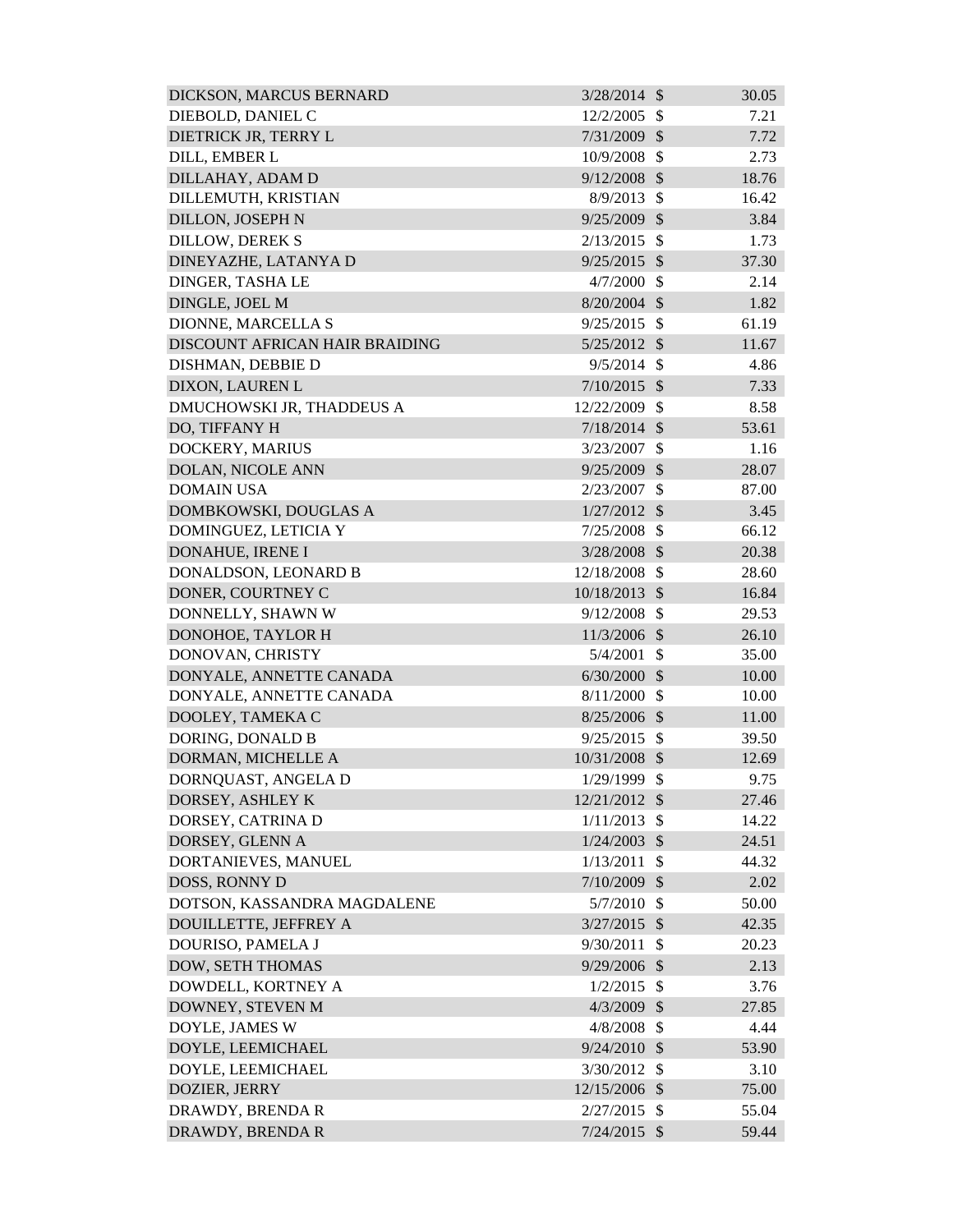| | | | |
|---|---|---|---|
| DICKSON, MARCUS BERNARD | 3/28/2014 | $ | 30.05 |
| DIEBOLD, DANIEL C | 12/2/2005 | $ | 7.21 |
| DIETRICK JR, TERRY L | 7/31/2009 | $ | 7.72 |
| DILL, EMBER L | 10/9/2008 | $ | 2.73 |
| DILLAHAY, ADAM D | 9/12/2008 | $ | 18.76 |
| DILLEMUTH, KRISTIAN | 8/9/2013 | $ | 16.42 |
| DILLON, JOSEPH N | 9/25/2009 | $ | 3.84 |
| DILLOW, DEREK S | 2/13/2015 | $ | 1.73 |
| DINEYAZHE, LATANYA D | 9/25/2015 | $ | 37.30 |
| DINGER, TASHA LE | 4/7/2000 | $ | 2.14 |
| DINGLE, JOEL M | 8/20/2004 | $ | 1.82 |
| DIONNE, MARCELLA S | 9/25/2015 | $ | 61.19 |
| DISCOUNT AFRICAN HAIR BRAIDING | 5/25/2012 | $ | 11.67 |
| DISHMAN, DEBBIE D | 9/5/2014 | $ | 4.86 |
| DIXON, LAUREN L | 7/10/2015 | $ | 7.33 |
| DMUCHOWSKI JR, THADDEUS A | 12/22/2009 | $ | 8.58 |
| DO, TIFFANY H | 7/18/2014 | $ | 53.61 |
| DOCKERY, MARIUS | 3/23/2007 | $ | 1.16 |
| DOLAN, NICOLE ANN | 9/25/2009 | $ | 28.07 |
| DOMAIN USA | 2/23/2007 | $ | 87.00 |
| DOMBKOWSKI, DOUGLAS A | 1/27/2012 | $ | 3.45 |
| DOMINGUEZ, LETICIA Y | 7/25/2008 | $ | 66.12 |
| DONAHUE, IRENE I | 3/28/2008 | $ | 20.38 |
| DONALDSON, LEONARD B | 12/18/2008 | $ | 28.60 |
| DONER, COURTNEY C | 10/18/2013 | $ | 16.84 |
| DONNELLY, SHAWN W | 9/12/2008 | $ | 29.53 |
| DONOHOE, TAYLOR H | 11/3/2006 | $ | 26.10 |
| DONOVAN, CHRISTY | 5/4/2001 | $ | 35.00 |
| DONYALE, ANNETTE CANADA | 6/30/2000 | $ | 10.00 |
| DONYALE, ANNETTE CANADA | 8/11/2000 | $ | 10.00 |
| DOOLEY, TAMEKA C | 8/25/2006 | $ | 11.00 |
| DORING, DONALD B | 9/25/2015 | $ | 39.50 |
| DORMAN, MICHELLE A | 10/31/2008 | $ | 12.69 |
| DORNQUAST, ANGELA D | 1/29/1999 | $ | 9.75 |
| DORSEY, ASHLEY K | 12/21/2012 | $ | 27.46 |
| DORSEY, CATRINA D | 1/11/2013 | $ | 14.22 |
| DORSEY, GLENN A | 1/24/2003 | $ | 24.51 |
| DORTANIEVES, MANUEL | 1/13/2011 | $ | 44.32 |
| DOSS, RONNY D | 7/10/2009 | $ | 2.02 |
| DOTSON, KASSANDRA MAGDALENE | 5/7/2010 | $ | 50.00 |
| DOUILLETTE, JEFFREY A | 3/27/2015 | $ | 42.35 |
| DOURISO, PAMELA J | 9/30/2011 | $ | 20.23 |
| DOW, SETH THOMAS | 9/29/2006 | $ | 2.13 |
| DOWDELL, KORTNEY A | 1/2/2015 | $ | 3.76 |
| DOWNEY, STEVEN M | 4/3/2009 | $ | 27.85 |
| DOYLE, JAMES W | 4/8/2008 | $ | 4.44 |
| DOYLE, LEEMICHAEL | 9/24/2010 | $ | 53.90 |
| DOYLE, LEEMICHAEL | 3/30/2012 | $ | 3.10 |
| DOZIER, JERRY | 12/15/2006 | $ | 75.00 |
| DRAWDY, BRENDA R | 2/27/2015 | $ | 55.04 |
| DRAWDY, BRENDA R | 7/24/2015 | $ | 59.44 |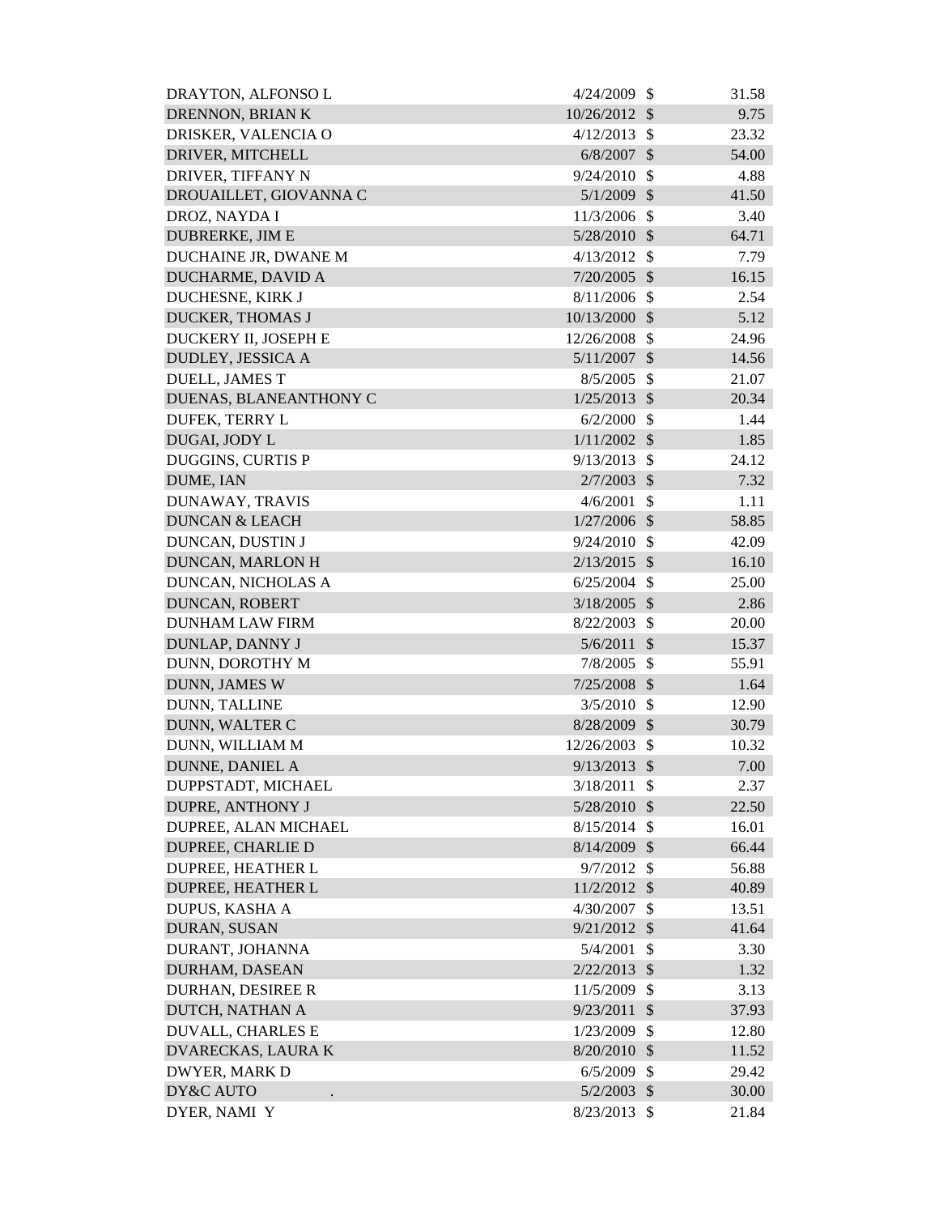| | | | |
|---|---|---|---|
| DRAYTON, ALFONSO L | 4/24/2009 | $ | 31.58 |
| DRENNON, BRIAN K | 10/26/2012 | $ | 9.75 |
| DRISKER, VALENCIA O | 4/12/2013 | $ | 23.32 |
| DRIVER, MITCHELL | 6/8/2007 | $ | 54.00 |
| DRIVER, TIFFANY N | 9/24/2010 | $ | 4.88 |
| DROUAILLET, GIOVANNA C | 5/1/2009 | $ | 41.50 |
| DROZ, NAYDA I | 11/3/2006 | $ | 3.40 |
| DUBRERKE, JIM E | 5/28/2010 | $ | 64.71 |
| DUCHAINE JR, DWANE M | 4/13/2012 | $ | 7.79 |
| DUCHARME, DAVID A | 7/20/2005 | $ | 16.15 |
| DUCHESNE, KIRK J | 8/11/2006 | $ | 2.54 |
| DUCKER, THOMAS J | 10/13/2000 | $ | 5.12 |
| DUCKERY II, JOSEPH E | 12/26/2008 | $ | 24.96 |
| DUDLEY, JESSICA A | 5/11/2007 | $ | 14.56 |
| DUELL, JAMES T | 8/5/2005 | $ | 21.07 |
| DUENAS, BLANEANTHONY C | 1/25/2013 | $ | 20.34 |
| DUFEK, TERRY L | 6/2/2000 | $ | 1.44 |
| DUGAI, JODY L | 1/11/2002 | $ | 1.85 |
| DUGGINS, CURTIS P | 9/13/2013 | $ | 24.12 |
| DUME, IAN | 2/7/2003 | $ | 7.32 |
| DUNAWAY, TRAVIS | 4/6/2001 | $ | 1.11 |
| DUNCAN & LEACH | 1/27/2006 | $ | 58.85 |
| DUNCAN, DUSTIN J | 9/24/2010 | $ | 42.09 |
| DUNCAN, MARLON H | 2/13/2015 | $ | 16.10 |
| DUNCAN, NICHOLAS A | 6/25/2004 | $ | 25.00 |
| DUNCAN, ROBERT | 3/18/2005 | $ | 2.86 |
| DUNHAM LAW FIRM | 8/22/2003 | $ | 20.00 |
| DUNLAP, DANNY J | 5/6/2011 | $ | 15.37 |
| DUNN, DOROTHY M | 7/8/2005 | $ | 55.91 |
| DUNN, JAMES W | 7/25/2008 | $ | 1.64 |
| DUNN, TALLINE | 3/5/2010 | $ | 12.90 |
| DUNN, WALTER C | 8/28/2009 | $ | 30.79 |
| DUNN, WILLIAM M | 12/26/2003 | $ | 10.32 |
| DUNNE, DANIEL A | 9/13/2013 | $ | 7.00 |
| DUPPSTADT, MICHAEL | 3/18/2011 | $ | 2.37 |
| DUPRE, ANTHONY J | 5/28/2010 | $ | 22.50 |
| DUPREE, ALAN MICHAEL | 8/15/2014 | $ | 16.01 |
| DUPREE, CHARLIE D | 8/14/2009 | $ | 66.44 |
| DUPREE, HEATHER L | 9/7/2012 | $ | 56.88 |
| DUPREE, HEATHER L | 11/2/2012 | $ | 40.89 |
| DUPUS, KASHA A | 4/30/2007 | $ | 13.51 |
| DURAN, SUSAN | 9/21/2012 | $ | 41.64 |
| DURANT, JOHANNA | 5/4/2001 | $ | 3.30 |
| DURHAM, DASEAN | 2/22/2013 | $ | 1.32 |
| DURHAN, DESIREE R | 11/5/2009 | $ | 3.13 |
| DUTCH, NATHAN A | 9/23/2011 | $ | 37.93 |
| DUVALL, CHARLES E | 1/23/2009 | $ | 12.80 |
| DVARECKAS, LAURA K | 8/20/2010 | $ | 11.52 |
| DWYER, MARK D | 6/5/2009 | $ | 29.42 |
| DY&C AUTO . | 5/2/2003 | $ | 30.00 |
| DYER, NAMI Y | 8/23/2013 | $ | 21.84 |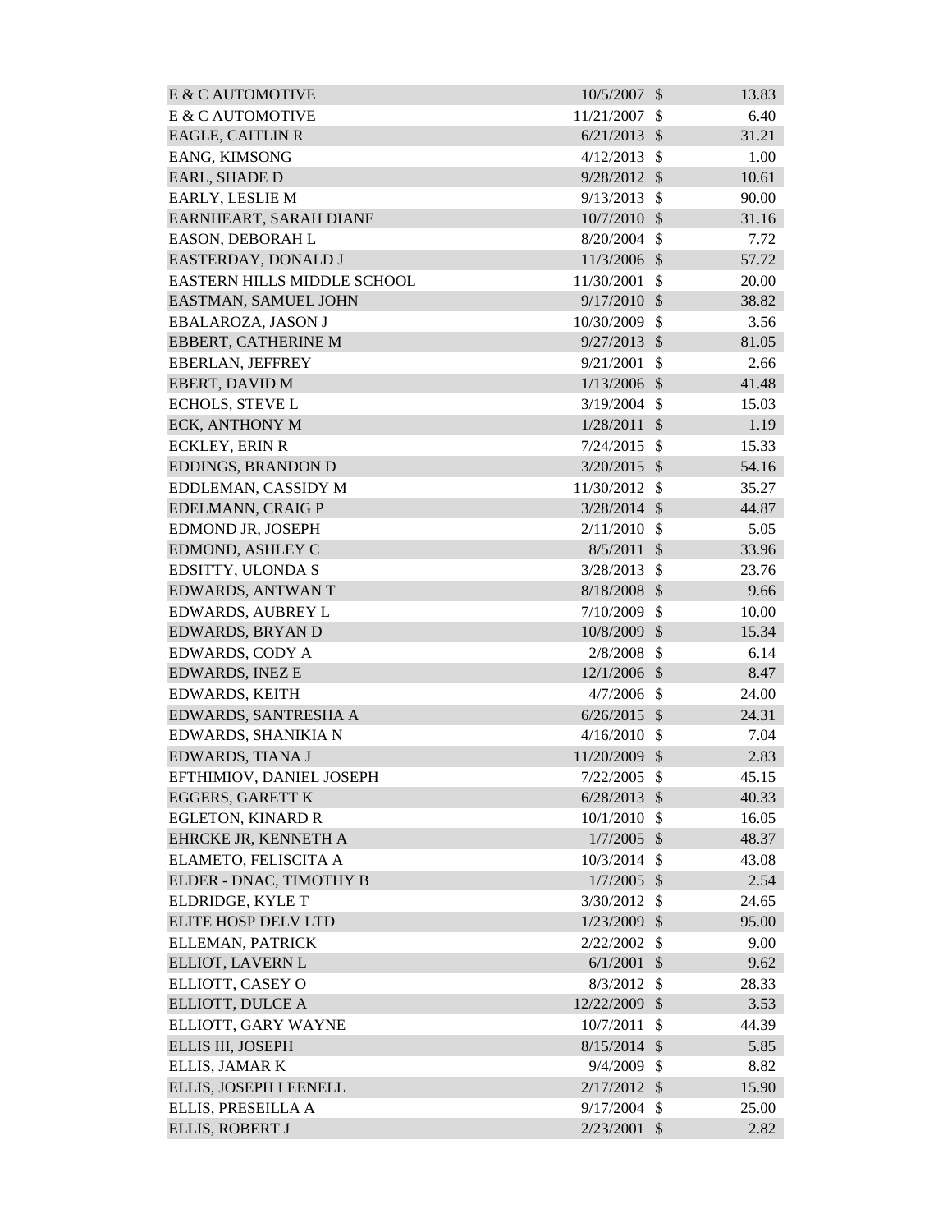| | | | |
|---|---|---|---|
| E & C AUTOMOTIVE | 10/5/2007 | $ | 13.83 |
| E & C AUTOMOTIVE | 11/21/2007 | $ | 6.40 |
| EAGLE, CAITLIN R | 6/21/2013 | $ | 31.21 |
| EANG, KIMSONG | 4/12/2013 | $ | 1.00 |
| EARL, SHADE D | 9/28/2012 | $ | 10.61 |
| EARLY, LESLIE M | 9/13/2013 | $ | 90.00 |
| EARNHEART, SARAH DIANE | 10/7/2010 | $ | 31.16 |
| EASON, DEBORAH L | 8/20/2004 | $ | 7.72 |
| EASTERDAY, DONALD J | 11/3/2006 | $ | 57.72 |
| EASTERN HILLS MIDDLE SCHOOL | 11/30/2001 | $ | 20.00 |
| EASTMAN, SAMUEL JOHN | 9/17/2010 | $ | 38.82 |
| EBALAROZA, JASON J | 10/30/2009 | $ | 3.56 |
| EBBERT, CATHERINE M | 9/27/2013 | $ | 81.05 |
| EBERLAN, JEFFREY | 9/21/2001 | $ | 2.66 |
| EBERT, DAVID M | 1/13/2006 | $ | 41.48 |
| ECHOLS, STEVE L | 3/19/2004 | $ | 15.03 |
| ECK, ANTHONY M | 1/28/2011 | $ | 1.19 |
| ECKLEY, ERIN R | 7/24/2015 | $ | 15.33 |
| EDDINGS, BRANDON D | 3/20/2015 | $ | 54.16 |
| EDDLEMAN, CASSIDY M | 11/30/2012 | $ | 35.27 |
| EDELMANN, CRAIG P | 3/28/2014 | $ | 44.87 |
| EDMOND JR, JOSEPH | 2/11/2010 | $ | 5.05 |
| EDMOND, ASHLEY C | 8/5/2011 | $ | 33.96 |
| EDSITTY, ULONDA S | 3/28/2013 | $ | 23.76 |
| EDWARDS, ANTWAN T | 8/18/2008 | $ | 9.66 |
| EDWARDS, AUBREY L | 7/10/2009 | $ | 10.00 |
| EDWARDS, BRYAN D | 10/8/2009 | $ | 15.34 |
| EDWARDS, CODY A | 2/8/2008 | $ | 6.14 |
| EDWARDS, INEZ E | 12/1/2006 | $ | 8.47 |
| EDWARDS, KEITH | 4/7/2006 | $ | 24.00 |
| EDWARDS, SANTRESHA A | 6/26/2015 | $ | 24.31 |
| EDWARDS, SHANIKIA N | 4/16/2010 | $ | 7.04 |
| EDWARDS, TIANA J | 11/20/2009 | $ | 2.83 |
| EFTHIMIOV, DANIEL JOSEPH | 7/22/2005 | $ | 45.15 |
| EGGERS, GARETT K | 6/28/2013 | $ | 40.33 |
| EGLETON, KINARD R | 10/1/2010 | $ | 16.05 |
| EHRCKE JR, KENNETH A | 1/7/2005 | $ | 48.37 |
| ELAMETO, FELISCITA A | 10/3/2014 | $ | 43.08 |
| ELDER - DNAC, TIMOTHY B | 1/7/2005 | $ | 2.54 |
| ELDRIDGE, KYLE T | 3/30/2012 | $ | 24.65 |
| ELITE HOSP DELV LTD | 1/23/2009 | $ | 95.00 |
| ELLEMAN, PATRICK | 2/22/2002 | $ | 9.00 |
| ELLIOT, LAVERN L | 6/1/2001 | $ | 9.62 |
| ELLIOTT, CASEY O | 8/3/2012 | $ | 28.33 |
| ELLIOTT, DULCE A | 12/22/2009 | $ | 3.53 |
| ELLIOTT, GARY WAYNE | 10/7/2011 | $ | 44.39 |
| ELLIS III, JOSEPH | 8/15/2014 | $ | 5.85 |
| ELLIS, JAMAR K | 9/4/2009 | $ | 8.82 |
| ELLIS, JOSEPH LEENELL | 2/17/2012 | $ | 15.90 |
| ELLIS, PRESEILLA A | 9/17/2004 | $ | 25.00 |
| ELLIS, ROBERT J | 2/23/2001 | $ | 2.82 |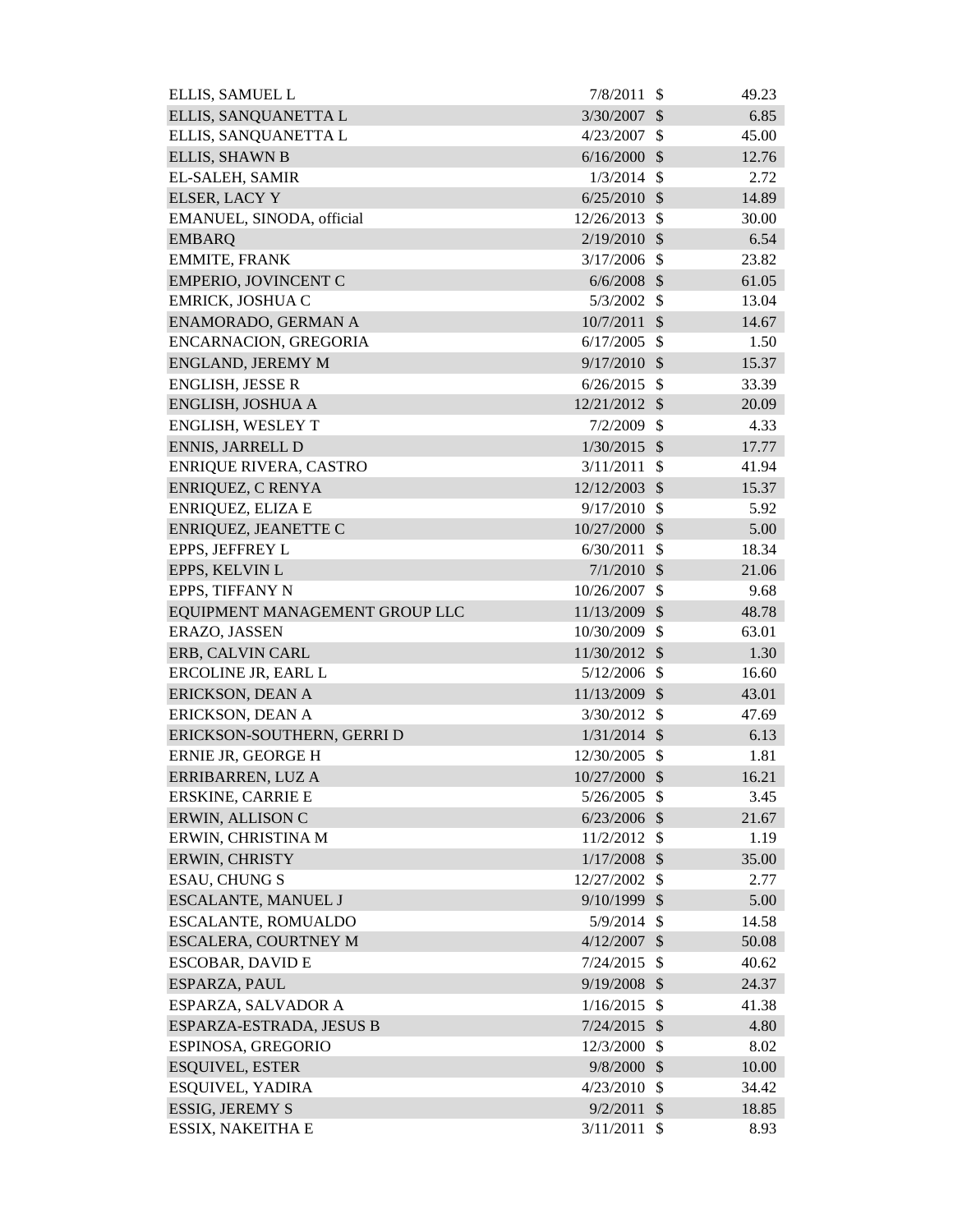| | | | |
|---|---|---|---|
| ELLIS, SAMUEL L | 7/8/2011 | $ | 49.23 |
| ELLIS, SANQUANETTA L | 3/30/2007 | $ | 6.85 |
| ELLIS, SANQUANETTA L | 4/23/2007 | $ | 45.00 |
| ELLIS, SHAWN B | 6/16/2000 | $ | 12.76 |
| EL-SALEH, SAMIR | 1/3/2014 | $ | 2.72 |
| ELSER, LACY Y | 6/25/2010 | $ | 14.89 |
| EMANUEL, SINODA, official | 12/26/2013 | $ | 30.00 |
| EMBARQ | 2/19/2010 | $ | 6.54 |
| EMMITE, FRANK | 3/17/2006 | $ | 23.82 |
| EMPERIO, JOVINCENT C | 6/6/2008 | $ | 61.05 |
| EMRICK, JOSHUA C | 5/3/2002 | $ | 13.04 |
| ENAMORADO, GERMAN A | 10/7/2011 | $ | 14.67 |
| ENCARNACION, GREGORIA | 6/17/2005 | $ | 1.50 |
| ENGLAND, JEREMY M | 9/17/2010 | $ | 15.37 |
| ENGLISH, JESSE R | 6/26/2015 | $ | 33.39 |
| ENGLISH, JOSHUA A | 12/21/2012 | $ | 20.09 |
| ENGLISH, WESLEY T | 7/2/2009 | $ | 4.33 |
| ENNIS, JARRELL D | 1/30/2015 | $ | 17.77 |
| ENRIQUE RIVERA, CASTRO | 3/11/2011 | $ | 41.94 |
| ENRIQUEZ, C RENYA | 12/12/2003 | $ | 15.37 |
| ENRIQUEZ, ELIZA E | 9/17/2010 | $ | 5.92 |
| ENRIQUEZ, JEANETTE C | 10/27/2000 | $ | 5.00 |
| EPPS, JEFFREY L | 6/30/2011 | $ | 18.34 |
| EPPS, KELVIN L | 7/1/2010 | $ | 21.06 |
| EPPS, TIFFANY N | 10/26/2007 | $ | 9.68 |
| EQUIPMENT MANAGEMENT GROUP LLC | 11/13/2009 | $ | 48.78 |
| ERAZO, JASSEN | 10/30/2009 | $ | 63.01 |
| ERB, CALVIN CARL | 11/30/2012 | $ | 1.30 |
| ERCOLINE JR, EARL L | 5/12/2006 | $ | 16.60 |
| ERICKSON, DEAN A | 11/13/2009 | $ | 43.01 |
| ERICKSON, DEAN A | 3/30/2012 | $ | 47.69 |
| ERICKSON-SOUTHERN, GERRI D | 1/31/2014 | $ | 6.13 |
| ERNIE JR, GEORGE H | 12/30/2005 | $ | 1.81 |
| ERRIBARREN, LUZ A | 10/27/2000 | $ | 16.21 |
| ERSKINE, CARRIE E | 5/26/2005 | $ | 3.45 |
| ERWIN, ALLISON C | 6/23/2006 | $ | 21.67 |
| ERWIN, CHRISTINA M | 11/2/2012 | $ | 1.19 |
| ERWIN, CHRISTY | 1/17/2008 | $ | 35.00 |
| ESAU, CHUNG S | 12/27/2002 | $ | 2.77 |
| ESCALANTE, MANUEL J | 9/10/1999 | $ | 5.00 |
| ESCALANTE, ROMUALDO | 5/9/2014 | $ | 14.58 |
| ESCALERA, COURTNEY M | 4/12/2007 | $ | 50.08 |
| ESCOBAR, DAVID E | 7/24/2015 | $ | 40.62 |
| ESPARZA, PAUL | 9/19/2008 | $ | 24.37 |
| ESPARZA, SALVADOR A | 1/16/2015 | $ | 41.38 |
| ESPARZA-ESTRADA, JESUS B | 7/24/2015 | $ | 4.80 |
| ESPINOSA, GREGORIO | 12/3/2000 | $ | 8.02 |
| ESQUIVEL, ESTER | 9/8/2000 | $ | 10.00 |
| ESQUIVEL, YADIRA | 4/23/2010 | $ | 34.42 |
| ESSIG, JEREMY S | 9/2/2011 | $ | 18.85 |
| ESSIX, NAKEITHA E | 3/11/2011 | $ | 8.93 |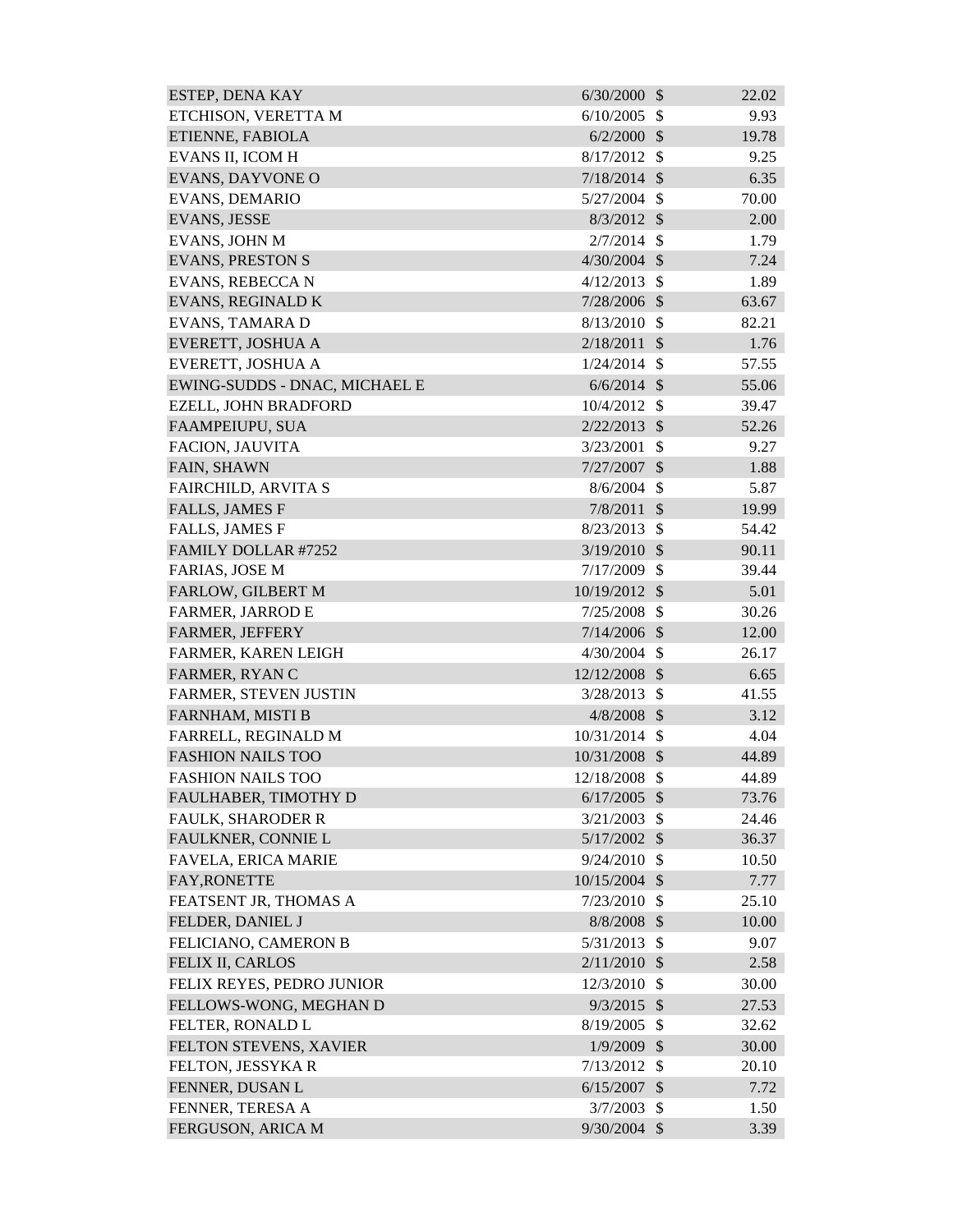| | | | |
|---|---|---|---|
| ESTEP, DENA KAY | 6/30/2000 | $ | 22.02 |
| ETCHISON, VERETTA M | 6/10/2005 | $ | 9.93 |
| ETIENNE, FABIOLA | 6/2/2000 | $ | 19.78 |
| EVANS II, ICOM H | 8/17/2012 | $ | 9.25 |
| EVANS, DAYVONE O | 7/18/2014 | $ | 6.35 |
| EVANS, DEMARIO | 5/27/2004 | $ | 70.00 |
| EVANS, JESSE | 8/3/2012 | $ | 2.00 |
| EVANS, JOHN M | 2/7/2014 | $ | 1.79 |
| EVANS, PRESTON S | 4/30/2004 | $ | 7.24 |
| EVANS, REBECCA N | 4/12/2013 | $ | 1.89 |
| EVANS, REGINALD K | 7/28/2006 | $ | 63.67 |
| EVANS, TAMARA D | 8/13/2010 | $ | 82.21 |
| EVERETT, JOSHUA A | 2/18/2011 | $ | 1.76 |
| EVERETT, JOSHUA A | 1/24/2014 | $ | 57.55 |
| EWING-SUDDS - DNAC, MICHAEL E | 6/6/2014 | $ | 55.06 |
| EZELL, JOHN BRADFORD | 10/4/2012 | $ | 39.47 |
| FAAMPEIUPU, SUA | 2/22/2013 | $ | 52.26 |
| FACION, JAUVITA | 3/23/2001 | $ | 9.27 |
| FAIN, SHAWN | 7/27/2007 | $ | 1.88 |
| FAIRCHILD, ARVITA S | 8/6/2004 | $ | 5.87 |
| FALLS, JAMES F | 7/8/2011 | $ | 19.99 |
| FALLS, JAMES F | 8/23/2013 | $ | 54.42 |
| FAMILY DOLLAR #7252 | 3/19/2010 | $ | 90.11 |
| FARIAS, JOSE M | 7/17/2009 | $ | 39.44 |
| FARLOW, GILBERT M | 10/19/2012 | $ | 5.01 |
| FARMER, JARROD E | 7/25/2008 | $ | 30.26 |
| FARMER, JEFFERY | 7/14/2006 | $ | 12.00 |
| FARMER, KAREN LEIGH | 4/30/2004 | $ | 26.17 |
| FARMER, RYAN C | 12/12/2008 | $ | 6.65 |
| FARMER, STEVEN JUSTIN | 3/28/2013 | $ | 41.55 |
| FARNHAM, MISTI B | 4/8/2008 | $ | 3.12 |
| FARRELL, REGINALD M | 10/31/2014 | $ | 4.04 |
| FASHION NAILS TOO | 10/31/2008 | $ | 44.89 |
| FASHION NAILS TOO | 12/18/2008 | $ | 44.89 |
| FAULHABER, TIMOTHY D | 6/17/2005 | $ | 73.76 |
| FAULK, SHARODER R | 3/21/2003 | $ | 24.46 |
| FAULKNER, CONNIE L | 5/17/2002 | $ | 36.37 |
| FAVELA, ERICA MARIE | 9/24/2010 | $ | 10.50 |
| FAY,RONETTE | 10/15/2004 | $ | 7.77 |
| FEATSENT JR, THOMAS A | 7/23/2010 | $ | 25.10 |
| FELDER, DANIEL J | 8/8/2008 | $ | 10.00 |
| FELICIANO, CAMERON B | 5/31/2013 | $ | 9.07 |
| FELIX II, CARLOS | 2/11/2010 | $ | 2.58 |
| FELIX REYES, PEDRO JUNIOR | 12/3/2010 | $ | 30.00 |
| FELLOWS-WONG, MEGHAN D | 9/3/2015 | $ | 27.53 |
| FELTER, RONALD L | 8/19/2005 | $ | 32.62 |
| FELTON STEVENS, XAVIER | 1/9/2009 | $ | 30.00 |
| FELTON, JESSYKA R | 7/13/2012 | $ | 20.10 |
| FENNER, DUSAN L | 6/15/2007 | $ | 7.72 |
| FENNER, TERESA A | 3/7/2003 | $ | 1.50 |
| FERGUSON, ARICA M | 9/30/2004 | $ | 3.39 |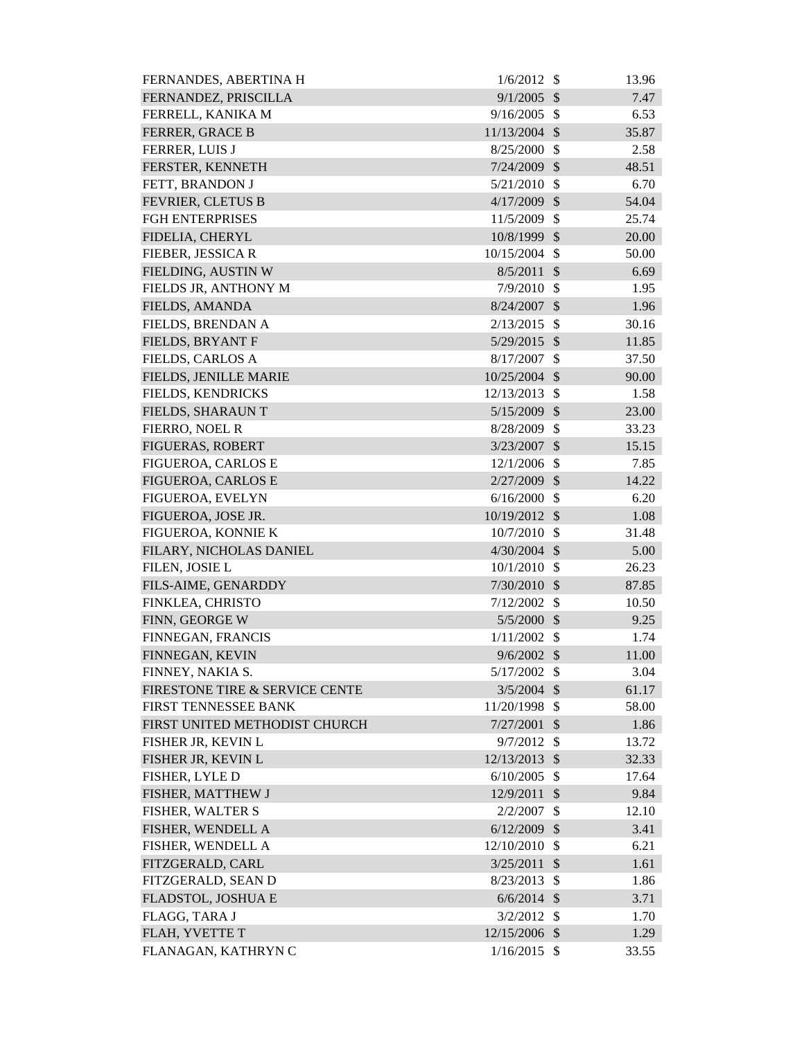| | | | |
|---|---|---|---|
| FERNANDES, ABERTINA H | 1/6/2012 | $ | 13.96 |
| FERNANDEZ, PRISCILLA | 9/1/2005 | $ | 7.47 |
| FERRELL, KANIKA M | 9/16/2005 | $ | 6.53 |
| FERRER, GRACE B | 11/13/2004 | $ | 35.87 |
| FERRER, LUIS J | 8/25/2000 | $ | 2.58 |
| FERSTER, KENNETH | 7/24/2009 | $ | 48.51 |
| FETT, BRANDON J | 5/21/2010 | $ | 6.70 |
| FEVRIER, CLETUS B | 4/17/2009 | $ | 54.04 |
| FGH ENTERPRISES | 11/5/2009 | $ | 25.74 |
| FIDELIA, CHERYL | 10/8/1999 | $ | 20.00 |
| FIEBER, JESSICA R | 10/15/2004 | $ | 50.00 |
| FIELDING, AUSTIN W | 8/5/2011 | $ | 6.69 |
| FIELDS JR, ANTHONY M | 7/9/2010 | $ | 1.95 |
| FIELDS, AMANDA | 8/24/2007 | $ | 1.96 |
| FIELDS, BRENDAN A | 2/13/2015 | $ | 30.16 |
| FIELDS, BRYANT F | 5/29/2015 | $ | 11.85 |
| FIELDS, CARLOS A | 8/17/2007 | $ | 37.50 |
| FIELDS, JENILLE MARIE | 10/25/2004 | $ | 90.00 |
| FIELDS, KENDRICKS | 12/13/2013 | $ | 1.58 |
| FIELDS, SHARAUN T | 5/15/2009 | $ | 23.00 |
| FIERRO, NOEL R | 8/28/2009 | $ | 33.23 |
| FIGUERAS, ROBERT | 3/23/2007 | $ | 15.15 |
| FIGUEROA, CARLOS E | 12/1/2006 | $ | 7.85 |
| FIGUEROA, CARLOS E | 2/27/2009 | $ | 14.22 |
| FIGUEROA, EVELYN | 6/16/2000 | $ | 6.20 |
| FIGUEROA, JOSE JR. | 10/19/2012 | $ | 1.08 |
| FIGUEROA, KONNIE K | 10/7/2010 | $ | 31.48 |
| FILARY, NICHOLAS DANIEL | 4/30/2004 | $ | 5.00 |
| FILEN, JOSIE L | 10/1/2010 | $ | 26.23 |
| FILS-AIME, GENARDDY | 7/30/2010 | $ | 87.85 |
| FINKLEA, CHRISTO | 7/12/2002 | $ | 10.50 |
| FINN, GEORGE W | 5/5/2000 | $ | 9.25 |
| FINNEGAN, FRANCIS | 1/11/2002 | $ | 1.74 |
| FINNEGAN, KEVIN | 9/6/2002 | $ | 11.00 |
| FINNEY, NAKIA S. | 5/17/2002 | $ | 3.04 |
| FIRESTONE TIRE & SERVICE CENTE | 3/5/2004 | $ | 61.17 |
| FIRST TENNESSEE BANK | 11/20/1998 | $ | 58.00 |
| FIRST UNITED METHODIST CHURCH | 7/27/2001 | $ | 1.86 |
| FISHER JR, KEVIN L | 9/7/2012 | $ | 13.72 |
| FISHER JR, KEVIN L | 12/13/2013 | $ | 32.33 |
| FISHER, LYLE D | 6/10/2005 | $ | 17.64 |
| FISHER, MATTHEW J | 12/9/2011 | $ | 9.84 |
| FISHER, WALTER S | 2/2/2007 | $ | 12.10 |
| FISHER, WENDELL A | 6/12/2009 | $ | 3.41 |
| FISHER, WENDELL A | 12/10/2010 | $ | 6.21 |
| FITZGERALD, CARL | 3/25/2011 | $ | 1.61 |
| FITZGERALD, SEAN D | 8/23/2013 | $ | 1.86 |
| FLADSTOL, JOSHUA E | 6/6/2014 | $ | 3.71 |
| FLAGG, TARA J | 3/2/2012 | $ | 1.70 |
| FLAH, YVETTE T | 12/15/2006 | $ | 1.29 |
| FLANAGAN, KATHRYN C | 1/16/2015 | $ | 33.55 |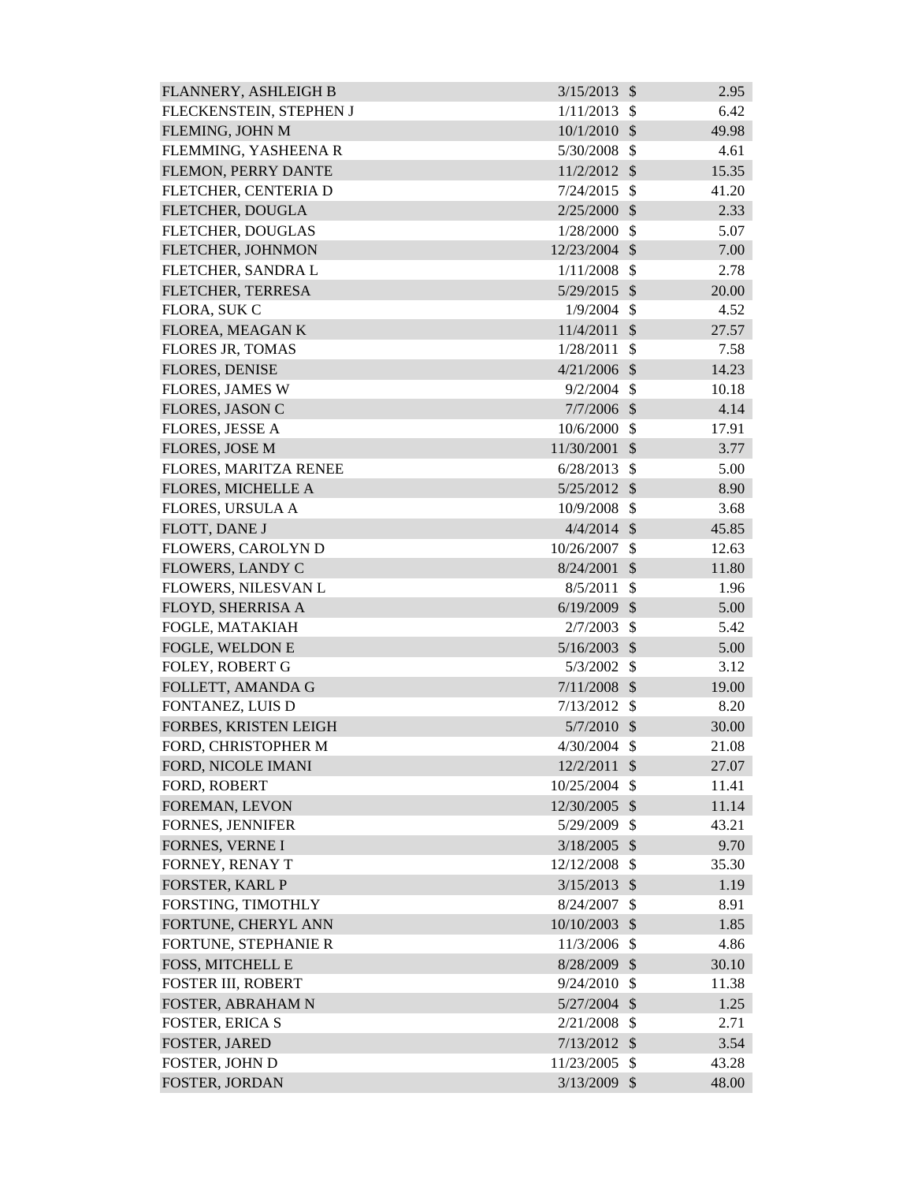| | | | |
|---|---|---|---|
| FLANNERY, ASHLEIGH B | 3/15/2013 | $ | 2.95 |
| FLECKENSTEIN, STEPHEN J | 1/11/2013 | $ | 6.42 |
| FLEMING, JOHN M | 10/1/2010 | $ | 49.98 |
| FLEMMING, YASHEENA R | 5/30/2008 | $ | 4.61 |
| FLEMON, PERRY DANTE | 11/2/2012 | $ | 15.35 |
| FLETCHER, CENTERIA D | 7/24/2015 | $ | 41.20 |
| FLETCHER, DOUGLA | 2/25/2000 | $ | 2.33 |
| FLETCHER, DOUGLAS | 1/28/2000 | $ | 5.07 |
| FLETCHER, JOHNMON | 12/23/2004 | $ | 7.00 |
| FLETCHER, SANDRA L | 1/11/2008 | $ | 2.78 |
| FLETCHER, TERRESA | 5/29/2015 | $ | 20.00 |
| FLORA, SUK C | 1/9/2004 | $ | 4.52 |
| FLOREA, MEAGAN K | 11/4/2011 | $ | 27.57 |
| FLORES JR, TOMAS | 1/28/2011 | $ | 7.58 |
| FLORES, DENISE | 4/21/2006 | $ | 14.23 |
| FLORES, JAMES W | 9/2/2004 | $ | 10.18 |
| FLORES, JASON C | 7/7/2006 | $ | 4.14 |
| FLORES, JESSE A | 10/6/2000 | $ | 17.91 |
| FLORES, JOSE M | 11/30/2001 | $ | 3.77 |
| FLORES, MARITZA RENEE | 6/28/2013 | $ | 5.00 |
| FLORES, MICHELLE A | 5/25/2012 | $ | 8.90 |
| FLORES, URSULA A | 10/9/2008 | $ | 3.68 |
| FLOTT, DANE J | 4/4/2014 | $ | 45.85 |
| FLOWERS, CAROLYN D | 10/26/2007 | $ | 12.63 |
| FLOWERS, LANDY C | 8/24/2001 | $ | 11.80 |
| FLOWERS, NILESVAN L | 8/5/2011 | $ | 1.96 |
| FLOYD, SHERRISA A | 6/19/2009 | $ | 5.00 |
| FOGLE, MATAKIAH | 2/7/2003 | $ | 5.42 |
| FOGLE, WELDON E | 5/16/2003 | $ | 5.00 |
| FOLEY, ROBERT G | 5/3/2002 | $ | 3.12 |
| FOLLETT, AMANDA G | 7/11/2008 | $ | 19.00 |
| FONTANEZ, LUIS D | 7/13/2012 | $ | 8.20 |
| FORBES, KRISTEN LEIGH | 5/7/2010 | $ | 30.00 |
| FORD, CHRISTOPHER M | 4/30/2004 | $ | 21.08 |
| FORD, NICOLE IMANI | 12/2/2011 | $ | 27.07 |
| FORD, ROBERT | 10/25/2004 | $ | 11.41 |
| FOREMAN, LEVON | 12/30/2005 | $ | 11.14 |
| FORNES, JENNIFER | 5/29/2009 | $ | 43.21 |
| FORNES, VERNE I | 3/18/2005 | $ | 9.70 |
| FORNEY, RENAY T | 12/12/2008 | $ | 35.30 |
| FORSTER, KARL P | 3/15/2013 | $ | 1.19 |
| FORSTING, TIMOTHLY | 8/24/2007 | $ | 8.91 |
| FORTUNE, CHERYL ANN | 10/10/2003 | $ | 1.85 |
| FORTUNE, STEPHANIE R | 11/3/2006 | $ | 4.86 |
| FOSS, MITCHELL E | 8/28/2009 | $ | 30.10 |
| FOSTER III, ROBERT | 9/24/2010 | $ | 11.38 |
| FOSTER, ABRAHAM N | 5/27/2004 | $ | 1.25 |
| FOSTER, ERICA S | 2/21/2008 | $ | 2.71 |
| FOSTER, JARED | 7/13/2012 | $ | 3.54 |
| FOSTER, JOHN D | 11/23/2005 | $ | 43.28 |
| FOSTER, JORDAN | 3/13/2009 | $ | 48.00 |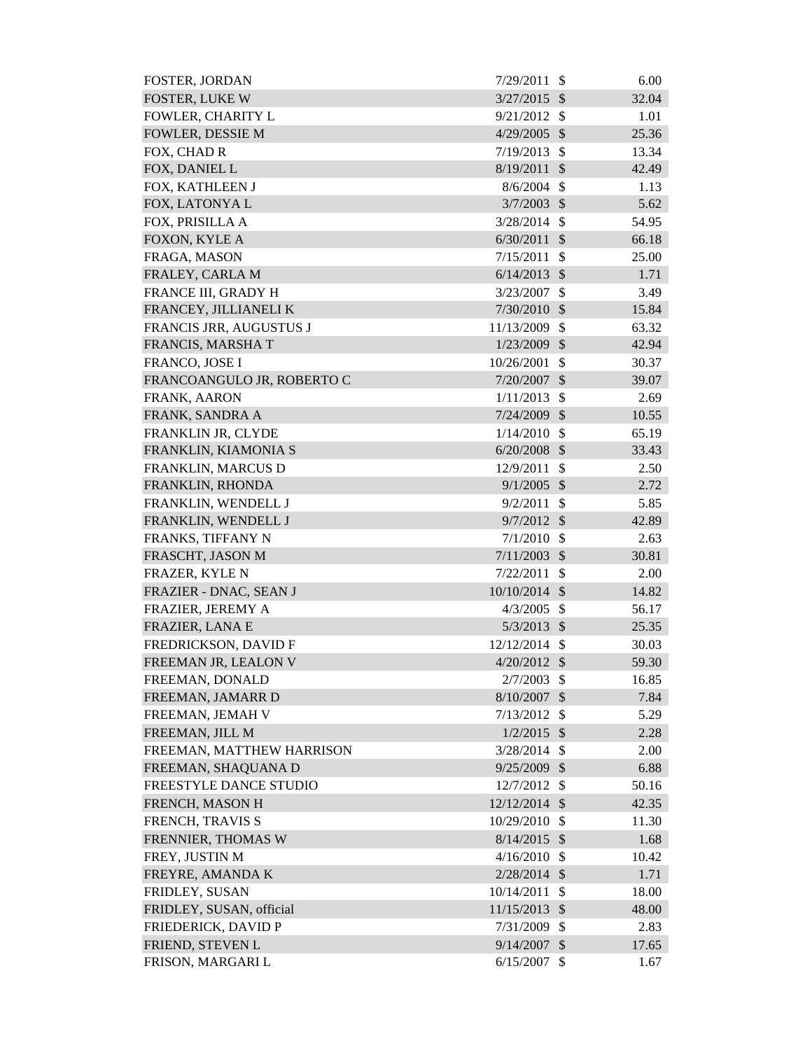| | | | |
|---|---|---|---|
| FOSTER, JORDAN | 7/29/2011 | $ | 6.00 |
| FOSTER, LUKE W | 3/27/2015 | $ | 32.04 |
| FOWLER, CHARITY L | 9/21/2012 | $ | 1.01 |
| FOWLER, DESSIE M | 4/29/2005 | $ | 25.36 |
| FOX, CHAD R | 7/19/2013 | $ | 13.34 |
| FOX, DANIEL L | 8/19/2011 | $ | 42.49 |
| FOX, KATHLEEN J | 8/6/2004 | $ | 1.13 |
| FOX, LATONYA L | 3/7/2003 | $ | 5.62 |
| FOX, PRISILLA A | 3/28/2014 | $ | 54.95 |
| FOXON, KYLE A | 6/30/2011 | $ | 66.18 |
| FRAGA, MASON | 7/15/2011 | $ | 25.00 |
| FRALEY, CARLA M | 6/14/2013 | $ | 1.71 |
| FRANCE III, GRADY H | 3/23/2007 | $ | 3.49 |
| FRANCEY, JILLIANELI K | 7/30/2010 | $ | 15.84 |
| FRANCIS JRR, AUGUSTUS J | 11/13/2009 | $ | 63.32 |
| FRANCIS, MARSHA T | 1/23/2009 | $ | 42.94 |
| FRANCO, JOSE I | 10/26/2001 | $ | 30.37 |
| FRANCOANGULO JR, ROBERTO C | 7/20/2007 | $ | 39.07 |
| FRANK, AARON | 1/11/2013 | $ | 2.69 |
| FRANK, SANDRA A | 7/24/2009 | $ | 10.55 |
| FRANKLIN JR, CLYDE | 1/14/2010 | $ | 65.19 |
| FRANKLIN, KIAMONIA S | 6/20/2008 | $ | 33.43 |
| FRANKLIN, MARCUS D | 12/9/2011 | $ | 2.50 |
| FRANKLIN, RHONDA | 9/1/2005 | $ | 2.72 |
| FRANKLIN, WENDELL J | 9/2/2011 | $ | 5.85 |
| FRANKLIN, WENDELL J | 9/7/2012 | $ | 42.89 |
| FRANKS, TIFFANY N | 7/1/2010 | $ | 2.63 |
| FRASCHT, JASON M | 7/11/2003 | $ | 30.81 |
| FRAZER, KYLE N | 7/22/2011 | $ | 2.00 |
| FRAZIER - DNAC, SEAN J | 10/10/2014 | $ | 14.82 |
| FRAZIER, JEREMY A | 4/3/2005 | $ | 56.17 |
| FRAZIER, LANA E | 5/3/2013 | $ | 25.35 |
| FREDRICKSON, DAVID F | 12/12/2014 | $ | 30.03 |
| FREEMAN JR, LEALON V | 4/20/2012 | $ | 59.30 |
| FREEMAN, DONALD | 2/7/2003 | $ | 16.85 |
| FREEMAN, JAMARR D | 8/10/2007 | $ | 7.84 |
| FREEMAN, JEMAH V | 7/13/2012 | $ | 5.29 |
| FREEMAN, JILL M | 1/2/2015 | $ | 2.28 |
| FREEMAN, MATTHEW HARRISON | 3/28/2014 | $ | 2.00 |
| FREEMAN, SHAQUANA D | 9/25/2009 | $ | 6.88 |
| FREESTYLE DANCE STUDIO | 12/7/2012 | $ | 50.16 |
| FRENCH, MASON H | 12/12/2014 | $ | 42.35 |
| FRENCH, TRAVIS S | 10/29/2010 | $ | 11.30 |
| FRENNIER, THOMAS W | 8/14/2015 | $ | 1.68 |
| FREY, JUSTIN M | 4/16/2010 | $ | 10.42 |
| FREYRE, AMANDA K | 2/28/2014 | $ | 1.71 |
| FRIDLEY, SUSAN | 10/14/2011 | $ | 18.00 |
| FRIDLEY, SUSAN, official | 11/15/2013 | $ | 48.00 |
| FRIEDERICK, DAVID P | 7/31/2009 | $ | 2.83 |
| FRIEND, STEVEN L | 9/14/2007 | $ | 17.65 |
| FRISON, MARGARI L | 6/15/2007 | $ | 1.67 |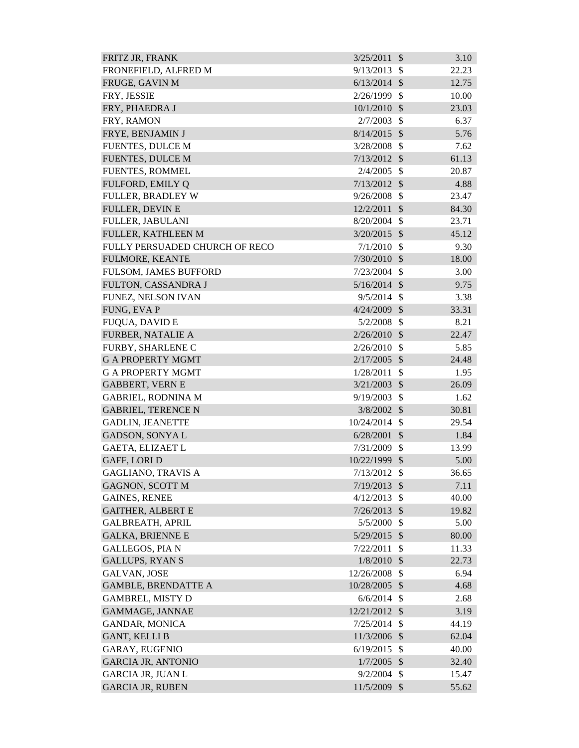| | | | |
|---|---|---|---|
| FRITZ JR, FRANK | 3/25/2011 | $ | 3.10 |
| FRONEFIELD, ALFRED M | 9/13/2013 | $ | 22.23 |
| FRUGE, GAVIN M | 6/13/2014 | $ | 12.75 |
| FRY, JESSIE | 2/26/1999 | $ | 10.00 |
| FRY, PHAEDRA J | 10/1/2010 | $ | 23.03 |
| FRY, RAMON | 2/7/2003 | $ | 6.37 |
| FRYE, BENJAMIN J | 8/14/2015 | $ | 5.76 |
| FUENTES, DULCE M | 3/28/2008 | $ | 7.62 |
| FUENTES, DULCE M | 7/13/2012 | $ | 61.13 |
| FUENTES, ROMMEL | 2/4/2005 | $ | 20.87 |
| FULFORD, EMILY Q | 7/13/2012 | $ | 4.88 |
| FULLER, BRADLEY W | 9/26/2008 | $ | 23.47 |
| FULLER, DEVIN E | 12/2/2011 | $ | 84.30 |
| FULLER, JABULANI | 8/20/2004 | $ | 23.71 |
| FULLER, KATHLEEN M | 3/20/2015 | $ | 45.12 |
| FULLY PERSUADED CHURCH OF RECO | 7/1/2010 | $ | 9.30 |
| FULMORE, KEANTE | 7/30/2010 | $ | 18.00 |
| FULSOM, JAMES BUFFORD | 7/23/2004 | $ | 3.00 |
| FULTON, CASSANDRA J | 5/16/2014 | $ | 9.75 |
| FUNEZ, NELSON IVAN | 9/5/2014 | $ | 3.38 |
| FUNG, EVA P | 4/24/2009 | $ | 33.31 |
| FUQUA, DAVID E | 5/2/2008 | $ | 8.21 |
| FURBER, NATALIE A | 2/26/2010 | $ | 22.47 |
| FURBY, SHARLENE C | 2/26/2010 | $ | 5.85 |
| G A PROPERTY MGMT | 2/17/2005 | $ | 24.48 |
| G A PROPERTY MGMT | 1/28/2011 | $ | 1.95 |
| GABBERT, VERN E | 3/21/2003 | $ | 26.09 |
| GABRIEL, RODNINA M | 9/19/2003 | $ | 1.62 |
| GABRIEL, TERENCE N | 3/8/2002 | $ | 30.81 |
| GADLIN, JEANETTE | 10/24/2014 | $ | 29.54 |
| GADSON, SONYA L | 6/28/2001 | $ | 1.84 |
| GAETA, ELIZAET L | 7/31/2009 | $ | 13.99 |
| GAFF, LORI D | 10/22/1999 | $ | 5.00 |
| GAGLIANO, TRAVIS A | 7/13/2012 | $ | 36.65 |
| GAGNON, SCOTT M | 7/19/2013 | $ | 7.11 |
| GAINES, RENEE | 4/12/2013 | $ | 40.00 |
| GAITHER, ALBERT E | 7/26/2013 | $ | 19.82 |
| GALBREATH, APRIL | 5/5/2000 | $ | 5.00 |
| GALKA, BRIENNE E | 5/29/2015 | $ | 80.00 |
| GALLEGOS, PIA N | 7/22/2011 | $ | 11.33 |
| GALLUPS, RYAN S | 1/8/2010 | $ | 22.73 |
| GALVAN, JOSE | 12/26/2008 | $ | 6.94 |
| GAMBLE, BRENDATTE A | 10/28/2005 | $ | 4.68 |
| GAMBREL, MISTY D | 6/6/2014 | $ | 2.68 |
| GAMMAGE, JANNAE | 12/21/2012 | $ | 3.19 |
| GANDAR, MONICA | 7/25/2014 | $ | 44.19 |
| GANT, KELLI B | 11/3/2006 | $ | 62.04 |
| GARAY, EUGENIO | 6/19/2015 | $ | 40.00 |
| GARCIA JR, ANTONIO | 1/7/2005 | $ | 32.40 |
| GARCIA JR, JUAN L | 9/2/2004 | $ | 15.47 |
| GARCIA JR, RUBEN | 11/5/2009 | $ | 55.62 |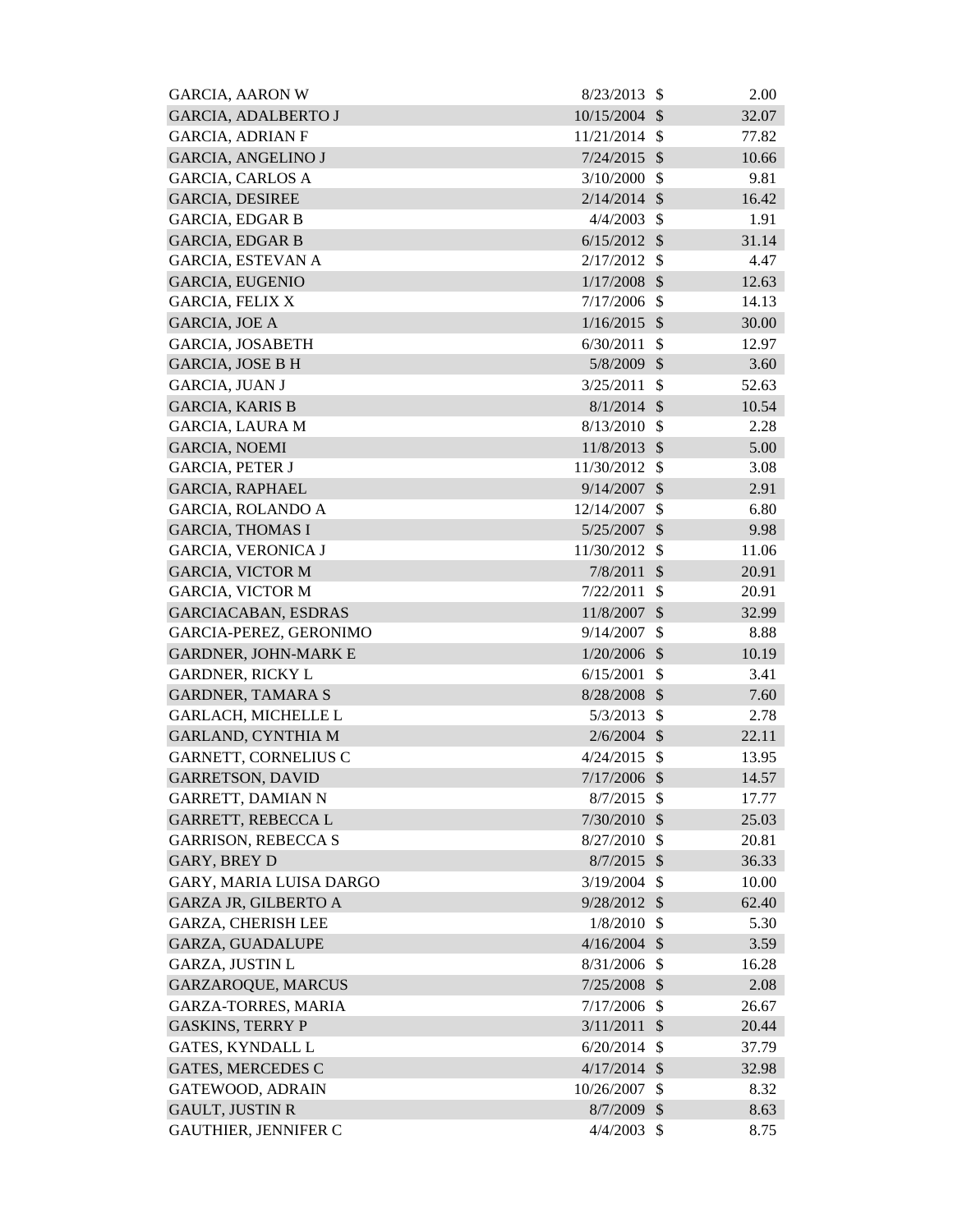| | | | |
|---|---|---|---|
| GARCIA, AARON W | 8/23/2013 | $ | 2.00 |
| GARCIA, ADALBERTO J | 10/15/2004 | $ | 32.07 |
| GARCIA, ADRIAN F | 11/21/2014 | $ | 77.82 |
| GARCIA, ANGELINO J | 7/24/2015 | $ | 10.66 |
| GARCIA, CARLOS A | 3/10/2000 | $ | 9.81 |
| GARCIA, DESIREE | 2/14/2014 | $ | 16.42 |
| GARCIA, EDGAR B | 4/4/2003 | $ | 1.91 |
| GARCIA, EDGAR B | 6/15/2012 | $ | 31.14 |
| GARCIA, ESTEVAN A | 2/17/2012 | $ | 4.47 |
| GARCIA, EUGENIO | 1/17/2008 | $ | 12.63 |
| GARCIA, FELIX X | 7/17/2006 | $ | 14.13 |
| GARCIA, JOE A | 1/16/2015 | $ | 30.00 |
| GARCIA, JOSABETH | 6/30/2011 | $ | 12.97 |
| GARCIA, JOSE B H | 5/8/2009 | $ | 3.60 |
| GARCIA, JUAN J | 3/25/2011 | $ | 52.63 |
| GARCIA, KARIS B | 8/1/2014 | $ | 10.54 |
| GARCIA, LAURA M | 8/13/2010 | $ | 2.28 |
| GARCIA, NOEMI | 11/8/2013 | $ | 5.00 |
| GARCIA, PETER J | 11/30/2012 | $ | 3.08 |
| GARCIA, RAPHAEL | 9/14/2007 | $ | 2.91 |
| GARCIA, ROLANDO A | 12/14/2007 | $ | 6.80 |
| GARCIA, THOMAS I | 5/25/2007 | $ | 9.98 |
| GARCIA, VERONICA J | 11/30/2012 | $ | 11.06 |
| GARCIA, VICTOR M | 7/8/2011 | $ | 20.91 |
| GARCIA, VICTOR M | 7/22/2011 | $ | 20.91 |
| GARCIACABAN, ESDRAS | 11/8/2007 | $ | 32.99 |
| GARCIA-PEREZ, GERONIMO | 9/14/2007 | $ | 8.88 |
| GARDNER, JOHN-MARK E | 1/20/2006 | $ | 10.19 |
| GARDNER, RICKY L | 6/15/2001 | $ | 3.41 |
| GARDNER, TAMARA S | 8/28/2008 | $ | 7.60 |
| GARLACH, MICHELLE L | 5/3/2013 | $ | 2.78 |
| GARLAND, CYNTHIA M | 2/6/2004 | $ | 22.11 |
| GARNETT, CORNELIUS C | 4/24/2015 | $ | 13.95 |
| GARRETSON, DAVID | 7/17/2006 | $ | 14.57 |
| GARRETT, DAMIAN N | 8/7/2015 | $ | 17.77 |
| GARRETT, REBECCA L | 7/30/2010 | $ | 25.03 |
| GARRISON, REBECCA S | 8/27/2010 | $ | 20.81 |
| GARY, BREY D | 8/7/2015 | $ | 36.33 |
| GARY, MARIA LUISA DARGO | 3/19/2004 | $ | 10.00 |
| GARZA JR, GILBERTO A | 9/28/2012 | $ | 62.40 |
| GARZA, CHERISH LEE | 1/8/2010 | $ | 5.30 |
| GARZA, GUADALUPE | 4/16/2004 | $ | 3.59 |
| GARZA, JUSTIN L | 8/31/2006 | $ | 16.28 |
| GARZAROQUE, MARCUS | 7/25/2008 | $ | 2.08 |
| GARZA-TORRES, MARIA | 7/17/2006 | $ | 26.67 |
| GASKINS, TERRY P | 3/11/2011 | $ | 20.44 |
| GATES, KYNDALL L | 6/20/2014 | $ | 37.79 |
| GATES, MERCEDES C | 4/17/2014 | $ | 32.98 |
| GATEWOOD, ADRAIN | 10/26/2007 | $ | 8.32 |
| GAULT, JUSTIN R | 8/7/2009 | $ | 8.63 |
| GAUTHIER, JENNIFER C | 4/4/2003 | $ | 8.75 |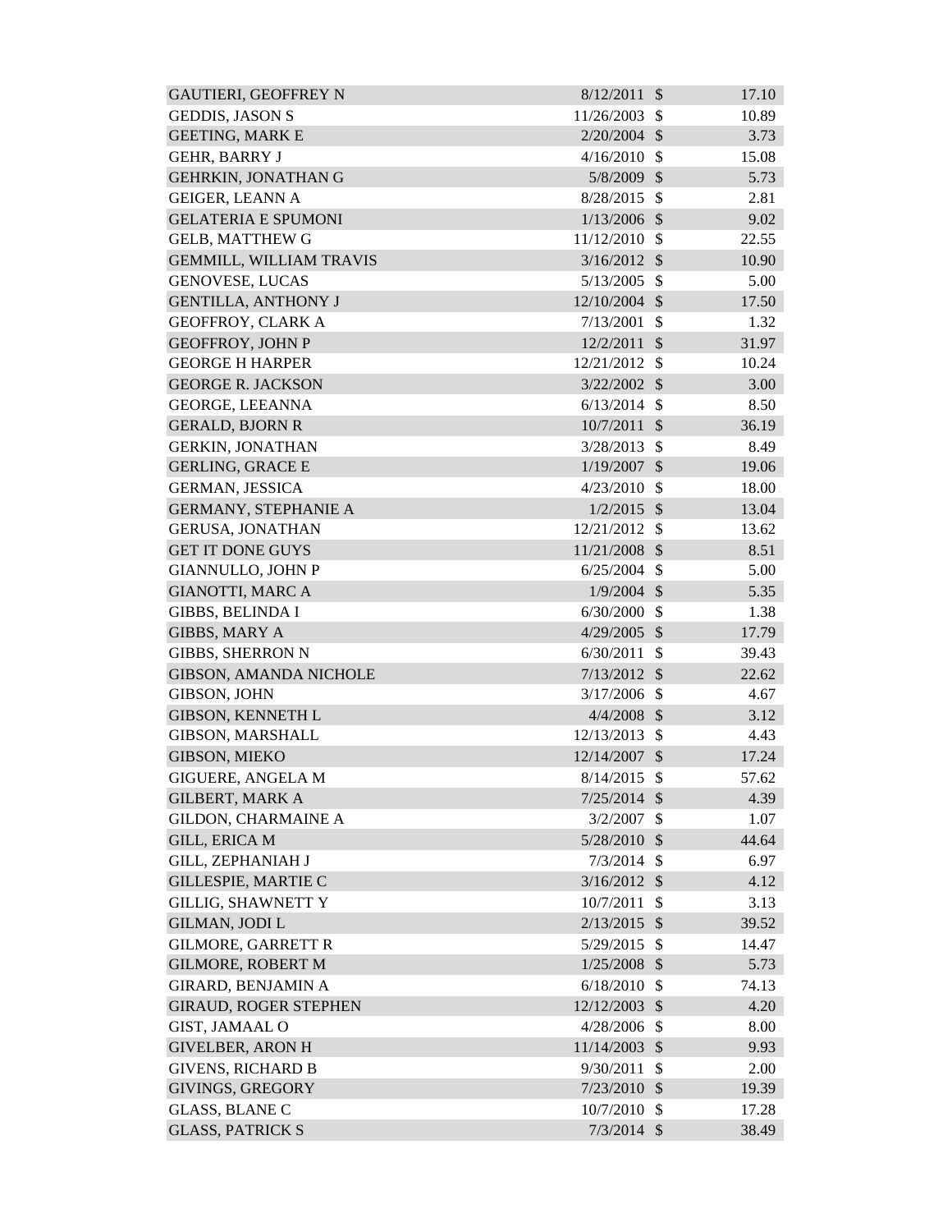| | | | |
|---|---|---|---|
| GAUTIERI, GEOFFREY N | 8/12/2011 | $ | 17.10 |
| GEDDIS, JASON S | 11/26/2003 | $ | 10.89 |
| GEETING, MARK E | 2/20/2004 | $ | 3.73 |
| GEHR, BARRY J | 4/16/2010 | $ | 15.08 |
| GEHRKIN, JONATHAN G | 5/8/2009 | $ | 5.73 |
| GEIGER, LEANN A | 8/28/2015 | $ | 2.81 |
| GELATERIA E SPUMONI | 1/13/2006 | $ | 9.02 |
| GELB, MATTHEW G | 11/12/2010 | $ | 22.55 |
| GEMMILL, WILLIAM TRAVIS | 3/16/2012 | $ | 10.90 |
| GENOVESE, LUCAS | 5/13/2005 | $ | 5.00 |
| GENTILLA, ANTHONY J | 12/10/2004 | $ | 17.50 |
| GEOFFROY, CLARK A | 7/13/2001 | $ | 1.32 |
| GEOFFROY, JOHN P | 12/2/2011 | $ | 31.97 |
| GEORGE H HARPER | 12/21/2012 | $ | 10.24 |
| GEORGE R. JACKSON | 3/22/2002 | $ | 3.00 |
| GEORGE, LEEANNA | 6/13/2014 | $ | 8.50 |
| GERALD, BJORN R | 10/7/2011 | $ | 36.19 |
| GERKIN, JONATHAN | 3/28/2013 | $ | 8.49 |
| GERLING, GRACE E | 1/19/2007 | $ | 19.06 |
| GERMAN, JESSICA | 4/23/2010 | $ | 18.00 |
| GERMANY, STEPHANIE A | 1/2/2015 | $ | 13.04 |
| GERUSA, JONATHAN | 12/21/2012 | $ | 13.62 |
| GET IT DONE GUYS | 11/21/2008 | $ | 8.51 |
| GIANNULLO, JOHN P | 6/25/2004 | $ | 5.00 |
| GIANOTTI, MARC A | 1/9/2004 | $ | 5.35 |
| GIBBS, BELINDA I | 6/30/2000 | $ | 1.38 |
| GIBBS, MARY A | 4/29/2005 | $ | 17.79 |
| GIBBS, SHERRON N | 6/30/2011 | $ | 39.43 |
| GIBSON, AMANDA NICHOLE | 7/13/2012 | $ | 22.62 |
| GIBSON, JOHN | 3/17/2006 | $ | 4.67 |
| GIBSON, KENNETH L | 4/4/2008 | $ | 3.12 |
| GIBSON, MARSHALL | 12/13/2013 | $ | 4.43 |
| GIBSON, MIEKO | 12/14/2007 | $ | 17.24 |
| GIGUERE, ANGELA M | 8/14/2015 | $ | 57.62 |
| GILBERT, MARK A | 7/25/2014 | $ | 4.39 |
| GILDON, CHARMAINE A | 3/2/2007 | $ | 1.07 |
| GILL, ERICA M | 5/28/2010 | $ | 44.64 |
| GILL, ZEPHANIAH J | 7/3/2014 | $ | 6.97 |
| GILLESPIE, MARTIE C | 3/16/2012 | $ | 4.12 |
| GILLIG, SHAWNETT Y | 10/7/2011 | $ | 3.13 |
| GILMAN, JODI L | 2/13/2015 | $ | 39.52 |
| GILMORE, GARRETT R | 5/29/2015 | $ | 14.47 |
| GILMORE, ROBERT M | 1/25/2008 | $ | 5.73 |
| GIRARD, BENJAMIN A | 6/18/2010 | $ | 74.13 |
| GIRAUD, ROGER STEPHEN | 12/12/2003 | $ | 4.20 |
| GIST, JAMAAL O | 4/28/2006 | $ | 8.00 |
| GIVELBER, ARON H | 11/14/2003 | $ | 9.93 |
| GIVENS, RICHARD B | 9/30/2011 | $ | 2.00 |
| GIVINGS, GREGORY | 7/23/2010 | $ | 19.39 |
| GLASS, BLANE C | 10/7/2010 | $ | 17.28 |
| GLASS, PATRICK S | 7/3/2014 | $ | 38.49 |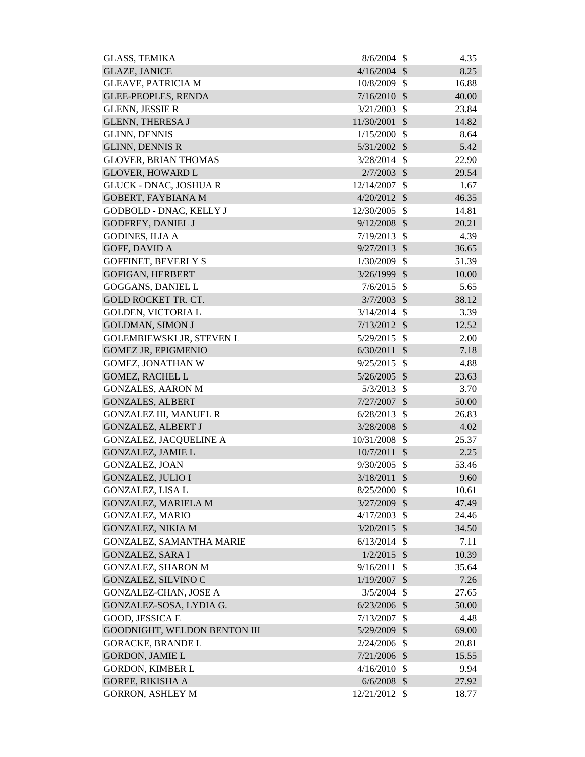| | | | |
|---|---|---|---|
| GLASS, TEMIKA | 8/6/2004 | $ | 4.35 |
| GLAZE, JANICE | 4/16/2004 | $ | 8.25 |
| GLEAVE, PATRICIA M | 10/8/2009 | $ | 16.88 |
| GLEE-PEOPLES, RENDA | 7/16/2010 | $ | 40.00 |
| GLENN, JESSIE R | 3/21/2003 | $ | 23.84 |
| GLENN, THERESA J | 11/30/2001 | $ | 14.82 |
| GLINN, DENNIS | 1/15/2000 | $ | 8.64 |
| GLINN, DENNIS R | 5/31/2002 | $ | 5.42 |
| GLOVER, BRIAN THOMAS | 3/28/2014 | $ | 22.90 |
| GLOVER, HOWARD L | 2/7/2003 | $ | 29.54 |
| GLUCK - DNAC, JOSHUA R | 12/14/2007 | $ | 1.67 |
| GOBERT, FAYBIANA M | 4/20/2012 | $ | 46.35 |
| GODBOLD - DNAC, KELLY J | 12/30/2005 | $ | 14.81 |
| GODFREY, DANIEL J | 9/12/2008 | $ | 20.21 |
| GODINES, ILIA A | 7/19/2013 | $ | 4.39 |
| GOFF, DAVID A | 9/27/2013 | $ | 36.65 |
| GOFFINET, BEVERLY S | 1/30/2009 | $ | 51.39 |
| GOFIGAN, HERBERT | 3/26/1999 | $ | 10.00 |
| GOGGANS, DANIEL L | 7/6/2015 | $ | 5.65 |
| GOLD ROCKET TR. CT. | 3/7/2003 | $ | 38.12 |
| GOLDEN, VICTORIA L | 3/14/2014 | $ | 3.39 |
| GOLDMAN, SIMON J | 7/13/2012 | $ | 12.52 |
| GOLEMBIEWSKI JR, STEVEN L | 5/29/2015 | $ | 2.00 |
| GOMEZ JR, EPIGMENIO | 6/30/2011 | $ | 7.18 |
| GOMEZ, JONATHAN W | 9/25/2015 | $ | 4.88 |
| GOMEZ, RACHEL L | 5/26/2005 | $ | 23.63 |
| GONZALES, AARON M | 5/3/2013 | $ | 3.70 |
| GONZALES, ALBERT | 7/27/2007 | $ | 50.00 |
| GONZALEZ III, MANUEL R | 6/28/2013 | $ | 26.83 |
| GONZALEZ, ALBERT J | 3/28/2008 | $ | 4.02 |
| GONZALEZ, JACQUELINE A | 10/31/2008 | $ | 25.37 |
| GONZALEZ, JAMIE L | 10/7/2011 | $ | 2.25 |
| GONZALEZ, JOAN | 9/30/2005 | $ | 53.46 |
| GONZALEZ, JULIO I | 3/18/2011 | $ | 9.60 |
| GONZALEZ, LISA L | 8/25/2000 | $ | 10.61 |
| GONZALEZ, MARIELA M | 3/27/2009 | $ | 47.49 |
| GONZALEZ, MARIO | 4/17/2003 | $ | 24.46 |
| GONZALEZ, NIKIA M | 3/20/2015 | $ | 34.50 |
| GONZALEZ, SAMANTHA MARIE | 6/13/2014 | $ | 7.11 |
| GONZALEZ, SARA I | 1/2/2015 | $ | 10.39 |
| GONZALEZ, SHARON M | 9/16/2011 | $ | 35.64 |
| GONZALEZ, SILVINO C | 1/19/2007 | $ | 7.26 |
| GONZALEZ-CHAN, JOSE A | 3/5/2004 | $ | 27.65 |
| GONZALEZ-SOSA, LYDIA G. | 6/23/2006 | $ | 50.00 |
| GOOD, JESSICA E | 7/13/2007 | $ | 4.48 |
| GOODNIGHT, WELDON BENTON III | 5/29/2009 | $ | 69.00 |
| GORACKE, BRANDE L | 2/24/2006 | $ | 20.81 |
| GORDON, JAMIE L | 7/21/2006 | $ | 15.55 |
| GORDON, KIMBER L | 4/16/2010 | $ | 9.94 |
| GOREE, RIKISHA A | 6/6/2008 | $ | 27.92 |
| GORRON, ASHLEY M | 12/21/2012 | $ | 18.77 |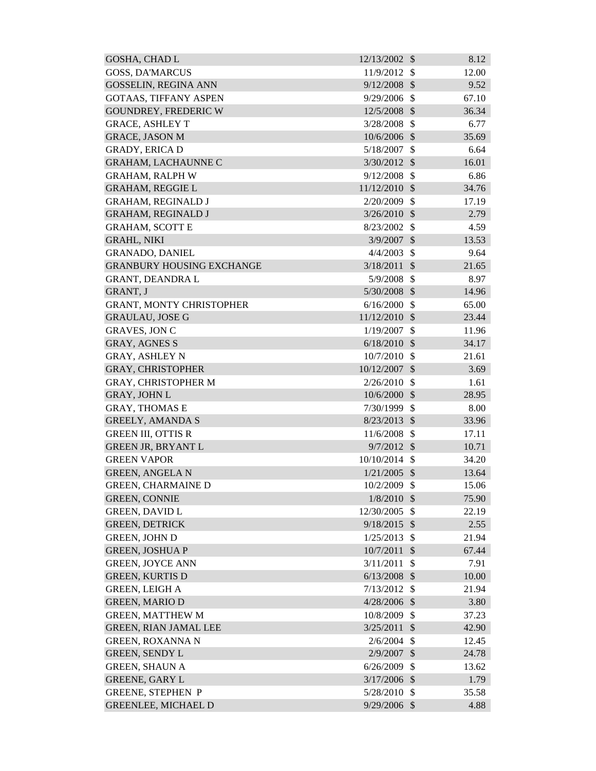| | | | |
|---|---|---|---|
| GOSHA, CHAD L | 12/13/2002 | $ | 8.12 |
| GOSS, DA'MARCUS | 11/9/2012 | $ | 12.00 |
| GOSSELIN, REGINA ANN | 9/12/2008 | $ | 9.52 |
| GOTAAS, TIFFANY ASPEN | 9/29/2006 | $ | 67.10 |
| GOUNDREY, FREDERIC W | 12/5/2008 | $ | 36.34 |
| GRACE, ASHLEY T | 3/28/2008 | $ | 6.77 |
| GRACE, JASON M | 10/6/2006 | $ | 35.69 |
| GRADY, ERICA D | 5/18/2007 | $ | 6.64 |
| GRAHAM, LACHAUNNE C | 3/30/2012 | $ | 16.01 |
| GRAHAM, RALPH W | 9/12/2008 | $ | 6.86 |
| GRAHAM, REGGIE L | 11/12/2010 | $ | 34.76 |
| GRAHAM, REGINALD J | 2/20/2009 | $ | 17.19 |
| GRAHAM, REGINALD J | 3/26/2010 | $ | 2.79 |
| GRAHAM, SCOTT E | 8/23/2002 | $ | 4.59 |
| GRAHL, NIKI | 3/9/2007 | $ | 13.53 |
| GRANADO, DANIEL | 4/4/2003 | $ | 9.64 |
| GRANBURY HOUSING EXCHANGE | 3/18/2011 | $ | 21.65 |
| GRANT, DEANDRA L | 5/9/2008 | $ | 8.97 |
| GRANT, J | 5/30/2008 | $ | 14.96 |
| GRANT, MONTY CHRISTOPHER | 6/16/2000 | $ | 65.00 |
| GRAULAU, JOSE G | 11/12/2010 | $ | 23.44 |
| GRAVES, JON C | 1/19/2007 | $ | 11.96 |
| GRAY, AGNES S | 6/18/2010 | $ | 34.17 |
| GRAY, ASHLEY N | 10/7/2010 | $ | 21.61 |
| GRAY, CHRISTOPHER | 10/12/2007 | $ | 3.69 |
| GRAY, CHRISTOPHER M | 2/26/2010 | $ | 1.61 |
| GRAY, JOHN L | 10/6/2000 | $ | 28.95 |
| GRAY, THOMAS E | 7/30/1999 | $ | 8.00 |
| GREELY, AMANDA S | 8/23/2013 | $ | 33.96 |
| GREEN III, OTTIS R | 11/6/2008 | $ | 17.11 |
| GREEN JR, BRYANT L | 9/7/2012 | $ | 10.71 |
| GREEN VAPOR | 10/10/2014 | $ | 34.20 |
| GREEN, ANGELA N | 1/21/2005 | $ | 13.64 |
| GREEN, CHARMAINE D | 10/2/2009 | $ | 15.06 |
| GREEN, CONNIE | 1/8/2010 | $ | 75.90 |
| GREEN, DAVID L | 12/30/2005 | $ | 22.19 |
| GREEN, DETRICK | 9/18/2015 | $ | 2.55 |
| GREEN, JOHN D | 1/25/2013 | $ | 21.94 |
| GREEN, JOSHUA P | 10/7/2011 | $ | 67.44 |
| GREEN, JOYCE ANN | 3/11/2011 | $ | 7.91 |
| GREEN, KURTIS D | 6/13/2008 | $ | 10.00 |
| GREEN, LEIGH A | 7/13/2012 | $ | 21.94 |
| GREEN, MARIO D | 4/28/2006 | $ | 3.80 |
| GREEN, MATTHEW M | 10/8/2009 | $ | 37.23 |
| GREEN, RIAN JAMAL LEE | 3/25/2011 | $ | 42.90 |
| GREEN, ROXANNA N | 2/6/2004 | $ | 12.45 |
| GREEN, SENDY L | 2/9/2007 | $ | 24.78 |
| GREEN, SHAUN A | 6/26/2009 | $ | 13.62 |
| GREENE, GARY L | 3/17/2006 | $ | 1.79 |
| GREENE, STEPHEN P | 5/28/2010 | $ | 35.58 |
| GREENLEE, MICHAEL D | 9/29/2006 | $ | 4.88 |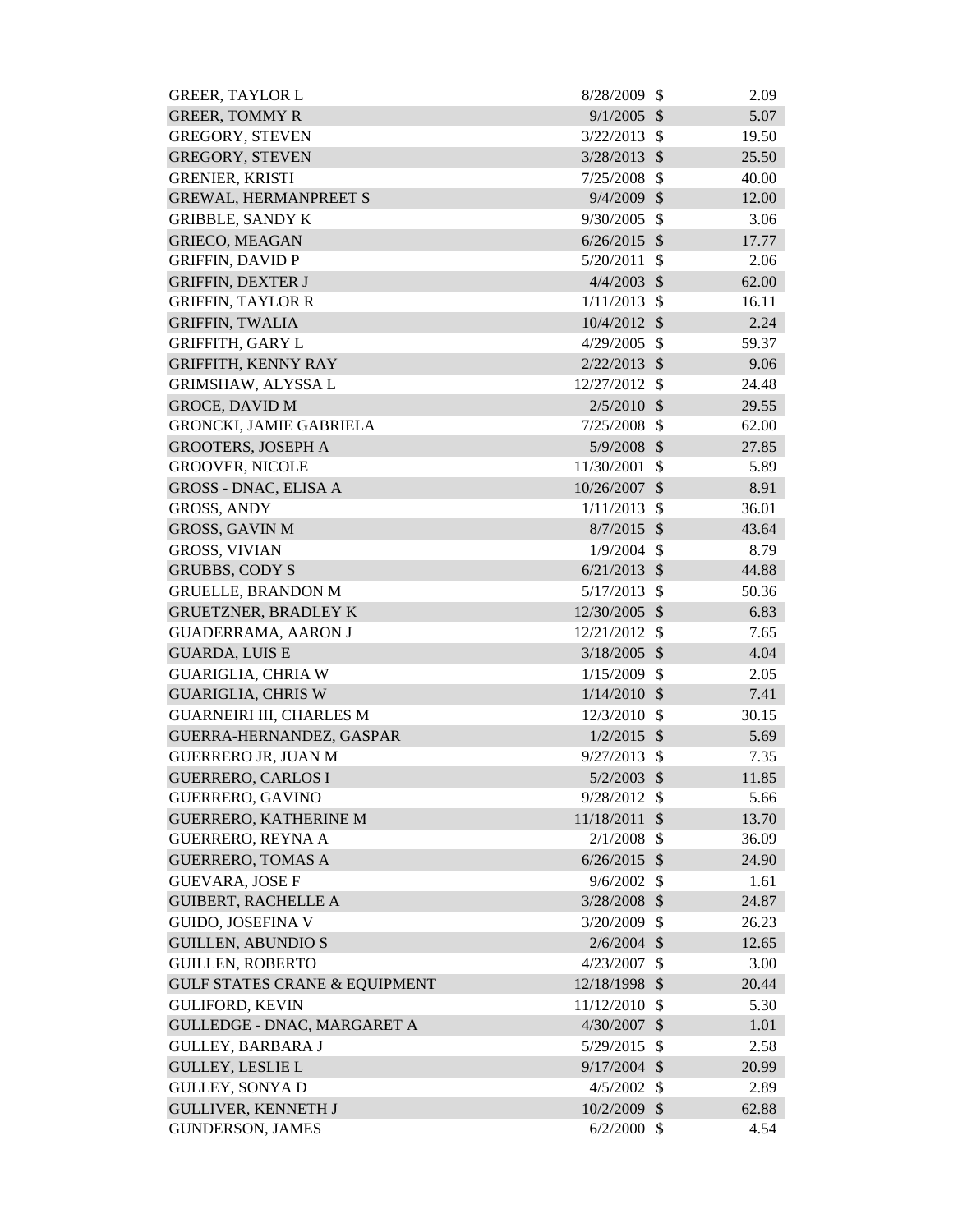| | | | |
|---|---|---|---|
| GREER, TAYLOR L | 8/28/2009 | $ | 2.09 |
| GREER, TOMMY R | 9/1/2005 | $ | 5.07 |
| GREGORY, STEVEN | 3/22/2013 | $ | 19.50 |
| GREGORY, STEVEN | 3/28/2013 | $ | 25.50 |
| GRENIER, KRISTI | 7/25/2008 | $ | 40.00 |
| GREWAL, HERMANPREET S | 9/4/2009 | $ | 12.00 |
| GRIBBLE, SANDY K | 9/30/2005 | $ | 3.06 |
| GRIECO, MEAGAN | 6/26/2015 | $ | 17.77 |
| GRIFFIN, DAVID P | 5/20/2011 | $ | 2.06 |
| GRIFFIN, DEXTER J | 4/4/2003 | $ | 62.00 |
| GRIFFIN, TAYLOR R | 1/11/2013 | $ | 16.11 |
| GRIFFIN, TWALIA | 10/4/2012 | $ | 2.24 |
| GRIFFITH, GARY L | 4/29/2005 | $ | 59.37 |
| GRIFFITH, KENNY RAY | 2/22/2013 | $ | 9.06 |
| GRIMSHAW, ALYSSA L | 12/27/2012 | $ | 24.48 |
| GROCE, DAVID M | 2/5/2010 | $ | 29.55 |
| GRONCKI, JAMIE GABRIELA | 7/25/2008 | $ | 62.00 |
| GROOTERS, JOSEPH A | 5/9/2008 | $ | 27.85 |
| GROOVER, NICOLE | 11/30/2001 | $ | 5.89 |
| GROSS - DNAC, ELISA A | 10/26/2007 | $ | 8.91 |
| GROSS, ANDY | 1/11/2013 | $ | 36.01 |
| GROSS, GAVIN M | 8/7/2015 | $ | 43.64 |
| GROSS, VIVIAN | 1/9/2004 | $ | 8.79 |
| GRUBBS, CODY S | 6/21/2013 | $ | 44.88 |
| GRUELLE, BRANDON M | 5/17/2013 | $ | 50.36 |
| GRUETZNER, BRADLEY K | 12/30/2005 | $ | 6.83 |
| GUADERRAMA, AARON J | 12/21/2012 | $ | 7.65 |
| GUARDA, LUIS E | 3/18/2005 | $ | 4.04 |
| GUARIGLIA, CHRIA W | 1/15/2009 | $ | 2.05 |
| GUARIGLIA, CHRIS W | 1/14/2010 | $ | 7.41 |
| GUARNEIRI III, CHARLES M | 12/3/2010 | $ | 30.15 |
| GUERRA-HERNANDEZ, GASPAR | 1/2/2015 | $ | 5.69 |
| GUERRERO JR, JUAN M | 9/27/2013 | $ | 7.35 |
| GUERRERO, CARLOS I | 5/2/2003 | $ | 11.85 |
| GUERRERO, GAVINO | 9/28/2012 | $ | 5.66 |
| GUERRERO, KATHERINE M | 11/18/2011 | $ | 13.70 |
| GUERRERO, REYNA A | 2/1/2008 | $ | 36.09 |
| GUERRERO, TOMAS A | 6/26/2015 | $ | 24.90 |
| GUEVARA, JOSE F | 9/6/2002 | $ | 1.61 |
| GUIBERT, RACHELLE A | 3/28/2008 | $ | 24.87 |
| GUIDO, JOSEFINA V | 3/20/2009 | $ | 26.23 |
| GUILLEN, ABUNDIO S | 2/6/2004 | $ | 12.65 |
| GUILLEN, ROBERTO | 4/23/2007 | $ | 3.00 |
| GULF STATES CRANE & EQUIPMENT | 12/18/1998 | $ | 20.44 |
| GULIFORD, KEVIN | 11/12/2010 | $ | 5.30 |
| GULLEDGE - DNAC, MARGARET A | 4/30/2007 | $ | 1.01 |
| GULLEY, BARBARA J | 5/29/2015 | $ | 2.58 |
| GULLEY, LESLIE L | 9/17/2004 | $ | 20.99 |
| GULLEY, SONYA D | 4/5/2002 | $ | 2.89 |
| GULLIVER, KENNETH J | 10/2/2009 | $ | 62.88 |
| GUNDERSON, JAMES | 6/2/2000 | $ | 4.54 |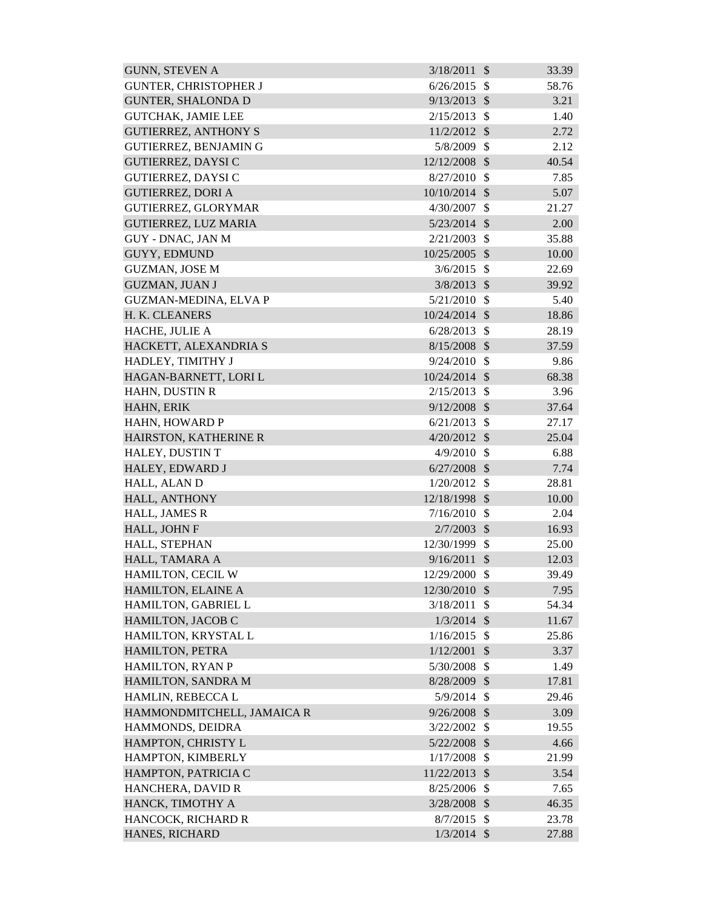| | | | |
|---|---|---|---|
| GUNN, STEVEN A | 3/18/2011 | $ | 33.39 |
| GUNTER, CHRISTOPHER J | 6/26/2015 | $ | 58.76 |
| GUNTER, SHALONDA D | 9/13/2013 | $ | 3.21 |
| GUTCHAK, JAMIE LEE | 2/15/2013 | $ | 1.40 |
| GUTIERREZ, ANTHONY S | 11/2/2012 | $ | 2.72 |
| GUTIERREZ, BENJAMIN G | 5/8/2009 | $ | 2.12 |
| GUTIERREZ, DAYSI C | 12/12/2008 | $ | 40.54 |
| GUTIERREZ, DAYSI C | 8/27/2010 | $ | 7.85 |
| GUTIERREZ, DORI A | 10/10/2014 | $ | 5.07 |
| GUTIERREZ, GLORYMAR | 4/30/2007 | $ | 21.27 |
| GUTIERREZ, LUZ MARIA | 5/23/2014 | $ | 2.00 |
| GUY - DNAC, JAN M | 2/21/2003 | $ | 35.88 |
| GUYY, EDMUND | 10/25/2005 | $ | 10.00 |
| GUZMAN, JOSE M | 3/6/2015 | $ | 22.69 |
| GUZMAN, JUAN J | 3/8/2013 | $ | 39.92 |
| GUZMAN-MEDINA, ELVA P | 5/21/2010 | $ | 5.40 |
| H. K. CLEANERS | 10/24/2014 | $ | 18.86 |
| HACHE, JULIE A | 6/28/2013 | $ | 28.19 |
| HACKETT, ALEXANDRIA S | 8/15/2008 | $ | 37.59 |
| HADLEY, TIMITHY J | 9/24/2010 | $ | 9.86 |
| HAGAN-BARNETT, LORI L | 10/24/2014 | $ | 68.38 |
| HAHN, DUSTIN R | 2/15/2013 | $ | 3.96 |
| HAHN, ERIK | 9/12/2008 | $ | 37.64 |
| HAHN, HOWARD P | 6/21/2013 | $ | 27.17 |
| HAIRSTON, KATHERINE R | 4/20/2012 | $ | 25.04 |
| HALEY, DUSTIN T | 4/9/2010 | $ | 6.88 |
| HALEY, EDWARD J | 6/27/2008 | $ | 7.74 |
| HALL, ALAN D | 1/20/2012 | $ | 28.81 |
| HALL, ANTHONY | 12/18/1998 | $ | 10.00 |
| HALL, JAMES R | 7/16/2010 | $ | 2.04 |
| HALL, JOHN F | 2/7/2003 | $ | 16.93 |
| HALL, STEPHAN | 12/30/1999 | $ | 25.00 |
| HALL, TAMARA A | 9/16/2011 | $ | 12.03 |
| HAMILTON, CECIL W | 12/29/2000 | $ | 39.49 |
| HAMILTON, ELAINE A | 12/30/2010 | $ | 7.95 |
| HAMILTON, GABRIEL L | 3/18/2011 | $ | 54.34 |
| HAMILTON, JACOB C | 1/3/2014 | $ | 11.67 |
| HAMILTON, KRYSTAL L | 1/16/2015 | $ | 25.86 |
| HAMILTON, PETRA | 1/12/2001 | $ | 3.37 |
| HAMILTON, RYAN P | 5/30/2008 | $ | 1.49 |
| HAMILTON, SANDRA M | 8/28/2009 | $ | 17.81 |
| HAMLIN, REBECCA L | 5/9/2014 | $ | 29.46 |
| HAMMONDMITCHELL, JAMAICA R | 9/26/2008 | $ | 3.09 |
| HAMMONDS, DEIDRA | 3/22/2002 | $ | 19.55 |
| HAMPTON, CHRISTY L | 5/22/2008 | $ | 4.66 |
| HAMPTON, KIMBERLY | 1/17/2008 | $ | 21.99 |
| HAMPTON, PATRICIA C | 11/22/2013 | $ | 3.54 |
| HANCHERA, DAVID R | 8/25/2006 | $ | 7.65 |
| HANCK, TIMOTHY A | 3/28/2008 | $ | 46.35 |
| HANCOCK, RICHARD R | 8/7/2015 | $ | 23.78 |
| HANES, RICHARD | 1/3/2014 | $ | 27.88 |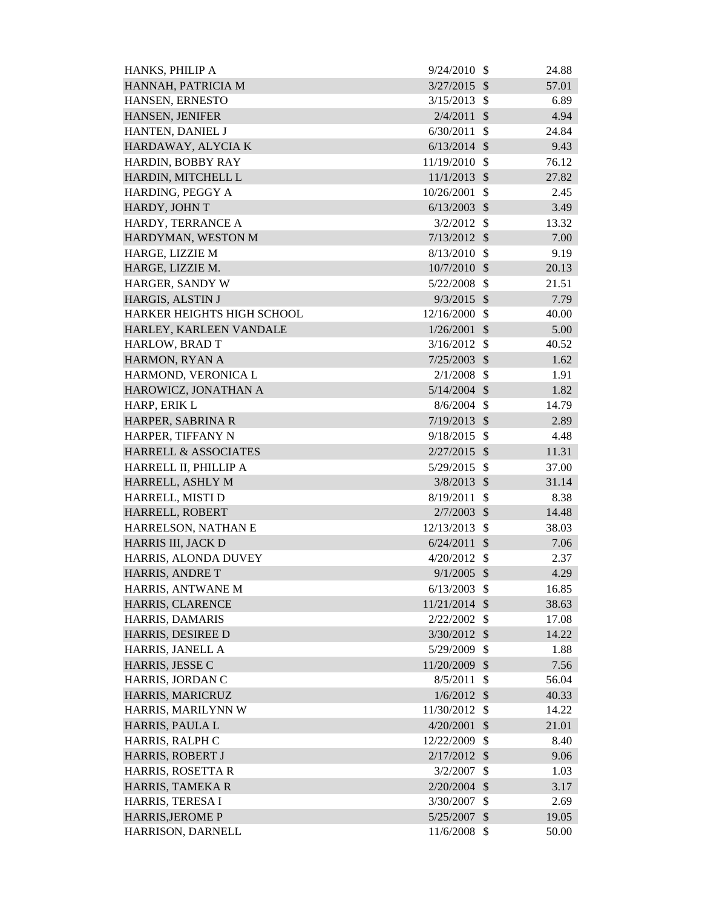| | | | |
|---|---|---|---|
| HANKS, PHILIP A | 9/24/2010 | $ | 24.88 |
| HANNAH, PATRICIA M | 3/27/2015 | $ | 57.01 |
| HANSEN, ERNESTO | 3/15/2013 | $ | 6.89 |
| HANSEN, JENIFER | 2/4/2011 | $ | 4.94 |
| HANTEN, DANIEL J | 6/30/2011 | $ | 24.84 |
| HARDAWAY, ALYCIA K | 6/13/2014 | $ | 9.43 |
| HARDIN, BOBBY RAY | 11/19/2010 | $ | 76.12 |
| HARDIN, MITCHELL L | 11/1/2013 | $ | 27.82 |
| HARDING, PEGGY A | 10/26/2001 | $ | 2.45 |
| HARDY, JOHN T | 6/13/2003 | $ | 3.49 |
| HARDY, TERRANCE A | 3/2/2012 | $ | 13.32 |
| HARDYMAN, WESTON M | 7/13/2012 | $ | 7.00 |
| HARGE, LIZZIE M | 8/13/2010 | $ | 9.19 |
| HARGE, LIZZIE M. | 10/7/2010 | $ | 20.13 |
| HARGER, SANDY W | 5/22/2008 | $ | 21.51 |
| HARGIS, ALSTIN J | 9/3/2015 | $ | 7.79 |
| HARKER HEIGHTS HIGH SCHOOL | 12/16/2000 | $ | 40.00 |
| HARLEY, KARLEEN VANDALE | 1/26/2001 | $ | 5.00 |
| HARLOW, BRAD T | 3/16/2012 | $ | 40.52 |
| HARMON, RYAN A | 7/25/2003 | $ | 1.62 |
| HARMOND, VERONICA L | 2/1/2008 | $ | 1.91 |
| HAROWICZ, JONATHAN A | 5/14/2004 | $ | 1.82 |
| HARP, ERIK L | 8/6/2004 | $ | 14.79 |
| HARPER, SABRINA R | 7/19/2013 | $ | 2.89 |
| HARPER, TIFFANY N | 9/18/2015 | $ | 4.48 |
| HARRELL & ASSOCIATES | 2/27/2015 | $ | 11.31 |
| HARRELL II, PHILLIP A | 5/29/2015 | $ | 37.00 |
| HARRELL, ASHLY M | 3/8/2013 | $ | 31.14 |
| HARRELL, MISTI D | 8/19/2011 | $ | 8.38 |
| HARRELL, ROBERT | 2/7/2003 | $ | 14.48 |
| HARRELSON, NATHAN E | 12/13/2013 | $ | 38.03 |
| HARRIS III, JACK D | 6/24/2011 | $ | 7.06 |
| HARRIS, ALONDA DUVEY | 4/20/2012 | $ | 2.37 |
| HARRIS, ANDRE T | 9/1/2005 | $ | 4.29 |
| HARRIS, ANTWANE M | 6/13/2003 | $ | 16.85 |
| HARRIS, CLARENCE | 11/21/2014 | $ | 38.63 |
| HARRIS, DAMARIS | 2/22/2002 | $ | 17.08 |
| HARRIS, DESIREE D | 3/30/2012 | $ | 14.22 |
| HARRIS, JANELL A | 5/29/2009 | $ | 1.88 |
| HARRIS, JESSE C | 11/20/2009 | $ | 7.56 |
| HARRIS, JORDAN C | 8/5/2011 | $ | 56.04 |
| HARRIS, MARICRUZ | 1/6/2012 | $ | 40.33 |
| HARRIS, MARILYNN W | 11/30/2012 | $ | 14.22 |
| HARRIS, PAULA L | 4/20/2001 | $ | 21.01 |
| HARRIS, RALPH C | 12/22/2009 | $ | 8.40 |
| HARRIS, ROBERT J | 2/17/2012 | $ | 9.06 |
| HARRIS, ROSETTA R | 3/2/2007 | $ | 1.03 |
| HARRIS, TAMEKA R | 2/20/2004 | $ | 3.17 |
| HARRIS, TERESA I | 3/30/2007 | $ | 2.69 |
| HARRIS,JEROME P | 5/25/2007 | $ | 19.05 |
| HARRISON, DARNELL | 11/6/2008 | $ | 50.00 |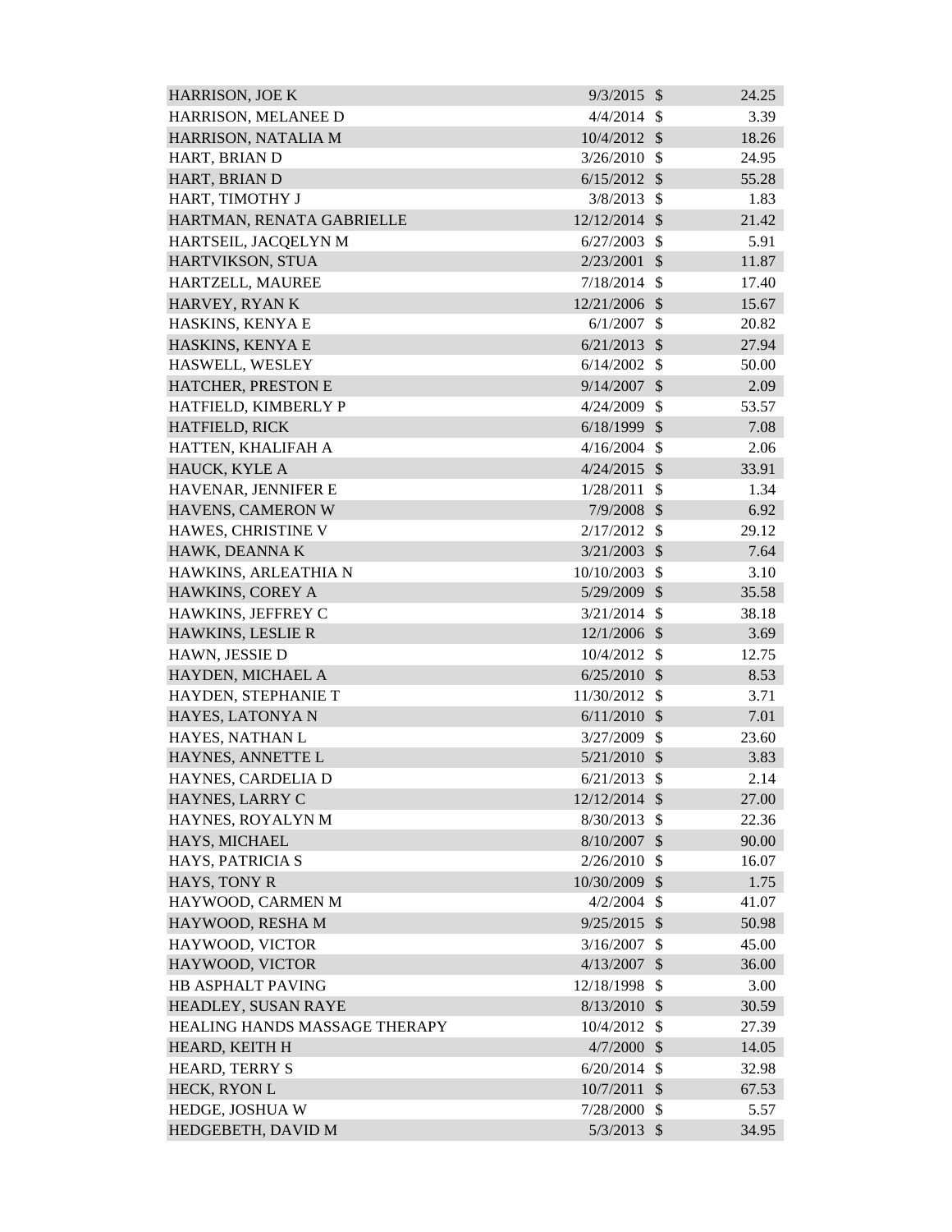| | | | |
|---|---|---|---|
| HARRISON, JOE K | 9/3/2015 | $ | 24.25 |
| HARRISON, MELANEE D | 4/4/2014 | $ | 3.39 |
| HARRISON, NATALIA M | 10/4/2012 | $ | 18.26 |
| HART, BRIAN D | 3/26/2010 | $ | 24.95 |
| HART, BRIAN D | 6/15/2012 | $ | 55.28 |
| HART, TIMOTHY J | 3/8/2013 | $ | 1.83 |
| HARTMAN, RENATA GABRIELLE | 12/12/2014 | $ | 21.42 |
| HARTSEIL, JACQELYN M | 6/27/2003 | $ | 5.91 |
| HARTVIKSON, STUA | 2/23/2001 | $ | 11.87 |
| HARTZELL, MAUREE | 7/18/2014 | $ | 17.40 |
| HARVEY, RYAN K | 12/21/2006 | $ | 15.67 |
| HASKINS, KENYA E | 6/1/2007 | $ | 20.82 |
| HASKINS, KENYA E | 6/21/2013 | $ | 27.94 |
| HASWELL, WESLEY | 6/14/2002 | $ | 50.00 |
| HATCHER, PRESTON E | 9/14/2007 | $ | 2.09 |
| HATFIELD, KIMBERLY P | 4/24/2009 | $ | 53.57 |
| HATFIELD, RICK | 6/18/1999 | $ | 7.08 |
| HATTEN, KHALIFAH A | 4/16/2004 | $ | 2.06 |
| HAUCK, KYLE A | 4/24/2015 | $ | 33.91 |
| HAVENAR, JENNIFER E | 1/28/2011 | $ | 1.34 |
| HAVENS, CAMERON W | 7/9/2008 | $ | 6.92 |
| HAWES, CHRISTINE V | 2/17/2012 | $ | 29.12 |
| HAWK, DEANNA K | 3/21/2003 | $ | 7.64 |
| HAWKINS, ARLEATHIA N | 10/10/2003 | $ | 3.10 |
| HAWKINS, COREY A | 5/29/2009 | $ | 35.58 |
| HAWKINS, JEFFREY C | 3/21/2014 | $ | 38.18 |
| HAWKINS, LESLIE R | 12/1/2006 | $ | 3.69 |
| HAWN, JESSIE D | 10/4/2012 | $ | 12.75 |
| HAYDEN, MICHAEL A | 6/25/2010 | $ | 8.53 |
| HAYDEN, STEPHANIE T | 11/30/2012 | $ | 3.71 |
| HAYES, LATONYA N | 6/11/2010 | $ | 7.01 |
| HAYES, NATHAN L | 3/27/2009 | $ | 23.60 |
| HAYNES, ANNETTE L | 5/21/2010 | $ | 3.83 |
| HAYNES, CARDELIA D | 6/21/2013 | $ | 2.14 |
| HAYNES, LARRY C | 12/12/2014 | $ | 27.00 |
| HAYNES, ROYALYN M | 8/30/2013 | $ | 22.36 |
| HAYS, MICHAEL | 8/10/2007 | $ | 90.00 |
| HAYS, PATRICIA S | 2/26/2010 | $ | 16.07 |
| HAYS, TONY R | 10/30/2009 | $ | 1.75 |
| HAYWOOD, CARMEN M | 4/2/2004 | $ | 41.07 |
| HAYWOOD, RESHA M | 9/25/2015 | $ | 50.98 |
| HAYWOOD, VICTOR | 3/16/2007 | $ | 45.00 |
| HAYWOOD, VICTOR | 4/13/2007 | $ | 36.00 |
| HB ASPHALT PAVING | 12/18/1998 | $ | 3.00 |
| HEADLEY, SUSAN RAYE | 8/13/2010 | $ | 30.59 |
| HEALING HANDS MASSAGE THERAPY | 10/4/2012 | $ | 27.39 |
| HEARD, KEITH H | 4/7/2000 | $ | 14.05 |
| HEARD, TERRY S | 6/20/2014 | $ | 32.98 |
| HECK, RYON L | 10/7/2011 | $ | 67.53 |
| HEDGE, JOSHUA W | 7/28/2000 | $ | 5.57 |
| HEDGEBETH, DAVID M | 5/3/2013 | $ | 34.95 |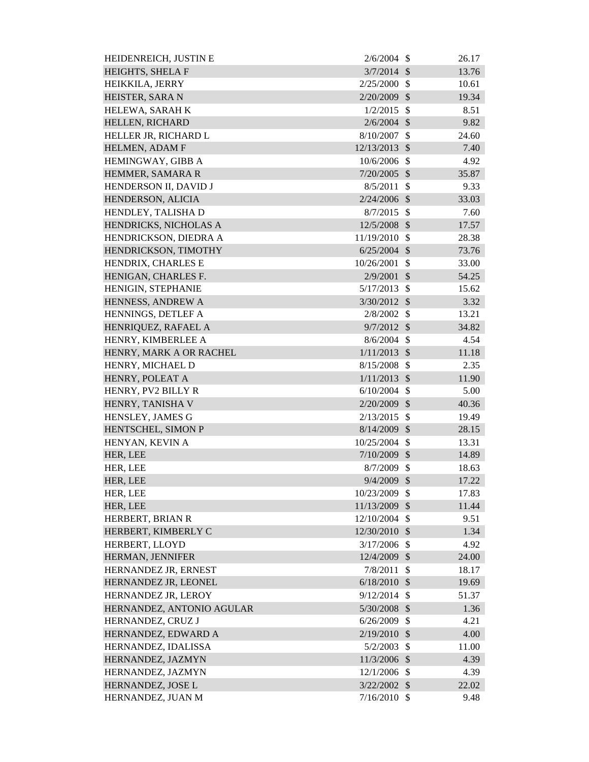| | | | |
|---|---|---|---|
| HEIDENREICH, JUSTIN E | 2/6/2004 | $ | 26.17 |
| HEIGHTS, SHELA F | 3/7/2014 | $ | 13.76 |
| HEIKKILA, JERRY | 2/25/2000 | $ | 10.61 |
| HEISTER, SARA N | 2/20/2009 | $ | 19.34 |
| HELEWA, SARAH K | 1/2/2015 | $ | 8.51 |
| HELLEN, RICHARD | 2/6/2004 | $ | 9.82 |
| HELLER JR, RICHARD L | 8/10/2007 | $ | 24.60 |
| HELMEN, ADAM F | 12/13/2013 | $ | 7.40 |
| HEMINGWAY, GIBB A | 10/6/2006 | $ | 4.92 |
| HEMMER, SAMARA R | 7/20/2005 | $ | 35.87 |
| HENDERSON II, DAVID J | 8/5/2011 | $ | 9.33 |
| HENDERSON, ALICIA | 2/24/2006 | $ | 33.03 |
| HENDLEY, TALISHA D | 8/7/2015 | $ | 7.60 |
| HENDRICKS, NICHOLAS A | 12/5/2008 | $ | 17.57 |
| HENDRICKSON, DIEDRA A | 11/19/2010 | $ | 28.38 |
| HENDRICKSON, TIMOTHY | 6/25/2004 | $ | 73.76 |
| HENDRIX, CHARLES E | 10/26/2001 | $ | 33.00 |
| HENIGAN, CHARLES F. | 2/9/2001 | $ | 54.25 |
| HENIGIN, STEPHANIE | 5/17/2013 | $ | 15.62 |
| HENNESS, ANDREW A | 3/30/2012 | $ | 3.32 |
| HENNINGS, DETLEF A | 2/8/2002 | $ | 13.21 |
| HENRIQUEZ, RAFAEL A | 9/7/2012 | $ | 34.82 |
| HENRY, KIMBERLEE A | 8/6/2004 | $ | 4.54 |
| HENRY, MARK A OR RACHEL | 1/11/2013 | $ | 11.18 |
| HENRY, MICHAEL D | 8/15/2008 | $ | 2.35 |
| HENRY, POLEAT A | 1/11/2013 | $ | 11.90 |
| HENRY, PV2 BILLY R | 6/10/2004 | $ | 5.00 |
| HENRY, TANISHA V | 2/20/2009 | $ | 40.36 |
| HENSLEY, JAMES G | 2/13/2015 | $ | 19.49 |
| HENTSCHEL, SIMON P | 8/14/2009 | $ | 28.15 |
| HENYAN, KEVIN A | 10/25/2004 | $ | 13.31 |
| HER, LEE | 7/10/2009 | $ | 14.89 |
| HER, LEE | 8/7/2009 | $ | 18.63 |
| HER, LEE | 9/4/2009 | $ | 17.22 |
| HER, LEE | 10/23/2009 | $ | 17.83 |
| HER, LEE | 11/13/2009 | $ | 11.44 |
| HERBERT, BRIAN R | 12/10/2004 | $ | 9.51 |
| HERBERT, KIMBERLY C | 12/30/2010 | $ | 1.34 |
| HERBERT, LLOYD | 3/17/2006 | $ | 4.92 |
| HERMAN, JENNIFER | 12/4/2009 | $ | 24.00 |
| HERNANDEZ JR, ERNEST | 7/8/2011 | $ | 18.17 |
| HERNANDEZ JR, LEONEL | 6/18/2010 | $ | 19.69 |
| HERNANDEZ JR, LEROY | 9/12/2014 | $ | 51.37 |
| HERNANDEZ, ANTONIO AGULAR | 5/30/2008 | $ | 1.36 |
| HERNANDEZ, CRUZ J | 6/26/2009 | $ | 4.21 |
| HERNANDEZ, EDWARD A | 2/19/2010 | $ | 4.00 |
| HERNANDEZ, IDALISSA | 5/2/2003 | $ | 11.00 |
| HERNANDEZ, JAZMYN | 11/3/2006 | $ | 4.39 |
| HERNANDEZ, JAZMYN | 12/1/2006 | $ | 4.39 |
| HERNANDEZ, JOSE L | 3/22/2002 | $ | 22.02 |
| HERNANDEZ, JUAN M | 7/16/2010 | $ | 9.48 |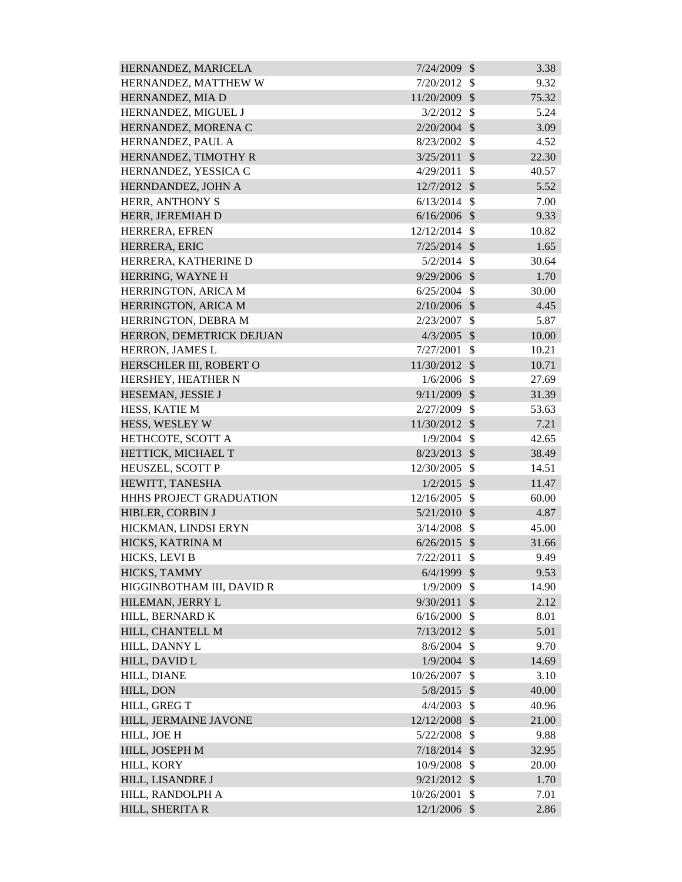| | | | |
|---|---|---|---|
| HERNANDEZ, MARICELA | 7/24/2009 | $ | 3.38 |
| HERNANDEZ, MATTHEW W | 7/20/2012 | $ | 9.32 |
| HERNANDEZ, MIA D | 11/20/2009 | $ | 75.32 |
| HERNANDEZ, MIGUEL J | 3/2/2012 | $ | 5.24 |
| HERNANDEZ, MORENA C | 2/20/2004 | $ | 3.09 |
| HERNANDEZ, PAUL A | 8/23/2002 | $ | 4.52 |
| HERNANDEZ, TIMOTHY R | 3/25/2011 | $ | 22.30 |
| HERNANDEZ, YESSICA C | 4/29/2011 | $ | 40.57 |
| HERNDANDEZ, JOHN A | 12/7/2012 | $ | 5.52 |
| HERR, ANTHONY S | 6/13/2014 | $ | 7.00 |
| HERR, JEREMIAH D | 6/16/2006 | $ | 9.33 |
| HERRERA, EFREN | 12/12/2014 | $ | 10.82 |
| HERRERA, ERIC | 7/25/2014 | $ | 1.65 |
| HERRERA, KATHERINE D | 5/2/2014 | $ | 30.64 |
| HERRING, WAYNE H | 9/29/2006 | $ | 1.70 |
| HERRINGTON, ARICA M | 6/25/2004 | $ | 30.00 |
| HERRINGTON, ARICA M | 2/10/2006 | $ | 4.45 |
| HERRINGTON, DEBRA M | 2/23/2007 | $ | 5.87 |
| HERRON, DEMETRICK DEJUAN | 4/3/2005 | $ | 10.00 |
| HERRON, JAMES L | 7/27/2001 | $ | 10.21 |
| HERSCHLER III, ROBERT O | 11/30/2012 | $ | 10.71 |
| HERSHEY, HEATHER N | 1/6/2006 | $ | 27.69 |
| HESEMAN, JESSIE J | 9/11/2009 | $ | 31.39 |
| HESS, KATIE M | 2/27/2009 | $ | 53.63 |
| HESS, WESLEY W | 11/30/2012 | $ | 7.21 |
| HETHCOTE, SCOTT A | 1/9/2004 | $ | 42.65 |
| HETTICK, MICHAEL T | 8/23/2013 | $ | 38.49 |
| HEUSZEL, SCOTT P | 12/30/2005 | $ | 14.51 |
| HEWITT, TANESHA | 1/2/2015 | $ | 11.47 |
| HHHS PROJECT GRADUATION | 12/16/2005 | $ | 60.00 |
| HIBLER, CORBIN J | 5/21/2010 | $ | 4.87 |
| HICKMAN, LINDSI ERYN | 3/14/2008 | $ | 45.00 |
| HICKS, KATRINA M | 6/26/2015 | $ | 31.66 |
| HICKS, LEVI B | 7/22/2011 | $ | 9.49 |
| HICKS, TAMMY | 6/4/1999 | $ | 9.53 |
| HIGGINBOTHAM III, DAVID R | 1/9/2009 | $ | 14.90 |
| HILEMAN, JERRY L | 9/30/2011 | $ | 2.12 |
| HILL, BERNARD K | 6/16/2000 | $ | 8.01 |
| HILL, CHANTELL M | 7/13/2012 | $ | 5.01 |
| HILL, DANNY L | 8/6/2004 | $ | 9.70 |
| HILL, DAVID L | 1/9/2004 | $ | 14.69 |
| HILL, DIANE | 10/26/2007 | $ | 3.10 |
| HILL, DON | 5/8/2015 | $ | 40.00 |
| HILL, GREG T | 4/4/2003 | $ | 40.96 |
| HILL, JERMAINE JAVONE | 12/12/2008 | $ | 21.00 |
| HILL, JOE H | 5/22/2008 | $ | 9.88 |
| HILL, JOSEPH M | 7/18/2014 | $ | 32.95 |
| HILL, KORY | 10/9/2008 | $ | 20.00 |
| HILL, LISANDRE J | 9/21/2012 | $ | 1.70 |
| HILL, RANDOLPH A | 10/26/2001 | $ | 7.01 |
| HILL, SHERITA R | 12/1/2006 | $ | 2.86 |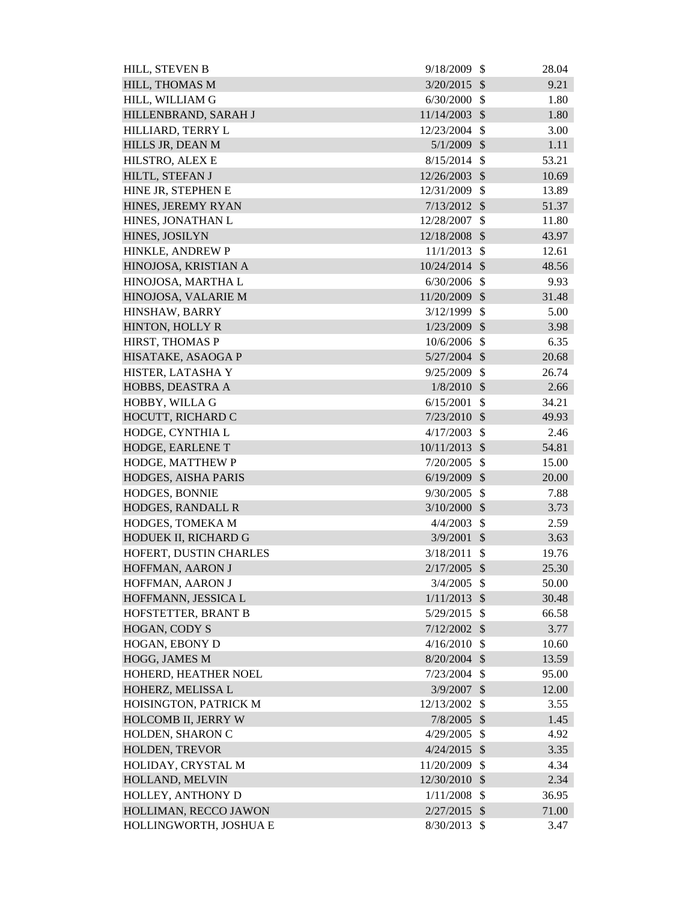| | | | |
|---|---|---|---|
| HILL, STEVEN B | 9/18/2009 | $ | 28.04 |
| HILL, THOMAS M | 3/20/2015 | $ | 9.21 |
| HILL, WILLIAM G | 6/30/2000 | $ | 1.80 |
| HILLENBRAND, SARAH J | 11/14/2003 | $ | 1.80 |
| HILLIARD, TERRY L | 12/23/2004 | $ | 3.00 |
| HILLS JR, DEAN M | 5/1/2009 | $ | 1.11 |
| HILSTRO, ALEX E | 8/15/2014 | $ | 53.21 |
| HILTL, STEFAN J | 12/26/2003 | $ | 10.69 |
| HINE JR, STEPHEN E | 12/31/2009 | $ | 13.89 |
| HINES, JEREMY RYAN | 7/13/2012 | $ | 51.37 |
| HINES, JONATHAN L | 12/28/2007 | $ | 11.80 |
| HINES, JOSILYN | 12/18/2008 | $ | 43.97 |
| HINKLE, ANDREW P | 11/1/2013 | $ | 12.61 |
| HINOJOSA, KRISTIAN A | 10/24/2014 | $ | 48.56 |
| HINOJOSA, MARTHA L | 6/30/2006 | $ | 9.93 |
| HINOJOSA, VALARIE M | 11/20/2009 | $ | 31.48 |
| HINSHAW, BARRY | 3/12/1999 | $ | 5.00 |
| HINTON, HOLLY R | 1/23/2009 | $ | 3.98 |
| HIRST, THOMAS P | 10/6/2006 | $ | 6.35 |
| HISATAKE, ASAOGA P | 5/27/2004 | $ | 20.68 |
| HISTER, LATASHA Y | 9/25/2009 | $ | 26.74 |
| HOBBS, DEASTRA A | 1/8/2010 | $ | 2.66 |
| HOBBY, WILLA G | 6/15/2001 | $ | 34.21 |
| HOCUTT, RICHARD C | 7/23/2010 | $ | 49.93 |
| HODGE, CYNTHIA L | 4/17/2003 | $ | 2.46 |
| HODGE, EARLENE T | 10/11/2013 | $ | 54.81 |
| HODGE, MATTHEW P | 7/20/2005 | $ | 15.00 |
| HODGES, AISHA PARIS | 6/19/2009 | $ | 20.00 |
| HODGES, BONNIE | 9/30/2005 | $ | 7.88 |
| HODGES, RANDALL R | 3/10/2000 | $ | 3.73 |
| HODGES, TOMEKA M | 4/4/2003 | $ | 2.59 |
| HODUEK II, RICHARD G | 3/9/2001 | $ | 3.63 |
| HOFERT, DUSTIN CHARLES | 3/18/2011 | $ | 19.76 |
| HOFFMAN, AARON J | 2/17/2005 | $ | 25.30 |
| HOFFMAN, AARON J | 3/4/2005 | $ | 50.00 |
| HOFFMANN, JESSICA L | 1/11/2013 | $ | 30.48 |
| HOFSTETTER, BRANT B | 5/29/2015 | $ | 66.58 |
| HOGAN, CODY S | 7/12/2002 | $ | 3.77 |
| HOGAN, EBONY D | 4/16/2010 | $ | 10.60 |
| HOGG, JAMES M | 8/20/2004 | $ | 13.59 |
| HOHERD, HEATHER NOEL | 7/23/2004 | $ | 95.00 |
| HOHERZ, MELISSA L | 3/9/2007 | $ | 12.00 |
| HOISINGTON, PATRICK M | 12/13/2002 | $ | 3.55 |
| HOLCOMB II, JERRY W | 7/8/2005 | $ | 1.45 |
| HOLDEN, SHARON C | 4/29/2005 | $ | 4.92 |
| HOLDEN, TREVOR | 4/24/2015 | $ | 3.35 |
| HOLIDAY, CRYSTAL M | 11/20/2009 | $ | 4.34 |
| HOLLAND, MELVIN | 12/30/2010 | $ | 2.34 |
| HOLLEY, ANTHONY D | 1/11/2008 | $ | 36.95 |
| HOLLIMAN, RECCO JAWON | 2/27/2015 | $ | 71.00 |
| HOLLINGWORTH, JOSHUA E | 8/30/2013 | $ | 3.47 |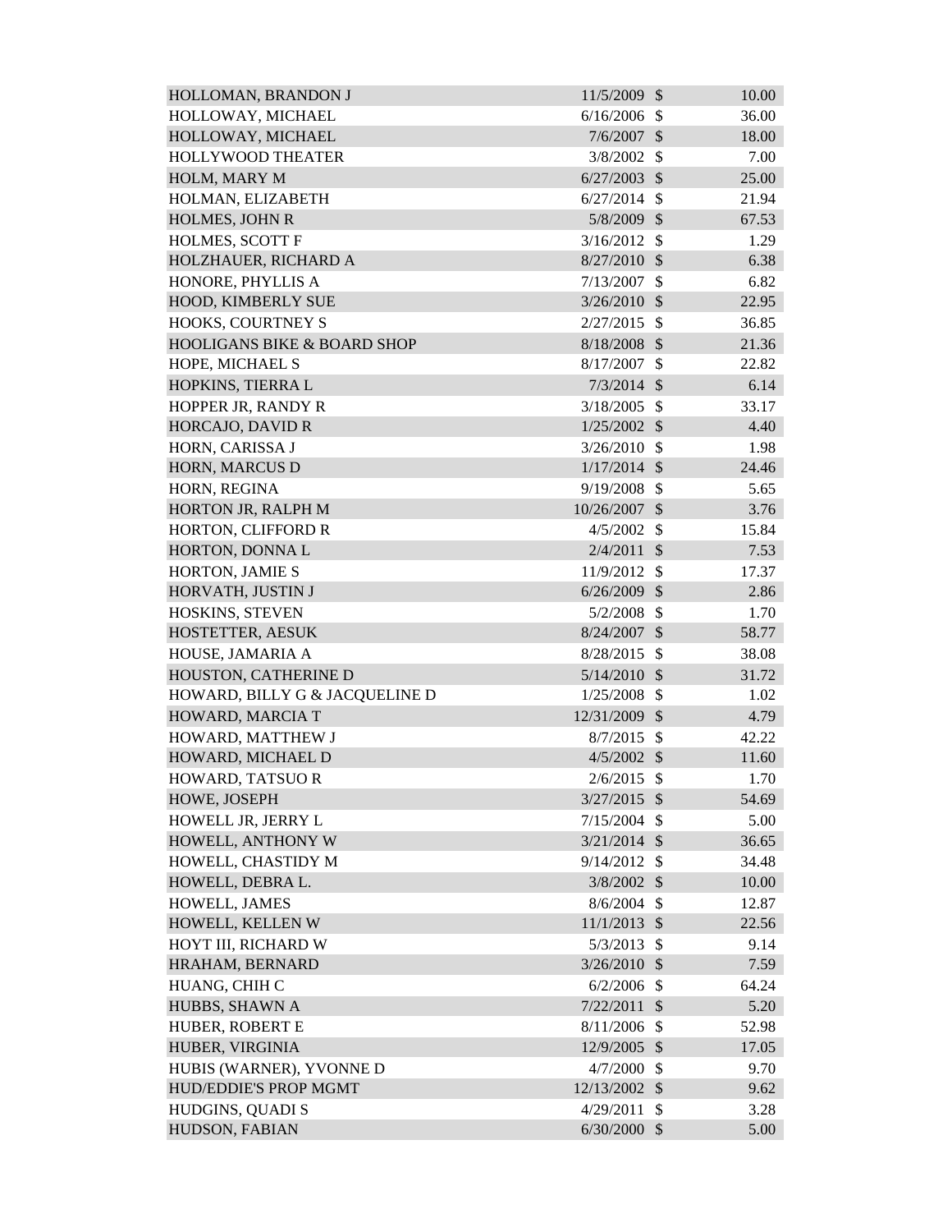| | | | |
|---|---|---|---|
| HOLLOMAN, BRANDON J | 11/5/2009 | $ | 10.00 |
| HOLLOWAY, MICHAEL | 6/16/2006 | $ | 36.00 |
| HOLLOWAY, MICHAEL | 7/6/2007 | $ | 18.00 |
| HOLLYWOOD THEATER | 3/8/2002 | $ | 7.00 |
| HOLM, MARY M | 6/27/2003 | $ | 25.00 |
| HOLMAN, ELIZABETH | 6/27/2014 | $ | 21.94 |
| HOLMES, JOHN R | 5/8/2009 | $ | 67.53 |
| HOLMES, SCOTT F | 3/16/2012 | $ | 1.29 |
| HOLZHAUER, RICHARD A | 8/27/2010 | $ | 6.38 |
| HONORE, PHYLLIS A | 7/13/2007 | $ | 6.82 |
| HOOD, KIMBERLY SUE | 3/26/2010 | $ | 22.95 |
| HOOKS, COURTNEY S | 2/27/2015 | $ | 36.85 |
| HOOLIGANS BIKE & BOARD SHOP | 8/18/2008 | $ | 21.36 |
| HOPE, MICHAEL S | 8/17/2007 | $ | 22.82 |
| HOPKINS, TIERRA L | 7/3/2014 | $ | 6.14 |
| HOPPER JR, RANDY R | 3/18/2005 | $ | 33.17 |
| HORCAJO, DAVID R | 1/25/2002 | $ | 4.40 |
| HORN, CARISSA J | 3/26/2010 | $ | 1.98 |
| HORN, MARCUS D | 1/17/2014 | $ | 24.46 |
| HORN, REGINA | 9/19/2008 | $ | 5.65 |
| HORTON JR, RALPH M | 10/26/2007 | $ | 3.76 |
| HORTON, CLIFFORD R | 4/5/2002 | $ | 15.84 |
| HORTON, DONNA L | 2/4/2011 | $ | 7.53 |
| HORTON, JAMIE S | 11/9/2012 | $ | 17.37 |
| HORVATH, JUSTIN J | 6/26/2009 | $ | 2.86 |
| HOSKINS, STEVEN | 5/2/2008 | $ | 1.70 |
| HOSTETTER, AESUK | 8/24/2007 | $ | 58.77 |
| HOUSE, JAMARIA A | 8/28/2015 | $ | 38.08 |
| HOUSTON, CATHERINE D | 5/14/2010 | $ | 31.72 |
| HOWARD, BILLY G & JACQUELINE D | 1/25/2008 | $ | 1.02 |
| HOWARD, MARCIA T | 12/31/2009 | $ | 4.79 |
| HOWARD, MATTHEW J | 8/7/2015 | $ | 42.22 |
| HOWARD, MICHAEL D | 4/5/2002 | $ | 11.60 |
| HOWARD, TATSUO R | 2/6/2015 | $ | 1.70 |
| HOWE, JOSEPH | 3/27/2015 | $ | 54.69 |
| HOWELL JR, JERRY L | 7/15/2004 | $ | 5.00 |
| HOWELL, ANTHONY W | 3/21/2014 | $ | 36.65 |
| HOWELL, CHASTIDY M | 9/14/2012 | $ | 34.48 |
| HOWELL, DEBRA L. | 3/8/2002 | $ | 10.00 |
| HOWELL, JAMES | 8/6/2004 | $ | 12.87 |
| HOWELL, KELLEN W | 11/1/2013 | $ | 22.56 |
| HOYT III, RICHARD W | 5/3/2013 | $ | 9.14 |
| HRAHAM, BERNARD | 3/26/2010 | $ | 7.59 |
| HUANG, CHIH C | 6/2/2006 | $ | 64.24 |
| HUBBS, SHAWN A | 7/22/2011 | $ | 5.20 |
| HUBER, ROBERT E | 8/11/2006 | $ | 52.98 |
| HUBER, VIRGINIA | 12/9/2005 | $ | 17.05 |
| HUBIS (WARNER), YVONNE D | 4/7/2000 | $ | 9.70 |
| HUD/EDDIE'S PROP MGMT | 12/13/2002 | $ | 9.62 |
| HUDGINS, QUADI S | 4/29/2011 | $ | 3.28 |
| HUDSON, FABIAN | 6/30/2000 | $ | 5.00 |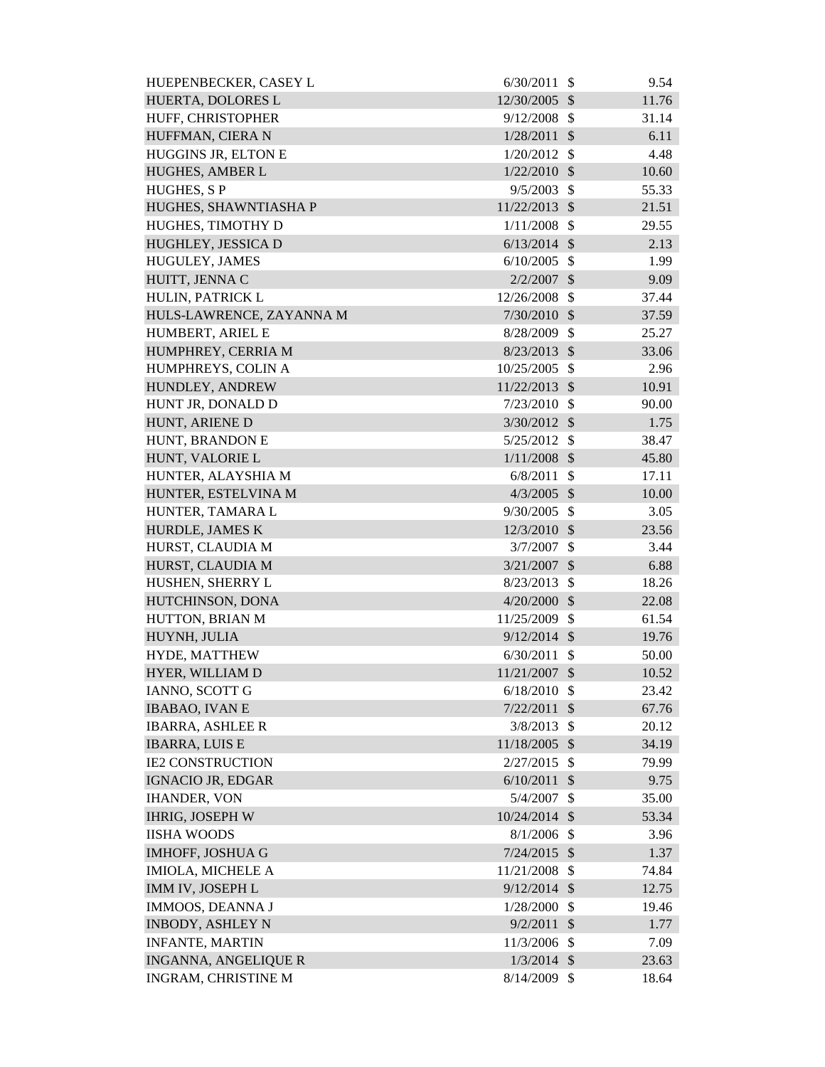| | | | |
|---|---|---|---|
| HUEPENBECKER, CASEY L | 6/30/2011 | $ | 9.54 |
| HUERTA, DOLORES L | 12/30/2005 | $ | 11.76 |
| HUFF, CHRISTOPHER | 9/12/2008 | $ | 31.14 |
| HUFFMAN, CIERA N | 1/28/2011 | $ | 6.11 |
| HUGGINS JR, ELTON E | 1/20/2012 | $ | 4.48 |
| HUGHES, AMBER L | 1/22/2010 | $ | 10.60 |
| HUGHES, S P | 9/5/2003 | $ | 55.33 |
| HUGHES, SHAWNTIASHA P | 11/22/2013 | $ | 21.51 |
| HUGHES, TIMOTHY D | 1/11/2008 | $ | 29.55 |
| HUGHLEY, JESSICA D | 6/13/2014 | $ | 2.13 |
| HUGULEY, JAMES | 6/10/2005 | $ | 1.99 |
| HUITT, JENNA C | 2/2/2007 | $ | 9.09 |
| HULIN, PATRICK L | 12/26/2008 | $ | 37.44 |
| HULS-LAWRENCE, ZAYANNA M | 7/30/2010 | $ | 37.59 |
| HUMBERT, ARIEL E | 8/28/2009 | $ | 25.27 |
| HUMPHREY, CERRIA M | 8/23/2013 | $ | 33.06 |
| HUMPHREYS, COLIN A | 10/25/2005 | $ | 2.96 |
| HUNDLEY, ANDREW | 11/22/2013 | $ | 10.91 |
| HUNT JR, DONALD D | 7/23/2010 | $ | 90.00 |
| HUNT, ARIENE D | 3/30/2012 | $ | 1.75 |
| HUNT, BRANDON E | 5/25/2012 | $ | 38.47 |
| HUNT, VALORIE L | 1/11/2008 | $ | 45.80 |
| HUNTER, ALAYSHIA M | 6/8/2011 | $ | 17.11 |
| HUNTER, ESTELVINA M | 4/3/2005 | $ | 10.00 |
| HUNTER, TAMARA L | 9/30/2005 | $ | 3.05 |
| HURDLE, JAMES K | 12/3/2010 | $ | 23.56 |
| HURST, CLAUDIA M | 3/7/2007 | $ | 3.44 |
| HURST, CLAUDIA M | 3/21/2007 | $ | 6.88 |
| HUSHEN, SHERRY L | 8/23/2013 | $ | 18.26 |
| HUTCHINSON, DONA | 4/20/2000 | $ | 22.08 |
| HUTTON, BRIAN M | 11/25/2009 | $ | 61.54 |
| HUYNH, JULIA | 9/12/2014 | $ | 19.76 |
| HYDE, MATTHEW | 6/30/2011 | $ | 50.00 |
| HYER, WILLIAM D | 11/21/2007 | $ | 10.52 |
| IANNO, SCOTT G | 6/18/2010 | $ | 23.42 |
| IBABAO, IVAN E | 7/22/2011 | $ | 67.76 |
| IBARRA, ASHLEE R | 3/8/2013 | $ | 20.12 |
| IBARRA, LUIS E | 11/18/2005 | $ | 34.19 |
| IE2 CONSTRUCTION | 2/27/2015 | $ | 79.99 |
| IGNACIO JR, EDGAR | 6/10/2011 | $ | 9.75 |
| IHANDER, VON | 5/4/2007 | $ | 35.00 |
| IHRIG, JOSEPH W | 10/24/2014 | $ | 53.34 |
| IISHA WOODS | 8/1/2006 | $ | 3.96 |
| IMHOFF, JOSHUA G | 7/24/2015 | $ | 1.37 |
| IMIOLA, MICHELE A | 11/21/2008 | $ | 74.84 |
| IMM IV, JOSEPH L | 9/12/2014 | $ | 12.75 |
| IMMOOS, DEANNA J | 1/28/2000 | $ | 19.46 |
| INBODY, ASHLEY N | 9/2/2011 | $ | 1.77 |
| INFANTE, MARTIN | 11/3/2006 | $ | 7.09 |
| INGANNA, ANGELIQUE R | 1/3/2014 | $ | 23.63 |
| INGRAM, CHRISTINE M | 8/14/2009 | $ | 18.64 |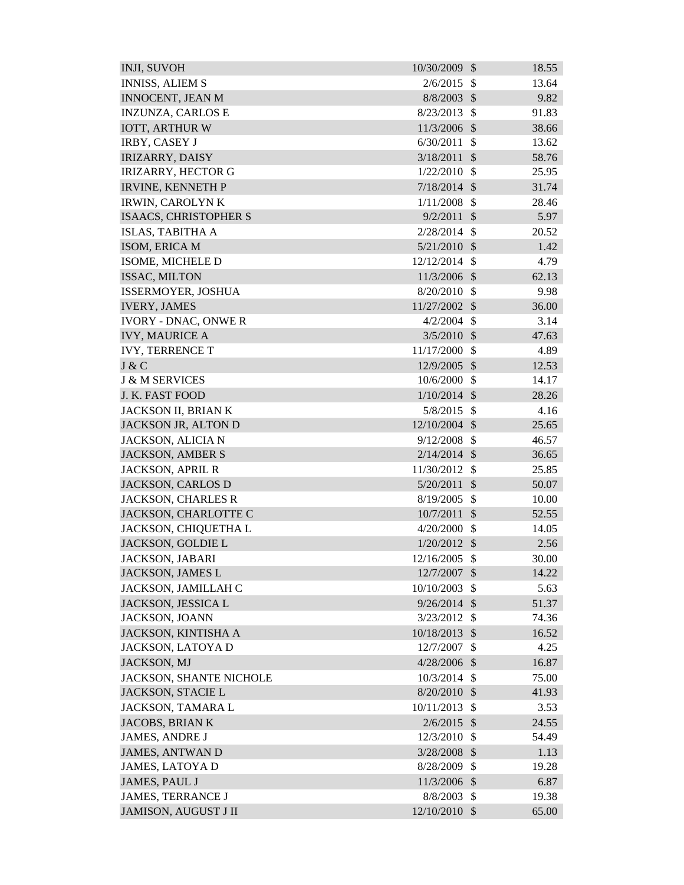| | | | |
|---|---|---|---|
| INJI, SUVOH | 10/30/2009 | $ | 18.55 |
| INNISS, ALIEM S | 2/6/2015 | $ | 13.64 |
| INNOCENT, JEAN M | 8/8/2003 | $ | 9.82 |
| INZUNZA, CARLOS E | 8/23/2013 | $ | 91.83 |
| IOTT, ARTHUR W | 11/3/2006 | $ | 38.66 |
| IRBY, CASEY J | 6/30/2011 | $ | 13.62 |
| IRIZARRY, DAISY | 3/18/2011 | $ | 58.76 |
| IRIZARRY, HECTOR G | 1/22/2010 | $ | 25.95 |
| IRVINE, KENNETH P | 7/18/2014 | $ | 31.74 |
| IRWIN, CAROLYN K | 1/11/2008 | $ | 28.46 |
| ISAACS, CHRISTOPHER S | 9/2/2011 | $ | 5.97 |
| ISLAS, TABITHA A | 2/28/2014 | $ | 20.52 |
| ISOM, ERICA M | 5/21/2010 | $ | 1.42 |
| ISOME, MICHELE D | 12/12/2014 | $ | 4.79 |
| ISSAC, MILTON | 11/3/2006 | $ | 62.13 |
| ISSERMOYER, JOSHUA | 8/20/2010 | $ | 9.98 |
| IVERY, JAMES | 11/27/2002 | $ | 36.00 |
| IVORY - DNAC, ONWE R | 4/2/2004 | $ | 3.14 |
| IVY, MAURICE A | 3/5/2010 | $ | 47.63 |
| IVY, TERRENCE T | 11/17/2000 | $ | 4.89 |
| J & C | 12/9/2005 | $ | 12.53 |
| J & M SERVICES | 10/6/2000 | $ | 14.17 |
| J. K. FAST FOOD | 1/10/2014 | $ | 28.26 |
| JACKSON II, BRIAN K | 5/8/2015 | $ | 4.16 |
| JACKSON JR, ALTON D | 12/10/2004 | $ | 25.65 |
| JACKSON, ALICIA N | 9/12/2008 | $ | 46.57 |
| JACKSON, AMBER S | 2/14/2014 | $ | 36.65 |
| JACKSON, APRIL R | 11/30/2012 | $ | 25.85 |
| JACKSON, CARLOS D | 5/20/2011 | $ | 50.07 |
| JACKSON, CHARLES R | 8/19/2005 | $ | 10.00 |
| JACKSON, CHARLOTTE C | 10/7/2011 | $ | 52.55 |
| JACKSON, CHIQUETHA L | 4/20/2000 | $ | 14.05 |
| JACKSON, GOLDIE L | 1/20/2012 | $ | 2.56 |
| JACKSON, JABARI | 12/16/2005 | $ | 30.00 |
| JACKSON, JAMES L | 12/7/2007 | $ | 14.22 |
| JACKSON, JAMILLAH C | 10/10/2003 | $ | 5.63 |
| JACKSON, JESSICA L | 9/26/2014 | $ | 51.37 |
| JACKSON, JOANN | 3/23/2012 | $ | 74.36 |
| JACKSON, KINTISHA A | 10/18/2013 | $ | 16.52 |
| JACKSON, LATOYA D | 12/7/2007 | $ | 4.25 |
| JACKSON, MJ | 4/28/2006 | $ | 16.87 |
| JACKSON, SHANTE NICHOLE | 10/3/2014 | $ | 75.00 |
| JACKSON, STACIE L | 8/20/2010 | $ | 41.93 |
| JACKSON, TAMARA L | 10/11/2013 | $ | 3.53 |
| JACOBS, BRIAN K | 2/6/2015 | $ | 24.55 |
| JAMES, ANDRE J | 12/3/2010 | $ | 54.49 |
| JAMES, ANTWAN D | 3/28/2008 | $ | 1.13 |
| JAMES, LATOYA D | 8/28/2009 | $ | 19.28 |
| JAMES, PAUL J | 11/3/2006 | $ | 6.87 |
| JAMES, TERRANCE J | 8/8/2003 | $ | 19.38 |
| JAMISON, AUGUST J II | 12/10/2010 | $ | 65.00 |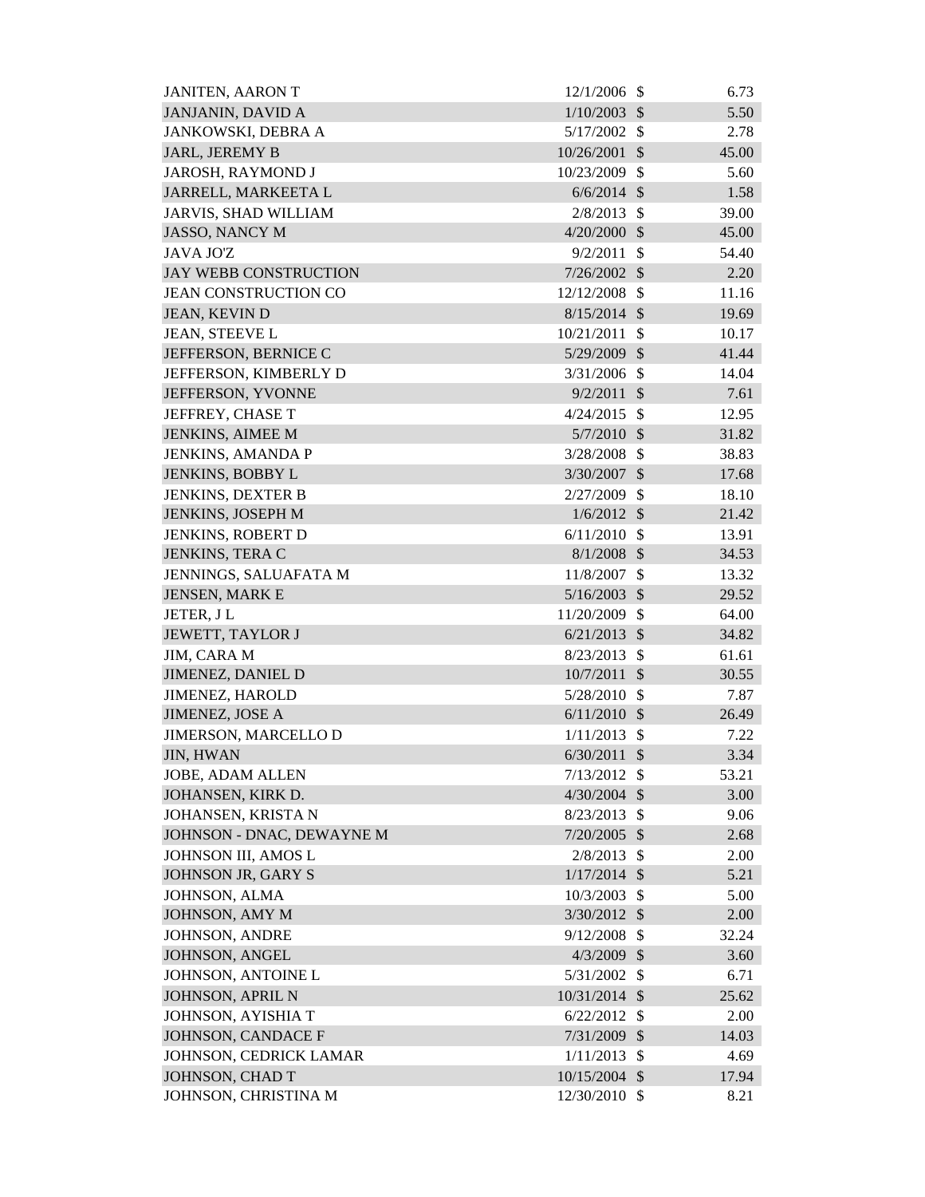| | | | |
|---|---|---|---|
| JANITEN, AARON T | 12/1/2006 | $ | 6.73 |
| JANJANIN, DAVID A | 1/10/2003 | $ | 5.50 |
| JANKOWSKI, DEBRA A | 5/17/2002 | $ | 2.78 |
| JARL, JEREMY B | 10/26/2001 | $ | 45.00 |
| JAROSH, RAYMOND J | 10/23/2009 | $ | 5.60 |
| JARRELL, MARKEETA L | 6/6/2014 | $ | 1.58 |
| JARVIS, SHAD WILLIAM | 2/8/2013 | $ | 39.00 |
| JASSO, NANCY M | 4/20/2000 | $ | 45.00 |
| JAVA JO'Z | 9/2/2011 | $ | 54.40 |
| JAY WEBB CONSTRUCTION | 7/26/2002 | $ | 2.20 |
| JEAN CONSTRUCTION CO | 12/12/2008 | $ | 11.16 |
| JEAN, KEVIN D | 8/15/2014 | $ | 19.69 |
| JEAN, STEEVE L | 10/21/2011 | $ | 10.17 |
| JEFFERSON, BERNICE C | 5/29/2009 | $ | 41.44 |
| JEFFERSON, KIMBERLY D | 3/31/2006 | $ | 14.04 |
| JEFFERSON, YVONNE | 9/2/2011 | $ | 7.61 |
| JEFFREY, CHASE T | 4/24/2015 | $ | 12.95 |
| JENKINS, AIMEE M | 5/7/2010 | $ | 31.82 |
| JENKINS, AMANDA P | 3/28/2008 | $ | 38.83 |
| JENKINS, BOBBY L | 3/30/2007 | $ | 17.68 |
| JENKINS, DEXTER B | 2/27/2009 | $ | 18.10 |
| JENKINS, JOSEPH M | 1/6/2012 | $ | 21.42 |
| JENKINS, ROBERT D | 6/11/2010 | $ | 13.91 |
| JENKINS, TERA C | 8/1/2008 | $ | 34.53 |
| JENNINGS, SALUAFATA M | 11/8/2007 | $ | 13.32 |
| JENSEN, MARK E | 5/16/2003 | $ | 29.52 |
| JETER, J L | 11/20/2009 | $ | 64.00 |
| JEWETT, TAYLOR J | 6/21/2013 | $ | 34.82 |
| JIM, CARA M | 8/23/2013 | $ | 61.61 |
| JIMENEZ, DANIEL D | 10/7/2011 | $ | 30.55 |
| JIMENEZ, HAROLD | 5/28/2010 | $ | 7.87 |
| JIMENEZ, JOSE A | 6/11/2010 | $ | 26.49 |
| JIMERSON, MARCELLO D | 1/11/2013 | $ | 7.22 |
| JIN, HWAN | 6/30/2011 | $ | 3.34 |
| JOBE, ADAM ALLEN | 7/13/2012 | $ | 53.21 |
| JOHANSEN, KIRK D. | 4/30/2004 | $ | 3.00 |
| JOHANSEN, KRISTA N | 8/23/2013 | $ | 9.06 |
| JOHNSON - DNAC, DEWAYNE M | 7/20/2005 | $ | 2.68 |
| JOHNSON III, AMOS L | 2/8/2013 | $ | 2.00 |
| JOHNSON JR, GARY S | 1/17/2014 | $ | 5.21 |
| JOHNSON, ALMA | 10/3/2003 | $ | 5.00 |
| JOHNSON, AMY M | 3/30/2012 | $ | 2.00 |
| JOHNSON, ANDRE | 9/12/2008 | $ | 32.24 |
| JOHNSON, ANGEL | 4/3/2009 | $ | 3.60 |
| JOHNSON, ANTOINE L | 5/31/2002 | $ | 6.71 |
| JOHNSON, APRIL N | 10/31/2014 | $ | 25.62 |
| JOHNSON, AYISHIA T | 6/22/2012 | $ | 2.00 |
| JOHNSON, CANDACE F | 7/31/2009 | $ | 14.03 |
| JOHNSON, CEDRICK LAMAR | 1/11/2013 | $ | 4.69 |
| JOHNSON, CHAD T | 10/15/2004 | $ | 17.94 |
| JOHNSON, CHRISTINA M | 12/30/2010 | $ | 8.21 |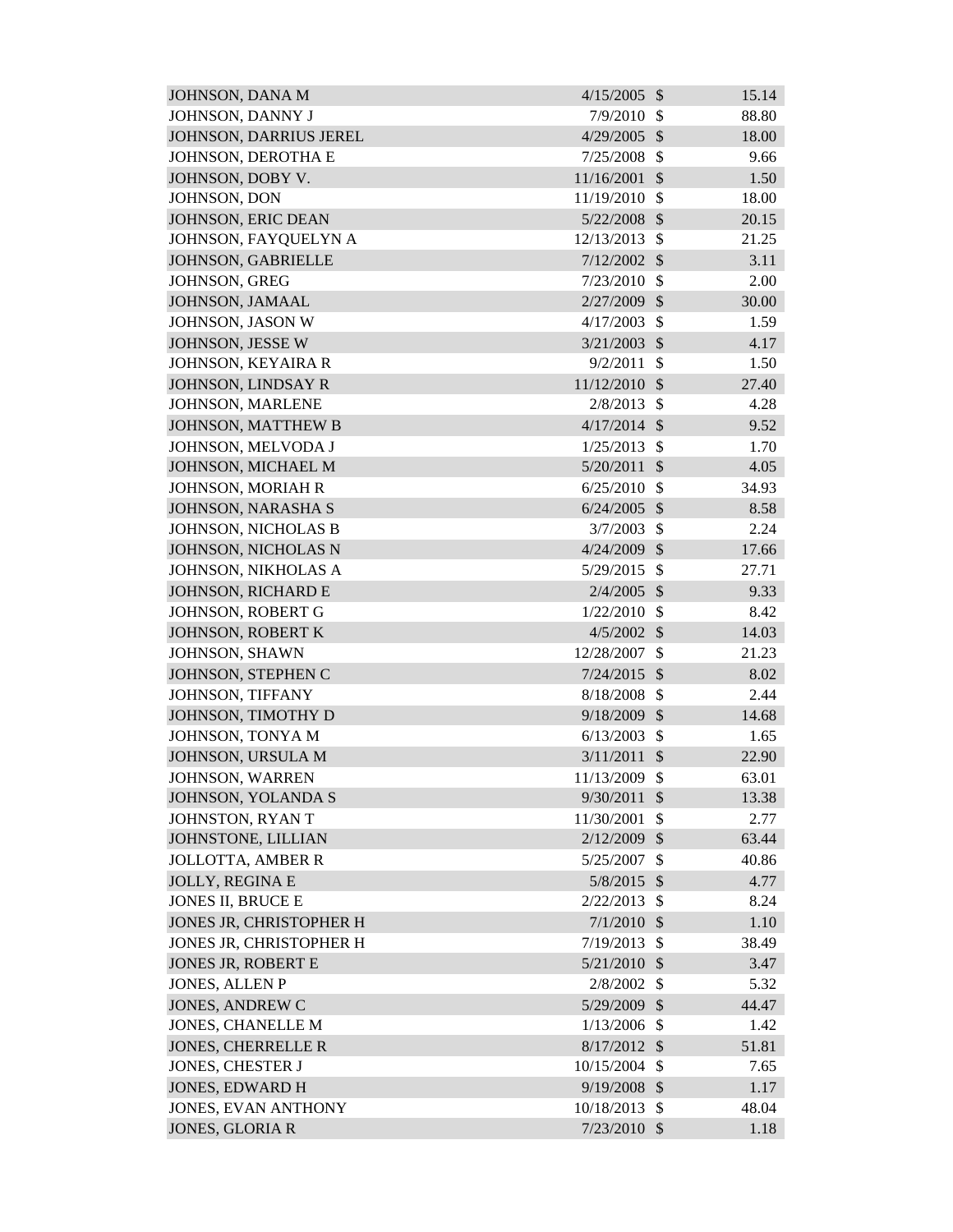| | | | |
|---|---|---|---|
| JOHNSON, DANA M | 4/15/2005 | $ | 15.14 |
| JOHNSON, DANNY J | 7/9/2010 | $ | 88.80 |
| JOHNSON, DARRIUS JEREL | 4/29/2005 | $ | 18.00 |
| JOHNSON, DEROTHA E | 7/25/2008 | $ | 9.66 |
| JOHNSON, DOBY V. | 11/16/2001 | $ | 1.50 |
| JOHNSON, DON | 11/19/2010 | $ | 18.00 |
| JOHNSON, ERIC DEAN | 5/22/2008 | $ | 20.15 |
| JOHNSON, FAYQUELYN A | 12/13/2013 | $ | 21.25 |
| JOHNSON, GABRIELLE | 7/12/2002 | $ | 3.11 |
| JOHNSON, GREG | 7/23/2010 | $ | 2.00 |
| JOHNSON, JAMAAL | 2/27/2009 | $ | 30.00 |
| JOHNSON, JASON W | 4/17/2003 | $ | 1.59 |
| JOHNSON, JESSE W | 3/21/2003 | $ | 4.17 |
| JOHNSON, KEYAIRA R | 9/2/2011 | $ | 1.50 |
| JOHNSON, LINDSAY R | 11/12/2010 | $ | 27.40 |
| JOHNSON, MARLENE | 2/8/2013 | $ | 4.28 |
| JOHNSON, MATTHEW B | 4/17/2014 | $ | 9.52 |
| JOHNSON, MELVODA J | 1/25/2013 | $ | 1.70 |
| JOHNSON, MICHAEL M | 5/20/2011 | $ | 4.05 |
| JOHNSON, MORIAH R | 6/25/2010 | $ | 34.93 |
| JOHNSON, NARASHA S | 6/24/2005 | $ | 8.58 |
| JOHNSON, NICHOLAS B | 3/7/2003 | $ | 2.24 |
| JOHNSON, NICHOLAS N | 4/24/2009 | $ | 17.66 |
| JOHNSON, NIKHOLAS A | 5/29/2015 | $ | 27.71 |
| JOHNSON, RICHARD E | 2/4/2005 | $ | 9.33 |
| JOHNSON, ROBERT G | 1/22/2010 | $ | 8.42 |
| JOHNSON, ROBERT K | 4/5/2002 | $ | 14.03 |
| JOHNSON, SHAWN | 12/28/2007 | $ | 21.23 |
| JOHNSON, STEPHEN C | 7/24/2015 | $ | 8.02 |
| JOHNSON, TIFFANY | 8/18/2008 | $ | 2.44 |
| JOHNSON, TIMOTHY D | 9/18/2009 | $ | 14.68 |
| JOHNSON, TONYA M | 6/13/2003 | $ | 1.65 |
| JOHNSON, URSULA M | 3/11/2011 | $ | 22.90 |
| JOHNSON, WARREN | 11/13/2009 | $ | 63.01 |
| JOHNSON, YOLANDA S | 9/30/2011 | $ | 13.38 |
| JOHNSTON, RYAN T | 11/30/2001 | $ | 2.77 |
| JOHNSTONE, LILLIAN | 2/12/2009 | $ | 63.44 |
| JOLLOTTA, AMBER R | 5/25/2007 | $ | 40.86 |
| JOLLY, REGINA E | 5/8/2015 | $ | 4.77 |
| JONES II, BRUCE E | 2/22/2013 | $ | 8.24 |
| JONES JR, CHRISTOPHER H | 7/1/2010 | $ | 1.10 |
| JONES JR, CHRISTOPHER H | 7/19/2013 | $ | 38.49 |
| JONES JR, ROBERT E | 5/21/2010 | $ | 3.47 |
| JONES, ALLEN P | 2/8/2002 | $ | 5.32 |
| JONES, ANDREW C | 5/29/2009 | $ | 44.47 |
| JONES, CHANELLE M | 1/13/2006 | $ | 1.42 |
| JONES, CHERRELLE R | 8/17/2012 | $ | 51.81 |
| JONES, CHESTER J | 10/15/2004 | $ | 7.65 |
| JONES, EDWARD H | 9/19/2008 | $ | 1.17 |
| JONES, EVAN ANTHONY | 10/18/2013 | $ | 48.04 |
| JONES, GLORIA R | 7/23/2010 | $ | 1.18 |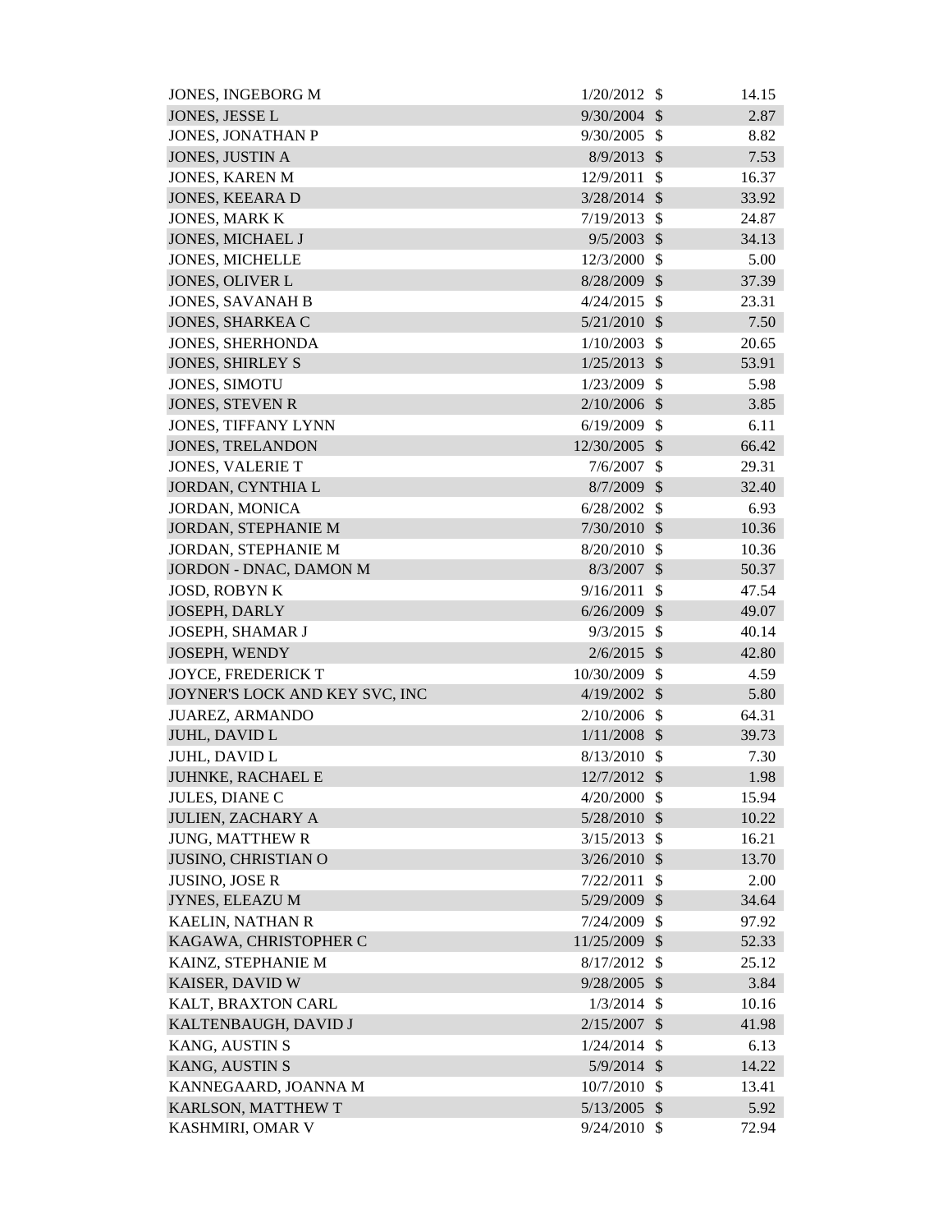| | | | |
|---|---|---|---|
| JONES, INGEBORG M | 1/20/2012 | $ | 14.15 |
| JONES, JESSE L | 9/30/2004 | $ | 2.87 |
| JONES, JONATHAN P | 9/30/2005 | $ | 8.82 |
| JONES, JUSTIN A | 8/9/2013 | $ | 7.53 |
| JONES, KAREN M | 12/9/2011 | $ | 16.37 |
| JONES, KEEARA D | 3/28/2014 | $ | 33.92 |
| JONES, MARK K | 7/19/2013 | $ | 24.87 |
| JONES, MICHAEL J | 9/5/2003 | $ | 34.13 |
| JONES, MICHELLE | 12/3/2000 | $ | 5.00 |
| JONES, OLIVER L | 8/28/2009 | $ | 37.39 |
| JONES, SAVANAH B | 4/24/2015 | $ | 23.31 |
| JONES, SHARKEA C | 5/21/2010 | $ | 7.50 |
| JONES, SHERHONDA | 1/10/2003 | $ | 20.65 |
| JONES, SHIRLEY S | 1/25/2013 | $ | 53.91 |
| JONES, SIMOTU | 1/23/2009 | $ | 5.98 |
| JONES, STEVEN R | 2/10/2006 | $ | 3.85 |
| JONES, TIFFANY LYNN | 6/19/2009 | $ | 6.11 |
| JONES, TRELANDON | 12/30/2005 | $ | 66.42 |
| JONES, VALERIE T | 7/6/2007 | $ | 29.31 |
| JORDAN, CYNTHIA L | 8/7/2009 | $ | 32.40 |
| JORDAN, MONICA | 6/28/2002 | $ | 6.93 |
| JORDAN, STEPHANIE M | 7/30/2010 | $ | 10.36 |
| JORDAN, STEPHANIE M | 8/20/2010 | $ | 10.36 |
| JORDON - DNAC, DAMON M | 8/3/2007 | $ | 50.37 |
| JOSD, ROBYN K | 9/16/2011 | $ | 47.54 |
| JOSEPH, DARLY | 6/26/2009 | $ | 49.07 |
| JOSEPH, SHAMAR J | 9/3/2015 | $ | 40.14 |
| JOSEPH, WENDY | 2/6/2015 | $ | 42.80 |
| JOYCE, FREDERICK T | 10/30/2009 | $ | 4.59 |
| JOYNER'S LOCK AND KEY SVC, INC | 4/19/2002 | $ | 5.80 |
| JUAREZ, ARMANDO | 2/10/2006 | $ | 64.31 |
| JUHL, DAVID L | 1/11/2008 | $ | 39.73 |
| JUHL, DAVID L | 8/13/2010 | $ | 7.30 |
| JUHNKE, RACHAEL E | 12/7/2012 | $ | 1.98 |
| JULES, DIANE C | 4/20/2000 | $ | 15.94 |
| JULIEN, ZACHARY A | 5/28/2010 | $ | 10.22 |
| JUNG, MATTHEW R | 3/15/2013 | $ | 16.21 |
| JUSINO, CHRISTIAN O | 3/26/2010 | $ | 13.70 |
| JUSINO, JOSE R | 7/22/2011 | $ | 2.00 |
| JYNES, ELEAZU M | 5/29/2009 | $ | 34.64 |
| KAELIN, NATHAN R | 7/24/2009 | $ | 97.92 |
| KAGAWA, CHRISTOPHER C | 11/25/2009 | $ | 52.33 |
| KAINZ, STEPHANIE M | 8/17/2012 | $ | 25.12 |
| KAISER, DAVID W | 9/28/2005 | $ | 3.84 |
| KALT, BRAXTON CARL | 1/3/2014 | $ | 10.16 |
| KALTENBAUGH, DAVID J | 2/15/2007 | $ | 41.98 |
| KANG, AUSTIN S | 1/24/2014 | $ | 6.13 |
| KANG, AUSTIN S | 5/9/2014 | $ | 14.22 |
| KANNEGAARD, JOANNA M | 10/7/2010 | $ | 13.41 |
| KARLSON, MATTHEW T | 5/13/2005 | $ | 5.92 |
| KASHMIRI, OMAR V | 9/24/2010 | $ | 72.94 |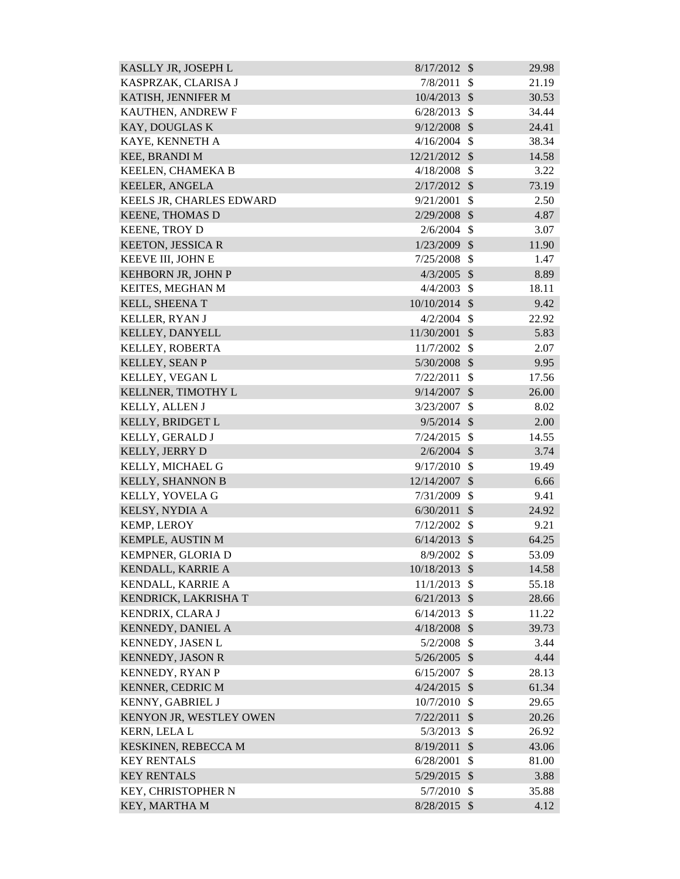| | | | |
|---|---|---|---|
| KASLLY JR, JOSEPH L | 8/17/2012 | $ | 29.98 |
| KASPRZAK, CLARISA J | 7/8/2011 | $ | 21.19 |
| KATISH, JENNIFER M | 10/4/2013 | $ | 30.53 |
| KAUTHEN, ANDREW F | 6/28/2013 | $ | 34.44 |
| KAY, DOUGLAS K | 9/12/2008 | $ | 24.41 |
| KAYE, KENNETH A | 4/16/2004 | $ | 38.34 |
| KEE, BRANDI M | 12/21/2012 | $ | 14.58 |
| KEELEN, CHAMEKA B | 4/18/2008 | $ | 3.22 |
| KEELER, ANGELA | 2/17/2012 | $ | 73.19 |
| KEELS JR, CHARLES EDWARD | 9/21/2001 | $ | 2.50 |
| KEENE, THOMAS D | 2/29/2008 | $ | 4.87 |
| KEENE, TROY D | 2/6/2004 | $ | 3.07 |
| KEETON, JESSICA R | 1/23/2009 | $ | 11.90 |
| KEEVE III, JOHN E | 7/25/2008 | $ | 1.47 |
| KEHBORN JR, JOHN P | 4/3/2005 | $ | 8.89 |
| KEITES, MEGHAN M | 4/4/2003 | $ | 18.11 |
| KELL, SHEENA T | 10/10/2014 | $ | 9.42 |
| KELLER, RYAN J | 4/2/2004 | $ | 22.92 |
| KELLEY, DANYELL | 11/30/2001 | $ | 5.83 |
| KELLEY, ROBERTA | 11/7/2002 | $ | 2.07 |
| KELLEY, SEAN P | 5/30/2008 | $ | 9.95 |
| KELLEY, VEGAN L | 7/22/2011 | $ | 17.56 |
| KELLNER, TIMOTHY L | 9/14/2007 | $ | 26.00 |
| KELLY, ALLEN J | 3/23/2007 | $ | 8.02 |
| KELLY, BRIDGET L | 9/5/2014 | $ | 2.00 |
| KELLY, GERALD J | 7/24/2015 | $ | 14.55 |
| KELLY, JERRY D | 2/6/2004 | $ | 3.74 |
| KELLY, MICHAEL G | 9/17/2010 | $ | 19.49 |
| KELLY, SHANNON B | 12/14/2007 | $ | 6.66 |
| KELLY, YOVELA G | 7/31/2009 | $ | 9.41 |
| KELSY, NYDIA A | 6/30/2011 | $ | 24.92 |
| KEMP, LEROY | 7/12/2002 | $ | 9.21 |
| KEMPLE, AUSTIN M | 6/14/2013 | $ | 64.25 |
| KEMPNER, GLORIA D | 8/9/2002 | $ | 53.09 |
| KENDALL, KARRIE A | 10/18/2013 | $ | 14.58 |
| KENDALL, KARRIE A | 11/1/2013 | $ | 55.18 |
| KENDRICK, LAKRISHA T | 6/21/2013 | $ | 28.66 |
| KENDRIX, CLARA J | 6/14/2013 | $ | 11.22 |
| KENNEDY, DANIEL A | 4/18/2008 | $ | 39.73 |
| KENNEDY, JASEN L | 5/2/2008 | $ | 3.44 |
| KENNEDY, JASON R | 5/26/2005 | $ | 4.44 |
| KENNEDY, RYAN P | 6/15/2007 | $ | 28.13 |
| KENNER, CEDRIC M | 4/24/2015 | $ | 61.34 |
| KENNY, GABRIEL J | 10/7/2010 | $ | 29.65 |
| KENYON JR, WESTLEY OWEN | 7/22/2011 | $ | 20.26 |
| KERN, LELA L | 5/3/2013 | $ | 26.92 |
| KESKINEN, REBECCA M | 8/19/2011 | $ | 43.06 |
| KEY RENTALS | 6/28/2001 | $ | 81.00 |
| KEY RENTALS | 5/29/2015 | $ | 3.88 |
| KEY, CHRISTOPHER N | 5/7/2010 | $ | 35.88 |
| KEY, MARTHA M | 8/28/2015 | $ | 4.12 |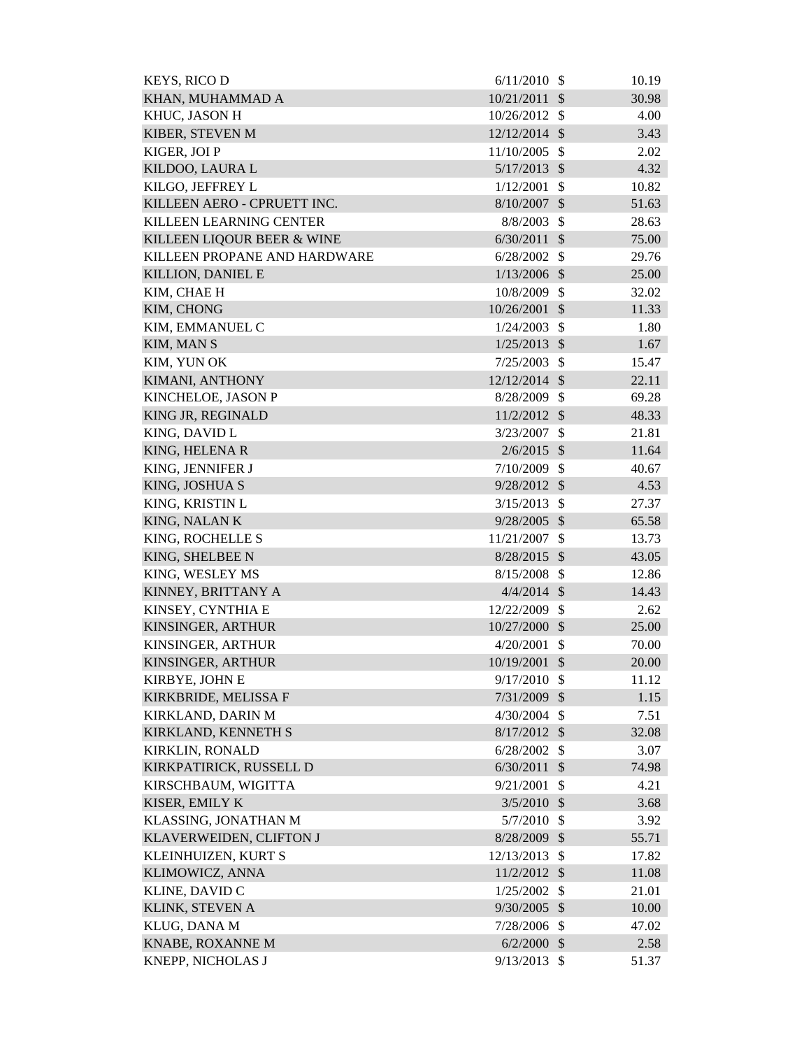| | | | |
|---|---|---|---|
| KEYS, RICO D | 6/11/2010 | $ | 10.19 |
| KHAN, MUHAMMAD A | 10/21/2011 | $ | 30.98 |
| KHUC, JASON H | 10/26/2012 | $ | 4.00 |
| KIBER, STEVEN M | 12/12/2014 | $ | 3.43 |
| KIGER, JOI P | 11/10/2005 | $ | 2.02 |
| KILDOO, LAURA L | 5/17/2013 | $ | 4.32 |
| KILGO, JEFFREY L | 1/12/2001 | $ | 10.82 |
| KILLEEN AERO - CPRUETT INC. | 8/10/2007 | $ | 51.63 |
| KILLEEN LEARNING CENTER | 8/8/2003 | $ | 28.63 |
| KILLEEN LIQOUR BEER & WINE | 6/30/2011 | $ | 75.00 |
| KILLEEN PROPANE AND HARDWARE | 6/28/2002 | $ | 29.76 |
| KILLION, DANIEL E | 1/13/2006 | $ | 25.00 |
| KIM, CHAE H | 10/8/2009 | $ | 32.02 |
| KIM, CHONG | 10/26/2001 | $ | 11.33 |
| KIM, EMMANUEL C | 1/24/2003 | $ | 1.80 |
| KIM, MAN S | 1/25/2013 | $ | 1.67 |
| KIM, YUN OK | 7/25/2003 | $ | 15.47 |
| KIMANI, ANTHONY | 12/12/2014 | $ | 22.11 |
| KINCHELOE, JASON P | 8/28/2009 | $ | 69.28 |
| KING JR, REGINALD | 11/2/2012 | $ | 48.33 |
| KING, DAVID L | 3/23/2007 | $ | 21.81 |
| KING, HELENA R | 2/6/2015 | $ | 11.64 |
| KING, JENNIFER J | 7/10/2009 | $ | 40.67 |
| KING, JOSHUA S | 9/28/2012 | $ | 4.53 |
| KING, KRISTIN L | 3/15/2013 | $ | 27.37 |
| KING, NALAN K | 9/28/2005 | $ | 65.58 |
| KING, ROCHELLE S | 11/21/2007 | $ | 13.73 |
| KING, SHELBEE N | 8/28/2015 | $ | 43.05 |
| KING, WESLEY MS | 8/15/2008 | $ | 12.86 |
| KINNEY, BRITTANY A | 4/4/2014 | $ | 14.43 |
| KINSEY, CYNTHIA E | 12/22/2009 | $ | 2.62 |
| KINSINGER, ARTHUR | 10/27/2000 | $ | 25.00 |
| KINSINGER, ARTHUR | 4/20/2001 | $ | 70.00 |
| KINSINGER, ARTHUR | 10/19/2001 | $ | 20.00 |
| KIRBYE, JOHN E | 9/17/2010 | $ | 11.12 |
| KIRKBRIDE, MELISSA F | 7/31/2009 | $ | 1.15 |
| KIRKLAND, DARIN M | 4/30/2004 | $ | 7.51 |
| KIRKLAND, KENNETH S | 8/17/2012 | $ | 32.08 |
| KIRKLIN, RONALD | 6/28/2002 | $ | 3.07 |
| KIRKPATIRICK, RUSSELL D | 6/30/2011 | $ | 74.98 |
| KIRSCHBAUM, WIGITTA | 9/21/2001 | $ | 4.21 |
| KISER, EMILY K | 3/5/2010 | $ | 3.68 |
| KLASSING, JONATHAN M | 5/7/2010 | $ | 3.92 |
| KLAVERWEIDEN, CLIFTON J | 8/28/2009 | $ | 55.71 |
| KLEINHUIZEN, KURT S | 12/13/2013 | $ | 17.82 |
| KLIMOWICZ, ANNA | 11/2/2012 | $ | 11.08 |
| KLINE, DAVID C | 1/25/2002 | $ | 21.01 |
| KLINK, STEVEN A | 9/30/2005 | $ | 10.00 |
| KLUG, DANA M | 7/28/2006 | $ | 47.02 |
| KNABE, ROXANNE M | 6/2/2000 | $ | 2.58 |
| KNEPP, NICHOLAS J | 9/13/2013 | $ | 51.37 |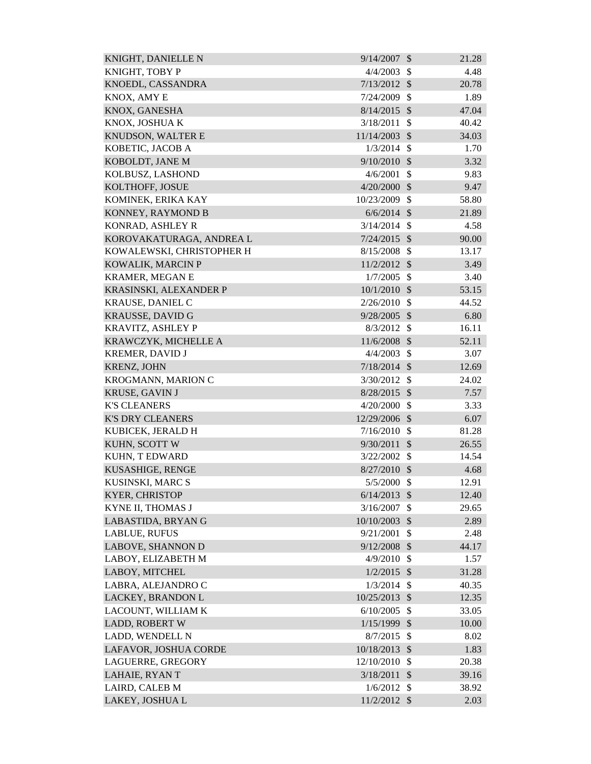| | | | |
|---|---|---|---|
| KNIGHT, DANIELLE N | 9/14/2007 | $ | 21.28 |
| KNIGHT, TOBY P | 4/4/2003 | $ | 4.48 |
| KNOEDL, CASSANDRA | 7/13/2012 | $ | 20.78 |
| KNOX, AMY E | 7/24/2009 | $ | 1.89 |
| KNOX, GANESHA | 8/14/2015 | $ | 47.04 |
| KNOX, JOSHUA K | 3/18/2011 | $ | 40.42 |
| KNUDSON, WALTER E | 11/14/2003 | $ | 34.03 |
| KOBETIC, JACOB A | 1/3/2014 | $ | 1.70 |
| KOBOLDT, JANE M | 9/10/2010 | $ | 3.32 |
| KOLBUSZ, LASHOND | 4/6/2001 | $ | 9.83 |
| KOLTHOFF, JOSUE | 4/20/2000 | $ | 9.47 |
| KOMINEK, ERIKA KAY | 10/23/2009 | $ | 58.80 |
| KONNEY, RAYMOND B | 6/6/2014 | $ | 21.89 |
| KONRAD, ASHLEY R | 3/14/2014 | $ | 4.58 |
| KOROVAKATURAGA, ANDREA L | 7/24/2015 | $ | 90.00 |
| KOWALEWSKI, CHRISTOPHER H | 8/15/2008 | $ | 13.17 |
| KOWALIK, MARCIN P | 11/2/2012 | $ | 3.49 |
| KRAMER, MEGAN E | 1/7/2005 | $ | 3.40 |
| KRASINSKI, ALEXANDER P | 10/1/2010 | $ | 53.15 |
| KRAUSE, DANIEL C | 2/26/2010 | $ | 44.52 |
| KRAUSSE, DAVID G | 9/28/2005 | $ | 6.80 |
| KRAVITZ, ASHLEY P | 8/3/2012 | $ | 16.11 |
| KRAWCZYK, MICHELLE A | 11/6/2008 | $ | 52.11 |
| KREMER, DAVID J | 4/4/2003 | $ | 3.07 |
| KRENZ, JOHN | 7/18/2014 | $ | 12.69 |
| KROGMANN, MARION C | 3/30/2012 | $ | 24.02 |
| KRUSE, GAVIN J | 8/28/2015 | $ | 7.57 |
| K'S CLEANERS | 4/20/2000 | $ | 3.33 |
| K'S DRY CLEANERS | 12/29/2006 | $ | 6.07 |
| KUBICEK, JERALD H | 7/16/2010 | $ | 81.28 |
| KUHN, SCOTT W | 9/30/2011 | $ | 26.55 |
| KUHN, T EDWARD | 3/22/2002 | $ | 14.54 |
| KUSASHIGE, RENGE | 8/27/2010 | $ | 4.68 |
| KUSINSKI, MARC S | 5/5/2000 | $ | 12.91 |
| KYER, CHRISTOP | 6/14/2013 | $ | 12.40 |
| KYNE II, THOMAS J | 3/16/2007 | $ | 29.65 |
| LABASTIDA, BRYAN G | 10/10/2003 | $ | 2.89 |
| LABLUE, RUFUS | 9/21/2001 | $ | 2.48 |
| LABOVE, SHANNON D | 9/12/2008 | $ | 44.17 |
| LABOY, ELIZABETH M | 4/9/2010 | $ | 1.57 |
| LABOY, MITCHEL | 1/2/2015 | $ | 31.28 |
| LABRA, ALEJANDRO C | 1/3/2014 | $ | 40.35 |
| LACKEY, BRANDON L | 10/25/2013 | $ | 12.35 |
| LACOUNT, WILLIAM K | 6/10/2005 | $ | 33.05 |
| LADD, ROBERT W | 1/15/1999 | $ | 10.00 |
| LADD, WENDELL N | 8/7/2015 | $ | 8.02 |
| LAFAVOR, JOSHUA CORDE | 10/18/2013 | $ | 1.83 |
| LAGUERRE, GREGORY | 12/10/2010 | $ | 20.38 |
| LAHAIE, RYAN T | 3/18/2011 | $ | 39.16 |
| LAIRD, CALEB M | 1/6/2012 | $ | 38.92 |
| LAKEY, JOSHUA L | 11/2/2012 | $ | 2.03 |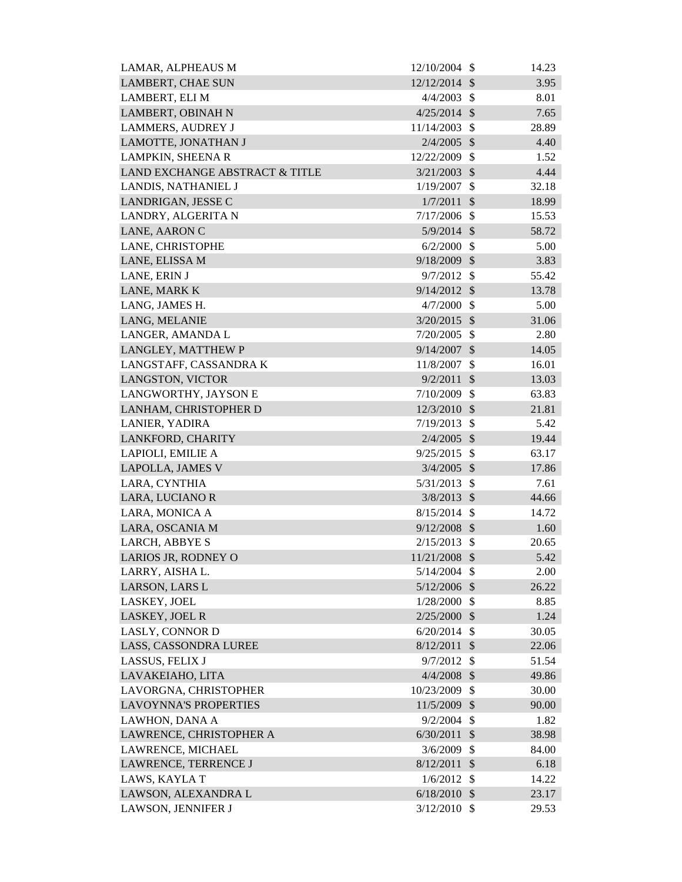| | | | |
|---|---|---|---|
| LAMAR, ALPHEAUS M | 12/10/2004 | $ | 14.23 |
| LAMBERT, CHAE SUN | 12/12/2014 | $ | 3.95 |
| LAMBERT, ELI M | 4/4/2003 | $ | 8.01 |
| LAMBERT, OBINAH N | 4/25/2014 | $ | 7.65 |
| LAMMERS, AUDREY J | 11/14/2003 | $ | 28.89 |
| LAMOTTE, JONATHAN J | 2/4/2005 | $ | 4.40 |
| LAMPKIN, SHEENA R | 12/22/2009 | $ | 1.52 |
| LAND EXCHANGE ABSTRACT & TITLE | 3/21/2003 | $ | 4.44 |
| LANDIS, NATHANIEL J | 1/19/2007 | $ | 32.18 |
| LANDRIGAN, JESSE C | 1/7/2011 | $ | 18.99 |
| LANDRY, ALGERITA N | 7/17/2006 | $ | 15.53 |
| LANE, AARON C | 5/9/2014 | $ | 58.72 |
| LANE, CHRISTOPHE | 6/2/2000 | $ | 5.00 |
| LANE, ELISSA M | 9/18/2009 | $ | 3.83 |
| LANE, ERIN J | 9/7/2012 | $ | 55.42 |
| LANE, MARK K | 9/14/2012 | $ | 13.78 |
| LANG, JAMES H. | 4/7/2000 | $ | 5.00 |
| LANG, MELANIE | 3/20/2015 | $ | 31.06 |
| LANGER, AMANDA L | 7/20/2005 | $ | 2.80 |
| LANGLEY, MATTHEW P | 9/14/2007 | $ | 14.05 |
| LANGSTAFF, CASSANDRA K | 11/8/2007 | $ | 16.01 |
| LANGSTON, VICTOR | 9/2/2011 | $ | 13.03 |
| LANGWORTHY, JAYSON E | 7/10/2009 | $ | 63.83 |
| LANHAM, CHRISTOPHER D | 12/3/2010 | $ | 21.81 |
| LANIER, YADIRA | 7/19/2013 | $ | 5.42 |
| LANKFORD, CHARITY | 2/4/2005 | $ | 19.44 |
| LAPIOLI, EMILIE A | 9/25/2015 | $ | 63.17 |
| LAPOLLA, JAMES V | 3/4/2005 | $ | 17.86 |
| LARA, CYNTHIA | 5/31/2013 | $ | 7.61 |
| LARA, LUCIANO R | 3/8/2013 | $ | 44.66 |
| LARA, MONICA A | 8/15/2014 | $ | 14.72 |
| LARA, OSCANIA M | 9/12/2008 | $ | 1.60 |
| LARCH, ABBYE S | 2/15/2013 | $ | 20.65 |
| LARIOS JR, RODNEY O | 11/21/2008 | $ | 5.42 |
| LARRY, AISHA L. | 5/14/2004 | $ | 2.00 |
| LARSON, LARS L | 5/12/2006 | $ | 26.22 |
| LASKEY, JOEL | 1/28/2000 | $ | 8.85 |
| LASKEY, JOEL R | 2/25/2000 | $ | 1.24 |
| LASLY, CONNOR D | 6/20/2014 | $ | 30.05 |
| LASS, CASSONDRA LUREE | 8/12/2011 | $ | 22.06 |
| LASSUS, FELIX J | 9/7/2012 | $ | 51.54 |
| LAVAKEIAHO, LITA | 4/4/2008 | $ | 49.86 |
| LAVORGNA, CHRISTOPHER | 10/23/2009 | $ | 30.00 |
| LAVOYNNA'S PROPERTIES | 11/5/2009 | $ | 90.00 |
| LAWHON, DANA A | 9/2/2004 | $ | 1.82 |
| LAWRENCE, CHRISTOPHER A | 6/30/2011 | $ | 38.98 |
| LAWRENCE, MICHAEL | 3/6/2009 | $ | 84.00 |
| LAWRENCE, TERRENCE J | 8/12/2011 | $ | 6.18 |
| LAWS, KAYLA T | 1/6/2012 | $ | 14.22 |
| LAWSON, ALEXANDRA L | 6/18/2010 | $ | 23.17 |
| LAWSON, JENNIFER J | 3/12/2010 | $ | 29.53 |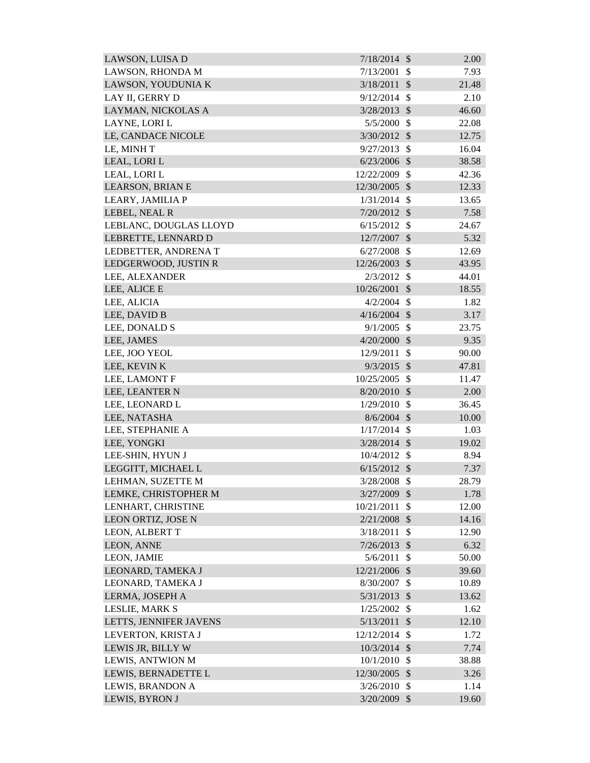| | | | |
|---|---|---|---|
| LAWSON, LUISA D | 7/18/2014 | $ | 2.00 |
| LAWSON, RHONDA M | 7/13/2001 | $ | 7.93 |
| LAWSON, YOUDUNIA K | 3/18/2011 | $ | 21.48 |
| LAY II, GERRY D | 9/12/2014 | $ | 2.10 |
| LAYMAN, NICKOLAS A | 3/28/2013 | $ | 46.60 |
| LAYNE, LORI L | 5/5/2000 | $ | 22.08 |
| LE, CANDACE NICOLE | 3/30/2012 | $ | 12.75 |
| LE, MINH T | 9/27/2013 | $ | 16.04 |
| LEAL, LORI L | 6/23/2006 | $ | 38.58 |
| LEAL, LORI L | 12/22/2009 | $ | 42.36 |
| LEARSON, BRIAN E | 12/30/2005 | $ | 12.33 |
| LEARY, JAMILIA P | 1/31/2014 | $ | 13.65 |
| LEBEL, NEAL R | 7/20/2012 | $ | 7.58 |
| LEBLANC, DOUGLAS LLOYD | 6/15/2012 | $ | 24.67 |
| LEBRETTE, LENNARD D | 12/7/2007 | $ | 5.32 |
| LEDBETTER, ANDRENA T | 6/27/2008 | $ | 12.69 |
| LEDGERWOOD, JUSTIN R | 12/26/2003 | $ | 43.95 |
| LEE, ALEXANDER | 2/3/2012 | $ | 44.01 |
| LEE, ALICE E | 10/26/2001 | $ | 18.55 |
| LEE, ALICIA | 4/2/2004 | $ | 1.82 |
| LEE, DAVID B | 4/16/2004 | $ | 3.17 |
| LEE, DONALD S | 9/1/2005 | $ | 23.75 |
| LEE, JAMES | 4/20/2000 | $ | 9.35 |
| LEE, JOO YEOL | 12/9/2011 | $ | 90.00 |
| LEE, KEVIN K | 9/3/2015 | $ | 47.81 |
| LEE, LAMONT F | 10/25/2005 | $ | 11.47 |
| LEE, LEANTER N | 8/20/2010 | $ | 2.00 |
| LEE, LEONARD L | 1/29/2010 | $ | 36.45 |
| LEE, NATASHA | 8/6/2004 | $ | 10.00 |
| LEE, STEPHANIE A | 1/17/2014 | $ | 1.03 |
| LEE, YONGKI | 3/28/2014 | $ | 19.02 |
| LEE-SHIN, HYUN J | 10/4/2012 | $ | 8.94 |
| LEGGITT, MICHAEL L | 6/15/2012 | $ | 7.37 |
| LEHMAN, SUZETTE M | 3/28/2008 | $ | 28.79 |
| LEMKE, CHRISTOPHER M | 3/27/2009 | $ | 1.78 |
| LENHART, CHRISTINE | 10/21/2011 | $ | 12.00 |
| LEON ORTIZ, JOSE N | 2/21/2008 | $ | 14.16 |
| LEON, ALBERT T | 3/18/2011 | $ | 12.90 |
| LEON, ANNE | 7/26/2013 | $ | 6.32 |
| LEON, JAMIE | 5/6/2011 | $ | 50.00 |
| LEONARD, TAMEKA J | 12/21/2006 | $ | 39.60 |
| LEONARD, TAMEKA J | 8/30/2007 | $ | 10.89 |
| LERMA, JOSEPH A | 5/31/2013 | $ | 13.62 |
| LESLIE, MARK S | 1/25/2002 | $ | 1.62 |
| LETTS, JENNIFER JAVENS | 5/13/2011 | $ | 12.10 |
| LEVERTON, KRISTA J | 12/12/2014 | $ | 1.72 |
| LEWIS JR, BILLY W | 10/3/2014 | $ | 7.74 |
| LEWIS, ANTWION M | 10/1/2010 | $ | 38.88 |
| LEWIS, BERNADETTE L | 12/30/2005 | $ | 3.26 |
| LEWIS, BRANDON A | 3/26/2010 | $ | 1.14 |
| LEWIS, BYRON J | 3/20/2009 | $ | 19.60 |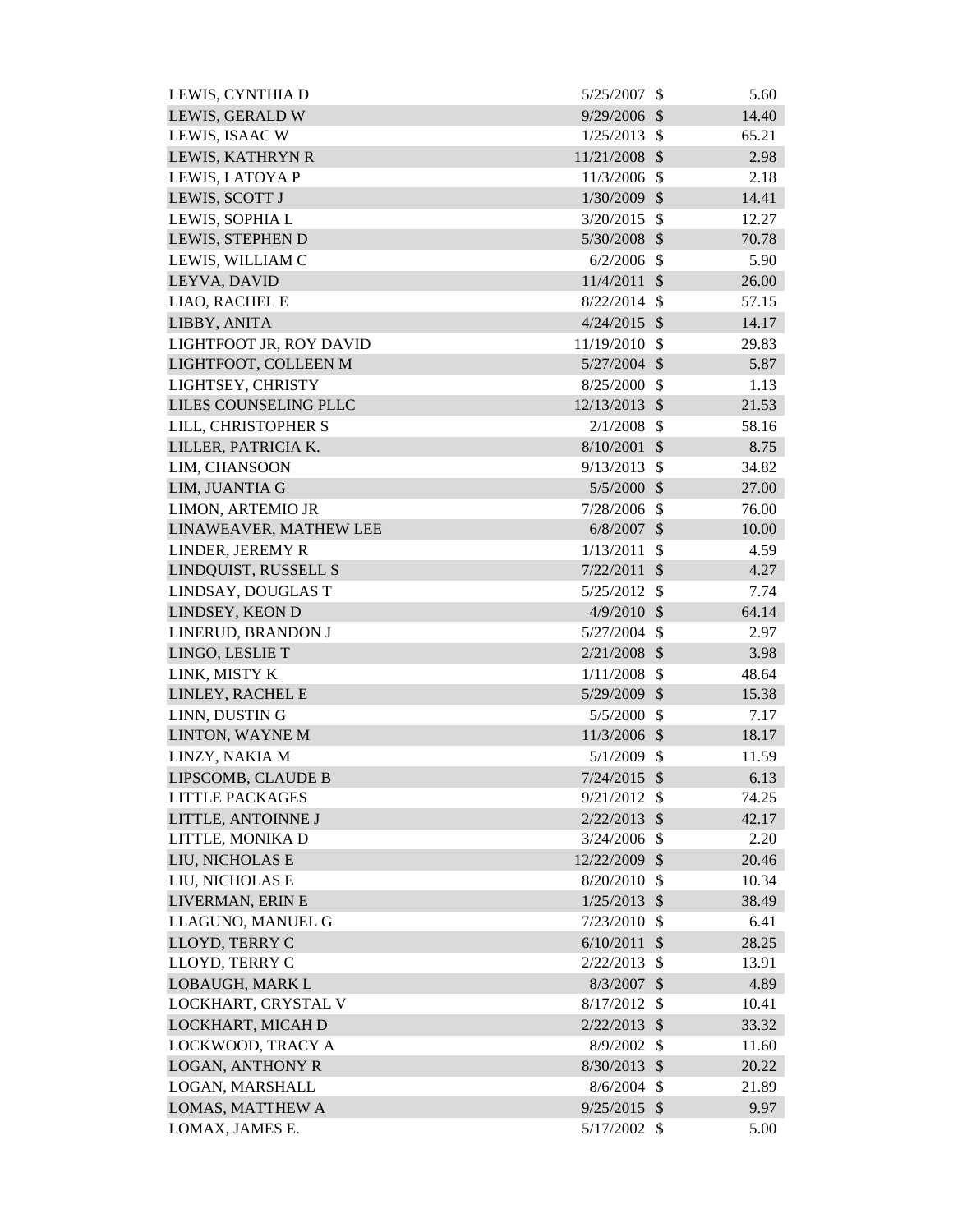| | | | |
|---|---|---|---|
| LEWIS, CYNTHIA D | 5/25/2007 | $ | 5.60 |
| LEWIS, GERALD W | 9/29/2006 | $ | 14.40 |
| LEWIS, ISAAC W | 1/25/2013 | $ | 65.21 |
| LEWIS, KATHRYN R | 11/21/2008 | $ | 2.98 |
| LEWIS, LATOYA P | 11/3/2006 | $ | 2.18 |
| LEWIS, SCOTT J | 1/30/2009 | $ | 14.41 |
| LEWIS, SOPHIA L | 3/20/2015 | $ | 12.27 |
| LEWIS, STEPHEN D | 5/30/2008 | $ | 70.78 |
| LEWIS, WILLIAM C | 6/2/2006 | $ | 5.90 |
| LEYVA, DAVID | 11/4/2011 | $ | 26.00 |
| LIAO, RACHEL E | 8/22/2014 | $ | 57.15 |
| LIBBY, ANITA | 4/24/2015 | $ | 14.17 |
| LIGHTFOOT JR, ROY DAVID | 11/19/2010 | $ | 29.83 |
| LIGHTFOOT, COLLEEN M | 5/27/2004 | $ | 5.87 |
| LIGHTSEY, CHRISTY | 8/25/2000 | $ | 1.13 |
| LILES COUNSELING PLLC | 12/13/2013 | $ | 21.53 |
| LILL, CHRISTOPHER S | 2/1/2008 | $ | 58.16 |
| LILLER, PATRICIA K. | 8/10/2001 | $ | 8.75 |
| LIM, CHANSOON | 9/13/2013 | $ | 34.82 |
| LIM, JUANTIA G | 5/5/2000 | $ | 27.00 |
| LIMON, ARTEMIO JR | 7/28/2006 | $ | 76.00 |
| LINAWEAVER, MATHEW LEE | 6/8/2007 | $ | 10.00 |
| LINDER, JEREMY R | 1/13/2011 | $ | 4.59 |
| LINDQUIST, RUSSELL S | 7/22/2011 | $ | 4.27 |
| LINDSAY, DOUGLAS T | 5/25/2012 | $ | 7.74 |
| LINDSEY, KEON D | 4/9/2010 | $ | 64.14 |
| LINERUD, BRANDON J | 5/27/2004 | $ | 2.97 |
| LINGO, LESLIE T | 2/21/2008 | $ | 3.98 |
| LINK, MISTY K | 1/11/2008 | $ | 48.64 |
| LINLEY, RACHEL E | 5/29/2009 | $ | 15.38 |
| LINN, DUSTIN G | 5/5/2000 | $ | 7.17 |
| LINTON, WAYNE M | 11/3/2006 | $ | 18.17 |
| LINZY, NAKIA M | 5/1/2009 | $ | 11.59 |
| LIPSCOMB, CLAUDE B | 7/24/2015 | $ | 6.13 |
| LITTLE PACKAGES | 9/21/2012 | $ | 74.25 |
| LITTLE, ANTOINNE J | 2/22/2013 | $ | 42.17 |
| LITTLE, MONIKA D | 3/24/2006 | $ | 2.20 |
| LIU, NICHOLAS E | 12/22/2009 | $ | 20.46 |
| LIU, NICHOLAS E | 8/20/2010 | $ | 10.34 |
| LIVERMAN, ERIN E | 1/25/2013 | $ | 38.49 |
| LLAGUNO, MANUEL G | 7/23/2010 | $ | 6.41 |
| LLOYD, TERRY C | 6/10/2011 | $ | 28.25 |
| LLOYD, TERRY C | 2/22/2013 | $ | 13.91 |
| LOBAUGH, MARK L | 8/3/2007 | $ | 4.89 |
| LOCKHART, CRYSTAL V | 8/17/2012 | $ | 10.41 |
| LOCKHART, MICAH D | 2/22/2013 | $ | 33.32 |
| LOCKWOOD, TRACY A | 8/9/2002 | $ | 11.60 |
| LOGAN, ANTHONY R | 8/30/2013 | $ | 20.22 |
| LOGAN, MARSHALL | 8/6/2004 | $ | 21.89 |
| LOMAS, MATTHEW A | 9/25/2015 | $ | 9.97 |
| LOMAX, JAMES E. | 5/17/2002 | $ | 5.00 |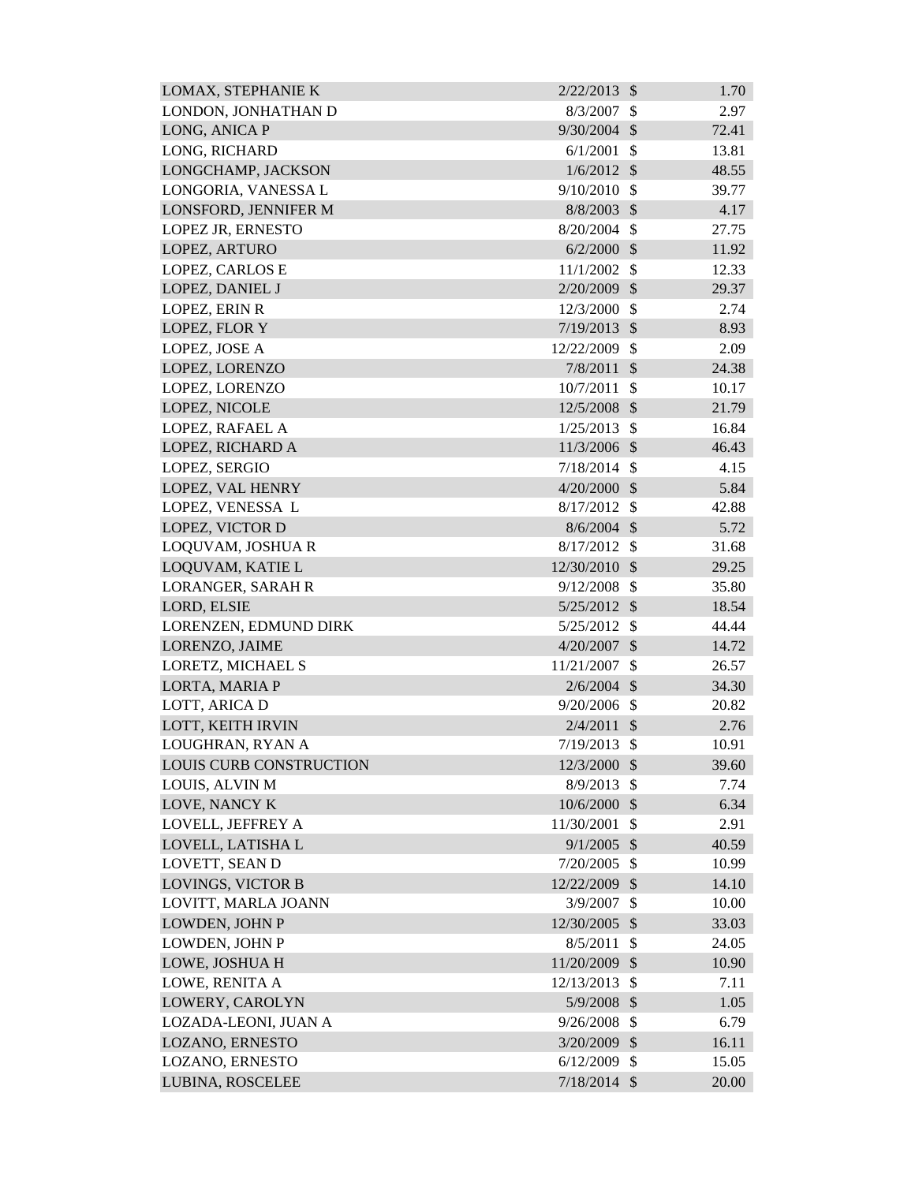| | | | |
|---|---|---|---|
| LOMAX, STEPHANIE K | 2/22/2013 | $ | 1.70 |
| LONDON, JONHATHAN D | 8/3/2007 | $ | 2.97 |
| LONG, ANICA P | 9/30/2004 | $ | 72.41 |
| LONG, RICHARD | 6/1/2001 | $ | 13.81 |
| LONGCHAMP, JACKSON | 1/6/2012 | $ | 48.55 |
| LONGORIA, VANESSA L | 9/10/2010 | $ | 39.77 |
| LONSFORD, JENNIFER M | 8/8/2003 | $ | 4.17 |
| LOPEZ JR, ERNESTO | 8/20/2004 | $ | 27.75 |
| LOPEZ, ARTURO | 6/2/2000 | $ | 11.92 |
| LOPEZ, CARLOS E | 11/1/2002 | $ | 12.33 |
| LOPEZ, DANIEL J | 2/20/2009 | $ | 29.37 |
| LOPEZ, ERIN R | 12/3/2000 | $ | 2.74 |
| LOPEZ, FLOR Y | 7/19/2013 | $ | 8.93 |
| LOPEZ, JOSE A | 12/22/2009 | $ | 2.09 |
| LOPEZ, LORENZO | 7/8/2011 | $ | 24.38 |
| LOPEZ, LORENZO | 10/7/2011 | $ | 10.17 |
| LOPEZ, NICOLE | 12/5/2008 | $ | 21.79 |
| LOPEZ, RAFAEL A | 1/25/2013 | $ | 16.84 |
| LOPEZ, RICHARD A | 11/3/2006 | $ | 46.43 |
| LOPEZ, SERGIO | 7/18/2014 | $ | 4.15 |
| LOPEZ, VAL HENRY | 4/20/2000 | $ | 5.84 |
| LOPEZ, VENESSA L | 8/17/2012 | $ | 42.88 |
| LOPEZ, VICTOR D | 8/6/2004 | $ | 5.72 |
| LOQUVAM, JOSHUA R | 8/17/2012 | $ | 31.68 |
| LOQUVAM, KATIE L | 12/30/2010 | $ | 29.25 |
| LORANGER, SARAH R | 9/12/2008 | $ | 35.80 |
| LORD, ELSIE | 5/25/2012 | $ | 18.54 |
| LORENZEN, EDMUND DIRK | 5/25/2012 | $ | 44.44 |
| LORENZO, JAIME | 4/20/2007 | $ | 14.72 |
| LORETZ, MICHAEL S | 11/21/2007 | $ | 26.57 |
| LORTA, MARIA P | 2/6/2004 | $ | 34.30 |
| LOTT, ARICA D | 9/20/2006 | $ | 20.82 |
| LOTT, KEITH IRVIN | 2/4/2011 | $ | 2.76 |
| LOUGHRAN, RYAN A | 7/19/2013 | $ | 10.91 |
| LOUIS CURB CONSTRUCTION | 12/3/2000 | $ | 39.60 |
| LOUIS, ALVIN M | 8/9/2013 | $ | 7.74 |
| LOVE, NANCY K | 10/6/2000 | $ | 6.34 |
| LOVELL, JEFFREY A | 11/30/2001 | $ | 2.91 |
| LOVELL, LATISHA L | 9/1/2005 | $ | 40.59 |
| LOVETT, SEAN D | 7/20/2005 | $ | 10.99 |
| LOVINGS, VICTOR B | 12/22/2009 | $ | 14.10 |
| LOVITT, MARLA JOANN | 3/9/2007 | $ | 10.00 |
| LOWDEN, JOHN P | 12/30/2005 | $ | 33.03 |
| LOWDEN, JOHN P | 8/5/2011 | $ | 24.05 |
| LOWE, JOSHUA H | 11/20/2009 | $ | 10.90 |
| LOWE, RENITA A | 12/13/2013 | $ | 7.11 |
| LOWERY, CAROLYN | 5/9/2008 | $ | 1.05 |
| LOZADA-LEONI, JUAN A | 9/26/2008 | $ | 6.79 |
| LOZANO, ERNESTO | 3/20/2009 | $ | 16.11 |
| LOZANO, ERNESTO | 6/12/2009 | $ | 15.05 |
| LUBINA, ROSCELEE | 7/18/2014 | $ | 20.00 |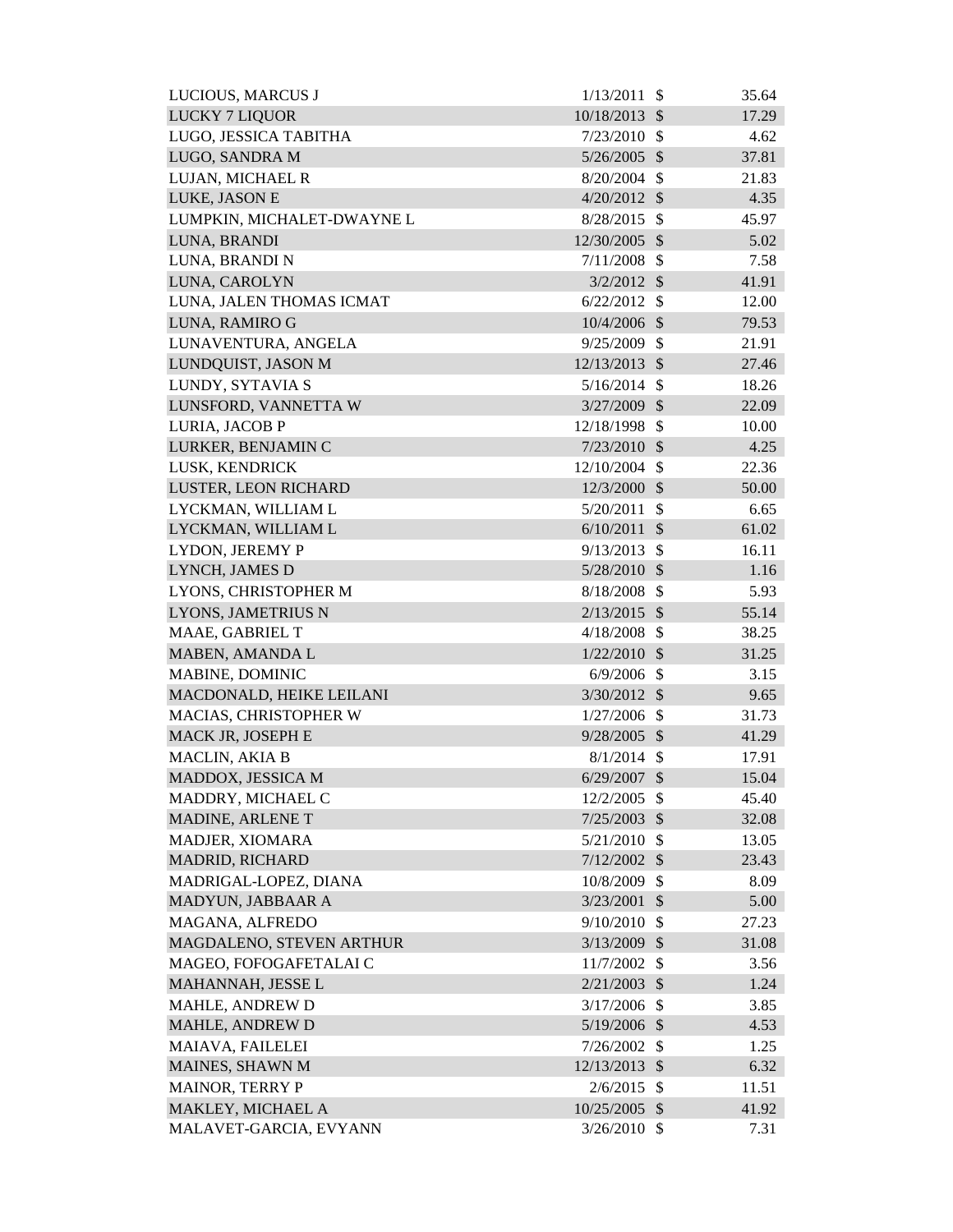| | | | |
|---|---|---|---|
| LUCIOUS, MARCUS J | 1/13/2011 | $ | 35.64 |
| LUCKY 7 LIQUOR | 10/18/2013 | $ | 17.29 |
| LUGO, JESSICA TABITHA | 7/23/2010 | $ | 4.62 |
| LUGO, SANDRA M | 5/26/2005 | $ | 37.81 |
| LUJAN, MICHAEL R | 8/20/2004 | $ | 21.83 |
| LUKE, JASON E | 4/20/2012 | $ | 4.35 |
| LUMPKIN, MICHALET-DWAYNE L | 8/28/2015 | $ | 45.97 |
| LUNA, BRANDI | 12/30/2005 | $ | 5.02 |
| LUNA, BRANDI N | 7/11/2008 | $ | 7.58 |
| LUNA, CAROLYN | 3/2/2012 | $ | 41.91 |
| LUNA, JALEN THOMAS ICMAT | 6/22/2012 | $ | 12.00 |
| LUNA, RAMIRO G | 10/4/2006 | $ | 79.53 |
| LUNAVENTURA, ANGELA | 9/25/2009 | $ | 21.91 |
| LUNDQUIST, JASON M | 12/13/2013 | $ | 27.46 |
| LUNDY, SYTAVIA S | 5/16/2014 | $ | 18.26 |
| LUNSFORD, VANNETTA W | 3/27/2009 | $ | 22.09 |
| LURIA, JACOB P | 12/18/1998 | $ | 10.00 |
| LURKER, BENJAMIN C | 7/23/2010 | $ | 4.25 |
| LUSK, KENDRICK | 12/10/2004 | $ | 22.36 |
| LUSTER, LEON RICHARD | 12/3/2000 | $ | 50.00 |
| LYCKMAN, WILLIAM L | 5/20/2011 | $ | 6.65 |
| LYCKMAN, WILLIAM L | 6/10/2011 | $ | 61.02 |
| LYDON, JEREMY P | 9/13/2013 | $ | 16.11 |
| LYNCH, JAMES D | 5/28/2010 | $ | 1.16 |
| LYONS, CHRISTOPHER M | 8/18/2008 | $ | 5.93 |
| LYONS, JAMETRIUS N | 2/13/2015 | $ | 55.14 |
| MAAE, GABRIEL T | 4/18/2008 | $ | 38.25 |
| MABEN, AMANDA L | 1/22/2010 | $ | 31.25 |
| MABINE, DOMINIC | 6/9/2006 | $ | 3.15 |
| MACDONALD, HEIKE LEILANI | 3/30/2012 | $ | 9.65 |
| MACIAS, CHRISTOPHER W | 1/27/2006 | $ | 31.73 |
| MACK JR, JOSEPH E | 9/28/2005 | $ | 41.29 |
| MACLIN, AKIA B | 8/1/2014 | $ | 17.91 |
| MADDOX, JESSICA M | 6/29/2007 | $ | 15.04 |
| MADDRY, MICHAEL C | 12/2/2005 | $ | 45.40 |
| MADINE, ARLENE T | 7/25/2003 | $ | 32.08 |
| MADJER, XIOMARA | 5/21/2010 | $ | 13.05 |
| MADRID, RICHARD | 7/12/2002 | $ | 23.43 |
| MADRIGAL-LOPEZ, DIANA | 10/8/2009 | $ | 8.09 |
| MADYUN, JABBAAR A | 3/23/2001 | $ | 5.00 |
| MAGANA, ALFREDO | 9/10/2010 | $ | 27.23 |
| MAGDALENO, STEVEN ARTHUR | 3/13/2009 | $ | 31.08 |
| MAGEO, FOFOGAFETALAI C | 11/7/2002 | $ | 3.56 |
| MAHANNAH, JESSE L | 2/21/2003 | $ | 1.24 |
| MAHLE, ANDREW D | 3/17/2006 | $ | 3.85 |
| MAHLE, ANDREW D | 5/19/2006 | $ | 4.53 |
| MAIAVA, FAILELEI | 7/26/2002 | $ | 1.25 |
| MAINES, SHAWN M | 12/13/2013 | $ | 6.32 |
| MAINOR, TERRY P | 2/6/2015 | $ | 11.51 |
| MAKLEY, MICHAEL A | 10/25/2005 | $ | 41.92 |
| MALAVET-GARCIA, EVYANN | 3/26/2010 | $ | 7.31 |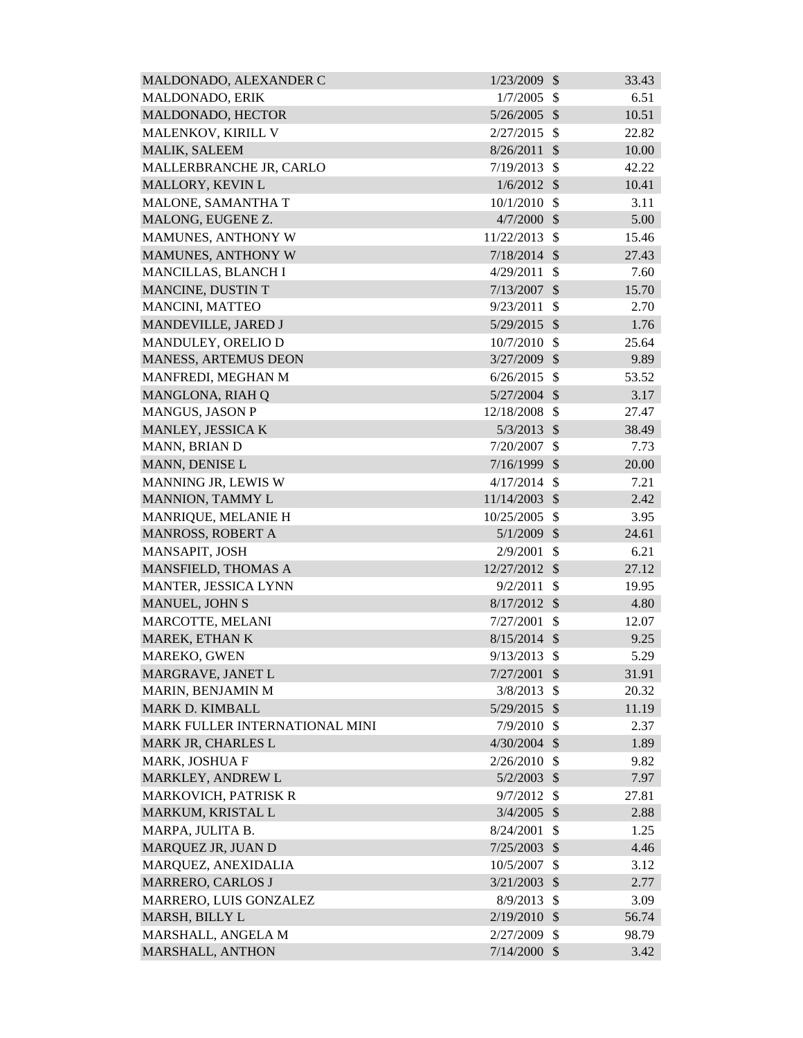| | | | |
|---|---|---|---|
| MALDONADO, ALEXANDER C | 1/23/2009 | $ | 33.43 |
| MALDONADO, ERIK | 1/7/2005 | $ | 6.51 |
| MALDONADO, HECTOR | 5/26/2005 | $ | 10.51 |
| MALENKOV, KIRILL V | 2/27/2015 | $ | 22.82 |
| MALIK, SALEEM | 8/26/2011 | $ | 10.00 |
| MALLERBRANCHE JR, CARLO | 7/19/2013 | $ | 42.22 |
| MALLORY, KEVIN L | 1/6/2012 | $ | 10.41 |
| MALONE, SAMANTHA T | 10/1/2010 | $ | 3.11 |
| MALONG, EUGENE Z. | 4/7/2000 | $ | 5.00 |
| MAMUNES, ANTHONY W | 11/22/2013 | $ | 15.46 |
| MAMUNES, ANTHONY W | 7/18/2014 | $ | 27.43 |
| MANCILLAS, BLANCH I | 4/29/2011 | $ | 7.60 |
| MANCINE, DUSTIN T | 7/13/2007 | $ | 15.70 |
| MANCINI, MATTEO | 9/23/2011 | $ | 2.70 |
| MANDEVILLE, JARED J | 5/29/2015 | $ | 1.76 |
| MANDULEY, ORELIO D | 10/7/2010 | $ | 25.64 |
| MANESS, ARTEMUS DEON | 3/27/2009 | $ | 9.89 |
| MANFREDI, MEGHAN M | 6/26/2015 | $ | 53.52 |
| MANGLONA, RIAH Q | 5/27/2004 | $ | 3.17 |
| MANGUS, JASON P | 12/18/2008 | $ | 27.47 |
| MANLEY, JESSICA K | 5/3/2013 | $ | 38.49 |
| MANN, BRIAN D | 7/20/2007 | $ | 7.73 |
| MANN, DENISE L | 7/16/1999 | $ | 20.00 |
| MANNING JR, LEWIS W | 4/17/2014 | $ | 7.21 |
| MANNION, TAMMY L | 11/14/2003 | $ | 2.42 |
| MANRIQUE, MELANIE H | 10/25/2005 | $ | 3.95 |
| MANROSS, ROBERT A | 5/1/2009 | $ | 24.61 |
| MANSAPIT, JOSH | 2/9/2001 | $ | 6.21 |
| MANSFIELD, THOMAS A | 12/27/2012 | $ | 27.12 |
| MANTER, JESSICA LYNN | 9/2/2011 | $ | 19.95 |
| MANUEL, JOHN S | 8/17/2012 | $ | 4.80 |
| MARCOTTE, MELANI | 7/27/2001 | $ | 12.07 |
| MAREK, ETHAN K | 8/15/2014 | $ | 9.25 |
| MAREKO, GWEN | 9/13/2013 | $ | 5.29 |
| MARGRAVE, JANET L | 7/27/2001 | $ | 31.91 |
| MARIN, BENJAMIN M | 3/8/2013 | $ | 20.32 |
| MARK D. KIMBALL | 5/29/2015 | $ | 11.19 |
| MARK FULLER INTERNATIONAL MINI | 7/9/2010 | $ | 2.37 |
| MARK JR, CHARLES L | 4/30/2004 | $ | 1.89 |
| MARK, JOSHUA F | 2/26/2010 | $ | 9.82 |
| MARKLEY, ANDREW L | 5/2/2003 | $ | 7.97 |
| MARKOVICH, PATRISK R | 9/7/2012 | $ | 27.81 |
| MARKUM, KRISTAL L | 3/4/2005 | $ | 2.88 |
| MARPA, JULITA B. | 8/24/2001 | $ | 1.25 |
| MARQUEZ JR, JUAN D | 7/25/2003 | $ | 4.46 |
| MARQUEZ, ANEXIDALIA | 10/5/2007 | $ | 3.12 |
| MARRERO, CARLOS J | 3/21/2003 | $ | 2.77 |
| MARRERO, LUIS GONZALEZ | 8/9/2013 | $ | 3.09 |
| MARSH, BILLY L | 2/19/2010 | $ | 56.74 |
| MARSHALL, ANGELA M | 2/27/2009 | $ | 98.79 |
| MARSHALL, ANTHON | 7/14/2000 | $ | 3.42 |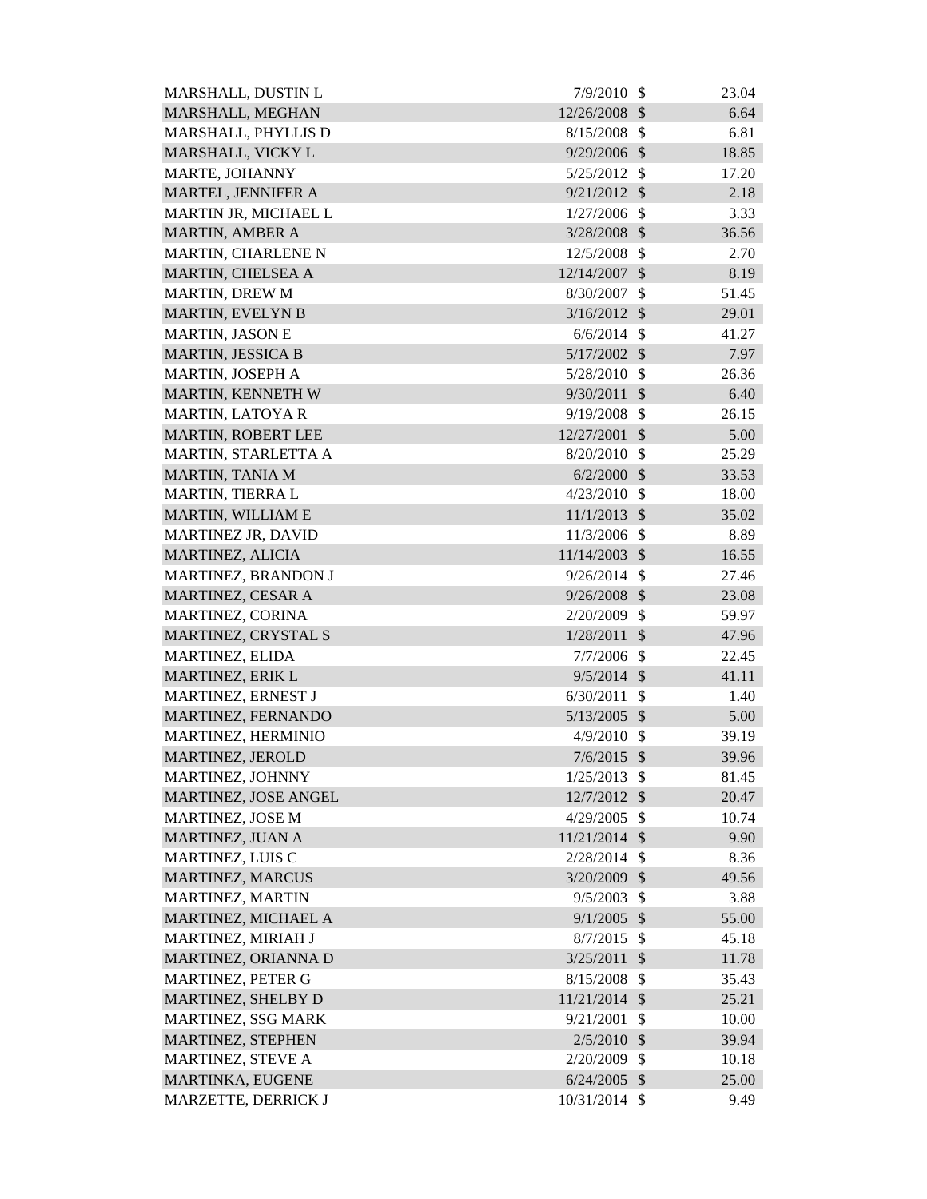| | | | |
|---|---|---|---|
| MARSHALL, DUSTIN L | 7/9/2010 | $ | 23.04 |
| MARSHALL, MEGHAN | 12/26/2008 | $ | 6.64 |
| MARSHALL, PHYLLIS D | 8/15/2008 | $ | 6.81 |
| MARSHALL, VICKY L | 9/29/2006 | $ | 18.85 |
| MARTE, JOHANNY | 5/25/2012 | $ | 17.20 |
| MARTEL, JENNIFER A | 9/21/2012 | $ | 2.18 |
| MARTIN JR, MICHAEL L | 1/27/2006 | $ | 3.33 |
| MARTIN, AMBER A | 3/28/2008 | $ | 36.56 |
| MARTIN, CHARLENE N | 12/5/2008 | $ | 2.70 |
| MARTIN, CHELSEA A | 12/14/2007 | $ | 8.19 |
| MARTIN, DREW M | 8/30/2007 | $ | 51.45 |
| MARTIN, EVELYN B | 3/16/2012 | $ | 29.01 |
| MARTIN, JASON E | 6/6/2014 | $ | 41.27 |
| MARTIN, JESSICA B | 5/17/2002 | $ | 7.97 |
| MARTIN, JOSEPH A | 5/28/2010 | $ | 26.36 |
| MARTIN, KENNETH W | 9/30/2011 | $ | 6.40 |
| MARTIN, LATOYA R | 9/19/2008 | $ | 26.15 |
| MARTIN, ROBERT LEE | 12/27/2001 | $ | 5.00 |
| MARTIN, STARLETTA A | 8/20/2010 | $ | 25.29 |
| MARTIN, TANIA M | 6/2/2000 | $ | 33.53 |
| MARTIN, TIERRA L | 4/23/2010 | $ | 18.00 |
| MARTIN, WILLIAM E | 11/1/2013 | $ | 35.02 |
| MARTINEZ JR, DAVID | 11/3/2006 | $ | 8.89 |
| MARTINEZ, ALICIA | 11/14/2003 | $ | 16.55 |
| MARTINEZ, BRANDON J | 9/26/2014 | $ | 27.46 |
| MARTINEZ, CESAR A | 9/26/2008 | $ | 23.08 |
| MARTINEZ, CORINA | 2/20/2009 | $ | 59.97 |
| MARTINEZ, CRYSTAL S | 1/28/2011 | $ | 47.96 |
| MARTINEZ, ELIDA | 7/7/2006 | $ | 22.45 |
| MARTINEZ, ERIK L | 9/5/2014 | $ | 41.11 |
| MARTINEZ, ERNEST J | 6/30/2011 | $ | 1.40 |
| MARTINEZ, FERNANDO | 5/13/2005 | $ | 5.00 |
| MARTINEZ, HERMINIO | 4/9/2010 | $ | 39.19 |
| MARTINEZ, JEROLD | 7/6/2015 | $ | 39.96 |
| MARTINEZ, JOHNNY | 1/25/2013 | $ | 81.45 |
| MARTINEZ, JOSE ANGEL | 12/7/2012 | $ | 20.47 |
| MARTINEZ, JOSE M | 4/29/2005 | $ | 10.74 |
| MARTINEZ, JUAN A | 11/21/2014 | $ | 9.90 |
| MARTINEZ, LUIS C | 2/28/2014 | $ | 8.36 |
| MARTINEZ, MARCUS | 3/20/2009 | $ | 49.56 |
| MARTINEZ, MARTIN | 9/5/2003 | $ | 3.88 |
| MARTINEZ, MICHAEL A | 9/1/2005 | $ | 55.00 |
| MARTINEZ, MIRIAH J | 8/7/2015 | $ | 45.18 |
| MARTINEZ, ORIANNA D | 3/25/2011 | $ | 11.78 |
| MARTINEZ, PETER G | 8/15/2008 | $ | 35.43 |
| MARTINEZ, SHELBY D | 11/21/2014 | $ | 25.21 |
| MARTINEZ, SSG MARK | 9/21/2001 | $ | 10.00 |
| MARTINEZ, STEPHEN | 2/5/2010 | $ | 39.94 |
| MARTINEZ, STEVE A | 2/20/2009 | $ | 10.18 |
| MARTINKA, EUGENE | 6/24/2005 | $ | 25.00 |
| MARZETTE, DERRICK J | 10/31/2014 | $ | 9.49 |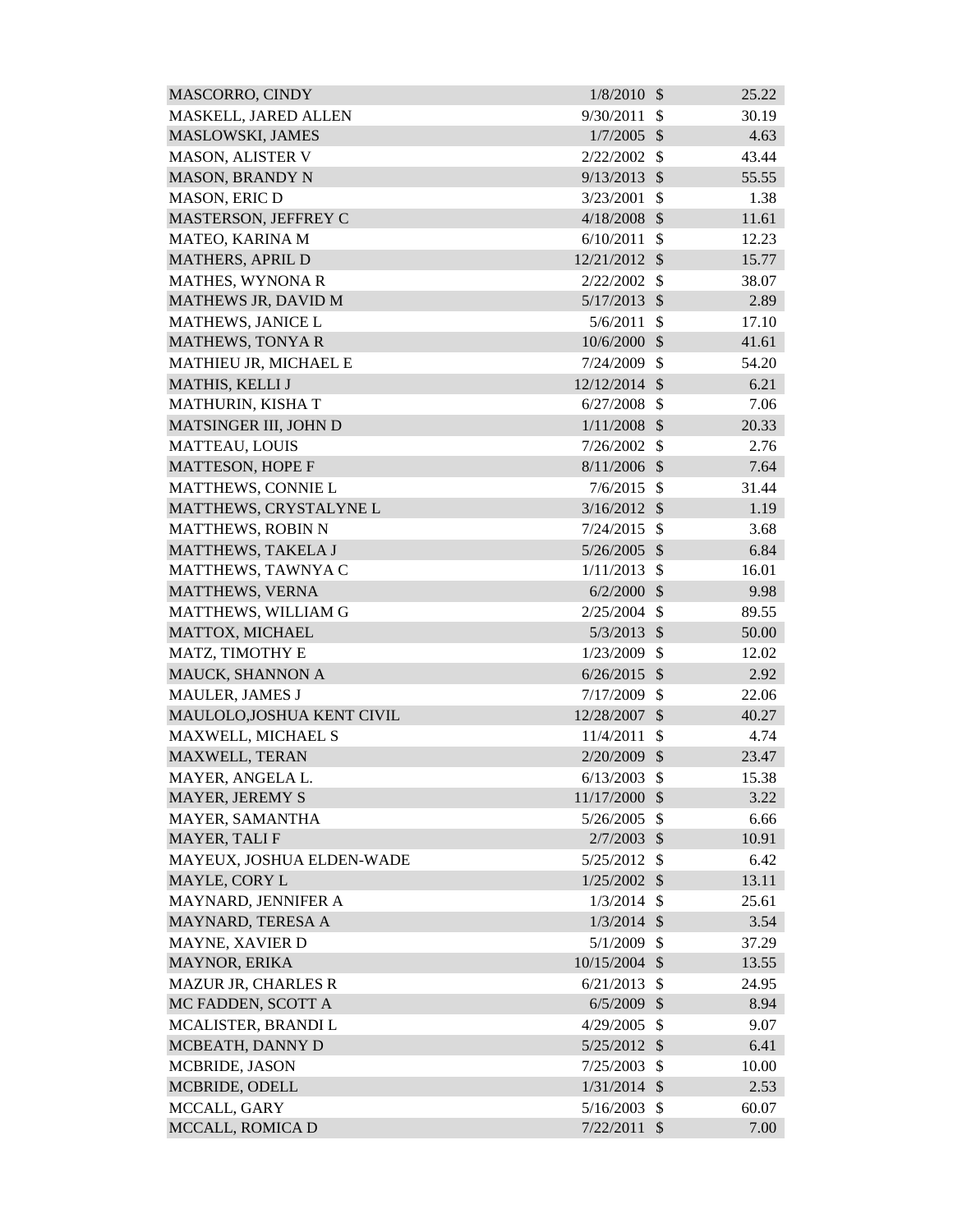| | | | |
|---|---|---|---|
| MASCORRO, CINDY | 1/8/2010 | $ | 25.22 |
| MASKELL, JARED ALLEN | 9/30/2011 | $ | 30.19 |
| MASLOWSKI, JAMES | 1/7/2005 | $ | 4.63 |
| MASON, ALISTER V | 2/22/2002 | $ | 43.44 |
| MASON, BRANDY N | 9/13/2013 | $ | 55.55 |
| MASON, ERIC D | 3/23/2001 | $ | 1.38 |
| MASTERSON, JEFFREY C | 4/18/2008 | $ | 11.61 |
| MATEO, KARINA M | 6/10/2011 | $ | 12.23 |
| MATHERS, APRIL D | 12/21/2012 | $ | 15.77 |
| MATHES, WYNONA R | 2/22/2002 | $ | 38.07 |
| MATHEWS JR, DAVID M | 5/17/2013 | $ | 2.89 |
| MATHEWS, JANICE L | 5/6/2011 | $ | 17.10 |
| MATHEWS, TONYA R | 10/6/2000 | $ | 41.61 |
| MATHIEU JR, MICHAEL E | 7/24/2009 | $ | 54.20 |
| MATHIS, KELLI J | 12/12/2014 | $ | 6.21 |
| MATHURIN, KISHA T | 6/27/2008 | $ | 7.06 |
| MATSINGER III, JOHN D | 1/11/2008 | $ | 20.33 |
| MATTEAU, LOUIS | 7/26/2002 | $ | 2.76 |
| MATTESON, HOPE F | 8/11/2006 | $ | 7.64 |
| MATTHEWS, CONNIE L | 7/6/2015 | $ | 31.44 |
| MATTHEWS, CRYSTALYNE L | 3/16/2012 | $ | 1.19 |
| MATTHEWS, ROBIN N | 7/24/2015 | $ | 3.68 |
| MATTHEWS, TAKELA J | 5/26/2005 | $ | 6.84 |
| MATTHEWS, TAWNYA C | 1/11/2013 | $ | 16.01 |
| MATTHEWS, VERNA | 6/2/2000 | $ | 9.98 |
| MATTHEWS, WILLIAM G | 2/25/2004 | $ | 89.55 |
| MATTOX, MICHAEL | 5/3/2013 | $ | 50.00 |
| MATZ, TIMOTHY E | 1/23/2009 | $ | 12.02 |
| MAUCK, SHANNON A | 6/26/2015 | $ | 2.92 |
| MAULER, JAMES J | 7/17/2009 | $ | 22.06 |
| MAULOLO,JOSHUA KENT CIVIL | 12/28/2007 | $ | 40.27 |
| MAXWELL, MICHAEL S | 11/4/2011 | $ | 4.74 |
| MAXWELL, TERAN | 2/20/2009 | $ | 23.47 |
| MAYER, ANGELA L. | 6/13/2003 | $ | 15.38 |
| MAYER, JEREMY S | 11/17/2000 | $ | 3.22 |
| MAYER, SAMANTHA | 5/26/2005 | $ | 6.66 |
| MAYER, TALI F | 2/7/2003 | $ | 10.91 |
| MAYEUX, JOSHUA ELDEN-WADE | 5/25/2012 | $ | 6.42 |
| MAYLE, CORY L | 1/25/2002 | $ | 13.11 |
| MAYNARD, JENNIFER A | 1/3/2014 | $ | 25.61 |
| MAYNARD, TERESA A | 1/3/2014 | $ | 3.54 |
| MAYNE, XAVIER D | 5/1/2009 | $ | 37.29 |
| MAYNOR, ERIKA | 10/15/2004 | $ | 13.55 |
| MAZUR JR, CHARLES R | 6/21/2013 | $ | 24.95 |
| MC FADDEN, SCOTT A | 6/5/2009 | $ | 8.94 |
| MCALISTER, BRANDI L | 4/29/2005 | $ | 9.07 |
| MCBEATH, DANNY D | 5/25/2012 | $ | 6.41 |
| MCBRIDE, JASON | 7/25/2003 | $ | 10.00 |
| MCBRIDE, ODELL | 1/31/2014 | $ | 2.53 |
| MCCALL, GARY | 5/16/2003 | $ | 60.07 |
| MCCALL, ROMICA D | 7/22/2011 | $ | 7.00 |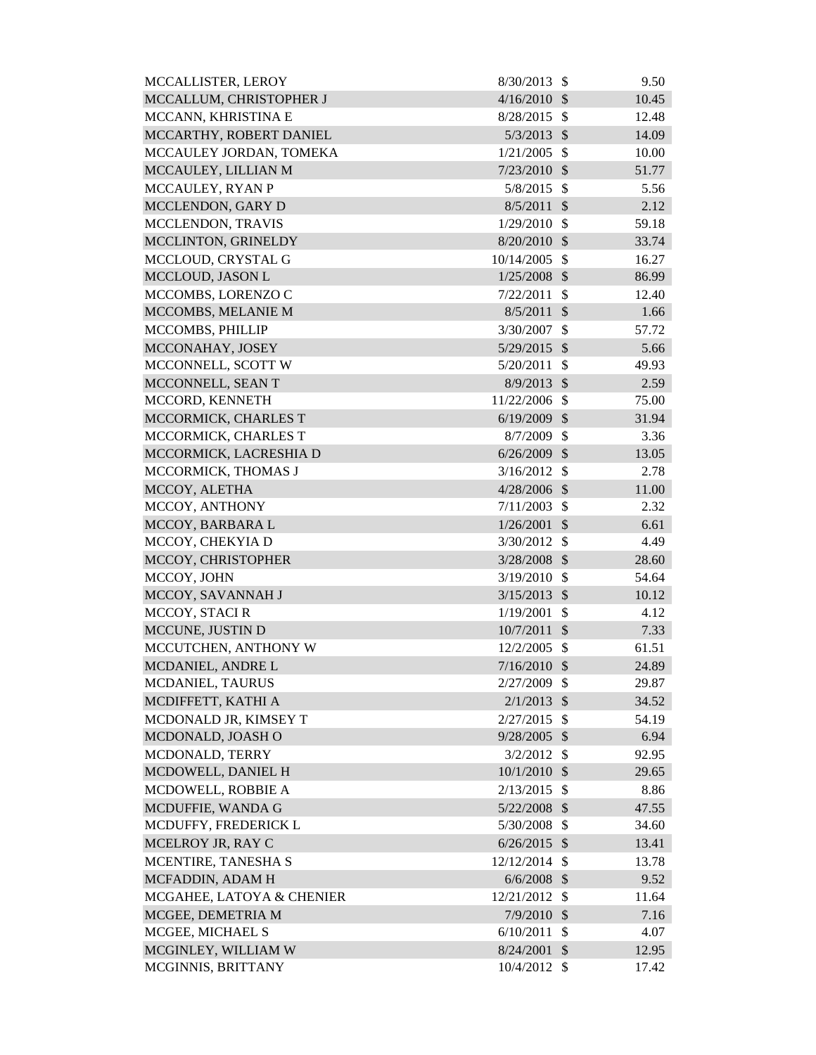| | | | |
|---|---|---|---|
| MCCALLISTER, LEROY | 8/30/2013 | $ | 9.50 |
| MCCALLUM, CHRISTOPHER J | 4/16/2010 | $ | 10.45 |
| MCCANN, KHRISTINA E | 8/28/2015 | $ | 12.48 |
| MCCARTHY, ROBERT DANIEL | 5/3/2013 | $ | 14.09 |
| MCCAULEY JORDAN, TOMEKA | 1/21/2005 | $ | 10.00 |
| MCCAULEY, LILLIAN M | 7/23/2010 | $ | 51.77 |
| MCCAULEY, RYAN P | 5/8/2015 | $ | 5.56 |
| MCCLENDON, GARY D | 8/5/2011 | $ | 2.12 |
| MCCLENDON, TRAVIS | 1/29/2010 | $ | 59.18 |
| MCCLINTON, GRINELDY | 8/20/2010 | $ | 33.74 |
| MCCLOUD, CRYSTAL G | 10/14/2005 | $ | 16.27 |
| MCCLOUD, JASON L | 1/25/2008 | $ | 86.99 |
| MCCOMBS, LORENZO C | 7/22/2011 | $ | 12.40 |
| MCCOMBS, MELANIE M | 8/5/2011 | $ | 1.66 |
| MCCOMBS, PHILLIP | 3/30/2007 | $ | 57.72 |
| MCCONAHAY, JOSEY | 5/29/2015 | $ | 5.66 |
| MCCONNELL, SCOTT W | 5/20/2011 | $ | 49.93 |
| MCCONNELL, SEAN T | 8/9/2013 | $ | 2.59 |
| MCCORD, KENNETH | 11/22/2006 | $ | 75.00 |
| MCCORMICK, CHARLES T | 6/19/2009 | $ | 31.94 |
| MCCORMICK, CHARLES T | 8/7/2009 | $ | 3.36 |
| MCCORMICK, LACRESHIA D | 6/26/2009 | $ | 13.05 |
| MCCORMICK, THOMAS J | 3/16/2012 | $ | 2.78 |
| MCCOY, ALETHA | 4/28/2006 | $ | 11.00 |
| MCCOY, ANTHONY | 7/11/2003 | $ | 2.32 |
| MCCOY, BARBARA L | 1/26/2001 | $ | 6.61 |
| MCCOY, CHEKYIA D | 3/30/2012 | $ | 4.49 |
| MCCOY, CHRISTOPHER | 3/28/2008 | $ | 28.60 |
| MCCOY, JOHN | 3/19/2010 | $ | 54.64 |
| MCCOY, SAVANNAH J | 3/15/2013 | $ | 10.12 |
| MCCOY, STACI R | 1/19/2001 | $ | 4.12 |
| MCCUNE, JUSTIN D | 10/7/2011 | $ | 7.33 |
| MCCUTCHEN, ANTHONY W | 12/2/2005 | $ | 61.51 |
| MCDANIEL, ANDRE L | 7/16/2010 | $ | 24.89 |
| MCDANIEL, TAURUS | 2/27/2009 | $ | 29.87 |
| MCDIFFETT, KATHI A | 2/1/2013 | $ | 34.52 |
| MCDONALD JR, KIMSEY T | 2/27/2015 | $ | 54.19 |
| MCDONALD, JOASH O | 9/28/2005 | $ | 6.94 |
| MCDONALD, TERRY | 3/2/2012 | $ | 92.95 |
| MCDOWELL, DANIEL H | 10/1/2010 | $ | 29.65 |
| MCDOWELL, ROBBIE A | 2/13/2015 | $ | 8.86 |
| MCDUFFIE, WANDA G | 5/22/2008 | $ | 47.55 |
| MCDUFFY, FREDERICK L | 5/30/2008 | $ | 34.60 |
| MCELROY JR, RAY C | 6/26/2015 | $ | 13.41 |
| MCENTIRE, TANESHA S | 12/12/2014 | $ | 13.78 |
| MCFADDIN, ADAM H | 6/6/2008 | $ | 9.52 |
| MCGAHEE, LATOYA & CHENIER | 12/21/2012 | $ | 11.64 |
| MCGEE, DEMETRIA M | 7/9/2010 | $ | 7.16 |
| MCGEE, MICHAEL S | 6/10/2011 | $ | 4.07 |
| MCGINLEY, WILLIAM W | 8/24/2001 | $ | 12.95 |
| MCGINNIS, BRITTANY | 10/4/2012 | $ | 17.42 |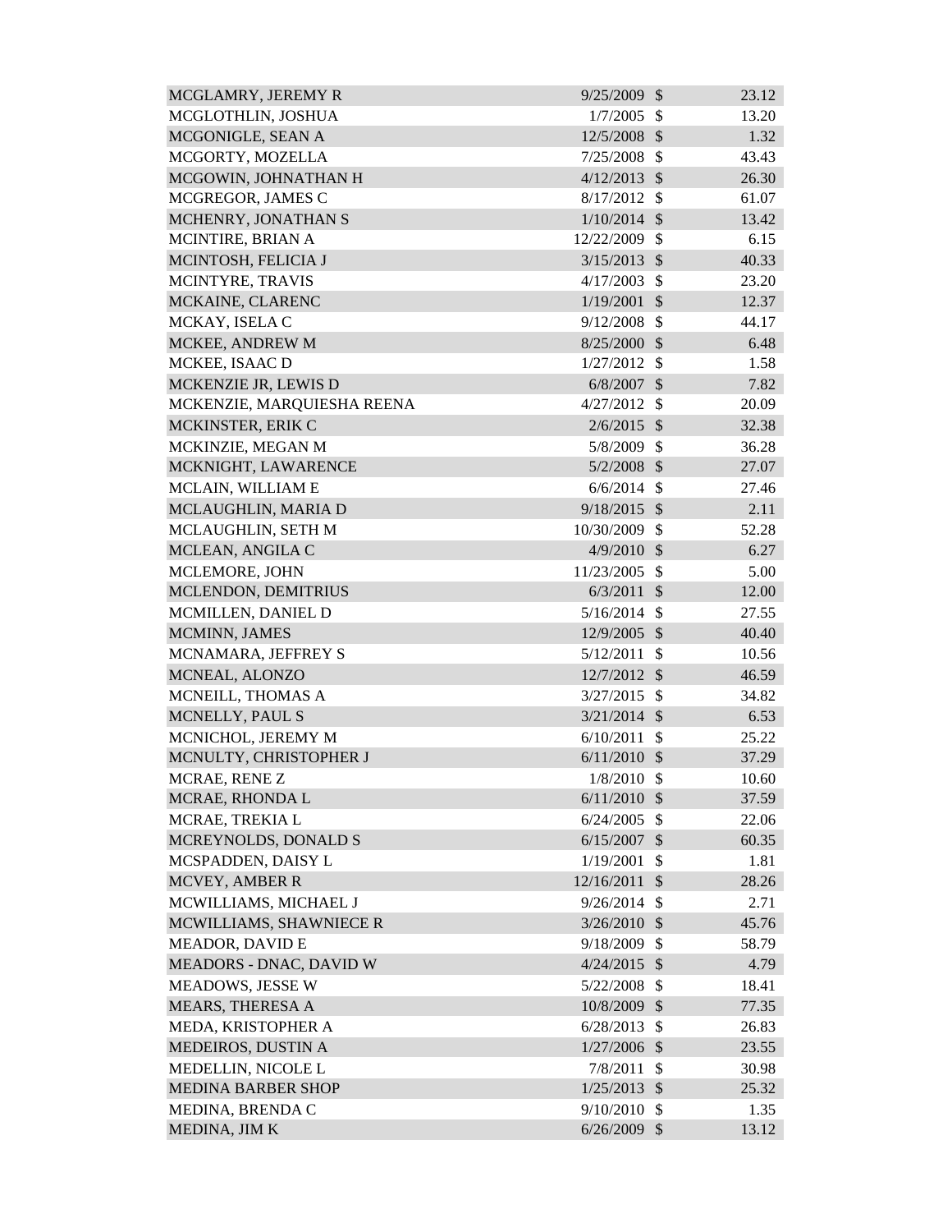| | | | |
|---|---|---|---|
| MCGLAMRY, JEREMY R | 9/25/2009 | $ | 23.12 |
| MCGLOTHLIN, JOSHUA | 1/7/2005 | $ | 13.20 |
| MCGONIGLE, SEAN A | 12/5/2008 | $ | 1.32 |
| MCGORTY, MOZELLA | 7/25/2008 | $ | 43.43 |
| MCGOWIN, JOHNATHAN H | 4/12/2013 | $ | 26.30 |
| MCGREGOR, JAMES C | 8/17/2012 | $ | 61.07 |
| MCHENRY, JONATHAN S | 1/10/2014 | $ | 13.42 |
| MCINTIRE, BRIAN A | 12/22/2009 | $ | 6.15 |
| MCINTOSH, FELICIA J | 3/15/2013 | $ | 40.33 |
| MCINTYRE, TRAVIS | 4/17/2003 | $ | 23.20 |
| MCKAINE, CLARENC | 1/19/2001 | $ | 12.37 |
| MCKAY, ISELA C | 9/12/2008 | $ | 44.17 |
| MCKEE, ANDREW M | 8/25/2000 | $ | 6.48 |
| MCKEE, ISAAC D | 1/27/2012 | $ | 1.58 |
| MCKENZIE JR, LEWIS D | 6/8/2007 | $ | 7.82 |
| MCKENZIE, MARQUIESHA REENA | 4/27/2012 | $ | 20.09 |
| MCKINSTER, ERIK C | 2/6/2015 | $ | 32.38 |
| MCKINZIE, MEGAN M | 5/8/2009 | $ | 36.28 |
| MCKNIGHT, LAWARENCE | 5/2/2008 | $ | 27.07 |
| MCLAIN, WILLIAM E | 6/6/2014 | $ | 27.46 |
| MCLAUGHLIN, MARIA D | 9/18/2015 | $ | 2.11 |
| MCLAUGHLIN, SETH M | 10/30/2009 | $ | 52.28 |
| MCLEAN, ANGILA C | 4/9/2010 | $ | 6.27 |
| MCLEMORE, JOHN | 11/23/2005 | $ | 5.00 |
| MCLENDON, DEMITRIUS | 6/3/2011 | $ | 12.00 |
| MCMILLEN, DANIEL D | 5/16/2014 | $ | 27.55 |
| MCMINN, JAMES | 12/9/2005 | $ | 40.40 |
| MCNAMARA, JEFFREY S | 5/12/2011 | $ | 10.56 |
| MCNEAL, ALONZO | 12/7/2012 | $ | 46.59 |
| MCNEILL, THOMAS A | 3/27/2015 | $ | 34.82 |
| MCNELLY, PAUL S | 3/21/2014 | $ | 6.53 |
| MCNICHOL, JEREMY M | 6/10/2011 | $ | 25.22 |
| MCNULTY, CHRISTOPHER J | 6/11/2010 | $ | 37.29 |
| MCRAE, RENE Z | 1/8/2010 | $ | 10.60 |
| MCRAE, RHONDA L | 6/11/2010 | $ | 37.59 |
| MCRAE, TREKIA L | 6/24/2005 | $ | 22.06 |
| MCREYNOLDS, DONALD S | 6/15/2007 | $ | 60.35 |
| MCSPADDEN, DAISY L | 1/19/2001 | $ | 1.81 |
| MCVEY, AMBER R | 12/16/2011 | $ | 28.26 |
| MCWILLIAMS, MICHAEL J | 9/26/2014 | $ | 2.71 |
| MCWILLIAMS, SHAWNIECE R | 3/26/2010 | $ | 45.76 |
| MEADOR, DAVID E | 9/18/2009 | $ | 58.79 |
| MEADORS - DNAC, DAVID W | 4/24/2015 | $ | 4.79 |
| MEADOWS, JESSE W | 5/22/2008 | $ | 18.41 |
| MEARS, THERESA A | 10/8/2009 | $ | 77.35 |
| MEDA, KRISTOPHER A | 6/28/2013 | $ | 26.83 |
| MEDEIROS, DUSTIN A | 1/27/2006 | $ | 23.55 |
| MEDELLIN, NICOLE L | 7/8/2011 | $ | 30.98 |
| MEDINA BARBER SHOP | 1/25/2013 | $ | 25.32 |
| MEDINA, BRENDA C | 9/10/2010 | $ | 1.35 |
| MEDINA, JIM K | 6/26/2009 | $ | 13.12 |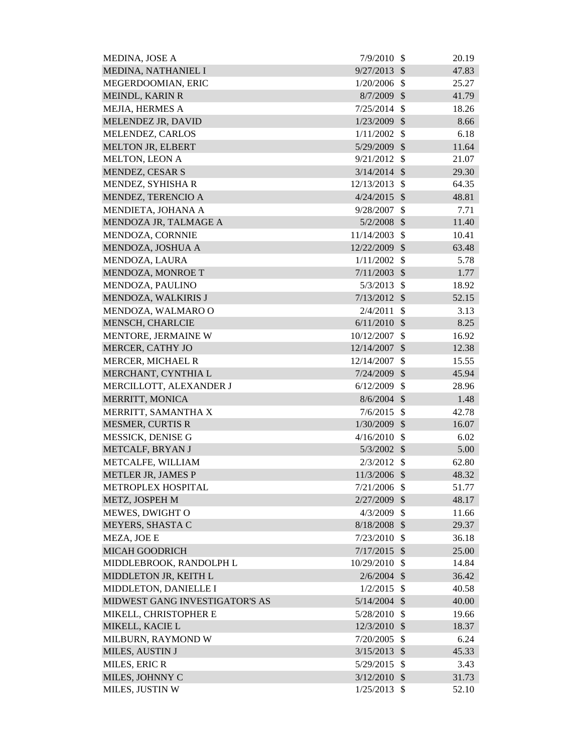| | | | |
|---|---|---|---|
| MEDINA, JOSE A | 7/9/2010 | $ | 20.19 |
| MEDINA, NATHANIEL I | 9/27/2013 | $ | 47.83 |
| MEGERDOOMIAN, ERIC | 1/20/2006 | $ | 25.27 |
| MEINDL, KARIN R | 8/7/2009 | $ | 41.79 |
| MEJIA, HERMES A | 7/25/2014 | $ | 18.26 |
| MELENDEZ JR, DAVID | 1/23/2009 | $ | 8.66 |
| MELENDEZ, CARLOS | 1/11/2002 | $ | 6.18 |
| MELTON JR, ELBERT | 5/29/2009 | $ | 11.64 |
| MELTON, LEON A | 9/21/2012 | $ | 21.07 |
| MENDEZ, CESAR S | 3/14/2014 | $ | 29.30 |
| MENDEZ, SYHISHA R | 12/13/2013 | $ | 64.35 |
| MENDEZ, TERENCIO A | 4/24/2015 | $ | 48.81 |
| MENDIETA, JOHANA A | 9/28/2007 | $ | 7.71 |
| MENDOZA JR, TALMAGE A | 5/2/2008 | $ | 11.40 |
| MENDOZA, CORNNIE | 11/14/2003 | $ | 10.41 |
| MENDOZA, JOSHUA A | 12/22/2009 | $ | 63.48 |
| MENDOZA, LAURA | 1/11/2002 | $ | 5.78 |
| MENDOZA, MONROE T | 7/11/2003 | $ | 1.77 |
| MENDOZA, PAULINO | 5/3/2013 | $ | 18.92 |
| MENDOZA, WALKIRIS J | 7/13/2012 | $ | 52.15 |
| MENDOZA, WALMARO O | 2/4/2011 | $ | 3.13 |
| MENSCH, CHARLCIE | 6/11/2010 | $ | 8.25 |
| MENTORE, JERMAINE W | 10/12/2007 | $ | 16.92 |
| MERCER, CATHY JO | 12/14/2007 | $ | 12.38 |
| MERCER, MICHAEL R | 12/14/2007 | $ | 15.55 |
| MERCHANT, CYNTHIA L | 7/24/2009 | $ | 45.94 |
| MERCILLOTT, ALEXANDER J | 6/12/2009 | $ | 28.96 |
| MERRITT, MONICA | 8/6/2004 | $ | 1.48 |
| MERRITT, SAMANTHA X | 7/6/2015 | $ | 42.78 |
| MESMER, CURTIS R | 1/30/2009 | $ | 16.07 |
| MESSICK, DENISE G | 4/16/2010 | $ | 6.02 |
| METCALF, BRYAN J | 5/3/2002 | $ | 5.00 |
| METCALFE, WILLIAM | 2/3/2012 | $ | 62.80 |
| METLER JR, JAMES P | 11/3/2006 | $ | 48.32 |
| METROPLEX HOSPITAL | 7/21/2006 | $ | 51.77 |
| METZ, JOSPEH M | 2/27/2009 | $ | 48.17 |
| MEWES, DWIGHT O | 4/3/2009 | $ | 11.66 |
| MEYERS, SHASTA C | 8/18/2008 | $ | 29.37 |
| MEZA, JOE E | 7/23/2010 | $ | 36.18 |
| MICAH GOODRICH | 7/17/2015 | $ | 25.00 |
| MIDDLEBROOK, RANDOLPH L | 10/29/2010 | $ | 14.84 |
| MIDDLETON JR, KEITH L | 2/6/2004 | $ | 36.42 |
| MIDDLETON, DANIELLE I | 1/2/2015 | $ | 40.58 |
| MIDWEST GANG INVESTIGATOR'S AS | 5/14/2004 | $ | 40.00 |
| MIKELL, CHRISTOPHER E | 5/28/2010 | $ | 19.66 |
| MIKELL, KACIE L | 12/3/2010 | $ | 18.37 |
| MILBURN, RAYMOND W | 7/20/2005 | $ | 6.24 |
| MILES, AUSTIN J | 3/15/2013 | $ | 45.33 |
| MILES, ERIC R | 5/29/2015 | $ | 3.43 |
| MILES, JOHNNY C | 3/12/2010 | $ | 31.73 |
| MILES, JUSTIN W | 1/25/2013 | $ | 52.10 |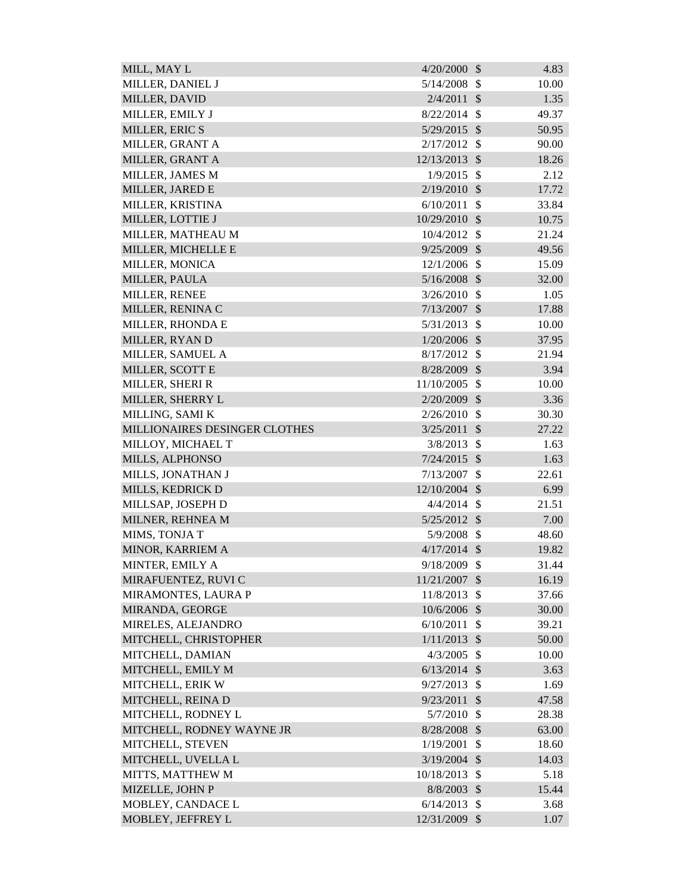| | | | |
|---|---|---|---|
| MILL, MAY L | 4/20/2000 | $ | 4.83 |
| MILLER, DANIEL J | 5/14/2008 | $ | 10.00 |
| MILLER, DAVID | 2/4/2011 | $ | 1.35 |
| MILLER, EMILY J | 8/22/2014 | $ | 49.37 |
| MILLER, ERIC S | 5/29/2015 | $ | 50.95 |
| MILLER, GRANT A | 2/17/2012 | $ | 90.00 |
| MILLER, GRANT A | 12/13/2013 | $ | 18.26 |
| MILLER, JAMES M | 1/9/2015 | $ | 2.12 |
| MILLER, JARED E | 2/19/2010 | $ | 17.72 |
| MILLER, KRISTINA | 6/10/2011 | $ | 33.84 |
| MILLER, LOTTIE J | 10/29/2010 | $ | 10.75 |
| MILLER, MATHEAU M | 10/4/2012 | $ | 21.24 |
| MILLER, MICHELLE E | 9/25/2009 | $ | 49.56 |
| MILLER, MONICA | 12/1/2006 | $ | 15.09 |
| MILLER, PAULA | 5/16/2008 | $ | 32.00 |
| MILLER, RENEE | 3/26/2010 | $ | 1.05 |
| MILLER, RENINA C | 7/13/2007 | $ | 17.88 |
| MILLER, RHONDA E | 5/31/2013 | $ | 10.00 |
| MILLER, RYAN D | 1/20/2006 | $ | 37.95 |
| MILLER, SAMUEL A | 8/17/2012 | $ | 21.94 |
| MILLER, SCOTT E | 8/28/2009 | $ | 3.94 |
| MILLER, SHERI R | 11/10/2005 | $ | 10.00 |
| MILLER, SHERRY L | 2/20/2009 | $ | 3.36 |
| MILLING, SAMI K | 2/26/2010 | $ | 30.30 |
| MILLIONAIRES DESINGER CLOTHES | 3/25/2011 | $ | 27.22 |
| MILLOY, MICHAEL T | 3/8/2013 | $ | 1.63 |
| MILLS, ALPHONSO | 7/24/2015 | $ | 1.63 |
| MILLS, JONATHAN J | 7/13/2007 | $ | 22.61 |
| MILLS, KEDRICK D | 12/10/2004 | $ | 6.99 |
| MILLSAP, JOSEPH D | 4/4/2014 | $ | 21.51 |
| MILNER, REHNEA M | 5/25/2012 | $ | 7.00 |
| MIMS, TONJA T | 5/9/2008 | $ | 48.60 |
| MINOR, KARRIEM A | 4/17/2014 | $ | 19.82 |
| MINTER, EMILY A | 9/18/2009 | $ | 31.44 |
| MIRAFUENTEZ, RUVI C | 11/21/2007 | $ | 16.19 |
| MIRAMONTES, LAURA P | 11/8/2013 | $ | 37.66 |
| MIRANDA, GEORGE | 10/6/2006 | $ | 30.00 |
| MIRELES, ALEJANDRO | 6/10/2011 | $ | 39.21 |
| MITCHELL, CHRISTOPHER | 1/11/2013 | $ | 50.00 |
| MITCHELL, DAMIAN | 4/3/2005 | $ | 10.00 |
| MITCHELL, EMILY M | 6/13/2014 | $ | 3.63 |
| MITCHELL, ERIK W | 9/27/2013 | $ | 1.69 |
| MITCHELL, REINA D | 9/23/2011 | $ | 47.58 |
| MITCHELL, RODNEY L | 5/7/2010 | $ | 28.38 |
| MITCHELL, RODNEY WAYNE JR | 8/28/2008 | $ | 63.00 |
| MITCHELL, STEVEN | 1/19/2001 | $ | 18.60 |
| MITCHELL, UVELLA L | 3/19/2004 | $ | 14.03 |
| MITTS, MATTHEW M | 10/18/2013 | $ | 5.18 |
| MIZELLE, JOHN P | 8/8/2003 | $ | 15.44 |
| MOBLEY, CANDACE L | 6/14/2013 | $ | 3.68 |
| MOBLEY, JEFFREY L | 12/31/2009 | $ | 1.07 |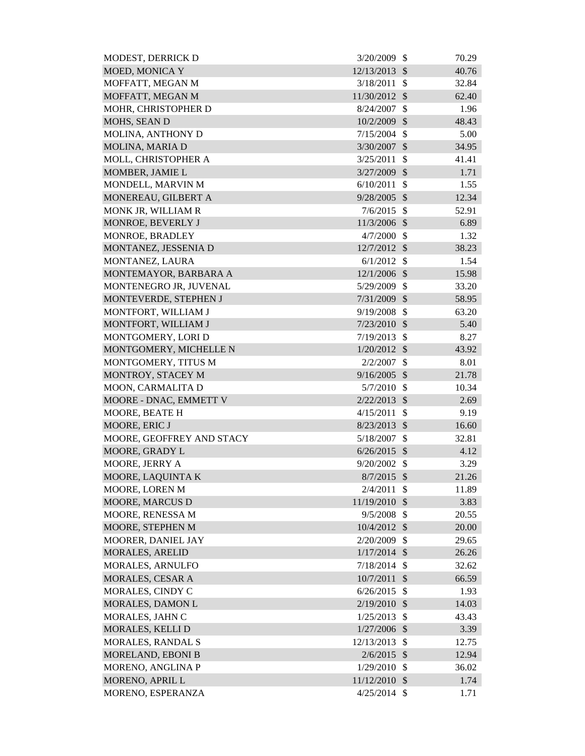| | | | |
|---|---|---|---|
| MODEST, DERRICK D | 3/20/2009 | $ | 70.29 |
| MOED, MONICA Y | 12/13/2013 | $ | 40.76 |
| MOFFATT, MEGAN M | 3/18/2011 | $ | 32.84 |
| MOFFATT, MEGAN M | 11/30/2012 | $ | 62.40 |
| MOHR, CHRISTOPHER D | 8/24/2007 | $ | 1.96 |
| MOHS, SEAN D | 10/2/2009 | $ | 48.43 |
| MOLINA, ANTHONY D | 7/15/2004 | $ | 5.00 |
| MOLINA, MARIA D | 3/30/2007 | $ | 34.95 |
| MOLL, CHRISTOPHER A | 3/25/2011 | $ | 41.41 |
| MOMBER, JAMIE L | 3/27/2009 | $ | 1.71 |
| MONDELL, MARVIN M | 6/10/2011 | $ | 1.55 |
| MONEREAU, GILBERT A | 9/28/2005 | $ | 12.34 |
| MONK JR, WILLIAM R | 7/6/2015 | $ | 52.91 |
| MONROE, BEVERLY J | 11/3/2006 | $ | 6.89 |
| MONROE, BRADLEY | 4/7/2000 | $ | 1.32 |
| MONTANEZ, JESSENIA D | 12/7/2012 | $ | 38.23 |
| MONTANEZ, LAURA | 6/1/2012 | $ | 1.54 |
| MONTEMAYOR, BARBARA A | 12/1/2006 | $ | 15.98 |
| MONTENEGRO JR, JUVENAL | 5/29/2009 | $ | 33.20 |
| MONTEVERDE, STEPHEN J | 7/31/2009 | $ | 58.95 |
| MONTFORT, WILLIAM J | 9/19/2008 | $ | 63.20 |
| MONTFORT, WILLIAM J | 7/23/2010 | $ | 5.40 |
| MONTGOMERY, LORI D | 7/19/2013 | $ | 8.27 |
| MONTGOMERY, MICHELLE N | 1/20/2012 | $ | 43.92 |
| MONTGOMERY, TITUS M | 2/2/2007 | $ | 8.01 |
| MONTROY, STACEY M | 9/16/2005 | $ | 21.78 |
| MOON, CARMALITA D | 5/7/2010 | $ | 10.34 |
| MOORE - DNAC, EMMETT V | 2/22/2013 | $ | 2.69 |
| MOORE, BEATE H | 4/15/2011 | $ | 9.19 |
| MOORE, ERIC J | 8/23/2013 | $ | 16.60 |
| MOORE, GEOFFREY AND STACY | 5/18/2007 | $ | 32.81 |
| MOORE, GRADY L | 6/26/2015 | $ | 4.12 |
| MOORE, JERRY A | 9/20/2002 | $ | 3.29 |
| MOORE, LAQUINTA K | 8/7/2015 | $ | 21.26 |
| MOORE, LOREN M | 2/4/2011 | $ | 11.89 |
| MOORE, MARCUS D | 11/19/2010 | $ | 3.83 |
| MOORE, RENESSA M | 9/5/2008 | $ | 20.55 |
| MOORE, STEPHEN M | 10/4/2012 | $ | 20.00 |
| MOORER, DANIEL JAY | 2/20/2009 | $ | 29.65 |
| MORALES, ARELID | 1/17/2014 | $ | 26.26 |
| MORALES, ARNULFO | 7/18/2014 | $ | 32.62 |
| MORALES, CESAR A | 10/7/2011 | $ | 66.59 |
| MORALES, CINDY C | 6/26/2015 | $ | 1.93 |
| MORALES, DAMON L | 2/19/2010 | $ | 14.03 |
| MORALES, JAHN C | 1/25/2013 | $ | 43.43 |
| MORALES, KELLI D | 1/27/2006 | $ | 3.39 |
| MORALES, RANDAL S | 12/13/2013 | $ | 12.75 |
| MORELAND, EBONI B | 2/6/2015 | $ | 12.94 |
| MORENO, ANGLINA P | 1/29/2010 | $ | 36.02 |
| MORENO, APRIL L | 11/12/2010 | $ | 1.74 |
| MORENO, ESPERANZA | 4/25/2014 | $ | 1.71 |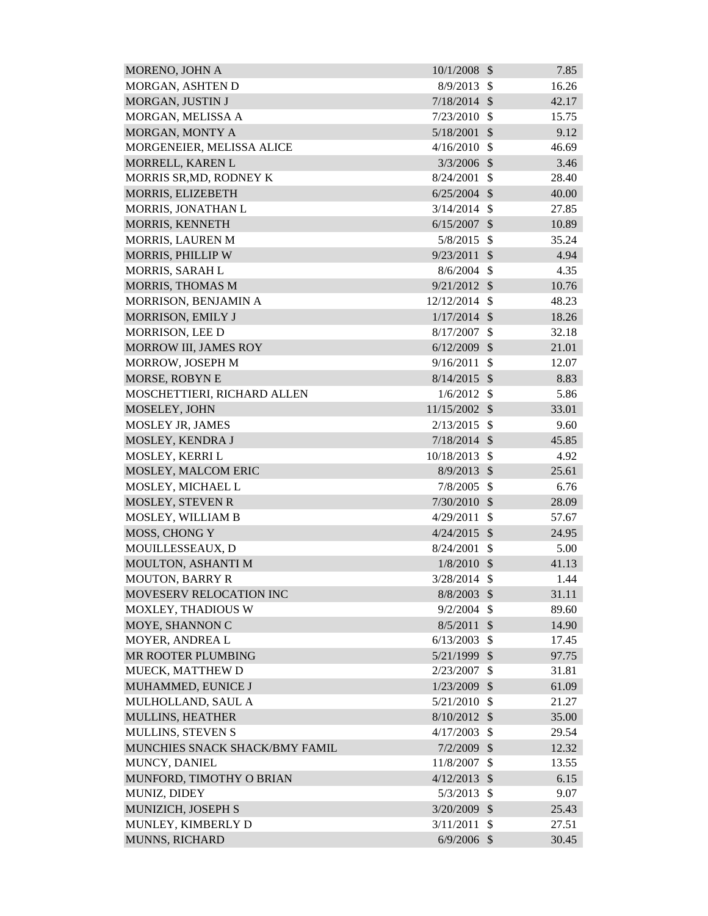| | | | |
|---|---|---|---|
| MORENO, JOHN A | 10/1/2008 | $ | 7.85 |
| MORGAN, ASHTEN D | 8/9/2013 | $ | 16.26 |
| MORGAN, JUSTIN J | 7/18/2014 | $ | 42.17 |
| MORGAN, MELISSA A | 7/23/2010 | $ | 15.75 |
| MORGAN, MONTY A | 5/18/2001 | $ | 9.12 |
| MORGENEIER, MELISSA ALICE | 4/16/2010 | $ | 46.69 |
| MORRELL, KAREN L | 3/3/2006 | $ | 3.46 |
| MORRIS SR,MD, RODNEY K | 8/24/2001 | $ | 28.40 |
| MORRIS, ELIZEBETH | 6/25/2004 | $ | 40.00 |
| MORRIS, JONATHAN L | 3/14/2014 | $ | 27.85 |
| MORRIS, KENNETH | 6/15/2007 | $ | 10.89 |
| MORRIS, LAUREN M | 5/8/2015 | $ | 35.24 |
| MORRIS, PHILLIP W | 9/23/2011 | $ | 4.94 |
| MORRIS, SARAH L | 8/6/2004 | $ | 4.35 |
| MORRIS, THOMAS M | 9/21/2012 | $ | 10.76 |
| MORRISON, BENJAMIN A | 12/12/2014 | $ | 48.23 |
| MORRISON, EMILY J | 1/17/2014 | $ | 18.26 |
| MORRISON, LEE D | 8/17/2007 | $ | 32.18 |
| MORROW III, JAMES ROY | 6/12/2009 | $ | 21.01 |
| MORROW, JOSEPH M | 9/16/2011 | $ | 12.07 |
| MORSE, ROBYN E | 8/14/2015 | $ | 8.83 |
| MOSCHETTIERI, RICHARD ALLEN | 1/6/2012 | $ | 5.86 |
| MOSELEY, JOHN | 11/15/2002 | $ | 33.01 |
| MOSLEY JR, JAMES | 2/13/2015 | $ | 9.60 |
| MOSLEY, KENDRA J | 7/18/2014 | $ | 45.85 |
| MOSLEY, KERRI L | 10/18/2013 | $ | 4.92 |
| MOSLEY, MALCOM ERIC | 8/9/2013 | $ | 25.61 |
| MOSLEY, MICHAEL L | 7/8/2005 | $ | 6.76 |
| MOSLEY, STEVEN R | 7/30/2010 | $ | 28.09 |
| MOSLEY, WILLIAM B | 4/29/2011 | $ | 57.67 |
| MOSS, CHONG Y | 4/24/2015 | $ | 24.95 |
| MOUILLESSEAUX, D | 8/24/2001 | $ | 5.00 |
| MOULTON, ASHANTI M | 1/8/2010 | $ | 41.13 |
| MOUTON, BARRY R | 3/28/2014 | $ | 1.44 |
| MOVESERV RELOCATION INC | 8/8/2003 | $ | 31.11 |
| MOXLEY, THADIOUS W | 9/2/2004 | $ | 89.60 |
| MOYE, SHANNON C | 8/5/2011 | $ | 14.90 |
| MOYER, ANDREA L | 6/13/2003 | $ | 17.45 |
| MR ROOTER PLUMBING | 5/21/1999 | $ | 97.75 |
| MUECK, MATTHEW D | 2/23/2007 | $ | 31.81 |
| MUHAMMED, EUNICE J | 1/23/2009 | $ | 61.09 |
| MULHOLLAND, SAUL A | 5/21/2010 | $ | 21.27 |
| MULLINS, HEATHER | 8/10/2012 | $ | 35.00 |
| MULLINS, STEVEN S | 4/17/2003 | $ | 29.54 |
| MUNCHIES SNACK SHACK/BMY FAMIL | 7/2/2009 | $ | 12.32 |
| MUNCY, DANIEL | 11/8/2007 | $ | 13.55 |
| MUNFORD, TIMOTHY O BRIAN | 4/12/2013 | $ | 6.15 |
| MUNIZ, DIDEY | 5/3/2013 | $ | 9.07 |
| MUNIZICH, JOSEPH S | 3/20/2009 | $ | 25.43 |
| MUNLEY, KIMBERLY D | 3/11/2011 | $ | 27.51 |
| MUNNS, RICHARD | 6/9/2006 | $ | 30.45 |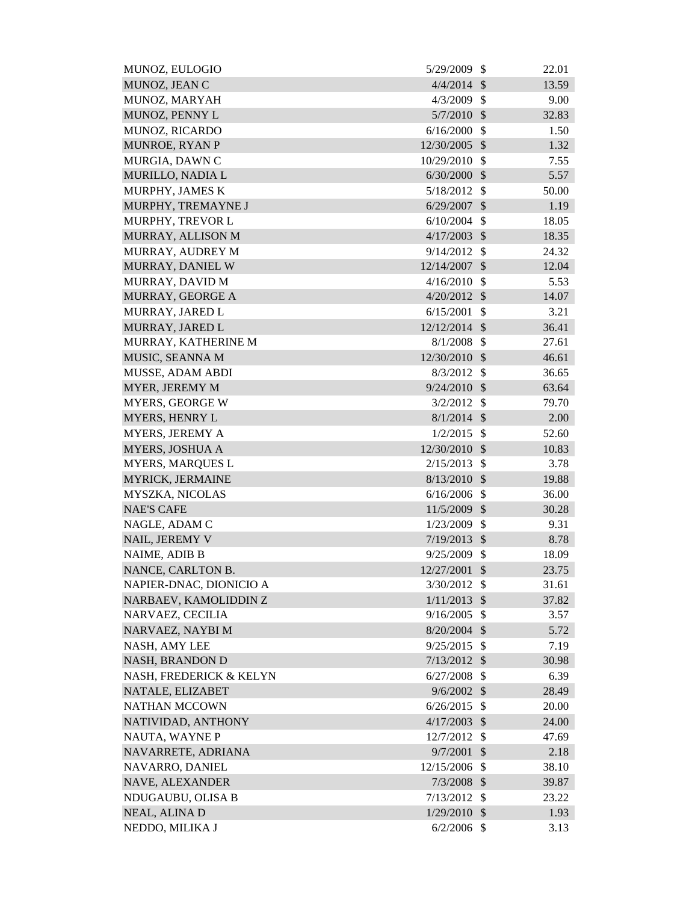| | | | |
|---|---|---|---|
| MUNOZ, EULOGIO | 5/29/2009 | $ | 22.01 |
| MUNOZ, JEAN C | 4/4/2014 | $ | 13.59 |
| MUNOZ, MARYAH | 4/3/2009 | $ | 9.00 |
| MUNOZ, PENNY L | 5/7/2010 | $ | 32.83 |
| MUNOZ, RICARDO | 6/16/2000 | $ | 1.50 |
| MUNROE, RYAN P | 12/30/2005 | $ | 1.32 |
| MURGIA, DAWN C | 10/29/2010 | $ | 7.55 |
| MURILLO, NADIA L | 6/30/2000 | $ | 5.57 |
| MURPHY, JAMES K | 5/18/2012 | $ | 50.00 |
| MURPHY, TREMAYNE J | 6/29/2007 | $ | 1.19 |
| MURPHY, TREVOR L | 6/10/2004 | $ | 18.05 |
| MURRAY, ALLISON M | 4/17/2003 | $ | 18.35 |
| MURRAY, AUDREY M | 9/14/2012 | $ | 24.32 |
| MURRAY, DANIEL W | 12/14/2007 | $ | 12.04 |
| MURRAY, DAVID M | 4/16/2010 | $ | 5.53 |
| MURRAY, GEORGE A | 4/20/2012 | $ | 14.07 |
| MURRAY, JARED L | 6/15/2001 | $ | 3.21 |
| MURRAY, JARED L | 12/12/2014 | $ | 36.41 |
| MURRAY, KATHERINE M | 8/1/2008 | $ | 27.61 |
| MUSIC, SEANNA M | 12/30/2010 | $ | 46.61 |
| MUSSE, ADAM ABDI | 8/3/2012 | $ | 36.65 |
| MYER, JEREMY M | 9/24/2010 | $ | 63.64 |
| MYERS, GEORGE W | 3/2/2012 | $ | 79.70 |
| MYERS, HENRY L | 8/1/2014 | $ | 2.00 |
| MYERS, JEREMY A | 1/2/2015 | $ | 52.60 |
| MYERS, JOSHUA A | 12/30/2010 | $ | 10.83 |
| MYERS, MARQUES L | 2/15/2013 | $ | 3.78 |
| MYRICK, JERMAINE | 8/13/2010 | $ | 19.88 |
| MYSZKA, NICOLAS | 6/16/2006 | $ | 36.00 |
| NAE'S CAFE | 11/5/2009 | $ | 30.28 |
| NAGLE, ADAM C | 1/23/2009 | $ | 9.31 |
| NAIL, JEREMY V | 7/19/2013 | $ | 8.78 |
| NAIME, ADIB B | 9/25/2009 | $ | 18.09 |
| NANCE, CARLTON B. | 12/27/2001 | $ | 23.75 |
| NAPIER-DNAC, DIONICIO A | 3/30/2012 | $ | 31.61 |
| NARBAEV, KAMOLIDDIN Z | 1/11/2013 | $ | 37.82 |
| NARVAEZ, CECILIA | 9/16/2005 | $ | 3.57 |
| NARVAEZ, NAYBI M | 8/20/2004 | $ | 5.72 |
| NASH, AMY LEE | 9/25/2015 | $ | 7.19 |
| NASH, BRANDON D | 7/13/2012 | $ | 30.98 |
| NASH, FREDERICK & KELYN | 6/27/2008 | $ | 6.39 |
| NATALE, ELIZABET | 9/6/2002 | $ | 28.49 |
| NATHAN MCCOWN | 6/26/2015 | $ | 20.00 |
| NATIVIDAD, ANTHONY | 4/17/2003 | $ | 24.00 |
| NAUTA, WAYNE P | 12/7/2012 | $ | 47.69 |
| NAVARRETE, ADRIANA | 9/7/2001 | $ | 2.18 |
| NAVARRO, DANIEL | 12/15/2006 | $ | 38.10 |
| NAVE, ALEXANDER | 7/3/2008 | $ | 39.87 |
| NDUGAUBU, OLISA B | 7/13/2012 | $ | 23.22 |
| NEAL, ALINA D | 1/29/2010 | $ | 1.93 |
| NEDDO, MILIKA J | 6/2/2006 | $ | 3.13 |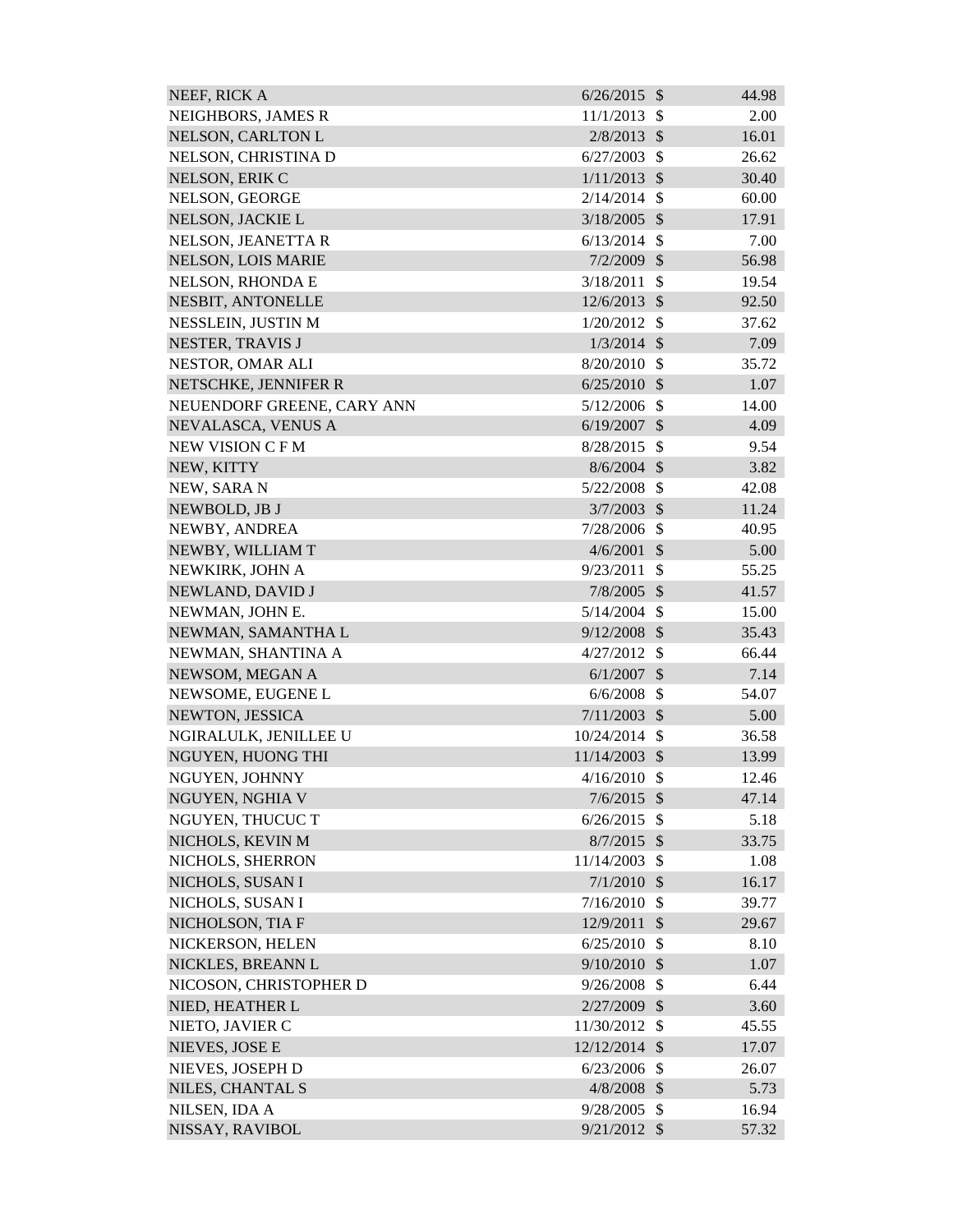| NEEF, RICK A | 6/26/2015 | $ | 44.98 |
|---|---|---|---|
| NEIGHBORS, JAMES R | 11/1/2013 | $ | 2.00 |
| NELSON, CARLTON L | 2/8/2013 | $ | 16.01 |
| NELSON, CHRISTINA D | 6/27/2003 | $ | 26.62 |
| NELSON, ERIK C | 1/11/2013 | $ | 30.40 |
| NELSON, GEORGE | 2/14/2014 | $ | 60.00 |
| NELSON, JACKIE L | 3/18/2005 | $ | 17.91 |
| NELSON, JEANETTA R | 6/13/2014 | $ | 7.00 |
| NELSON, LOIS MARIE | 7/2/2009 | $ | 56.98 |
| NELSON, RHONDA E | 3/18/2011 | $ | 19.54 |
| NESBIT, ANTONELLE | 12/6/2013 | $ | 92.50 |
| NESSLEIN, JUSTIN M | 1/20/2012 | $ | 37.62 |
| NESTER, TRAVIS J | 1/3/2014 | $ | 7.09 |
| NESTOR, OMAR ALI | 8/20/2010 | $ | 35.72 |
| NETSCHKE, JENNIFER R | 6/25/2010 | $ | 1.07 |
| NEUENDORF GREENE, CARY ANN | 5/12/2006 | $ | 14.00 |
| NEVALASCA, VENUS A | 6/19/2007 | $ | 4.09 |
| NEW VISION C F M | 8/28/2015 | $ | 9.54 |
| NEW, KITTY | 8/6/2004 | $ | 3.82 |
| NEW, SARA N | 5/22/2008 | $ | 42.08 |
| NEWBOLD, JB J | 3/7/2003 | $ | 11.24 |
| NEWBY, ANDREA | 7/28/2006 | $ | 40.95 |
| NEWBY, WILLIAM T | 4/6/2001 | $ | 5.00 |
| NEWKIRK, JOHN A | 9/23/2011 | $ | 55.25 |
| NEWLAND, DAVID J | 7/8/2005 | $ | 41.57 |
| NEWMAN, JOHN E. | 5/14/2004 | $ | 15.00 |
| NEWMAN, SAMANTHA L | 9/12/2008 | $ | 35.43 |
| NEWMAN, SHANTINA A | 4/27/2012 | $ | 66.44 |
| NEWSOM, MEGAN A | 6/1/2007 | $ | 7.14 |
| NEWSOME, EUGENE L | 6/6/2008 | $ | 54.07 |
| NEWTON, JESSICA | 7/11/2003 | $ | 5.00 |
| NGIRALULK, JENILLEE U | 10/24/2014 | $ | 36.58 |
| NGUYEN, HUONG THI | 11/14/2003 | $ | 13.99 |
| NGUYEN, JOHNNY | 4/16/2010 | $ | 12.46 |
| NGUYEN, NGHIA V | 7/6/2015 | $ | 47.14 |
| NGUYEN, THUCUC T | 6/26/2015 | $ | 5.18 |
| NICHOLS, KEVIN M | 8/7/2015 | $ | 33.75 |
| NICHOLS, SHERRON | 11/14/2003 | $ | 1.08 |
| NICHOLS, SUSAN I | 7/1/2010 | $ | 16.17 |
| NICHOLS, SUSAN I | 7/16/2010 | $ | 39.77 |
| NICHOLSON, TIA F | 12/9/2011 | $ | 29.67 |
| NICKERSON, HELEN | 6/25/2010 | $ | 8.10 |
| NICKLES, BREANN L | 9/10/2010 | $ | 1.07 |
| NICOSON, CHRISTOPHER D | 9/26/2008 | $ | 6.44 |
| NIED, HEATHER L | 2/27/2009 | $ | 3.60 |
| NIETO, JAVIER C | 11/30/2012 | $ | 45.55 |
| NIEVES, JOSE E | 12/12/2014 | $ | 17.07 |
| NIEVES, JOSEPH D | 6/23/2006 | $ | 26.07 |
| NILES, CHANTAL S | 4/8/2008 | $ | 5.73 |
| NILSEN, IDA A | 9/28/2005 | $ | 16.94 |
| NISSAY, RAVIBOL | 9/21/2012 | $ | 57.32 |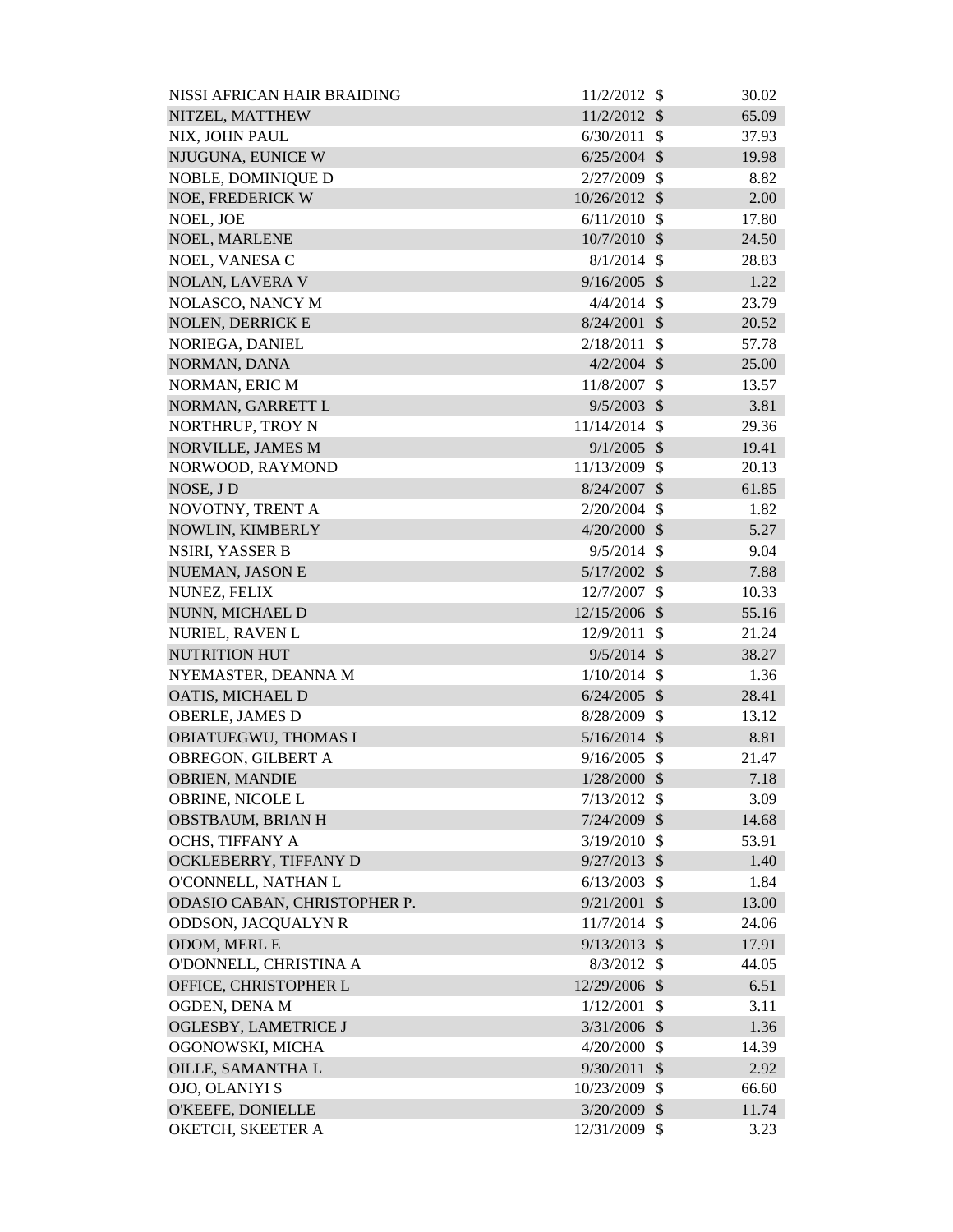| | | | |
|---|---|---|---|
| NISSI AFRICAN HAIR BRAIDING | 11/2/2012 | $ | 30.02 |
| NITZEL, MATTHEW | 11/2/2012 | $ | 65.09 |
| NIX, JOHN PAUL | 6/30/2011 | $ | 37.93 |
| NJUGUNA, EUNICE W | 6/25/2004 | $ | 19.98 |
| NOBLE, DOMINIQUE D | 2/27/2009 | $ | 8.82 |
| NOE, FREDERICK W | 10/26/2012 | $ | 2.00 |
| NOEL, JOE | 6/11/2010 | $ | 17.80 |
| NOEL, MARLENE | 10/7/2010 | $ | 24.50 |
| NOEL, VANESA C | 8/1/2014 | $ | 28.83 |
| NOLAN, LAVERA V | 9/16/2005 | $ | 1.22 |
| NOLASCO, NANCY M | 4/4/2014 | $ | 23.79 |
| NOLEN, DERRICK E | 8/24/2001 | $ | 20.52 |
| NORIEGA, DANIEL | 2/18/2011 | $ | 57.78 |
| NORMAN, DANA | 4/2/2004 | $ | 25.00 |
| NORMAN, ERIC M | 11/8/2007 | $ | 13.57 |
| NORMAN, GARRETT L | 9/5/2003 | $ | 3.81 |
| NORTHRUP, TROY N | 11/14/2014 | $ | 29.36 |
| NORVILLE, JAMES M | 9/1/2005 | $ | 19.41 |
| NORWOOD, RAYMOND | 11/13/2009 | $ | 20.13 |
| NOSE, J D | 8/24/2007 | $ | 61.85 |
| NOVOTNY, TRENT A | 2/20/2004 | $ | 1.82 |
| NOWLIN, KIMBERLY | 4/20/2000 | $ | 5.27 |
| NSIRI, YASSER B | 9/5/2014 | $ | 9.04 |
| NUEMAN, JASON E | 5/17/2002 | $ | 7.88 |
| NUNEZ, FELIX | 12/7/2007 | $ | 10.33 |
| NUNN, MICHAEL D | 12/15/2006 | $ | 55.16 |
| NURIEL, RAVEN L | 12/9/2011 | $ | 21.24 |
| NUTRITION HUT | 9/5/2014 | $ | 38.27 |
| NYEMASTER, DEANNA M | 1/10/2014 | $ | 1.36 |
| OATIS, MICHAEL D | 6/24/2005 | $ | 28.41 |
| OBERLE, JAMES D | 8/28/2009 | $ | 13.12 |
| OBIATUEGWU, THOMAS I | 5/16/2014 | $ | 8.81 |
| OBREGON, GILBERT A | 9/16/2005 | $ | 21.47 |
| OBRIEN, MANDIE | 1/28/2000 | $ | 7.18 |
| OBRINE, NICOLE L | 7/13/2012 | $ | 3.09 |
| OBSTBAUM, BRIAN H | 7/24/2009 | $ | 14.68 |
| OCHS, TIFFANY A | 3/19/2010 | $ | 53.91 |
| OCKLEBERRY, TIFFANY D | 9/27/2013 | $ | 1.40 |
| O'CONNELL, NATHAN L | 6/13/2003 | $ | 1.84 |
| ODASIO CABAN, CHRISTOPHER P. | 9/21/2001 | $ | 13.00 |
| ODDSON, JACQUALYN R | 11/7/2014 | $ | 24.06 |
| ODOM, MERL E | 9/13/2013 | $ | 17.91 |
| O'DONNELL, CHRISTINA A | 8/3/2012 | $ | 44.05 |
| OFFICE, CHRISTOPHER L | 12/29/2006 | $ | 6.51 |
| OGDEN, DENA M | 1/12/2001 | $ | 3.11 |
| OGLESBY, LAMETRICE J | 3/31/2006 | $ | 1.36 |
| OGONOWSKI, MICHA | 4/20/2000 | $ | 14.39 |
| OILLE, SAMANTHA L | 9/30/2011 | $ | 2.92 |
| OJO, OLANIYI S | 10/23/2009 | $ | 66.60 |
| O'KEEFE, DONIELLE | 3/20/2009 | $ | 11.74 |
| OKETCH, SKEETER A | 12/31/2009 | $ | 3.23 |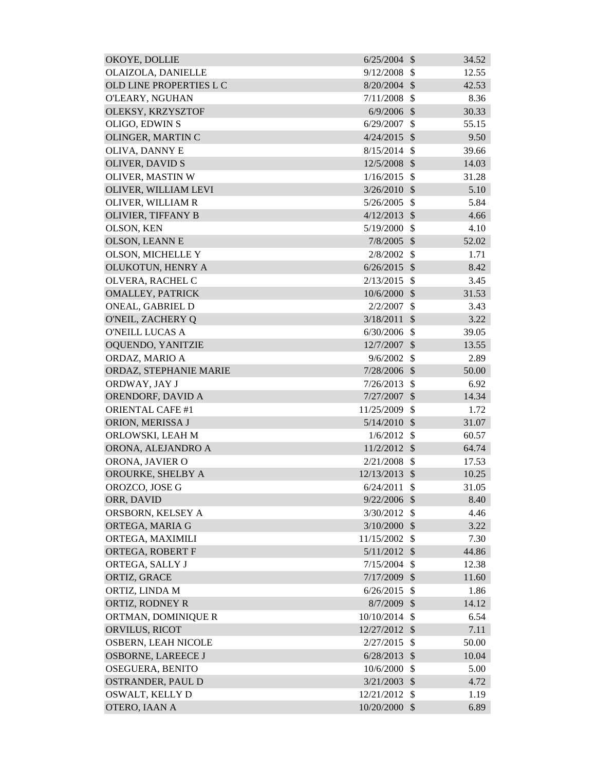| | | | |
|---|---|---|---|
| OKOYE, DOLLIE | 6/25/2004 | $ | 34.52 |
| OLAIZOLA, DANIELLE | 9/12/2008 | $ | 12.55 |
| OLD LINE PROPERTIES L C | 8/20/2004 | $ | 42.53 |
| O'LEARY, NGUHAN | 7/11/2008 | $ | 8.36 |
| OLEKSY, KRZYSZTOF | 6/9/2006 | $ | 30.33 |
| OLIGO, EDWIN S | 6/29/2007 | $ | 55.15 |
| OLINGER, MARTIN C | 4/24/2015 | $ | 9.50 |
| OLIVA, DANNY E | 8/15/2014 | $ | 39.66 |
| OLIVER, DAVID S | 12/5/2008 | $ | 14.03 |
| OLIVER, MASTIN W | 1/16/2015 | $ | 31.28 |
| OLIVER, WILLIAM LEVI | 3/26/2010 | $ | 5.10 |
| OLIVER, WILLIAM R | 5/26/2005 | $ | 5.84 |
| OLIVIER, TIFFANY B | 4/12/2013 | $ | 4.66 |
| OLSON, KEN | 5/19/2000 | $ | 4.10 |
| OLSON, LEANN E | 7/8/2005 | $ | 52.02 |
| OLSON, MICHELLE Y | 2/8/2002 | $ | 1.71 |
| OLUKOTUN, HENRY A | 6/26/2015 | $ | 8.42 |
| OLVERA, RACHEL C | 2/13/2015 | $ | 3.45 |
| OMALLEY, PATRICK | 10/6/2000 | $ | 31.53 |
| ONEAL, GABRIEL D | 2/2/2007 | $ | 3.43 |
| O'NEIL, ZACHERY Q | 3/18/2011 | $ | 3.22 |
| O'NEILL LUCAS A | 6/30/2006 | $ | 39.05 |
| OQUENDO, YANITZIE | 12/7/2007 | $ | 13.55 |
| ORDAZ, MARIO A | 9/6/2002 | $ | 2.89 |
| ORDAZ, STEPHANIE MARIE | 7/28/2006 | $ | 50.00 |
| ORDWAY, JAY J | 7/26/2013 | $ | 6.92 |
| ORENDORF, DAVID A | 7/27/2007 | $ | 14.34 |
| ORIENTAL CAFE #1 | 11/25/2009 | $ | 1.72 |
| ORION, MERISSA J | 5/14/2010 | $ | 31.07 |
| ORLOWSKI, LEAH M | 1/6/2012 | $ | 60.57 |
| ORONA, ALEJANDRO A | 11/2/2012 | $ | 64.74 |
| ORONA, JAVIER O | 2/21/2008 | $ | 17.53 |
| OROURKE, SHELBY A | 12/13/2013 | $ | 10.25 |
| OROZCO, JOSE G | 6/24/2011 | $ | 31.05 |
| ORR, DAVID | 9/22/2006 | $ | 8.40 |
| ORSBORN, KELSEY A | 3/30/2012 | $ | 4.46 |
| ORTEGA, MARIA G | 3/10/2000 | $ | 3.22 |
| ORTEGA, MAXIMILI | 11/15/2002 | $ | 7.30 |
| ORTEGA, ROBERT F | 5/11/2012 | $ | 44.86 |
| ORTEGA, SALLY J | 7/15/2004 | $ | 12.38 |
| ORTIZ, GRACE | 7/17/2009 | $ | 11.60 |
| ORTIZ, LINDA M | 6/26/2015 | $ | 1.86 |
| ORTIZ, RODNEY R | 8/7/2009 | $ | 14.12 |
| ORTMAN, DOMINIQUE R | 10/10/2014 | $ | 6.54 |
| ORVILUS, RICOT | 12/27/2012 | $ | 7.11 |
| OSBERN, LEAH NICOLE | 2/27/2015 | $ | 50.00 |
| OSBORNE, LAREECE J | 6/28/2013 | $ | 10.04 |
| OSEGUERA, BENITO | 10/6/2000 | $ | 5.00 |
| OSTRANDER, PAUL D | 3/21/2003 | $ | 4.72 |
| OSWALT, KELLY D | 12/21/2012 | $ | 1.19 |
| OTERO, IAAN A | 10/20/2000 | $ | 6.89 |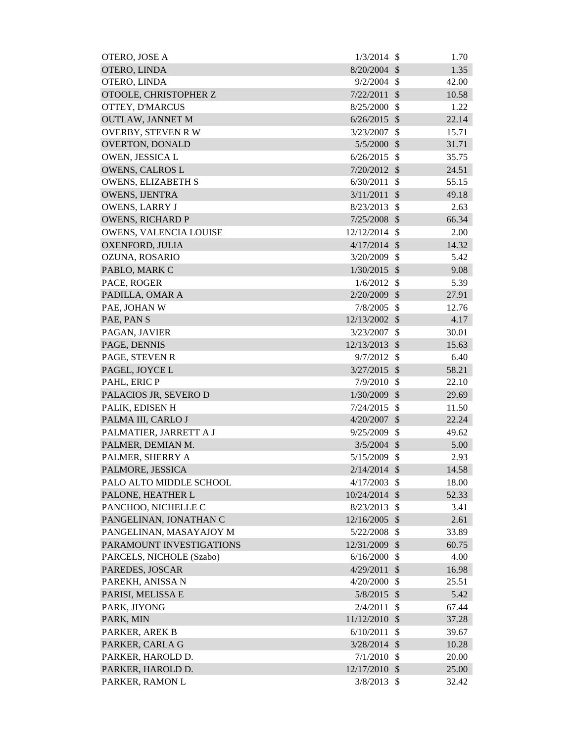| | | | |
|---|---|---|---|
| OTERO, JOSE A | 1/3/2014 | $ | 1.70 |
| OTERO, LINDA | 8/20/2004 | $ | 1.35 |
| OTERO, LINDA | 9/2/2004 | $ | 42.00 |
| OTOOLE, CHRISTOPHER Z | 7/22/2011 | $ | 10.58 |
| OTTEY, D'MARCUS | 8/25/2000 | $ | 1.22 |
| OUTLAW, JANNET M | 6/26/2015 | $ | 22.14 |
| OVERBY, STEVEN R W | 3/23/2007 | $ | 15.71 |
| OVERTON, DONALD | 5/5/2000 | $ | 31.71 |
| OWEN, JESSICA L | 6/26/2015 | $ | 35.75 |
| OWENS, CALROS L | 7/20/2012 | $ | 24.51 |
| OWENS, ELIZABETH S | 6/30/2011 | $ | 55.15 |
| OWENS, IJENTRA | 3/11/2011 | $ | 49.18 |
| OWENS, LARRY J | 8/23/2013 | $ | 2.63 |
| OWENS, RICHARD P | 7/25/2008 | $ | 66.34 |
| OWENS, VALENCIA LOUISE | 12/12/2014 | $ | 2.00 |
| OXENFORD, JULIA | 4/17/2014 | $ | 14.32 |
| OZUNA, ROSARIO | 3/20/2009 | $ | 5.42 |
| PABLO, MARK C | 1/30/2015 | $ | 9.08 |
| PACE, ROGER | 1/6/2012 | $ | 5.39 |
| PADILLA, OMAR A | 2/20/2009 | $ | 27.91 |
| PAE, JOHAN W | 7/8/2005 | $ | 12.76 |
| PAE, PAN S | 12/13/2002 | $ | 4.17 |
| PAGAN, JAVIER | 3/23/2007 | $ | 30.01 |
| PAGE, DENNIS | 12/13/2013 | $ | 15.63 |
| PAGE, STEVEN R | 9/7/2012 | $ | 6.40 |
| PAGEL, JOYCE L | 3/27/2015 | $ | 58.21 |
| PAHL, ERIC P | 7/9/2010 | $ | 22.10 |
| PALACIOS JR, SEVERO D | 1/30/2009 | $ | 29.69 |
| PALIK, EDISEN H | 7/24/2015 | $ | 11.50 |
| PALMA III, CARLO J | 4/20/2007 | $ | 22.24 |
| PALMATIER, JARRETT A J | 9/25/2009 | $ | 49.62 |
| PALMER, DEMIAN M. | 3/5/2004 | $ | 5.00 |
| PALMER, SHERRY A | 5/15/2009 | $ | 2.93 |
| PALMORE, JESSICA | 2/14/2014 | $ | 14.58 |
| PALO ALTO MIDDLE SCHOOL | 4/17/2003 | $ | 18.00 |
| PALONE, HEATHER L | 10/24/2014 | $ | 52.33 |
| PANCHOO, NICHELLE C | 8/23/2013 | $ | 3.41 |
| PANGELINAN, JONATHAN C | 12/16/2005 | $ | 2.61 |
| PANGELINAN, MASAYAJOY M | 5/22/2008 | $ | 33.89 |
| PARAMOUNT INVESTIGATIONS | 12/31/2009 | $ | 60.75 |
| PARCELS, NICHOLE (Szabo) | 6/16/2000 | $ | 4.00 |
| PAREDES, JOSCAR | 4/29/2011 | $ | 16.98 |
| PAREKH, ANISSA N | 4/20/2000 | $ | 25.51 |
| PARISI, MELISSA E | 5/8/2015 | $ | 5.42 |
| PARK, JIYONG | 2/4/2011 | $ | 67.44 |
| PARK, MIN | 11/12/2010 | $ | 37.28 |
| PARKER, AREK B | 6/10/2011 | $ | 39.67 |
| PARKER, CARLA G | 3/28/2014 | $ | 10.28 |
| PARKER, HAROLD D. | 7/1/2010 | $ | 20.00 |
| PARKER, HAROLD D. | 12/17/2010 | $ | 25.00 |
| PARKER, RAMON L | 3/8/2013 | $ | 32.42 |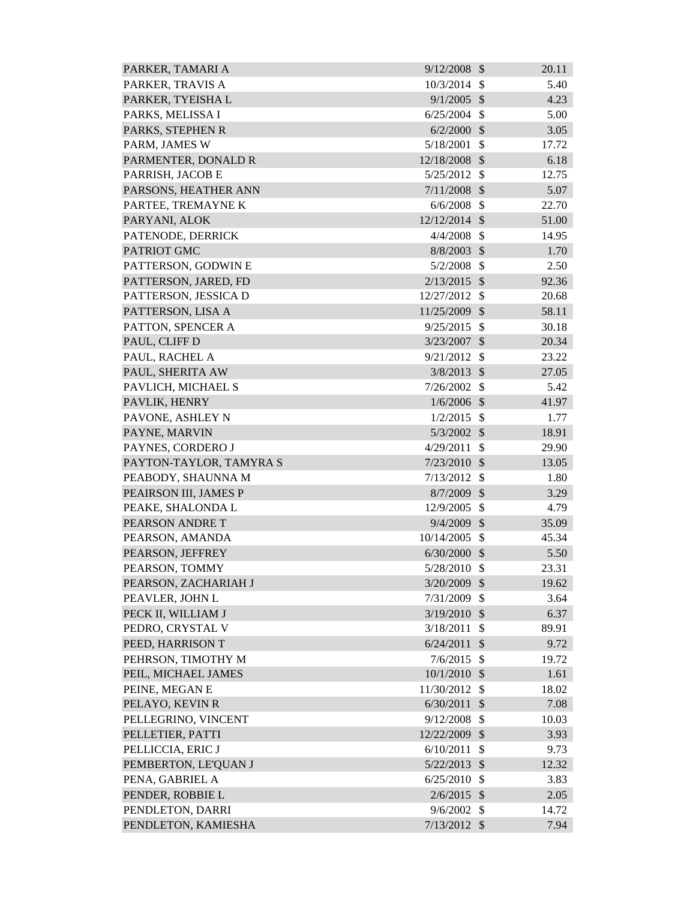| | | | |
|---|---|---|---|
| PARKER, TAMARI A | 9/12/2008 | $ | 20.11 |
| PARKER, TRAVIS A | 10/3/2014 | $ | 5.40 |
| PARKER, TYEISHA L | 9/1/2005 | $ | 4.23 |
| PARKS, MELISSA I | 6/25/2004 | $ | 5.00 |
| PARKS, STEPHEN R | 6/2/2000 | $ | 3.05 |
| PARM, JAMES W | 5/18/2001 | $ | 17.72 |
| PARMENTER, DONALD R | 12/18/2008 | $ | 6.18 |
| PARRISH, JACOB E | 5/25/2012 | $ | 12.75 |
| PARSONS, HEATHER ANN | 7/11/2008 | $ | 5.07 |
| PARTEE, TREMAYNE K | 6/6/2008 | $ | 22.70 |
| PARYANI, ALOK | 12/12/2014 | $ | 51.00 |
| PATENODE, DERRICK | 4/4/2008 | $ | 14.95 |
| PATRIOT GMC | 8/8/2003 | $ | 1.70 |
| PATTERSON, GODWIN E | 5/2/2008 | $ | 2.50 |
| PATTERSON, JARED, FD | 2/13/2015 | $ | 92.36 |
| PATTERSON, JESSICA D | 12/27/2012 | $ | 20.68 |
| PATTERSON, LISA A | 11/25/2009 | $ | 58.11 |
| PATTON, SPENCER A | 9/25/2015 | $ | 30.18 |
| PAUL, CLIFF D | 3/23/2007 | $ | 20.34 |
| PAUL, RACHEL A | 9/21/2012 | $ | 23.22 |
| PAUL, SHERITA AW | 3/8/2013 | $ | 27.05 |
| PAVLICH, MICHAEL S | 7/26/2002 | $ | 5.42 |
| PAVLIK, HENRY | 1/6/2006 | $ | 41.97 |
| PAVONE, ASHLEY N | 1/2/2015 | $ | 1.77 |
| PAYNE, MARVIN | 5/3/2002 | $ | 18.91 |
| PAYNES, CORDERO J | 4/29/2011 | $ | 29.90 |
| PAYTON-TAYLOR, TAMYRA S | 7/23/2010 | $ | 13.05 |
| PEABODY, SHAUNNA M | 7/13/2012 | $ | 1.80 |
| PEAIRSON III, JAMES P | 8/7/2009 | $ | 3.29 |
| PEAKE, SHALONDA L | 12/9/2005 | $ | 4.79 |
| PEARSON ANDRE T | 9/4/2009 | $ | 35.09 |
| PEARSON, AMANDA | 10/14/2005 | $ | 45.34 |
| PEARSON, JEFFREY | 6/30/2000 | $ | 5.50 |
| PEARSON, TOMMY | 5/28/2010 | $ | 23.31 |
| PEARSON, ZACHARIAH J | 3/20/2009 | $ | 19.62 |
| PEAVLER, JOHN L | 7/31/2009 | $ | 3.64 |
| PECK II, WILLIAM J | 3/19/2010 | $ | 6.37 |
| PEDRO, CRYSTAL V | 3/18/2011 | $ | 89.91 |
| PEED, HARRISON T | 6/24/2011 | $ | 9.72 |
| PEHRSON, TIMOTHY M | 7/6/2015 | $ | 19.72 |
| PEIL, MICHAEL JAMES | 10/1/2010 | $ | 1.61 |
| PEINE, MEGAN E | 11/30/2012 | $ | 18.02 |
| PELAYO, KEVIN R | 6/30/2011 | $ | 7.08 |
| PELLEGRINO, VINCENT | 9/12/2008 | $ | 10.03 |
| PELLETIER, PATTI | 12/22/2009 | $ | 3.93 |
| PELLICCIA, ERIC J | 6/10/2011 | $ | 9.73 |
| PEMBERTON, LE'QUAN J | 5/22/2013 | $ | 12.32 |
| PENA, GABRIEL A | 6/25/2010 | $ | 3.83 |
| PENDER, ROBBIE L | 2/6/2015 | $ | 2.05 |
| PENDLETON, DARRI | 9/6/2002 | $ | 14.72 |
| PENDLETON, KAMIESHA | 7/13/2012 | $ | 7.94 |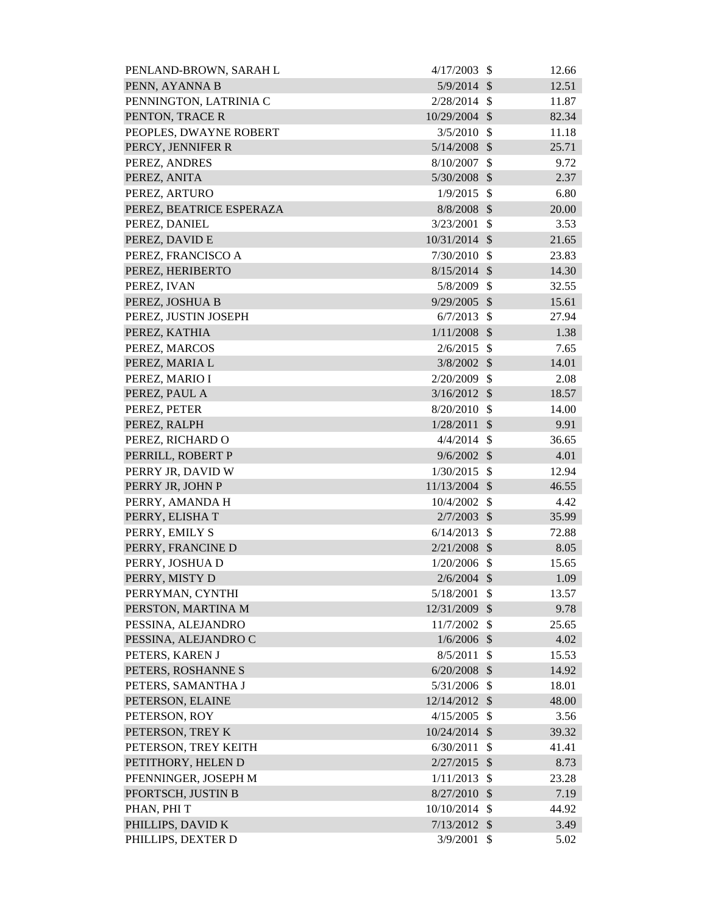| | | | |
|---|---|---|---|
| PENLAND-BROWN, SARAH L | 4/17/2003 | $ | 12.66 |
| PENN, AYANNA B | 5/9/2014 | $ | 12.51 |
| PENNINGTON, LATRINIA C | 2/28/2014 | $ | 11.87 |
| PENTON, TRACE R | 10/29/2004 | $ | 82.34 |
| PEOPLES, DWAYNE ROBERT | 3/5/2010 | $ | 11.18 |
| PERCY, JENNIFER R | 5/14/2008 | $ | 25.71 |
| PEREZ, ANDRES | 8/10/2007 | $ | 9.72 |
| PEREZ, ANITA | 5/30/2008 | $ | 2.37 |
| PEREZ, ARTURO | 1/9/2015 | $ | 6.80 |
| PEREZ, BEATRICE ESPERAZA | 8/8/2008 | $ | 20.00 |
| PEREZ, DANIEL | 3/23/2001 | $ | 3.53 |
| PEREZ, DAVID E | 10/31/2014 | $ | 21.65 |
| PEREZ, FRANCISCO A | 7/30/2010 | $ | 23.83 |
| PEREZ, HERIBERTO | 8/15/2014 | $ | 14.30 |
| PEREZ, IVAN | 5/8/2009 | $ | 32.55 |
| PEREZ, JOSHUA B | 9/29/2005 | $ | 15.61 |
| PEREZ, JUSTIN JOSEPH | 6/7/2013 | $ | 27.94 |
| PEREZ, KATHIA | 1/11/2008 | $ | 1.38 |
| PEREZ, MARCOS | 2/6/2015 | $ | 7.65 |
| PEREZ, MARIA L | 3/8/2002 | $ | 14.01 |
| PEREZ, MARIO I | 2/20/2009 | $ | 2.08 |
| PEREZ, PAUL A | 3/16/2012 | $ | 18.57 |
| PEREZ, PETER | 8/20/2010 | $ | 14.00 |
| PEREZ, RALPH | 1/28/2011 | $ | 9.91 |
| PEREZ, RICHARD O | 4/4/2014 | $ | 36.65 |
| PERRILL, ROBERT P | 9/6/2002 | $ | 4.01 |
| PERRY JR, DAVID W | 1/30/2015 | $ | 12.94 |
| PERRY JR, JOHN P | 11/13/2004 | $ | 46.55 |
| PERRY, AMANDA H | 10/4/2002 | $ | 4.42 |
| PERRY, ELISHA T | 2/7/2003 | $ | 35.99 |
| PERRY, EMILY S | 6/14/2013 | $ | 72.88 |
| PERRY, FRANCINE D | 2/21/2008 | $ | 8.05 |
| PERRY, JOSHUA D | 1/20/2006 | $ | 15.65 |
| PERRY, MISTY D | 2/6/2004 | $ | 1.09 |
| PERRYMAN, CYNTHI | 5/18/2001 | $ | 13.57 |
| PERSTON, MARTINA M | 12/31/2009 | $ | 9.78 |
| PESSINA, ALEJANDRO | 11/7/2002 | $ | 25.65 |
| PESSINA, ALEJANDRO C | 1/6/2006 | $ | 4.02 |
| PETERS, KAREN J | 8/5/2011 | $ | 15.53 |
| PETERS, ROSHANNE S | 6/20/2008 | $ | 14.92 |
| PETERS, SAMANTHA J | 5/31/2006 | $ | 18.01 |
| PETERSON, ELAINE | 12/14/2012 | $ | 48.00 |
| PETERSON, ROY | 4/15/2005 | $ | 3.56 |
| PETERSON, TREY K | 10/24/2014 | $ | 39.32 |
| PETERSON, TREY KEITH | 6/30/2011 | $ | 41.41 |
| PETITHORY, HELEN D | 2/27/2015 | $ | 8.73 |
| PFENNINGER, JOSEPH M | 1/11/2013 | $ | 23.28 |
| PFORTSCH, JUSTIN B | 8/27/2010 | $ | 7.19 |
| PHAN, PHI T | 10/10/2014 | $ | 44.92 |
| PHILLIPS, DAVID K | 7/13/2012 | $ | 3.49 |
| PHILLIPS, DEXTER D | 3/9/2001 | $ | 5.02 |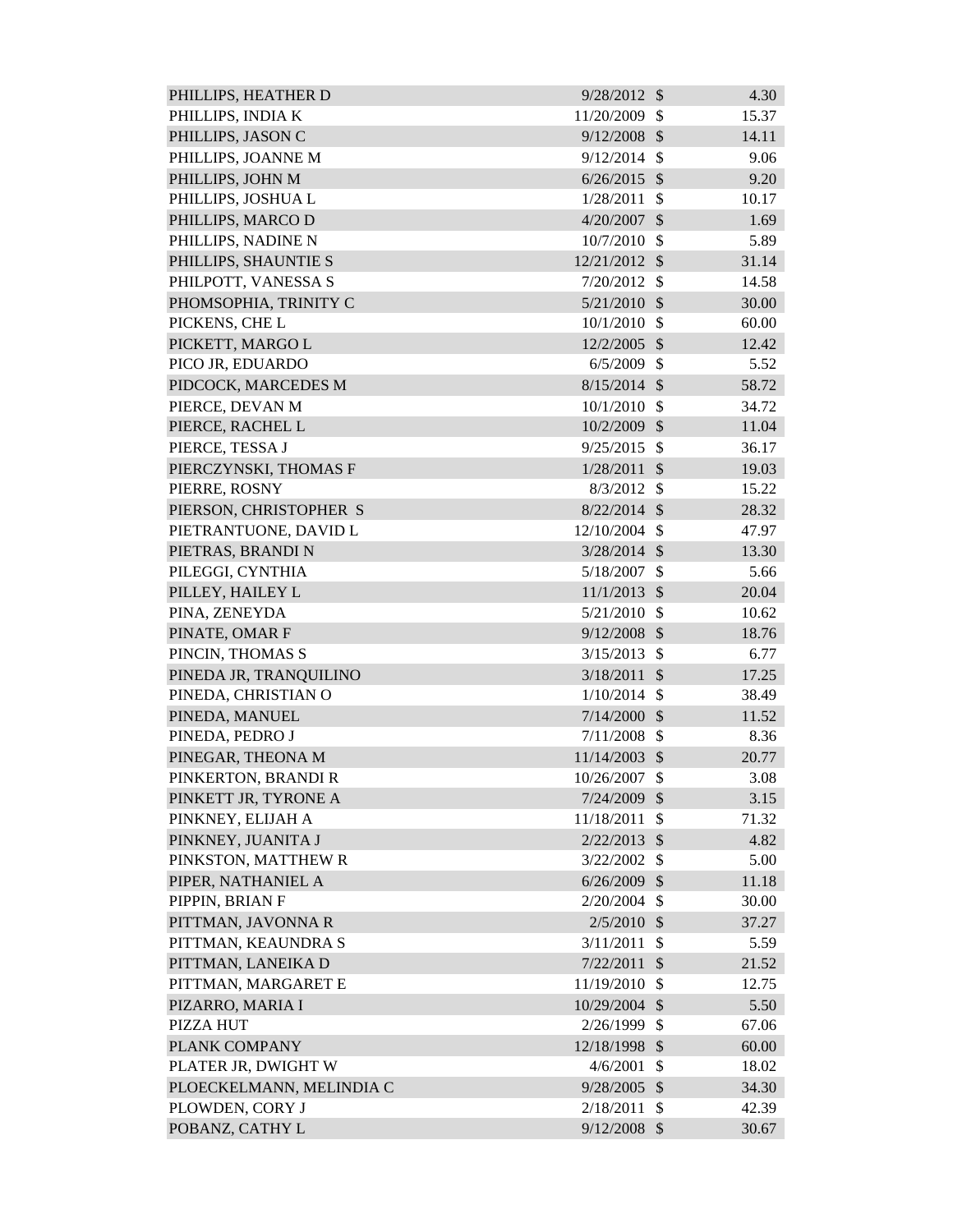| | | | |
|---|---|---|---|
| PHILLIPS, HEATHER D | 9/28/2012 | $ | 4.30 |
| PHILLIPS, INDIA K | 11/20/2009 | $ | 15.37 |
| PHILLIPS, JASON C | 9/12/2008 | $ | 14.11 |
| PHILLIPS, JOANNE M | 9/12/2014 | $ | 9.06 |
| PHILLIPS, JOHN M | 6/26/2015 | $ | 9.20 |
| PHILLIPS, JOSHUA L | 1/28/2011 | $ | 10.17 |
| PHILLIPS, MARCO D | 4/20/2007 | $ | 1.69 |
| PHILLIPS, NADINE N | 10/7/2010 | $ | 5.89 |
| PHILLIPS, SHAUNTIE S | 12/21/2012 | $ | 31.14 |
| PHILPOTT, VANESSA S | 7/20/2012 | $ | 14.58 |
| PHOMSOPHIA, TRINITY C | 5/21/2010 | $ | 30.00 |
| PICKENS, CHE L | 10/1/2010 | $ | 60.00 |
| PICKETT, MARGO L | 12/2/2005 | $ | 12.42 |
| PICO JR, EDUARDO | 6/5/2009 | $ | 5.52 |
| PIDCOCK, MARCEDES M | 8/15/2014 | $ | 58.72 |
| PIERCE, DEVAN M | 10/1/2010 | $ | 34.72 |
| PIERCE, RACHEL L | 10/2/2009 | $ | 11.04 |
| PIERCE, TESSA J | 9/25/2015 | $ | 36.17 |
| PIERCZYNSKI, THOMAS F | 1/28/2011 | $ | 19.03 |
| PIERRE, ROSNY | 8/3/2012 | $ | 15.22 |
| PIERSON, CHRISTOPHER S | 8/22/2014 | $ | 28.32 |
| PIETRANTUONE, DAVID L | 12/10/2004 | $ | 47.97 |
| PIETRAS, BRANDI N | 3/28/2014 | $ | 13.30 |
| PILEGGI, CYNTHIA | 5/18/2007 | $ | 5.66 |
| PILLEY, HAILEY L | 11/1/2013 | $ | 20.04 |
| PINA, ZENEYDA | 5/21/2010 | $ | 10.62 |
| PINATE, OMAR F | 9/12/2008 | $ | 18.76 |
| PINCIN, THOMAS S | 3/15/2013 | $ | 6.77 |
| PINEDA JR, TRANQUILINO | 3/18/2011 | $ | 17.25 |
| PINEDA, CHRISTIAN O | 1/10/2014 | $ | 38.49 |
| PINEDA, MANUEL | 7/14/2000 | $ | 11.52 |
| PINEDA, PEDRO J | 7/11/2008 | $ | 8.36 |
| PINEGAR, THEONA M | 11/14/2003 | $ | 20.77 |
| PINKERTON, BRANDI R | 10/26/2007 | $ | 3.08 |
| PINKETT JR, TYRONE A | 7/24/2009 | $ | 3.15 |
| PINKNEY, ELIJAH A | 11/18/2011 | $ | 71.32 |
| PINKNEY, JUANITA J | 2/22/2013 | $ | 4.82 |
| PINKSTON, MATTHEW R | 3/22/2002 | $ | 5.00 |
| PIPER, NATHANIEL A | 6/26/2009 | $ | 11.18 |
| PIPPIN, BRIAN F | 2/20/2004 | $ | 30.00 |
| PITTMAN, JAVONNA R | 2/5/2010 | $ | 37.27 |
| PITTMAN, KEAUNDRA S | 3/11/2011 | $ | 5.59 |
| PITTMAN, LANEIKA D | 7/22/2011 | $ | 21.52 |
| PITTMAN, MARGARET E | 11/19/2010 | $ | 12.75 |
| PIZARRO, MARIA I | 10/29/2004 | $ | 5.50 |
| PIZZA HUT | 2/26/1999 | $ | 67.06 |
| PLANK COMPANY | 12/18/1998 | $ | 60.00 |
| PLATER JR, DWIGHT W | 4/6/2001 | $ | 18.02 |
| PLOECKELMANN, MELINDIA C | 9/28/2005 | $ | 34.30 |
| PLOWDEN, CORY J | 2/18/2011 | $ | 42.39 |
| POBANZ, CATHY L | 9/12/2008 | $ | 30.67 |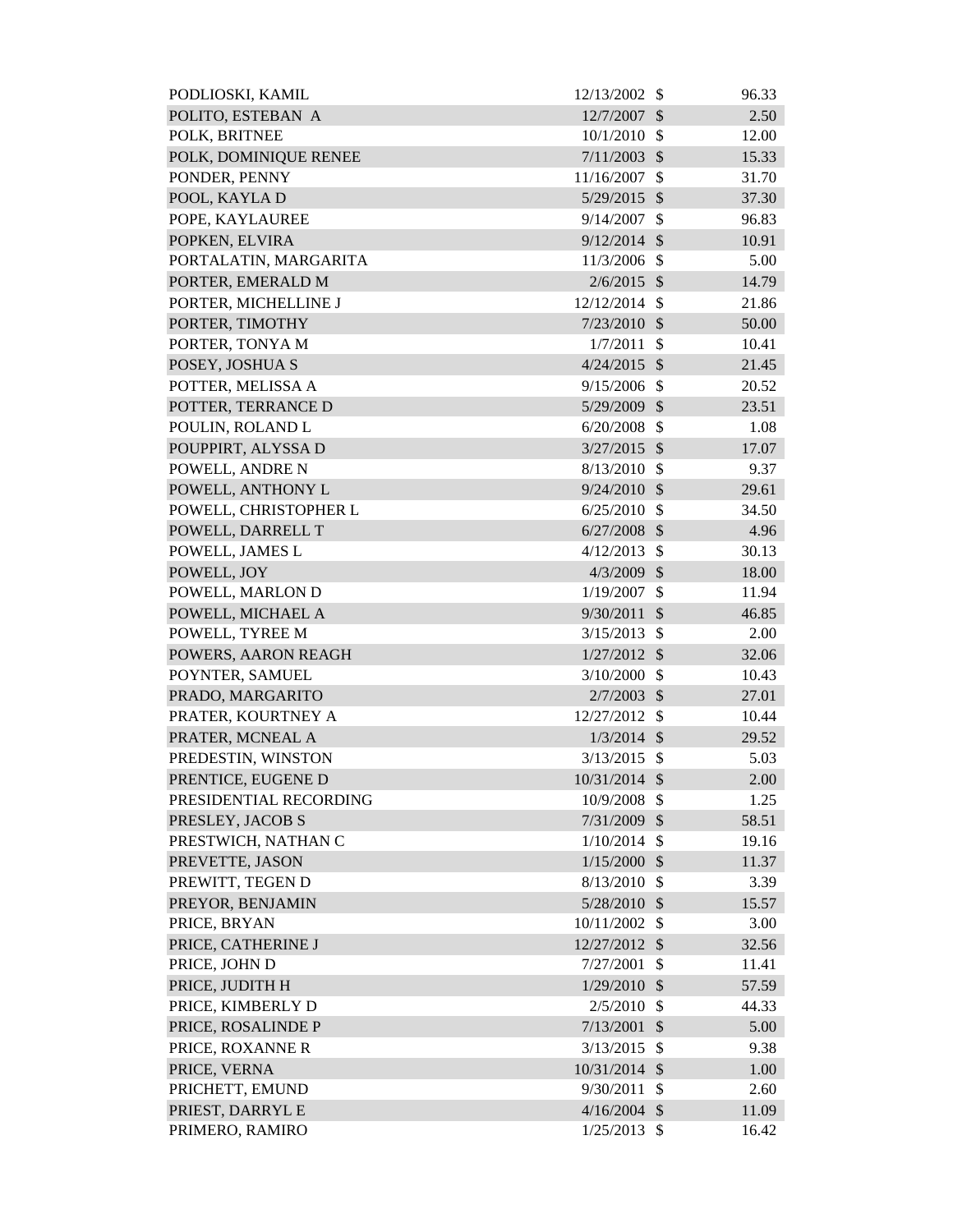| | | | |
|---|---|---|---|
| PODLIOSKI, KAMIL | 12/13/2002 | $ | 96.33 |
| POLITO, ESTEBAN A | 12/7/2007 | $ | 2.50 |
| POLK, BRITNEE | 10/1/2010 | $ | 12.00 |
| POLK, DOMINIQUE RENEE | 7/11/2003 | $ | 15.33 |
| PONDER, PENNY | 11/16/2007 | $ | 31.70 |
| POOL, KAYLA D | 5/29/2015 | $ | 37.30 |
| POPE, KAYLAUREE | 9/14/2007 | $ | 96.83 |
| POPKEN, ELVIRA | 9/12/2014 | $ | 10.91 |
| PORTALATIN, MARGARITA | 11/3/2006 | $ | 5.00 |
| PORTER, EMERALD M | 2/6/2015 | $ | 14.79 |
| PORTER, MICHELLINE J | 12/12/2014 | $ | 21.86 |
| PORTER, TIMOTHY | 7/23/2010 | $ | 50.00 |
| PORTER, TONYA M | 1/7/2011 | $ | 10.41 |
| POSEY, JOSHUA S | 4/24/2015 | $ | 21.45 |
| POTTER, MELISSA A | 9/15/2006 | $ | 20.52 |
| POTTER, TERRANCE D | 5/29/2009 | $ | 23.51 |
| POULIN, ROLAND L | 6/20/2008 | $ | 1.08 |
| POUPPIRT, ALYSSA D | 3/27/2015 | $ | 17.07 |
| POWELL, ANDRE N | 8/13/2010 | $ | 9.37 |
| POWELL, ANTHONY L | 9/24/2010 | $ | 29.61 |
| POWELL, CHRISTOPHER L | 6/25/2010 | $ | 34.50 |
| POWELL, DARRELL T | 6/27/2008 | $ | 4.96 |
| POWELL, JAMES L | 4/12/2013 | $ | 30.13 |
| POWELL, JOY | 4/3/2009 | $ | 18.00 |
| POWELL, MARLON D | 1/19/2007 | $ | 11.94 |
| POWELL, MICHAEL A | 9/30/2011 | $ | 46.85 |
| POWELL, TYREE M | 3/15/2013 | $ | 2.00 |
| POWERS, AARON REAGH | 1/27/2012 | $ | 32.06 |
| POYNTER, SAMUEL | 3/10/2000 | $ | 10.43 |
| PRADO, MARGARITO | 2/7/2003 | $ | 27.01 |
| PRATER, KOURTNEY A | 12/27/2012 | $ | 10.44 |
| PRATER, MCNEAL A | 1/3/2014 | $ | 29.52 |
| PREDESTIN, WINSTON | 3/13/2015 | $ | 5.03 |
| PRENTICE, EUGENE D | 10/31/2014 | $ | 2.00 |
| PRESIDENTIAL RECORDING | 10/9/2008 | $ | 1.25 |
| PRESLEY, JACOB S | 7/31/2009 | $ | 58.51 |
| PRESTWICH, NATHAN C | 1/10/2014 | $ | 19.16 |
| PREVETTE, JASON | 1/15/2000 | $ | 11.37 |
| PREWITT, TEGEN D | 8/13/2010 | $ | 3.39 |
| PREYOR, BENJAMIN | 5/28/2010 | $ | 15.57 |
| PRICE, BRYAN | 10/11/2002 | $ | 3.00 |
| PRICE, CATHERINE J | 12/27/2012 | $ | 32.56 |
| PRICE, JOHN D | 7/27/2001 | $ | 11.41 |
| PRICE, JUDITH H | 1/29/2010 | $ | 57.59 |
| PRICE, KIMBERLY D | 2/5/2010 | $ | 44.33 |
| PRICE, ROSALINDE P | 7/13/2001 | $ | 5.00 |
| PRICE, ROXANNE R | 3/13/2015 | $ | 9.38 |
| PRICE, VERNA | 10/31/2014 | $ | 1.00 |
| PRICHETT, EMUND | 9/30/2011 | $ | 2.60 |
| PRIEST, DARRYL E | 4/16/2004 | $ | 11.09 |
| PRIMERO, RAMIRO | 1/25/2013 | $ | 16.42 |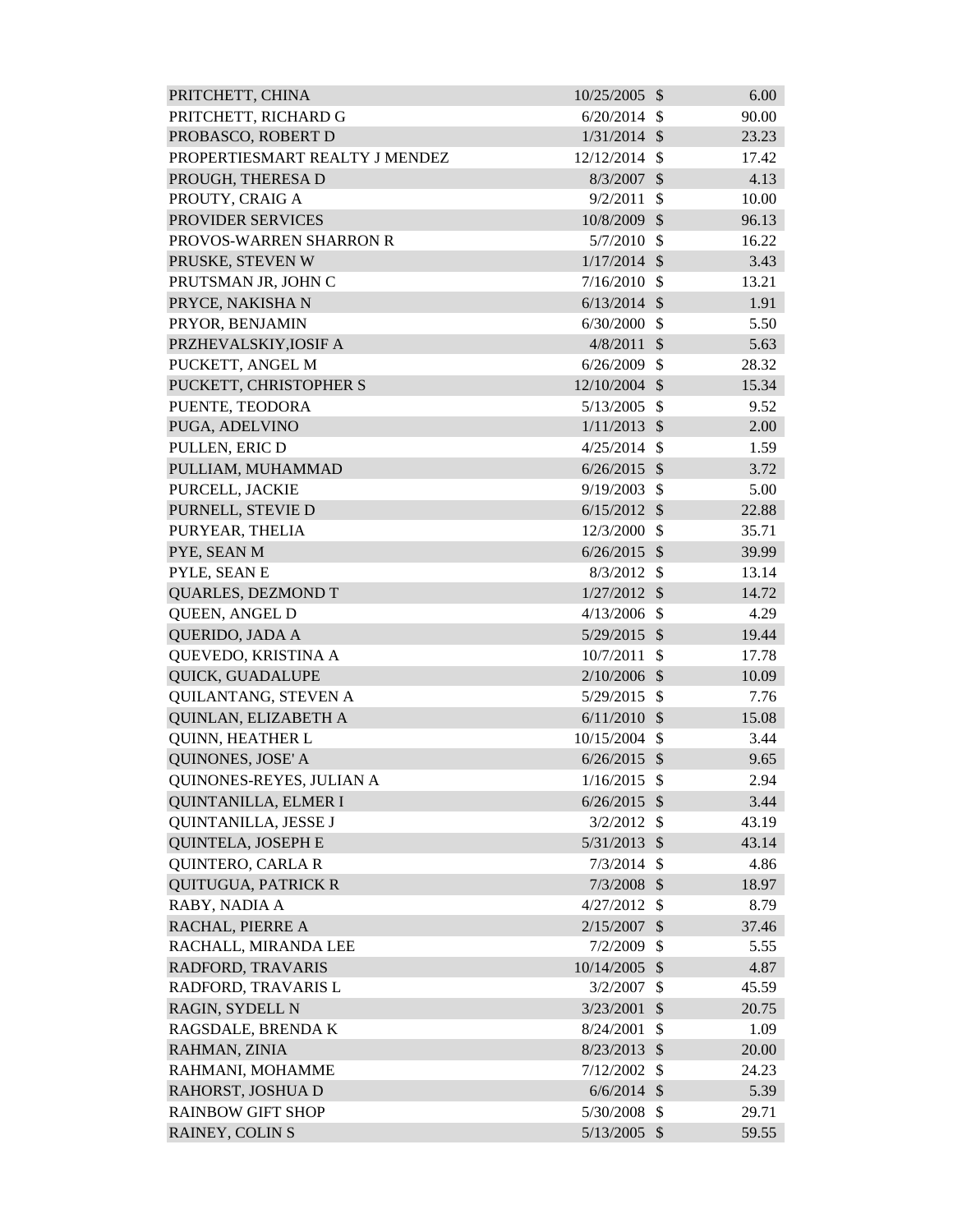| | | | |
|---|---|---|---|
| PRITCHETT, CHINA | 10/25/2005 | $ | 6.00 |
| PRITCHETT, RICHARD G | 6/20/2014 | $ | 90.00 |
| PROBASCO, ROBERT D | 1/31/2014 | $ | 23.23 |
| PROPERTIESMART REALTY J MENDEZ | 12/12/2014 | $ | 17.42 |
| PROUGH, THERESA D | 8/3/2007 | $ | 4.13 |
| PROUTY, CRAIG A | 9/2/2011 | $ | 10.00 |
| PROVIDER SERVICES | 10/8/2009 | $ | 96.13 |
| PROVOS-WARREN SHARRON R | 5/7/2010 | $ | 16.22 |
| PRUSKE, STEVEN W | 1/17/2014 | $ | 3.43 |
| PRUTSMAN JR, JOHN C | 7/16/2010 | $ | 13.21 |
| PRYCE, NAKISHA N | 6/13/2014 | $ | 1.91 |
| PRYOR, BENJAMIN | 6/30/2000 | $ | 5.50 |
| PRZHEVALSKIY,IOSIF A | 4/8/2011 | $ | 5.63 |
| PUCKETT, ANGEL M | 6/26/2009 | $ | 28.32 |
| PUCKETT, CHRISTOPHER S | 12/10/2004 | $ | 15.34 |
| PUENTE, TEODORA | 5/13/2005 | $ | 9.52 |
| PUGA, ADELVINO | 1/11/2013 | $ | 2.00 |
| PULLEN, ERIC D | 4/25/2014 | $ | 1.59 |
| PULLIAM, MUHAMMAD | 6/26/2015 | $ | 3.72 |
| PURCELL, JACKIE | 9/19/2003 | $ | 5.00 |
| PURNELL, STEVIE D | 6/15/2012 | $ | 22.88 |
| PURYEAR, THELIA | 12/3/2000 | $ | 35.71 |
| PYE, SEAN M | 6/26/2015 | $ | 39.99 |
| PYLE, SEAN E | 8/3/2012 | $ | 13.14 |
| QUARLES, DEZMOND T | 1/27/2012 | $ | 14.72 |
| QUEEN, ANGEL D | 4/13/2006 | $ | 4.29 |
| QUERIDO, JADA A | 5/29/2015 | $ | 19.44 |
| QUEVEDO, KRISTINA A | 10/7/2011 | $ | 17.78 |
| QUICK, GUADALUPE | 2/10/2006 | $ | 10.09 |
| QUILANTANG, STEVEN A | 5/29/2015 | $ | 7.76 |
| QUINLAN, ELIZABETH A | 6/11/2010 | $ | 15.08 |
| QUINN, HEATHER L | 10/15/2004 | $ | 3.44 |
| QUINONES, JOSE' A | 6/26/2015 | $ | 9.65 |
| QUINONES-REYES, JULIAN A | 1/16/2015 | $ | 2.94 |
| QUINTANILLA, ELMER I | 6/26/2015 | $ | 3.44 |
| QUINTANILLA, JESSE J | 3/2/2012 | $ | 43.19 |
| QUINTELA, JOSEPH E | 5/31/2013 | $ | 43.14 |
| QUINTERO, CARLA R | 7/3/2014 | $ | 4.86 |
| QUITUGUA, PATRICK R | 7/3/2008 | $ | 18.97 |
| RABY, NADIA A | 4/27/2012 | $ | 8.79 |
| RACHAL, PIERRE A | 2/15/2007 | $ | 37.46 |
| RACHALL, MIRANDA LEE | 7/2/2009 | $ | 5.55 |
| RADFORD, TRAVARIS | 10/14/2005 | $ | 4.87 |
| RADFORD, TRAVARIS L | 3/2/2007 | $ | 45.59 |
| RAGIN, SYDELL N | 3/23/2001 | $ | 20.75 |
| RAGSDALE, BRENDA K | 8/24/2001 | $ | 1.09 |
| RAHMAN, ZINIA | 8/23/2013 | $ | 20.00 |
| RAHMANI, MOHAMME | 7/12/2002 | $ | 24.23 |
| RAHORST, JOSHUA D | 6/6/2014 | $ | 5.39 |
| RAINBOW GIFT SHOP | 5/30/2008 | $ | 29.71 |
| RAINEY, COLIN S | 5/13/2005 | $ | 59.55 |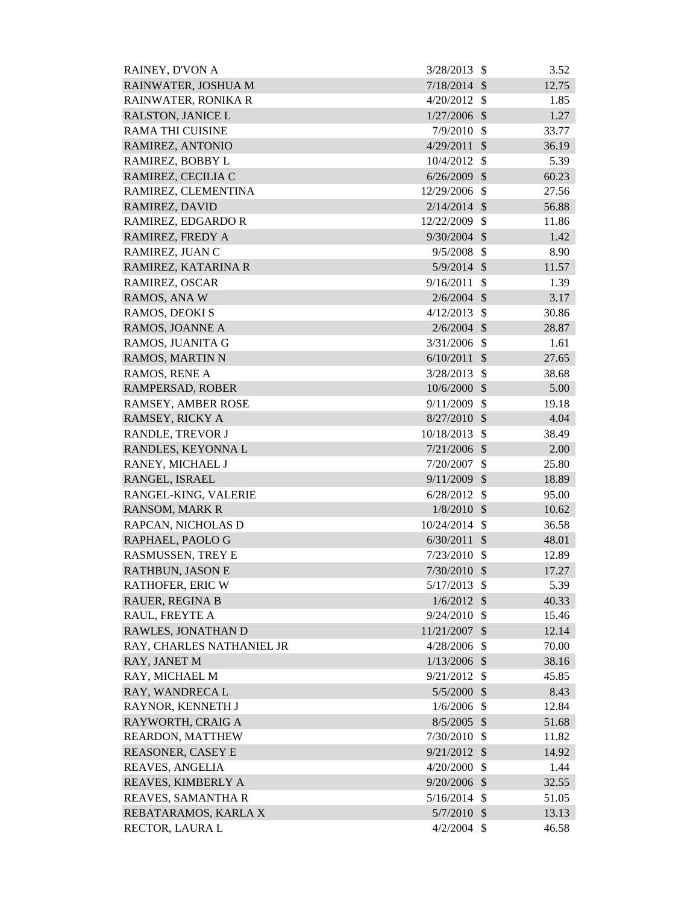| | | | |
|---|---|---|---|
| RAINEY, D'VON A | 3/28/2013 | $ | 3.52 |
| RAINWATER, JOSHUA M | 7/18/2014 | $ | 12.75 |
| RAINWATER, RONIKA R | 4/20/2012 | $ | 1.85 |
| RALSTON, JANICE L | 1/27/2006 | $ | 1.27 |
| RAMA THI CUISINE | 7/9/2010 | $ | 33.77 |
| RAMIREZ, ANTONIO | 4/29/2011 | $ | 36.19 |
| RAMIREZ, BOBBY L | 10/4/2012 | $ | 5.39 |
| RAMIREZ, CECILIA C | 6/26/2009 | $ | 60.23 |
| RAMIREZ, CLEMENTINA | 12/29/2006 | $ | 27.56 |
| RAMIREZ, DAVID | 2/14/2014 | $ | 56.88 |
| RAMIREZ, EDGARDO R | 12/22/2009 | $ | 11.86 |
| RAMIREZ, FREDY A | 9/30/2004 | $ | 1.42 |
| RAMIREZ, JUAN C | 9/5/2008 | $ | 8.90 |
| RAMIREZ, KATARINA R | 5/9/2014 | $ | 11.57 |
| RAMIREZ, OSCAR | 9/16/2011 | $ | 1.39 |
| RAMOS, ANA W | 2/6/2004 | $ | 3.17 |
| RAMOS, DEOKI S | 4/12/2013 | $ | 30.86 |
| RAMOS, JOANNE A | 2/6/2004 | $ | 28.87 |
| RAMOS, JUANITA G | 3/31/2006 | $ | 1.61 |
| RAMOS, MARTIN N | 6/10/2011 | $ | 27.65 |
| RAMOS, RENE A | 3/28/2013 | $ | 38.68 |
| RAMPERSAD, ROBER | 10/6/2000 | $ | 5.00 |
| RAMSEY, AMBER ROSE | 9/11/2009 | $ | 19.18 |
| RAMSEY, RICKY A | 8/27/2010 | $ | 4.04 |
| RANDLE, TREVOR J | 10/18/2013 | $ | 38.49 |
| RANDLES, KEYONNA L | 7/21/2006 | $ | 2.00 |
| RANEY, MICHAEL J | 7/20/2007 | $ | 25.80 |
| RANGEL, ISRAEL | 9/11/2009 | $ | 18.89 |
| RANGEL-KING, VALERIE | 6/28/2012 | $ | 95.00 |
| RANSOM, MARK R | 1/8/2010 | $ | 10.62 |
| RAPCAN, NICHOLAS D | 10/24/2014 | $ | 36.58 |
| RAPHAEL, PAOLO G | 6/30/2011 | $ | 48.01 |
| RASMUSSEN, TREY E | 7/23/2010 | $ | 12.89 |
| RATHBUN, JASON E | 7/30/2010 | $ | 17.27 |
| RATHOFER, ERIC W | 5/17/2013 | $ | 5.39 |
| RAUER, REGINA B | 1/6/2012 | $ | 40.33 |
| RAUL, FREYTE A | 9/24/2010 | $ | 15.46 |
| RAWLES, JONATHAN D | 11/21/2007 | $ | 12.14 |
| RAY, CHARLES NATHANIEL JR | 4/28/2006 | $ | 70.00 |
| RAY, JANET M | 1/13/2006 | $ | 38.16 |
| RAY, MICHAEL M | 9/21/2012 | $ | 45.85 |
| RAY, WANDRECA L | 5/5/2000 | $ | 8.43 |
| RAYNOR, KENNETH J | 1/6/2006 | $ | 12.84 |
| RAYWORTH, CRAIG A | 8/5/2005 | $ | 51.68 |
| REARDON, MATTHEW | 7/30/2010 | $ | 11.82 |
| REASONER, CASEY E | 9/21/2012 | $ | 14.92 |
| REAVES, ANGELIA | 4/20/2000 | $ | 1.44 |
| REAVES, KIMBERLY A | 9/20/2006 | $ | 32.55 |
| REAVES, SAMANTHA R | 5/16/2014 | $ | 51.05 |
| REBATARAMOS, KARLA X | 5/7/2010 | $ | 13.13 |
| RECTOR, LAURA L | 4/2/2004 | $ | 46.58 |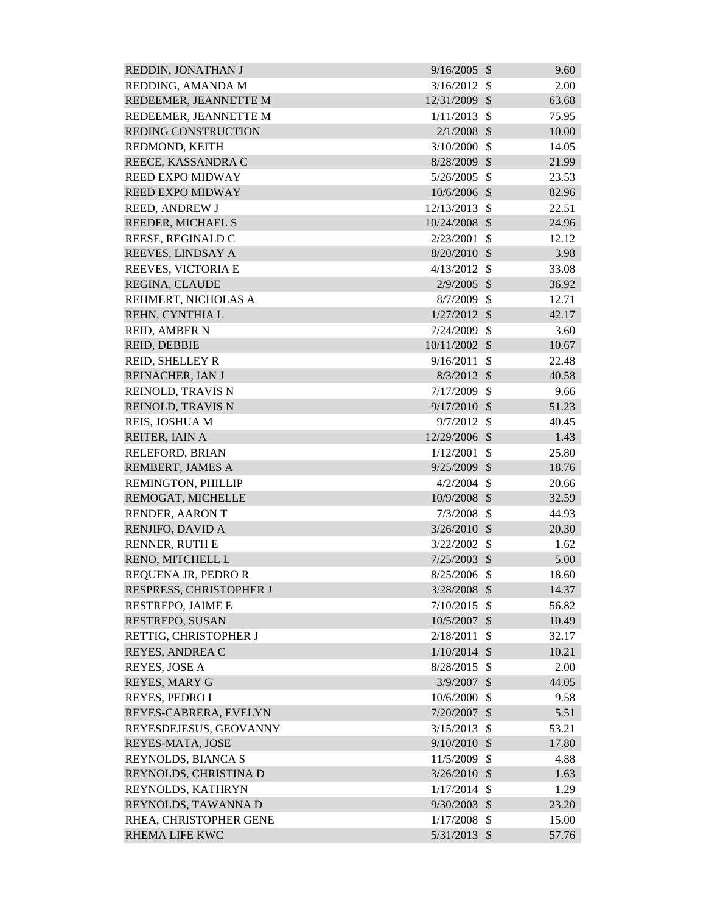| | | | |
|---|---|---|---|
| REDDIN, JONATHAN J | 9/16/2005 | $ | 9.60 |
| REDDING, AMANDA M | 3/16/2012 | $ | 2.00 |
| REDEEMER, JEANNETTE M | 12/31/2009 | $ | 63.68 |
| REDEEMER, JEANNETTE M | 1/11/2013 | $ | 75.95 |
| REDING CONSTRUCTION | 2/1/2008 | $ | 10.00 |
| REDMOND, KEITH | 3/10/2000 | $ | 14.05 |
| REECE, KASSANDRA C | 8/28/2009 | $ | 21.99 |
| REED EXPO MIDWAY | 5/26/2005 | $ | 23.53 |
| REED EXPO MIDWAY | 10/6/2006 | $ | 82.96 |
| REED, ANDREW J | 12/13/2013 | $ | 22.51 |
| REEDER, MICHAEL S | 10/24/2008 | $ | 24.96 |
| REESE, REGINALD C | 2/23/2001 | $ | 12.12 |
| REEVES, LINDSAY A | 8/20/2010 | $ | 3.98 |
| REEVES, VICTORIA E | 4/13/2012 | $ | 33.08 |
| REGINA, CLAUDE | 2/9/2005 | $ | 36.92 |
| REHMERT, NICHOLAS A | 8/7/2009 | $ | 12.71 |
| REHN, CYNTHIA L | 1/27/2012 | $ | 42.17 |
| REID, AMBER N | 7/24/2009 | $ | 3.60 |
| REID, DEBBIE | 10/11/2002 | $ | 10.67 |
| REID, SHELLEY R | 9/16/2011 | $ | 22.48 |
| REINACHER, IAN J | 8/3/2012 | $ | 40.58 |
| REINOLD, TRAVIS N | 7/17/2009 | $ | 9.66 |
| REINOLD, TRAVIS N | 9/17/2010 | $ | 51.23 |
| REIS, JOSHUA M | 9/7/2012 | $ | 40.45 |
| REITER, IAIN A | 12/29/2006 | $ | 1.43 |
| RELEFORD, BRIAN | 1/12/2001 | $ | 25.80 |
| REMBERT, JAMES A | 9/25/2009 | $ | 18.76 |
| REMINGTON, PHILLIP | 4/2/2004 | $ | 20.66 |
| REMOGAT, MICHELLE | 10/9/2008 | $ | 32.59 |
| RENDER, AARON T | 7/3/2008 | $ | 44.93 |
| RENJIFO, DAVID A | 3/26/2010 | $ | 20.30 |
| RENNER, RUTH E | 3/22/2002 | $ | 1.62 |
| RENO, MITCHELL L | 7/25/2003 | $ | 5.00 |
| REQUENA JR, PEDRO R | 8/25/2006 | $ | 18.60 |
| RESPRESS, CHRISTOPHER J | 3/28/2008 | $ | 14.37 |
| RESTREPO, JAIME E | 7/10/2015 | $ | 56.82 |
| RESTREPO, SUSAN | 10/5/2007 | $ | 10.49 |
| RETTIG, CHRISTOPHER J | 2/18/2011 | $ | 32.17 |
| REYES, ANDREA C | 1/10/2014 | $ | 10.21 |
| REYES, JOSE A | 8/28/2015 | $ | 2.00 |
| REYES, MARY G | 3/9/2007 | $ | 44.05 |
| REYES, PEDRO I | 10/6/2000 | $ | 9.58 |
| REYES-CABRERA, EVELYN | 7/20/2007 | $ | 5.51 |
| REYESDEJESUS, GEOVANNY | 3/15/2013 | $ | 53.21 |
| REYES-MATA, JOSE | 9/10/2010 | $ | 17.80 |
| REYNOLDS, BIANCA S | 11/5/2009 | $ | 4.88 |
| REYNOLDS, CHRISTINA D | 3/26/2010 | $ | 1.63 |
| REYNOLDS, KATHRYN | 1/17/2014 | $ | 1.29 |
| REYNOLDS, TAWANNA D | 9/30/2003 | $ | 23.20 |
| RHEA, CHRISTOPHER GENE | 1/17/2008 | $ | 15.00 |
| RHEMA LIFE KWC | 5/31/2013 | $ | 57.76 |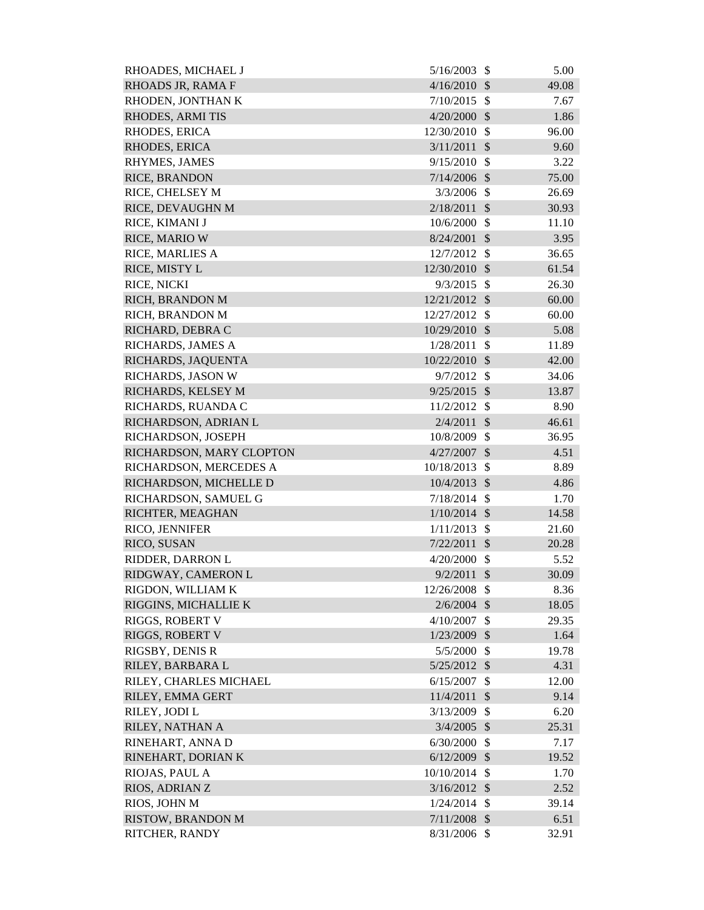| | | | |
|---|---|---|---|
| RHOADES, MICHAEL J | 5/16/2003 | $ | 5.00 |
| RHOADS JR, RAMA F | 4/16/2010 | $ | 49.08 |
| RHODEN, JONTHAN K | 7/10/2015 | $ | 7.67 |
| RHODES, ARMI TIS | 4/20/2000 | $ | 1.86 |
| RHODES, ERICA | 12/30/2010 | $ | 96.00 |
| RHODES, ERICA | 3/11/2011 | $ | 9.60 |
| RHYMES, JAMES | 9/15/2010 | $ | 3.22 |
| RICE, BRANDON | 7/14/2006 | $ | 75.00 |
| RICE, CHELSEY M | 3/3/2006 | $ | 26.69 |
| RICE, DEVAUGHN M | 2/18/2011 | $ | 30.93 |
| RICE, KIMANI J | 10/6/2000 | $ | 11.10 |
| RICE, MARIO W | 8/24/2001 | $ | 3.95 |
| RICE, MARLIES A | 12/7/2012 | $ | 36.65 |
| RICE, MISTY L | 12/30/2010 | $ | 61.54 |
| RICE, NICKI | 9/3/2015 | $ | 26.30 |
| RICH, BRANDON M | 12/21/2012 | $ | 60.00 |
| RICH, BRANDON M | 12/27/2012 | $ | 60.00 |
| RICHARD, DEBRA C | 10/29/2010 | $ | 5.08 |
| RICHARDS, JAMES A | 1/28/2011 | $ | 11.89 |
| RICHARDS, JAQUENTA | 10/22/2010 | $ | 42.00 |
| RICHARDS, JASON W | 9/7/2012 | $ | 34.06 |
| RICHARDS, KELSEY M | 9/25/2015 | $ | 13.87 |
| RICHARDS, RUANDA C | 11/2/2012 | $ | 8.90 |
| RICHARDSON, ADRIAN L | 2/4/2011 | $ | 46.61 |
| RICHARDSON, JOSEPH | 10/8/2009 | $ | 36.95 |
| RICHARDSON, MARY CLOPTON | 4/27/2007 | $ | 4.51 |
| RICHARDSON, MERCEDES A | 10/18/2013 | $ | 8.89 |
| RICHARDSON, MICHELLE D | 10/4/2013 | $ | 4.86 |
| RICHARDSON, SAMUEL G | 7/18/2014 | $ | 1.70 |
| RICHTER, MEAGHAN | 1/10/2014 | $ | 14.58 |
| RICO, JENNIFER | 1/11/2013 | $ | 21.60 |
| RICO, SUSAN | 7/22/2011 | $ | 20.28 |
| RIDDER, DARRON L | 4/20/2000 | $ | 5.52 |
| RIDGWAY, CAMERON L | 9/2/2011 | $ | 30.09 |
| RIGDON, WILLIAM K | 12/26/2008 | $ | 8.36 |
| RIGGINS, MICHALLIE K | 2/6/2004 | $ | 18.05 |
| RIGGS, ROBERT V | 4/10/2007 | $ | 29.35 |
| RIGGS, ROBERT V | 1/23/2009 | $ | 1.64 |
| RIGSBY, DENIS R | 5/5/2000 | $ | 19.78 |
| RILEY, BARBARA L | 5/25/2012 | $ | 4.31 |
| RILEY, CHARLES MICHAEL | 6/15/2007 | $ | 12.00 |
| RILEY, EMMA GERT | 11/4/2011 | $ | 9.14 |
| RILEY, JODI L | 3/13/2009 | $ | 6.20 |
| RILEY, NATHAN A | 3/4/2005 | $ | 25.31 |
| RINEHART, ANNA D | 6/30/2000 | $ | 7.17 |
| RINEHART, DORIAN K | 6/12/2009 | $ | 19.52 |
| RIOJAS, PAUL A | 10/10/2014 | $ | 1.70 |
| RIOS, ADRIAN Z | 3/16/2012 | $ | 2.52 |
| RIOS, JOHN M | 1/24/2014 | $ | 39.14 |
| RISTOW, BRANDON M | 7/11/2008 | $ | 6.51 |
| RITCHER, RANDY | 8/31/2006 | $ | 32.91 |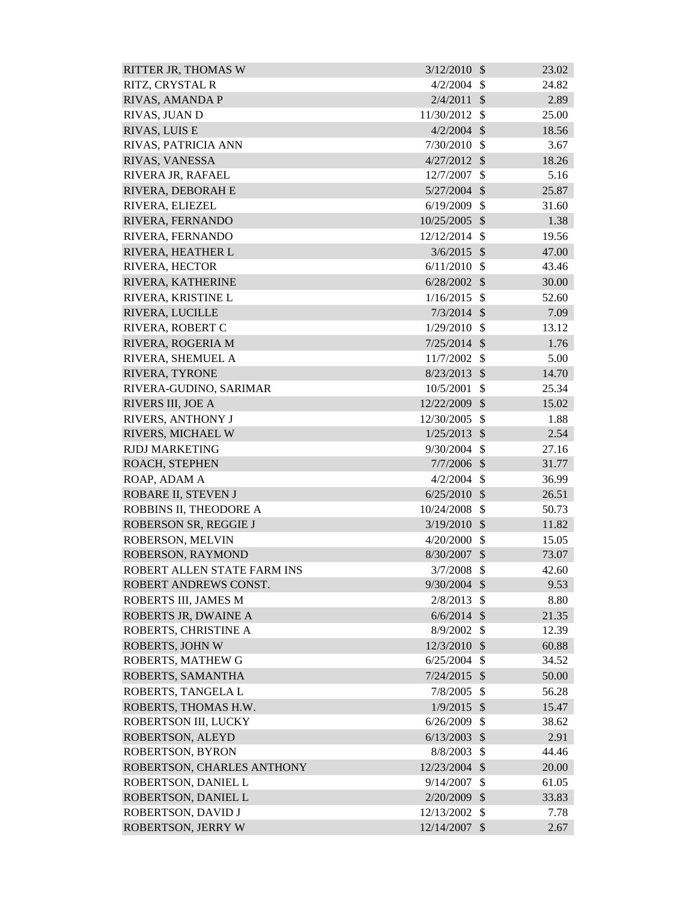| | | | |
|---|---|---|---|
| RITTER JR, THOMAS W | 3/12/2010 | $ | 23.02 |
| RITZ, CRYSTAL R | 4/2/2004 | $ | 24.82 |
| RIVAS, AMANDA P | 2/4/2011 | $ | 2.89 |
| RIVAS, JUAN D | 11/30/2012 | $ | 25.00 |
| RIVAS, LUIS E | 4/2/2004 | $ | 18.56 |
| RIVAS, PATRICIA ANN | 7/30/2010 | $ | 3.67 |
| RIVAS, VANESSA | 4/27/2012 | $ | 18.26 |
| RIVERA JR, RAFAEL | 12/7/2007 | $ | 5.16 |
| RIVERA, DEBORAH E | 5/27/2004 | $ | 25.87 |
| RIVERA, ELIEZEL | 6/19/2009 | $ | 31.60 |
| RIVERA, FERNANDO | 10/25/2005 | $ | 1.38 |
| RIVERA, FERNANDO | 12/12/2014 | $ | 19.56 |
| RIVERA, HEATHER L | 3/6/2015 | $ | 47.00 |
| RIVERA, HECTOR | 6/11/2010 | $ | 43.46 |
| RIVERA, KATHERINE | 6/28/2002 | $ | 30.00 |
| RIVERA, KRISTINE L | 1/16/2015 | $ | 52.60 |
| RIVERA, LUCILLE | 7/3/2014 | $ | 7.09 |
| RIVERA, ROBERT C | 1/29/2010 | $ | 13.12 |
| RIVERA, ROGERIA M | 7/25/2014 | $ | 1.76 |
| RIVERA, SHEMUEL A | 11/7/2002 | $ | 5.00 |
| RIVERA, TYRONE | 8/23/2013 | $ | 14.70 |
| RIVERA-GUDINO, SARIMAR | 10/5/2001 | $ | 25.34 |
| RIVERS III, JOE A | 12/22/2009 | $ | 15.02 |
| RIVERS, ANTHONY J | 12/30/2005 | $ | 1.88 |
| RIVERS, MICHAEL W | 1/25/2013 | $ | 2.54 |
| RJDJ MARKETING | 9/30/2004 | $ | 27.16 |
| ROACH, STEPHEN | 7/7/2006 | $ | 31.77 |
| ROAP, ADAM A | 4/2/2004 | $ | 36.99 |
| ROBARE II, STEVEN J | 6/25/2010 | $ | 26.51 |
| ROBBINS II, THEODORE A | 10/24/2008 | $ | 50.73 |
| ROBERSON SR, REGGIE J | 3/19/2010 | $ | 11.82 |
| ROBERSON, MELVIN | 4/20/2000 | $ | 15.05 |
| ROBERSON, RAYMOND | 8/30/2007 | $ | 73.07 |
| ROBERT ALLEN STATE FARM INS | 3/7/2008 | $ | 42.60 |
| ROBERT ANDREWS CONST. | 9/30/2004 | $ | 9.53 |
| ROBERTS III, JAMES M | 2/8/2013 | $ | 8.80 |
| ROBERTS JR, DWAINE A | 6/6/2014 | $ | 21.35 |
| ROBERTS, CHRISTINE A | 8/9/2002 | $ | 12.39 |
| ROBERTS, JOHN W | 12/3/2010 | $ | 60.88 |
| ROBERTS, MATHEW G | 6/25/2004 | $ | 34.52 |
| ROBERTS, SAMANTHA | 7/24/2015 | $ | 50.00 |
| ROBERTS, TANGELA L | 7/8/2005 | $ | 56.28 |
| ROBERTS, THOMAS H.W. | 1/9/2015 | $ | 15.47 |
| ROBERTSON III, LUCKY | 6/26/2009 | $ | 38.62 |
| ROBERTSON, ALEYD | 6/13/2003 | $ | 2.91 |
| ROBERTSON, BYRON | 8/8/2003 | $ | 44.46 |
| ROBERTSON, CHARLES ANTHONY | 12/23/2004 | $ | 20.00 |
| ROBERTSON, DANIEL L | 9/14/2007 | $ | 61.05 |
| ROBERTSON, DANIEL L | 2/20/2009 | $ | 33.83 |
| ROBERTSON, DAVID J | 12/13/2002 | $ | 7.78 |
| ROBERTSON, JERRY W | 12/14/2007 | $ | 2.67 |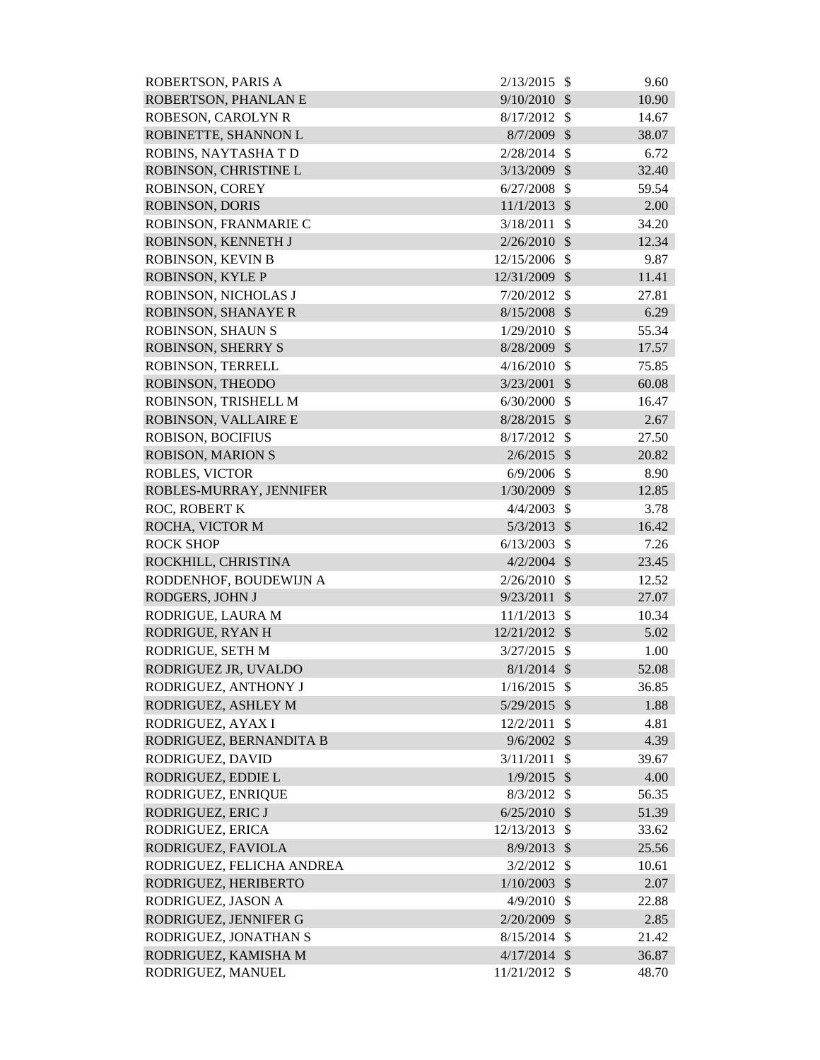| | | | |
|---|---|---|---|
| ROBERTSON, PARIS A | 2/13/2015 | $ | 9.60 |
| ROBERTSON, PHANLAN E | 9/10/2010 | $ | 10.90 |
| ROBESON, CAROLYN R | 8/17/2012 | $ | 14.67 |
| ROBINETTE, SHANNON L | 8/7/2009 | $ | 38.07 |
| ROBINS, NAYTASHA T D | 2/28/2014 | $ | 6.72 |
| ROBINSON, CHRISTINE L | 3/13/2009 | $ | 32.40 |
| ROBINSON, COREY | 6/27/2008 | $ | 59.54 |
| ROBINSON, DORIS | 11/1/2013 | $ | 2.00 |
| ROBINSON, FRANMARIE C | 3/18/2011 | $ | 34.20 |
| ROBINSON, KENNETH J | 2/26/2010 | $ | 12.34 |
| ROBINSON, KEVIN B | 12/15/2006 | $ | 9.87 |
| ROBINSON, KYLE P | 12/31/2009 | $ | 11.41 |
| ROBINSON, NICHOLAS J | 7/20/2012 | $ | 27.81 |
| ROBINSON, SHANAYE R | 8/15/2008 | $ | 6.29 |
| ROBINSON, SHAUN S | 1/29/2010 | $ | 55.34 |
| ROBINSON, SHERRY S | 8/28/2009 | $ | 17.57 |
| ROBINSON, TERRELL | 4/16/2010 | $ | 75.85 |
| ROBINSON, THEODO | 3/23/2001 | $ | 60.08 |
| ROBINSON, TRISHELL M | 6/30/2000 | $ | 16.47 |
| ROBINSON, VALLAIRE E | 8/28/2015 | $ | 2.67 |
| ROBISON, BOCIFIUS | 8/17/2012 | $ | 27.50 |
| ROBISON, MARION S | 2/6/2015 | $ | 20.82 |
| ROBLES, VICTOR | 6/9/2006 | $ | 8.90 |
| ROBLES-MURRAY, JENNIFER | 1/30/2009 | $ | 12.85 |
| ROC, ROBERT K | 4/4/2003 | $ | 3.78 |
| ROCHA, VICTOR M | 5/3/2013 | $ | 16.42 |
| ROCK SHOP | 6/13/2003 | $ | 7.26 |
| ROCKHILL, CHRISTINA | 4/2/2004 | $ | 23.45 |
| RODDENHOF, BOUDEWIJN A | 2/26/2010 | $ | 12.52 |
| RODGERS, JOHN J | 9/23/2011 | $ | 27.07 |
| RODRIGUE, LAURA M | 11/1/2013 | $ | 10.34 |
| RODRIGUE, RYAN H | 12/21/2012 | $ | 5.02 |
| RODRIGUE, SETH M | 3/27/2015 | $ | 1.00 |
| RODRIGUEZ JR, UVALDO | 8/1/2014 | $ | 52.08 |
| RODRIGUEZ, ANTHONY J | 1/16/2015 | $ | 36.85 |
| RODRIGUEZ, ASHLEY M | 5/29/2015 | $ | 1.88 |
| RODRIGUEZ, AYAX I | 12/2/2011 | $ | 4.81 |
| RODRIGUEZ, BERNANDITA B | 9/6/2002 | $ | 4.39 |
| RODRIGUEZ, DAVID | 3/11/2011 | $ | 39.67 |
| RODRIGUEZ, EDDIE L | 1/9/2015 | $ | 4.00 |
| RODRIGUEZ, ENRIQUE | 8/3/2012 | $ | 56.35 |
| RODRIGUEZ, ERIC J | 6/25/2010 | $ | 51.39 |
| RODRIGUEZ, ERICA | 12/13/2013 | $ | 33.62 |
| RODRIGUEZ, FAVIOLA | 8/9/2013 | $ | 25.56 |
| RODRIGUEZ, FELICHA ANDREA | 3/2/2012 | $ | 10.61 |
| RODRIGUEZ, HERIBERTO | 1/10/2003 | $ | 2.07 |
| RODRIGUEZ, JASON A | 4/9/2010 | $ | 22.88 |
| RODRIGUEZ, JENNIFER G | 2/20/2009 | $ | 2.85 |
| RODRIGUEZ, JONATHAN S | 8/15/2014 | $ | 21.42 |
| RODRIGUEZ, KAMISHA M | 4/17/2014 | $ | 36.87 |
| RODRIGUEZ, MANUEL | 11/21/2012 | $ | 48.70 |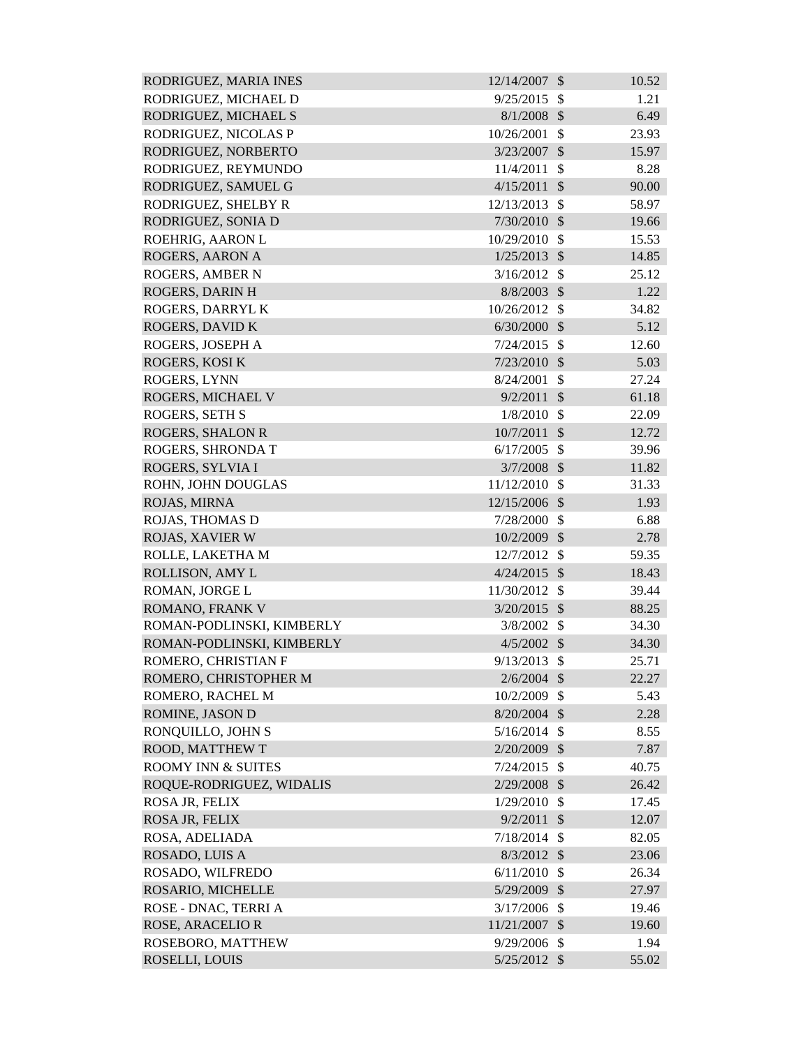| | | | |
|---|---|---|---|
| RODRIGUEZ, MARIA INES | 12/14/2007 | $ | 10.52 |
| RODRIGUEZ, MICHAEL D | 9/25/2015 | $ | 1.21 |
| RODRIGUEZ, MICHAEL S | 8/1/2008 | $ | 6.49 |
| RODRIGUEZ, NICOLAS P | 10/26/2001 | $ | 23.93 |
| RODRIGUEZ, NORBERTO | 3/23/2007 | $ | 15.97 |
| RODRIGUEZ, REYMUNDO | 11/4/2011 | $ | 8.28 |
| RODRIGUEZ, SAMUEL G | 4/15/2011 | $ | 90.00 |
| RODRIGUEZ, SHELBY R | 12/13/2013 | $ | 58.97 |
| RODRIGUEZ, SONIA D | 7/30/2010 | $ | 19.66 |
| ROEHRIG, AARON L | 10/29/2010 | $ | 15.53 |
| ROGERS, AARON A | 1/25/2013 | $ | 14.85 |
| ROGERS, AMBER N | 3/16/2012 | $ | 25.12 |
| ROGERS, DARIN H | 8/8/2003 | $ | 1.22 |
| ROGERS, DARRYL K | 10/26/2012 | $ | 34.82 |
| ROGERS, DAVID K | 6/30/2000 | $ | 5.12 |
| ROGERS, JOSEPH A | 7/24/2015 | $ | 12.60 |
| ROGERS, KOSI K | 7/23/2010 | $ | 5.03 |
| ROGERS, LYNN | 8/24/2001 | $ | 27.24 |
| ROGERS, MICHAEL V | 9/2/2011 | $ | 61.18 |
| ROGERS, SETH S | 1/8/2010 | $ | 22.09 |
| ROGERS, SHALON R | 10/7/2011 | $ | 12.72 |
| ROGERS, SHRONDA T | 6/17/2005 | $ | 39.96 |
| ROGERS, SYLVIA I | 3/7/2008 | $ | 11.82 |
| ROHN, JOHN DOUGLAS | 11/12/2010 | $ | 31.33 |
| ROJAS, MIRNA | 12/15/2006 | $ | 1.93 |
| ROJAS, THOMAS D | 7/28/2000 | $ | 6.88 |
| ROJAS, XAVIER W | 10/2/2009 | $ | 2.78 |
| ROLLE, LAKETHA M | 12/7/2012 | $ | 59.35 |
| ROLLISON, AMY L | 4/24/2015 | $ | 18.43 |
| ROMAN, JORGE L | 11/30/2012 | $ | 39.44 |
| ROMANO, FRANK V | 3/20/2015 | $ | 88.25 |
| ROMAN-PODLINSKI, KIMBERLY | 3/8/2002 | $ | 34.30 |
| ROMAN-PODLINSKI, KIMBERLY | 4/5/2002 | $ | 34.30 |
| ROMERO, CHRISTIAN F | 9/13/2013 | $ | 25.71 |
| ROMERO, CHRISTOPHER M | 2/6/2004 | $ | 22.27 |
| ROMERO, RACHEL M | 10/2/2009 | $ | 5.43 |
| ROMINE, JASON D | 8/20/2004 | $ | 2.28 |
| RONQUILLO, JOHN S | 5/16/2014 | $ | 8.55 |
| ROOD, MATTHEW T | 2/20/2009 | $ | 7.87 |
| ROOMY INN & SUITES | 7/24/2015 | $ | 40.75 |
| ROQUE-RODRIGUEZ, WIDALIS | 2/29/2008 | $ | 26.42 |
| ROSA JR, FELIX | 1/29/2010 | $ | 17.45 |
| ROSA JR, FELIX | 9/2/2011 | $ | 12.07 |
| ROSA, ADELIADA | 7/18/2014 | $ | 82.05 |
| ROSADO, LUIS A | 8/3/2012 | $ | 23.06 |
| ROSADO, WILFREDO | 6/11/2010 | $ | 26.34 |
| ROSARIO, MICHELLE | 5/29/2009 | $ | 27.97 |
| ROSE - DNAC, TERRI A | 3/17/2006 | $ | 19.46 |
| ROSE, ARACELIO R | 11/21/2007 | $ | 19.60 |
| ROSEBORO, MATTHEW | 9/29/2006 | $ | 1.94 |
| ROSELLI, LOUIS | 5/25/2012 | $ | 55.02 |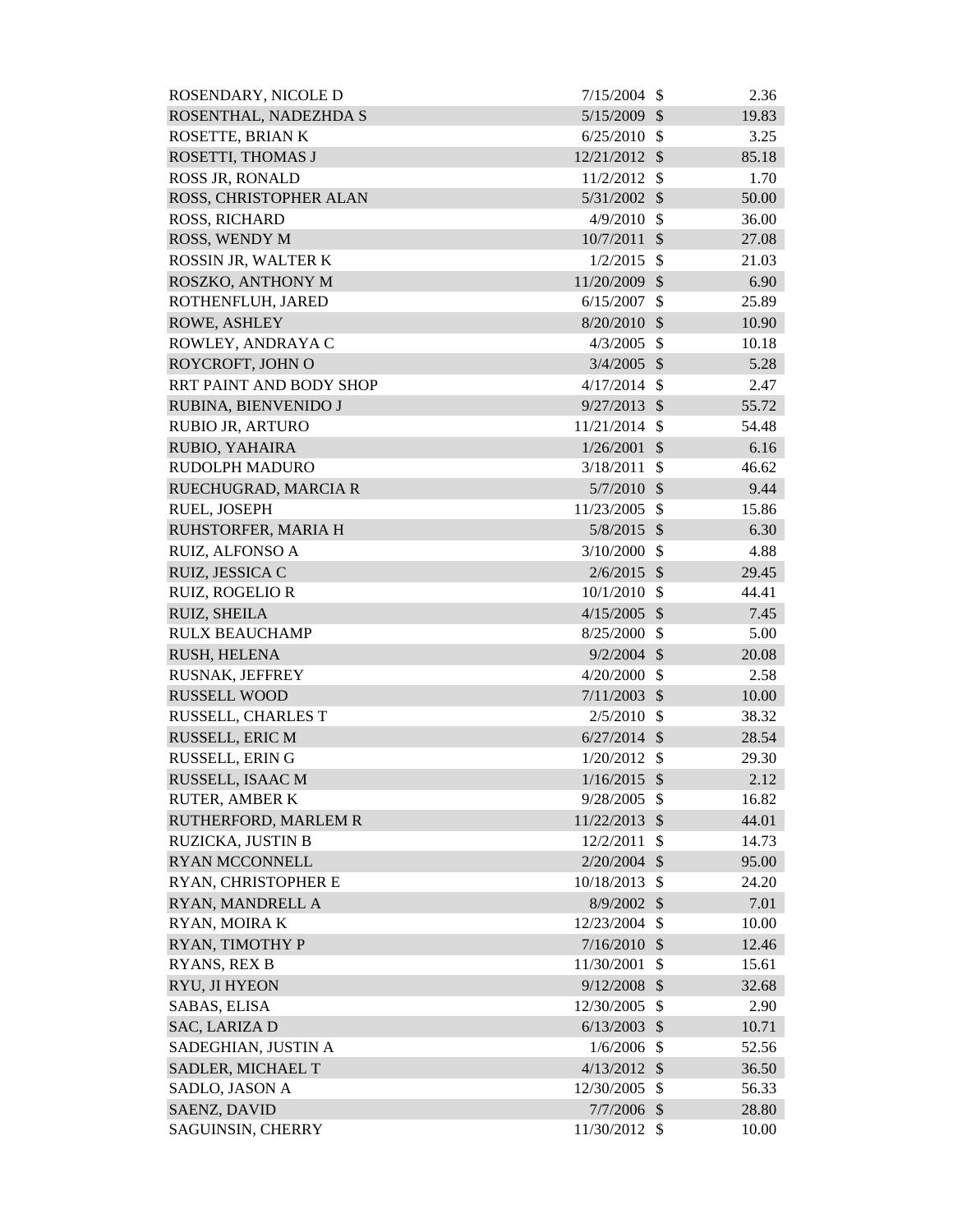| | | | |
|---|---|---|---|
| ROSENDARY, NICOLE D | 7/15/2004 | $ | 2.36 |
| ROSENTHAL, NADEZHDA S | 5/15/2009 | $ | 19.83 |
| ROSETTE, BRIAN K | 6/25/2010 | $ | 3.25 |
| ROSETTI, THOMAS J | 12/21/2012 | $ | 85.18 |
| ROSS JR, RONALD | 11/2/2012 | $ | 1.70 |
| ROSS, CHRISTOPHER ALAN | 5/31/2002 | $ | 50.00 |
| ROSS, RICHARD | 4/9/2010 | $ | 36.00 |
| ROSS, WENDY M | 10/7/2011 | $ | 27.08 |
| ROSSIN JR, WALTER K | 1/2/2015 | $ | 21.03 |
| ROSZKO, ANTHONY M | 11/20/2009 | $ | 6.90 |
| ROTHENFLUH, JARED | 6/15/2007 | $ | 25.89 |
| ROWE, ASHLEY | 8/20/2010 | $ | 10.90 |
| ROWLEY, ANDRAYA C | 4/3/2005 | $ | 10.18 |
| ROYCROFT, JOHN O | 3/4/2005 | $ | 5.28 |
| RRT PAINT AND BODY SHOP | 4/17/2014 | $ | 2.47 |
| RUBINA, BIENVENIDO J | 9/27/2013 | $ | 55.72 |
| RUBIO JR, ARTURO | 11/21/2014 | $ | 54.48 |
| RUBIO, YAHAIRA | 1/26/2001 | $ | 6.16 |
| RUDOLPH MADURO | 3/18/2011 | $ | 46.62 |
| RUECHUGRAD, MARCIA R | 5/7/2010 | $ | 9.44 |
| RUEL, JOSEPH | 11/23/2005 | $ | 15.86 |
| RUHSTORFER, MARIA H | 5/8/2015 | $ | 6.30 |
| RUIZ, ALFONSO A | 3/10/2000 | $ | 4.88 |
| RUIZ, JESSICA C | 2/6/2015 | $ | 29.45 |
| RUIZ, ROGELIO R | 10/1/2010 | $ | 44.41 |
| RUIZ, SHEILA | 4/15/2005 | $ | 7.45 |
| RULX BEAUCHAMP | 8/25/2000 | $ | 5.00 |
| RUSH, HELENA | 9/2/2004 | $ | 20.08 |
| RUSNAK, JEFFREY | 4/20/2000 | $ | 2.58 |
| RUSSELL WOOD | 7/11/2003 | $ | 10.00 |
| RUSSELL, CHARLES T | 2/5/2010 | $ | 38.32 |
| RUSSELL, ERIC M | 6/27/2014 | $ | 28.54 |
| RUSSELL, ERIN G | 1/20/2012 | $ | 29.30 |
| RUSSELL, ISAAC M | 1/16/2015 | $ | 2.12 |
| RUTER, AMBER K | 9/28/2005 | $ | 16.82 |
| RUTHERFORD, MARLEM R | 11/22/2013 | $ | 44.01 |
| RUZICKA, JUSTIN B | 12/2/2011 | $ | 14.73 |
| RYAN MCCONNELL | 2/20/2004 | $ | 95.00 |
| RYAN, CHRISTOPHER E | 10/18/2013 | $ | 24.20 |
| RYAN, MANDRELL A | 8/9/2002 | $ | 7.01 |
| RYAN, MOIRA K | 12/23/2004 | $ | 10.00 |
| RYAN, TIMOTHY P | 7/16/2010 | $ | 12.46 |
| RYANS, REX B | 11/30/2001 | $ | 15.61 |
| RYU, JI HYEON | 9/12/2008 | $ | 32.68 |
| SABAS, ELISA | 12/30/2005 | $ | 2.90 |
| SAC, LARIZA D | 6/13/2003 | $ | 10.71 |
| SADEGHIAN, JUSTIN A | 1/6/2006 | $ | 52.56 |
| SADLER, MICHAEL T | 4/13/2012 | $ | 36.50 |
| SADLO, JASON A | 12/30/2005 | $ | 56.33 |
| SAENZ, DAVID | 7/7/2006 | $ | 28.80 |
| SAGUINSIN, CHERRY | 11/30/2012 | $ | 10.00 |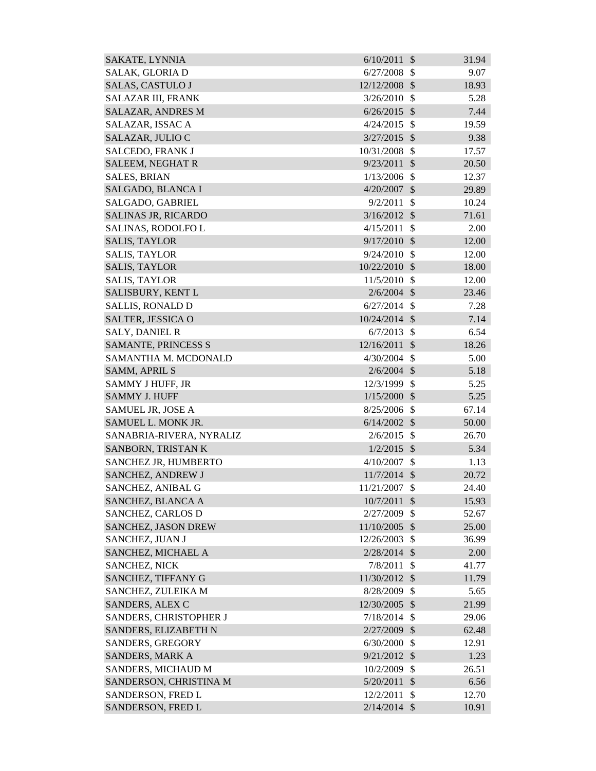| | | | |
|---|---|---|---|
| SAKATE, LYNNIA | 6/10/2011 | $ | 31.94 |
| SALAK, GLORIA D | 6/27/2008 | $ | 9.07 |
| SALAS, CASTULO J | 12/12/2008 | $ | 18.93 |
| SALAZAR III, FRANK | 3/26/2010 | $ | 5.28 |
| SALAZAR, ANDRES M | 6/26/2015 | $ | 7.44 |
| SALAZAR, ISSAC A | 4/24/2015 | $ | 19.59 |
| SALAZAR, JULIO C | 3/27/2015 | $ | 9.38 |
| SALCEDO, FRANK J | 10/31/2008 | $ | 17.57 |
| SALEEM, NEGHAT R | 9/23/2011 | $ | 20.50 |
| SALES, BRIAN | 1/13/2006 | $ | 12.37 |
| SALGADO, BLANCA I | 4/20/2007 | $ | 29.89 |
| SALGADO, GABRIEL | 9/2/2011 | $ | 10.24 |
| SALINAS JR, RICARDO | 3/16/2012 | $ | 71.61 |
| SALINAS, RODOLFO L | 4/15/2011 | $ | 2.00 |
| SALIS, TAYLOR | 9/17/2010 | $ | 12.00 |
| SALIS, TAYLOR | 9/24/2010 | $ | 12.00 |
| SALIS, TAYLOR | 10/22/2010 | $ | 18.00 |
| SALIS, TAYLOR | 11/5/2010 | $ | 12.00 |
| SALISBURY, KENT L | 2/6/2004 | $ | 23.46 |
| SALLIS, RONALD D | 6/27/2014 | $ | 7.28 |
| SALTER, JESSICA O | 10/24/2014 | $ | 7.14 |
| SALY, DANIEL R | 6/7/2013 | $ | 6.54 |
| SAMANTE, PRINCESS S | 12/16/2011 | $ | 18.26 |
| SAMANTHA M. MCDONALD | 4/30/2004 | $ | 5.00 |
| SAMM, APRIL S | 2/6/2004 | $ | 5.18 |
| SAMMY J HUFF, JR | 12/3/1999 | $ | 5.25 |
| SAMMY J. HUFF | 1/15/2000 | $ | 5.25 |
| SAMUEL JR, JOSE A | 8/25/2006 | $ | 67.14 |
| SAMUEL L. MONK JR. | 6/14/2002 | $ | 50.00 |
| SANABRIA-RIVERA, NYRALIZ | 2/6/2015 | $ | 26.70 |
| SANBORN, TRISTAN K | 1/2/2015 | $ | 5.34 |
| SANCHEZ JR, HUMBERTO | 4/10/2007 | $ | 1.13 |
| SANCHEZ, ANDREW J | 11/7/2014 | $ | 20.72 |
| SANCHEZ, ANIBAL G | 11/21/2007 | $ | 24.40 |
| SANCHEZ, BLANCA A | 10/7/2011 | $ | 15.93 |
| SANCHEZ, CARLOS D | 2/27/2009 | $ | 52.67 |
| SANCHEZ, JASON DREW | 11/10/2005 | $ | 25.00 |
| SANCHEZ, JUAN J | 12/26/2003 | $ | 36.99 |
| SANCHEZ, MICHAEL A | 2/28/2014 | $ | 2.00 |
| SANCHEZ, NICK | 7/8/2011 | $ | 41.77 |
| SANCHEZ, TIFFANY G | 11/30/2012 | $ | 11.79 |
| SANCHEZ, ZULEIKA M | 8/28/2009 | $ | 5.65 |
| SANDERS, ALEX C | 12/30/2005 | $ | 21.99 |
| SANDERS, CHRISTOPHER J | 7/18/2014 | $ | 29.06 |
| SANDERS, ELIZABETH N | 2/27/2009 | $ | 62.48 |
| SANDERS, GREGORY | 6/30/2000 | $ | 12.91 |
| SANDERS, MARK A | 9/21/2012 | $ | 1.23 |
| SANDERS, MICHAUD M | 10/2/2009 | $ | 26.51 |
| SANDERSON, CHRISTINA M | 5/20/2011 | $ | 6.56 |
| SANDERSON, FRED L | 12/2/2011 | $ | 12.70 |
| SANDERSON, FRED L | 2/14/2014 | $ | 10.91 |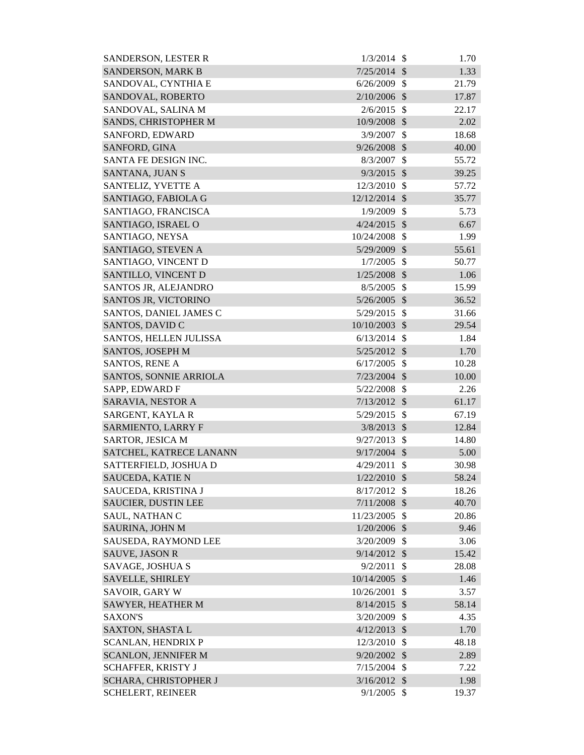| | | | |
|---|---|---|---|
| SANDERSON, LESTER R | 1/3/2014 | $ | 1.70 |
| SANDERSON, MARK B | 7/25/2014 | $ | 1.33 |
| SANDOVAL, CYNTHIA E | 6/26/2009 | $ | 21.79 |
| SANDOVAL, ROBERTO | 2/10/2006 | $ | 17.87 |
| SANDOVAL, SALINA M | 2/6/2015 | $ | 22.17 |
| SANDS, CHRISTOPHER M | 10/9/2008 | $ | 2.02 |
| SANFORD, EDWARD | 3/9/2007 | $ | 18.68 |
| SANFORD, GINA | 9/26/2008 | $ | 40.00 |
| SANTA FE DESIGN INC. | 8/3/2007 | $ | 55.72 |
| SANTANA, JUAN S | 9/3/2015 | $ | 39.25 |
| SANTELIZ, YVETTE A | 12/3/2010 | $ | 57.72 |
| SANTIAGO, FABIOLA G | 12/12/2014 | $ | 35.77 |
| SANTIAGO, FRANCISCA | 1/9/2009 | $ | 5.73 |
| SANTIAGO, ISRAEL O | 4/24/2015 | $ | 6.67 |
| SANTIAGO, NEYSA | 10/24/2008 | $ | 1.99 |
| SANTIAGO, STEVEN A | 5/29/2009 | $ | 55.61 |
| SANTIAGO, VINCENT D | 1/7/2005 | $ | 50.77 |
| SANTILLO, VINCENT D | 1/25/2008 | $ | 1.06 |
| SANTOS JR, ALEJANDRO | 8/5/2005 | $ | 15.99 |
| SANTOS JR, VICTORINO | 5/26/2005 | $ | 36.52 |
| SANTOS, DANIEL JAMES C | 5/29/2015 | $ | 31.66 |
| SANTOS, DAVID C | 10/10/2003 | $ | 29.54 |
| SANTOS, HELLEN JULISSA | 6/13/2014 | $ | 1.84 |
| SANTOS, JOSEPH M | 5/25/2012 | $ | 1.70 |
| SANTOS, RENE A | 6/17/2005 | $ | 10.28 |
| SANTOS, SONNIE ARRIOLA | 7/23/2004 | $ | 10.00 |
| SAPP, EDWARD F | 5/22/2008 | $ | 2.26 |
| SARAVIA, NESTOR A | 7/13/2012 | $ | 61.17 |
| SARGENT, KAYLA R | 5/29/2015 | $ | 67.19 |
| SARMIENTO, LARRY F | 3/8/2013 | $ | 12.84 |
| SARTOR, JESICA M | 9/27/2013 | $ | 14.80 |
| SATCHEL, KATRECE LANANN | 9/17/2004 | $ | 5.00 |
| SATTERFIELD, JOSHUA D | 4/29/2011 | $ | 30.98 |
| SAUCEDA, KATIE N | 1/22/2010 | $ | 58.24 |
| SAUCEDA, KRISTINA J | 8/17/2012 | $ | 18.26 |
| SAUCIER, DUSTIN LEE | 7/11/2008 | $ | 40.70 |
| SAUL, NATHAN C | 11/23/2005 | $ | 20.86 |
| SAURINA, JOHN M | 1/20/2006 | $ | 9.46 |
| SAUSEDA, RAYMOND LEE | 3/20/2009 | $ | 3.06 |
| SAUVE, JASON R | 9/14/2012 | $ | 15.42 |
| SAVAGE, JOSHUA S | 9/2/2011 | $ | 28.08 |
| SAVELLE, SHIRLEY | 10/14/2005 | $ | 1.46 |
| SAVOIR, GARY W | 10/26/2001 | $ | 3.57 |
| SAWYER, HEATHER M | 8/14/2015 | $ | 58.14 |
| SAXON'S | 3/20/2009 | $ | 4.35 |
| SAXTON, SHASTA L | 4/12/2013 | $ | 1.70 |
| SCANLAN, HENDRIX P | 12/3/2010 | $ | 48.18 |
| SCANLON, JENNIFER M | 9/20/2002 | $ | 2.89 |
| SCHAFFER, KRISTY J | 7/15/2004 | $ | 7.22 |
| SCHARA, CHRISTOPHER J | 3/16/2012 | $ | 1.98 |
| SCHELERT, REINEER | 9/1/2005 | $ | 19.37 |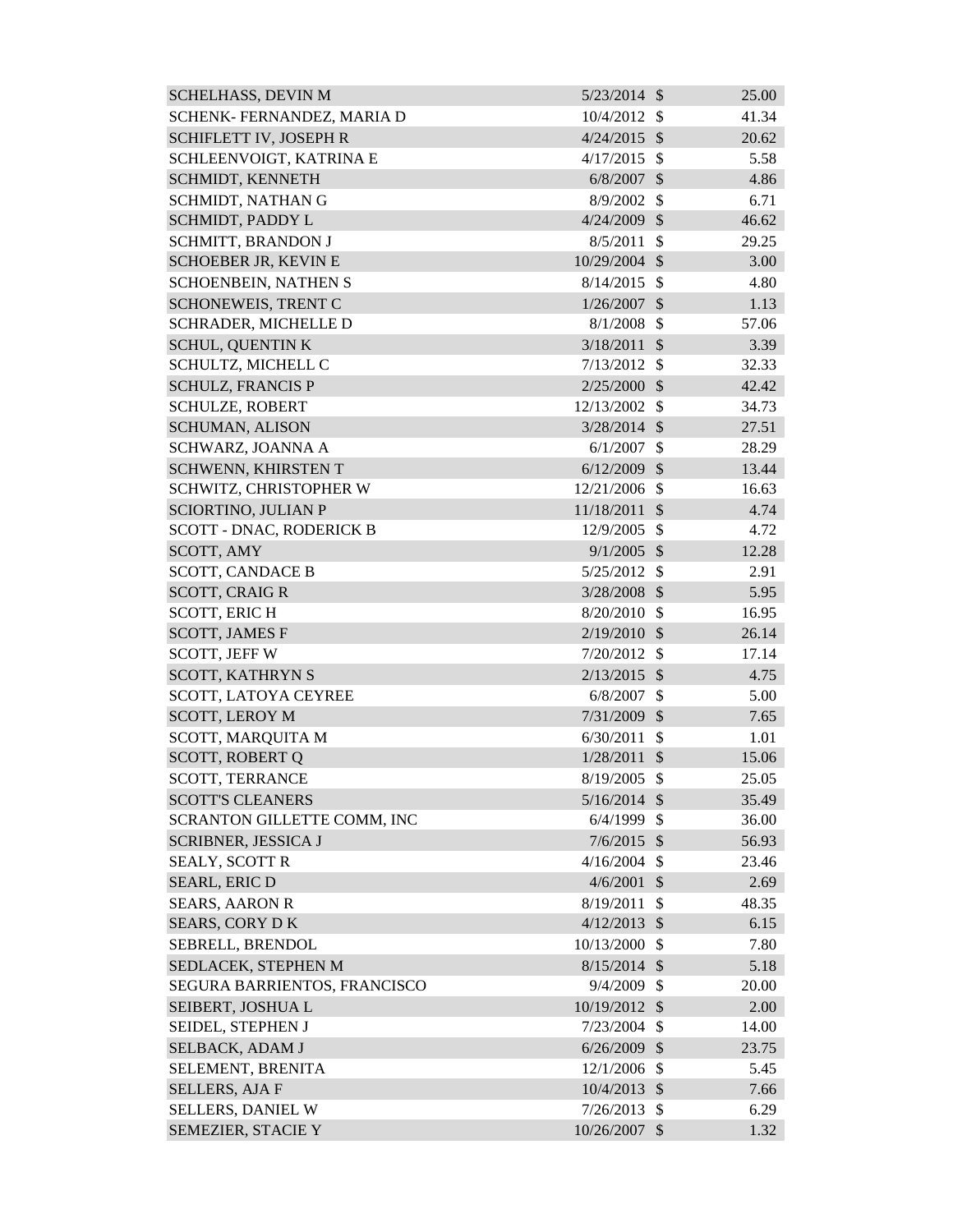| | | | |
|---|---|---|---|
| SCHELHASS, DEVIN M | 5/23/2014 | $ | 25.00 |
| SCHENK- FERNANDEZ, MARIA D | 10/4/2012 | $ | 41.34 |
| SCHIFLETT IV, JOSEPH R | 4/24/2015 | $ | 20.62 |
| SCHLEENVOIGT, KATRINA E | 4/17/2015 | $ | 5.58 |
| SCHMIDT, KENNETH | 6/8/2007 | $ | 4.86 |
| SCHMIDT, NATHAN G | 8/9/2002 | $ | 6.71 |
| SCHMIDT, PADDY L | 4/24/2009 | $ | 46.62 |
| SCHMITT, BRANDON J | 8/5/2011 | $ | 29.25 |
| SCHOEBER JR, KEVIN E | 10/29/2004 | $ | 3.00 |
| SCHOENBEIN, NATHEN S | 8/14/2015 | $ | 4.80 |
| SCHONEWEIS, TRENT C | 1/26/2007 | $ | 1.13 |
| SCHRADER, MICHELLE D | 8/1/2008 | $ | 57.06 |
| SCHUL, QUENTIN K | 3/18/2011 | $ | 3.39 |
| SCHULTZ, MICHELL C | 7/13/2012 | $ | 32.33 |
| SCHULZ, FRANCIS P | 2/25/2000 | $ | 42.42 |
| SCHULZE, ROBERT | 12/13/2002 | $ | 34.73 |
| SCHUMAN, ALISON | 3/28/2014 | $ | 27.51 |
| SCHWARZ, JOANNA A | 6/1/2007 | $ | 28.29 |
| SCHWENN, KHIRSTEN T | 6/12/2009 | $ | 13.44 |
| SCHWITZ, CHRISTOPHER W | 12/21/2006 | $ | 16.63 |
| SCIORTINO, JULIAN P | 11/18/2011 | $ | 4.74 |
| SCOTT - DNAC, RODERICK B | 12/9/2005 | $ | 4.72 |
| SCOTT, AMY | 9/1/2005 | $ | 12.28 |
| SCOTT, CANDACE B | 5/25/2012 | $ | 2.91 |
| SCOTT, CRAIG R | 3/28/2008 | $ | 5.95 |
| SCOTT, ERIC H | 8/20/2010 | $ | 16.95 |
| SCOTT, JAMES F | 2/19/2010 | $ | 26.14 |
| SCOTT, JEFF W | 7/20/2012 | $ | 17.14 |
| SCOTT, KATHRYN S | 2/13/2015 | $ | 4.75 |
| SCOTT, LATOYA CEYREE | 6/8/2007 | $ | 5.00 |
| SCOTT, LEROY M | 7/31/2009 | $ | 7.65 |
| SCOTT, MARQUITA M | 6/30/2011 | $ | 1.01 |
| SCOTT, ROBERT Q | 1/28/2011 | $ | 15.06 |
| SCOTT, TERRANCE | 8/19/2005 | $ | 25.05 |
| SCOTT'S CLEANERS | 5/16/2014 | $ | 35.49 |
| SCRANTON GILLETTE COMM, INC | 6/4/1999 | $ | 36.00 |
| SCRIBNER, JESSICA J | 7/6/2015 | $ | 56.93 |
| SEALY, SCOTT R | 4/16/2004 | $ | 23.46 |
| SEARL, ERIC D | 4/6/2001 | $ | 2.69 |
| SEARS, AARON R | 8/19/2011 | $ | 48.35 |
| SEARS, CORY D K | 4/12/2013 | $ | 6.15 |
| SEBRELL, BRENDOL | 10/13/2000 | $ | 7.80 |
| SEDLACEK, STEPHEN M | 8/15/2014 | $ | 5.18 |
| SEGURA BARRIENTOS, FRANCISCO | 9/4/2009 | $ | 20.00 |
| SEIBERT, JOSHUA L | 10/19/2012 | $ | 2.00 |
| SEIDEL, STEPHEN J | 7/23/2004 | $ | 14.00 |
| SELBACK, ADAM J | 6/26/2009 | $ | 23.75 |
| SELEMENT, BRENITA | 12/1/2006 | $ | 5.45 |
| SELLERS, AJA F | 10/4/2013 | $ | 7.66 |
| SELLERS, DANIEL W | 7/26/2013 | $ | 6.29 |
| SEMEZIER, STACIE Y | 10/26/2007 | $ | 1.32 |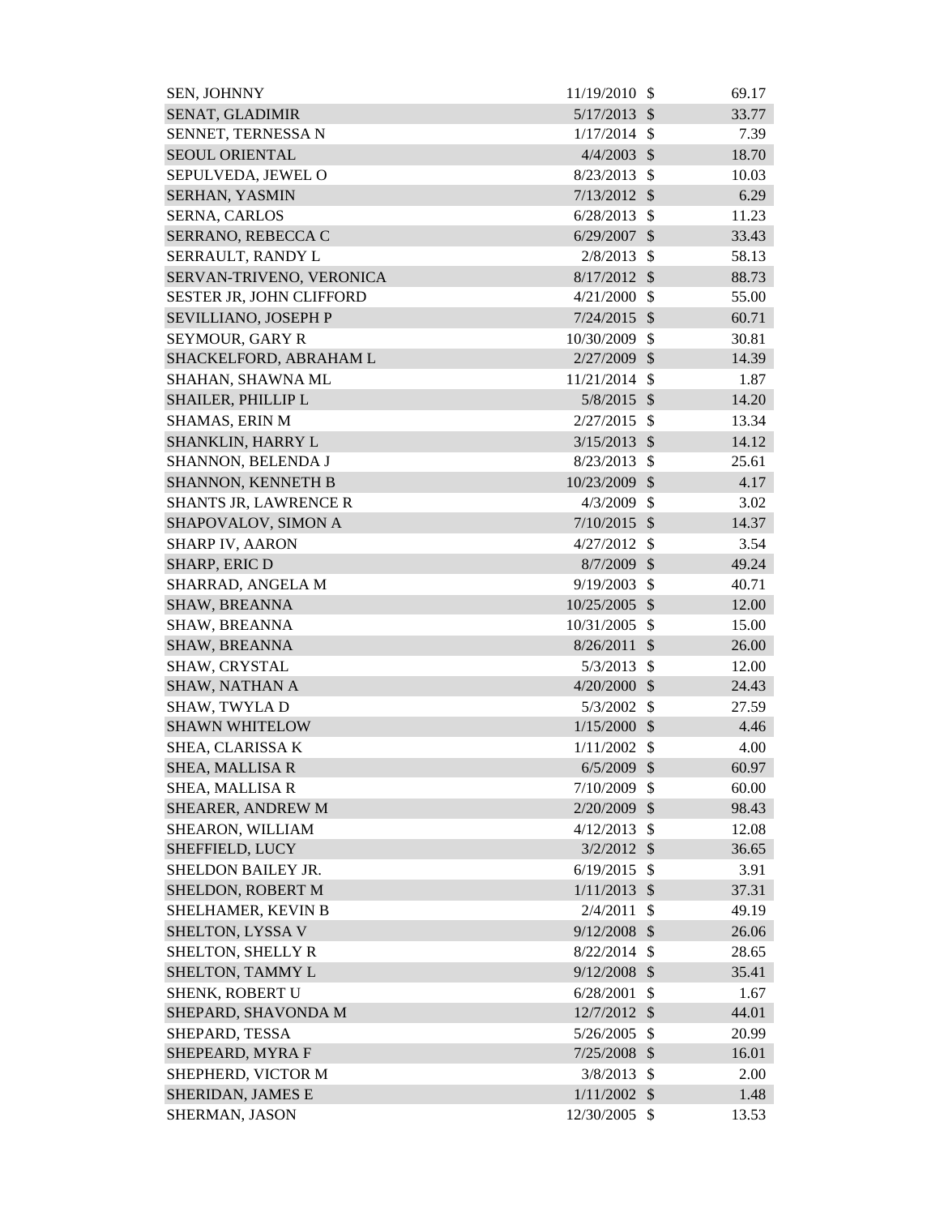| | | | |
|---|---|---|---|
| SEN, JOHNNY | 11/19/2010 | $ | 69.17 |
| SENAT, GLADIMIR | 5/17/2013 | $ | 33.77 |
| SENNET, TERNESSA N | 1/17/2014 | $ | 7.39 |
| SEOUL ORIENTAL | 4/4/2003 | $ | 18.70 |
| SEPULVEDA, JEWEL O | 8/23/2013 | $ | 10.03 |
| SERHAN, YASMIN | 7/13/2012 | $ | 6.29 |
| SERNA, CARLOS | 6/28/2013 | $ | 11.23 |
| SERRANO, REBECCA C | 6/29/2007 | $ | 33.43 |
| SERRAULT, RANDY L | 2/8/2013 | $ | 58.13 |
| SERVAN-TRIVENO, VERONICA | 8/17/2012 | $ | 88.73 |
| SESTER JR, JOHN CLIFFORD | 4/21/2000 | $ | 55.00 |
| SEVILLIANO, JOSEPH P | 7/24/2015 | $ | 60.71 |
| SEYMOUR, GARY R | 10/30/2009 | $ | 30.81 |
| SHACKELFORD, ABRAHAM L | 2/27/2009 | $ | 14.39 |
| SHAHAN, SHAWNA ML | 11/21/2014 | $ | 1.87 |
| SHAILER, PHILLIP L | 5/8/2015 | $ | 14.20 |
| SHAMAS, ERIN M | 2/27/2015 | $ | 13.34 |
| SHANKLIN, HARRY L | 3/15/2013 | $ | 14.12 |
| SHANNON, BELENDA J | 8/23/2013 | $ | 25.61 |
| SHANNON, KENNETH B | 10/23/2009 | $ | 4.17 |
| SHANTS JR, LAWRENCE R | 4/3/2009 | $ | 3.02 |
| SHAPOVALOV, SIMON A | 7/10/2015 | $ | 14.37 |
| SHARP IV, AARON | 4/27/2012 | $ | 3.54 |
| SHARP, ERIC D | 8/7/2009 | $ | 49.24 |
| SHARRAD, ANGELA M | 9/19/2003 | $ | 40.71 |
| SHAW, BREANNA | 10/25/2005 | $ | 12.00 |
| SHAW, BREANNA | 10/31/2005 | $ | 15.00 |
| SHAW, BREANNA | 8/26/2011 | $ | 26.00 |
| SHAW, CRYSTAL | 5/3/2013 | $ | 12.00 |
| SHAW, NATHAN A | 4/20/2000 | $ | 24.43 |
| SHAW, TWYLA D | 5/3/2002 | $ | 27.59 |
| SHAWN WHITELOW | 1/15/2000 | $ | 4.46 |
| SHEA, CLARISSA K | 1/11/2002 | $ | 4.00 |
| SHEA, MALLISA R | 6/5/2009 | $ | 60.97 |
| SHEA, MALLISA R | 7/10/2009 | $ | 60.00 |
| SHEARER, ANDREW M | 2/20/2009 | $ | 98.43 |
| SHEARON, WILLIAM | 4/12/2013 | $ | 12.08 |
| SHEFFIELD, LUCY | 3/2/2012 | $ | 36.65 |
| SHELDON BAILEY JR. | 6/19/2015 | $ | 3.91 |
| SHELDON, ROBERT M | 1/11/2013 | $ | 37.31 |
| SHELHAMER, KEVIN B | 2/4/2011 | $ | 49.19 |
| SHELTON, LYSSA V | 9/12/2008 | $ | 26.06 |
| SHELTON, SHELLY R | 8/22/2014 | $ | 28.65 |
| SHELTON, TAMMY L | 9/12/2008 | $ | 35.41 |
| SHENK, ROBERT U | 6/28/2001 | $ | 1.67 |
| SHEPARD, SHAVONDA M | 12/7/2012 | $ | 44.01 |
| SHEPARD, TESSA | 5/26/2005 | $ | 20.99 |
| SHEPEARD, MYRA F | 7/25/2008 | $ | 16.01 |
| SHEPHERD, VICTOR M | 3/8/2013 | $ | 2.00 |
| SHERIDAN, JAMES E | 1/11/2002 | $ | 1.48 |
| SHERMAN, JASON | 12/30/2005 | $ | 13.53 |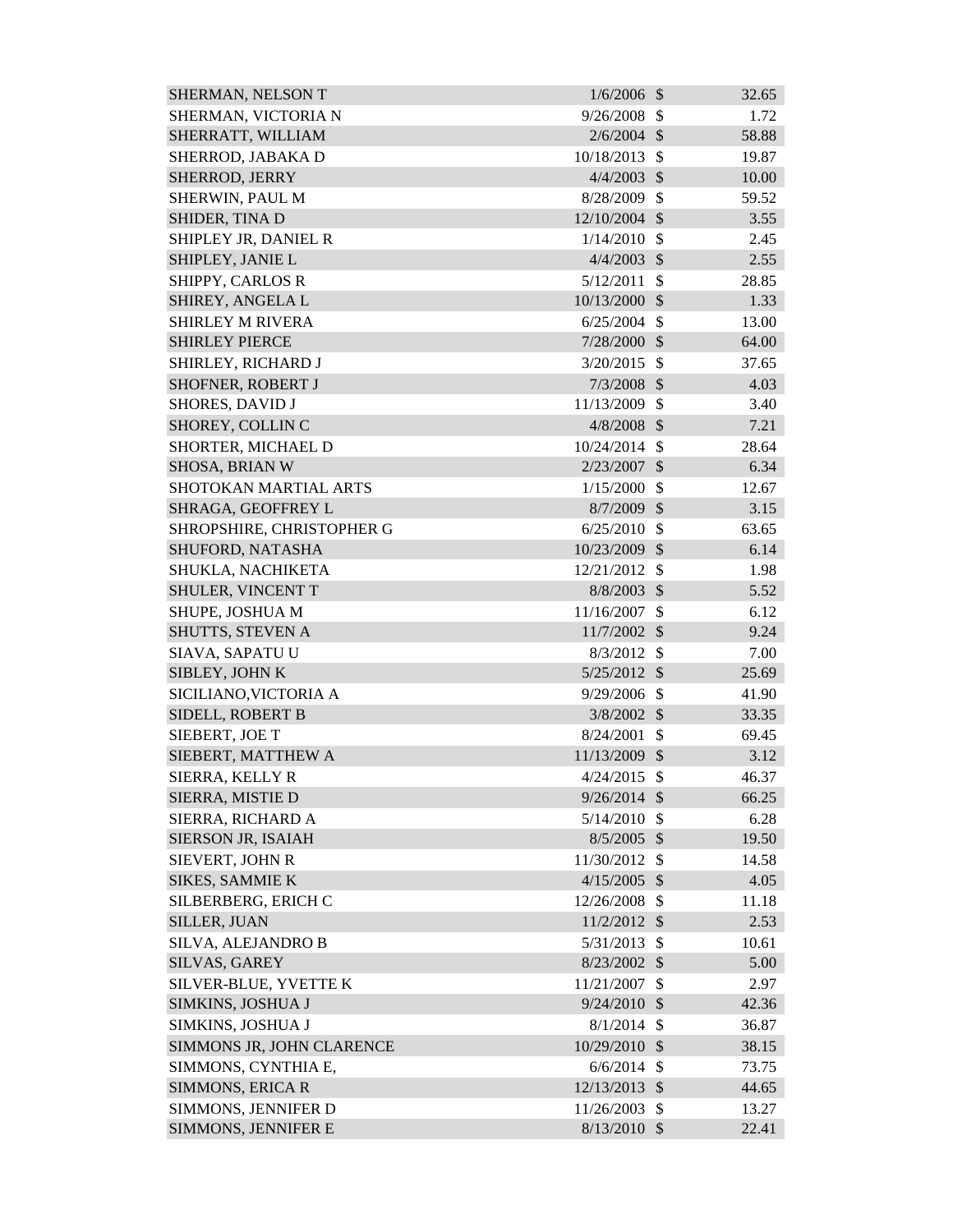| | | | |
|---|---|---|---|
| SHERMAN, NELSON T | 1/6/2006 | $ | 32.65 |
| SHERMAN, VICTORIA N | 9/26/2008 | $ | 1.72 |
| SHERRATT, WILLIAM | 2/6/2004 | $ | 58.88 |
| SHERROD, JABAKA D | 10/18/2013 | $ | 19.87 |
| SHERROD, JERRY | 4/4/2003 | $ | 10.00 |
| SHERWIN, PAUL M | 8/28/2009 | $ | 59.52 |
| SHIDER, TINA D | 12/10/2004 | $ | 3.55 |
| SHIPLEY JR, DANIEL R | 1/14/2010 | $ | 2.45 |
| SHIPLEY, JANIE L | 4/4/2003 | $ | 2.55 |
| SHIPPY, CARLOS R | 5/12/2011 | $ | 28.85 |
| SHIREY, ANGELA L | 10/13/2000 | $ | 1.33 |
| SHIRLEY M RIVERA | 6/25/2004 | $ | 13.00 |
| SHIRLEY PIERCE | 7/28/2000 | $ | 64.00 |
| SHIRLEY, RICHARD J | 3/20/2015 | $ | 37.65 |
| SHOFNER, ROBERT J | 7/3/2008 | $ | 4.03 |
| SHORES, DAVID J | 11/13/2009 | $ | 3.40 |
| SHOREY, COLLIN C | 4/8/2008 | $ | 7.21 |
| SHORTER, MICHAEL D | 10/24/2014 | $ | 28.64 |
| SHOSA, BRIAN W | 2/23/2007 | $ | 6.34 |
| SHOTOKAN MARTIAL ARTS | 1/15/2000 | $ | 12.67 |
| SHRAGA, GEOFFREY L | 8/7/2009 | $ | 3.15 |
| SHROPSHIRE, CHRISTOPHER G | 6/25/2010 | $ | 63.65 |
| SHUFORD, NATASHA | 10/23/2009 | $ | 6.14 |
| SHUKLA, NACHIKETA | 12/21/2012 | $ | 1.98 |
| SHULER, VINCENT T | 8/8/2003 | $ | 5.52 |
| SHUPE, JOSHUA M | 11/16/2007 | $ | 6.12 |
| SHUTTS, STEVEN A | 11/7/2002 | $ | 9.24 |
| SIAVA, SAPATU U | 8/3/2012 | $ | 7.00 |
| SIBLEY, JOHN K | 5/25/2012 | $ | 25.69 |
| SICILIANO,VICTORIA A | 9/29/2006 | $ | 41.90 |
| SIDELL, ROBERT B | 3/8/2002 | $ | 33.35 |
| SIEBERT, JOE T | 8/24/2001 | $ | 69.45 |
| SIEBERT, MATTHEW A | 11/13/2009 | $ | 3.12 |
| SIERRA, KELLY R | 4/24/2015 | $ | 46.37 |
| SIERRA, MISTIE D | 9/26/2014 | $ | 66.25 |
| SIERRA, RICHARD A | 5/14/2010 | $ | 6.28 |
| SIERSON JR, ISAIAH | 8/5/2005 | $ | 19.50 |
| SIEVERT, JOHN R | 11/30/2012 | $ | 14.58 |
| SIKES, SAMMIE K | 4/15/2005 | $ | 4.05 |
| SILBERBERG, ERICH C | 12/26/2008 | $ | 11.18 |
| SILLER, JUAN | 11/2/2012 | $ | 2.53 |
| SILVA, ALEJANDRO B | 5/31/2013 | $ | 10.61 |
| SILVAS, GAREY | 8/23/2002 | $ | 5.00 |
| SILVER-BLUE, YVETTE K | 11/21/2007 | $ | 2.97 |
| SIMKINS, JOSHUA J | 9/24/2010 | $ | 42.36 |
| SIMKINS, JOSHUA J | 8/1/2014 | $ | 36.87 |
| SIMMONS JR, JOHN CLARENCE | 10/29/2010 | $ | 38.15 |
| SIMMONS, CYNTHIA E, | 6/6/2014 | $ | 73.75 |
| SIMMONS, ERICA R | 12/13/2013 | $ | 44.65 |
| SIMMONS, JENNIFER D | 11/26/2003 | $ | 13.27 |
| SIMMONS, JENNIFER E | 8/13/2010 | $ | 22.41 |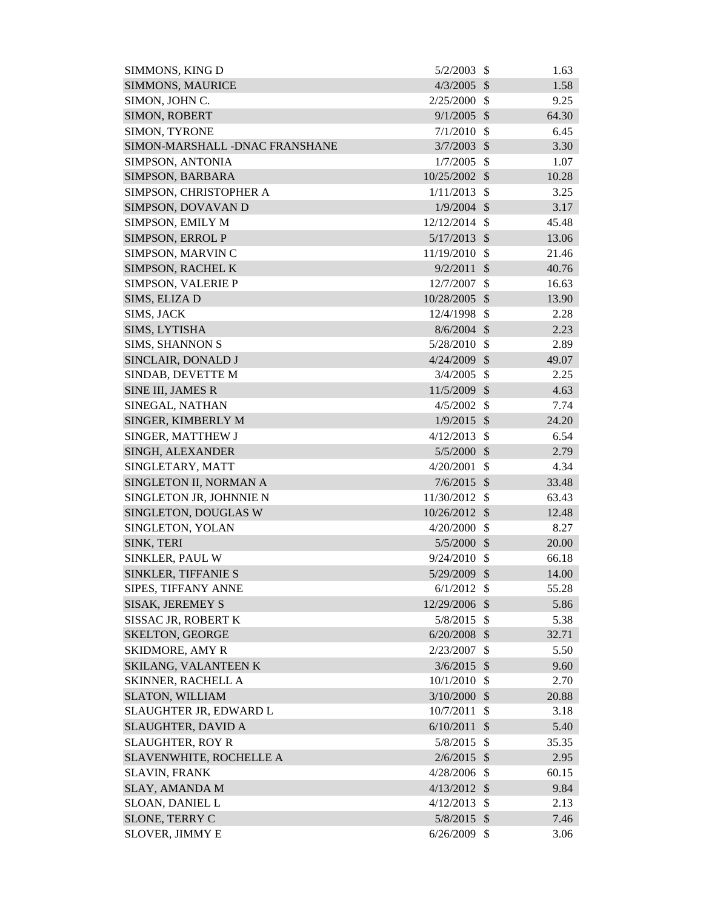| | | | |
|---|---|---|---|
| SIMMONS, KING D | 5/2/2003 | $ | 1.63 |
| SIMMONS, MAURICE | 4/3/2005 | $ | 1.58 |
| SIMON, JOHN C. | 2/25/2000 | $ | 9.25 |
| SIMON, ROBERT | 9/1/2005 | $ | 64.30 |
| SIMON, TYRONE | 7/1/2010 | $ | 6.45 |
| SIMON-MARSHALL -DNAC FRANSHANE | 3/7/2003 | $ | 3.30 |
| SIMPSON, ANTONIA | 1/7/2005 | $ | 1.07 |
| SIMPSON, BARBARA | 10/25/2002 | $ | 10.28 |
| SIMPSON, CHRISTOPHER A | 1/11/2013 | $ | 3.25 |
| SIMPSON, DOVAVAN D | 1/9/2004 | $ | 3.17 |
| SIMPSON, EMILY M | 12/12/2014 | $ | 45.48 |
| SIMPSON, ERROL P | 5/17/2013 | $ | 13.06 |
| SIMPSON, MARVIN C | 11/19/2010 | $ | 21.46 |
| SIMPSON, RACHEL K | 9/2/2011 | $ | 40.76 |
| SIMPSON, VALERIE P | 12/7/2007 | $ | 16.63 |
| SIMS, ELIZA D | 10/28/2005 | $ | 13.90 |
| SIMS, JACK | 12/4/1998 | $ | 2.28 |
| SIMS, LYTISHA | 8/6/2004 | $ | 2.23 |
| SIMS, SHANNON S | 5/28/2010 | $ | 2.89 |
| SINCLAIR, DONALD J | 4/24/2009 | $ | 49.07 |
| SINDAB, DEVETTE M | 3/4/2005 | $ | 2.25 |
| SINE III, JAMES R | 11/5/2009 | $ | 4.63 |
| SINEGAL, NATHAN | 4/5/2002 | $ | 7.74 |
| SINGER, KIMBERLY M | 1/9/2015 | $ | 24.20 |
| SINGER, MATTHEW J | 4/12/2013 | $ | 6.54 |
| SINGH, ALEXANDER | 5/5/2000 | $ | 2.79 |
| SINGLETARY, MATT | 4/20/2001 | $ | 4.34 |
| SINGLETON II, NORMAN A | 7/6/2015 | $ | 33.48 |
| SINGLETON JR, JOHNNIE N | 11/30/2012 | $ | 63.43 |
| SINGLETON, DOUGLAS W | 10/26/2012 | $ | 12.48 |
| SINGLETON, YOLAN | 4/20/2000 | $ | 8.27 |
| SINK, TERI | 5/5/2000 | $ | 20.00 |
| SINKLER, PAUL W | 9/24/2010 | $ | 66.18 |
| SINKLER, TIFFANIE S | 5/29/2009 | $ | 14.00 |
| SIPES, TIFFANY ANNE | 6/1/2012 | $ | 55.28 |
| SISAK, JEREMEY S | 12/29/2006 | $ | 5.86 |
| SISSAC JR, ROBERT K | 5/8/2015 | $ | 5.38 |
| SKELTON, GEORGE | 6/20/2008 | $ | 32.71 |
| SKIDMORE, AMY R | 2/23/2007 | $ | 5.50 |
| SKILANG, VALANTEEN K | 3/6/2015 | $ | 9.60 |
| SKINNER, RACHELL A | 10/1/2010 | $ | 2.70 |
| SLATON, WILLIAM | 3/10/2000 | $ | 20.88 |
| SLAUGHTER JR, EDWARD L | 10/7/2011 | $ | 3.18 |
| SLAUGHTER, DAVID A | 6/10/2011 | $ | 5.40 |
| SLAUGHTER, ROY R | 5/8/2015 | $ | 35.35 |
| SLAVENWHITE, ROCHELLE A | 2/6/2015 | $ | 2.95 |
| SLAVIN, FRANK | 4/28/2006 | $ | 60.15 |
| SLAY, AMANDA M | 4/13/2012 | $ | 9.84 |
| SLOAN, DANIEL L | 4/12/2013 | $ | 2.13 |
| SLONE, TERRY C | 5/8/2015 | $ | 7.46 |
| SLOVER, JIMMY E | 6/26/2009 | $ | 3.06 |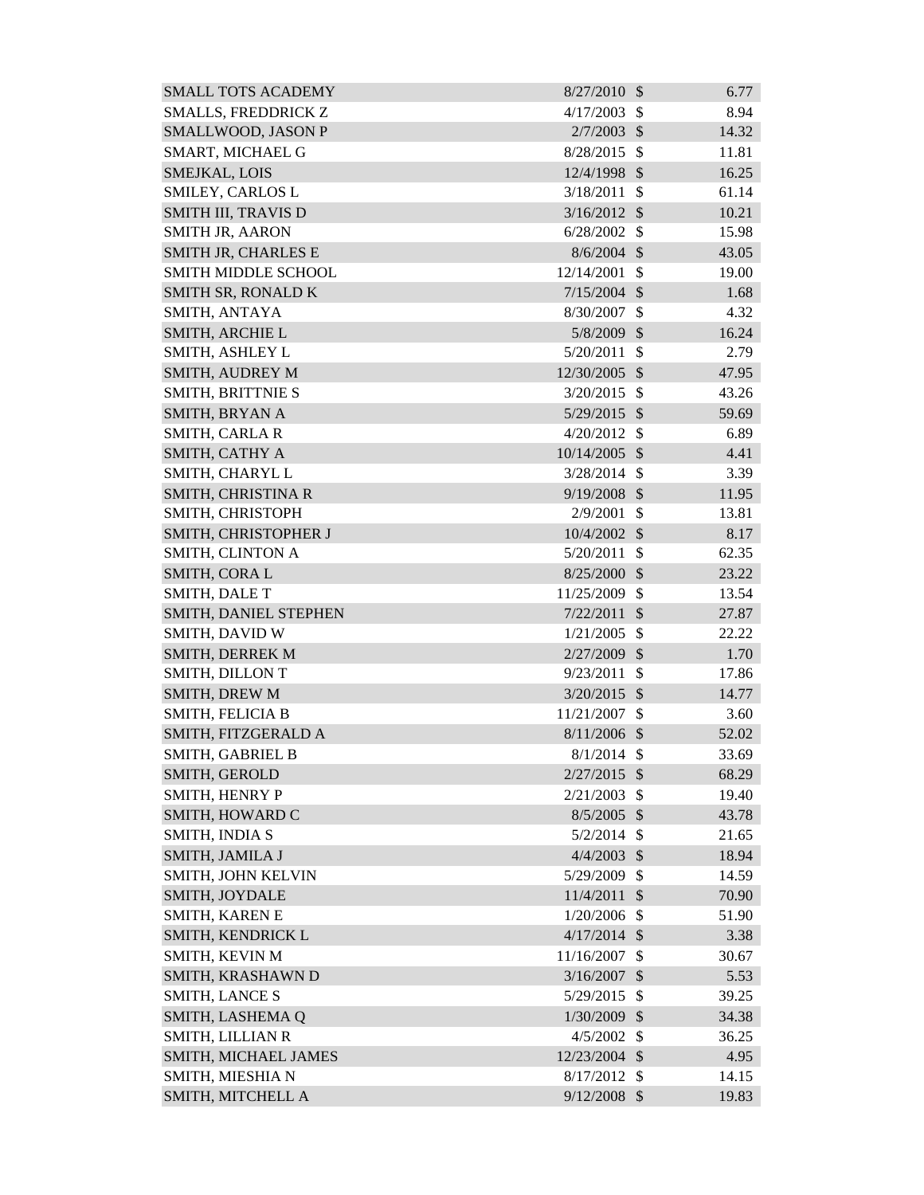| | | | |
|---|---|---|---|
| SMALL TOTS ACADEMY | 8/27/2010 | $ | 6.77 |
| SMALLS, FREDDRICK Z | 4/17/2003 | $ | 8.94 |
| SMALLWOOD, JASON P | 2/7/2003 | $ | 14.32 |
| SMART, MICHAEL G | 8/28/2015 | $ | 11.81 |
| SMEJKAL, LOIS | 12/4/1998 | $ | 16.25 |
| SMILEY, CARLOS L | 3/18/2011 | $ | 61.14 |
| SMITH III, TRAVIS D | 3/16/2012 | $ | 10.21 |
| SMITH JR, AARON | 6/28/2002 | $ | 15.98 |
| SMITH JR, CHARLES E | 8/6/2004 | $ | 43.05 |
| SMITH MIDDLE SCHOOL | 12/14/2001 | $ | 19.00 |
| SMITH SR, RONALD K | 7/15/2004 | $ | 1.68 |
| SMITH, ANTAYA | 8/30/2007 | $ | 4.32 |
| SMITH, ARCHIE L | 5/8/2009 | $ | 16.24 |
| SMITH, ASHLEY L | 5/20/2011 | $ | 2.79 |
| SMITH, AUDREY M | 12/30/2005 | $ | 47.95 |
| SMITH, BRITTNIE S | 3/20/2015 | $ | 43.26 |
| SMITH, BRYAN A | 5/29/2015 | $ | 59.69 |
| SMITH, CARLA R | 4/20/2012 | $ | 6.89 |
| SMITH, CATHY A | 10/14/2005 | $ | 4.41 |
| SMITH, CHARYL L | 3/28/2014 | $ | 3.39 |
| SMITH, CHRISTINA R | 9/19/2008 | $ | 11.95 |
| SMITH, CHRISTOPH | 2/9/2001 | $ | 13.81 |
| SMITH, CHRISTOPHER J | 10/4/2002 | $ | 8.17 |
| SMITH, CLINTON A | 5/20/2011 | $ | 62.35 |
| SMITH, CORA L | 8/25/2000 | $ | 23.22 |
| SMITH, DALE T | 11/25/2009 | $ | 13.54 |
| SMITH, DANIEL STEPHEN | 7/22/2011 | $ | 27.87 |
| SMITH, DAVID W | 1/21/2005 | $ | 22.22 |
| SMITH, DERREK M | 2/27/2009 | $ | 1.70 |
| SMITH, DILLON T | 9/23/2011 | $ | 17.86 |
| SMITH, DREW M | 3/20/2015 | $ | 14.77 |
| SMITH, FELICIA B | 11/21/2007 | $ | 3.60 |
| SMITH, FITZGERALD A | 8/11/2006 | $ | 52.02 |
| SMITH, GABRIEL B | 8/1/2014 | $ | 33.69 |
| SMITH, GEROLD | 2/27/2015 | $ | 68.29 |
| SMITH, HENRY P | 2/21/2003 | $ | 19.40 |
| SMITH, HOWARD C | 8/5/2005 | $ | 43.78 |
| SMITH, INDIA S | 5/2/2014 | $ | 21.65 |
| SMITH, JAMILA J | 4/4/2003 | $ | 18.94 |
| SMITH, JOHN KELVIN | 5/29/2009 | $ | 14.59 |
| SMITH, JOYDALE | 11/4/2011 | $ | 70.90 |
| SMITH, KAREN E | 1/20/2006 | $ | 51.90 |
| SMITH, KENDRICK L | 4/17/2014 | $ | 3.38 |
| SMITH, KEVIN M | 11/16/2007 | $ | 30.67 |
| SMITH, KRASHAWN D | 3/16/2007 | $ | 5.53 |
| SMITH, LANCE S | 5/29/2015 | $ | 39.25 |
| SMITH, LASHEMA Q | 1/30/2009 | $ | 34.38 |
| SMITH, LILLIAN R | 4/5/2002 | $ | 36.25 |
| SMITH, MICHAEL JAMES | 12/23/2004 | $ | 4.95 |
| SMITH, MIESHIA N | 8/17/2012 | $ | 14.15 |
| SMITH, MITCHELL A | 9/12/2008 | $ | 19.83 |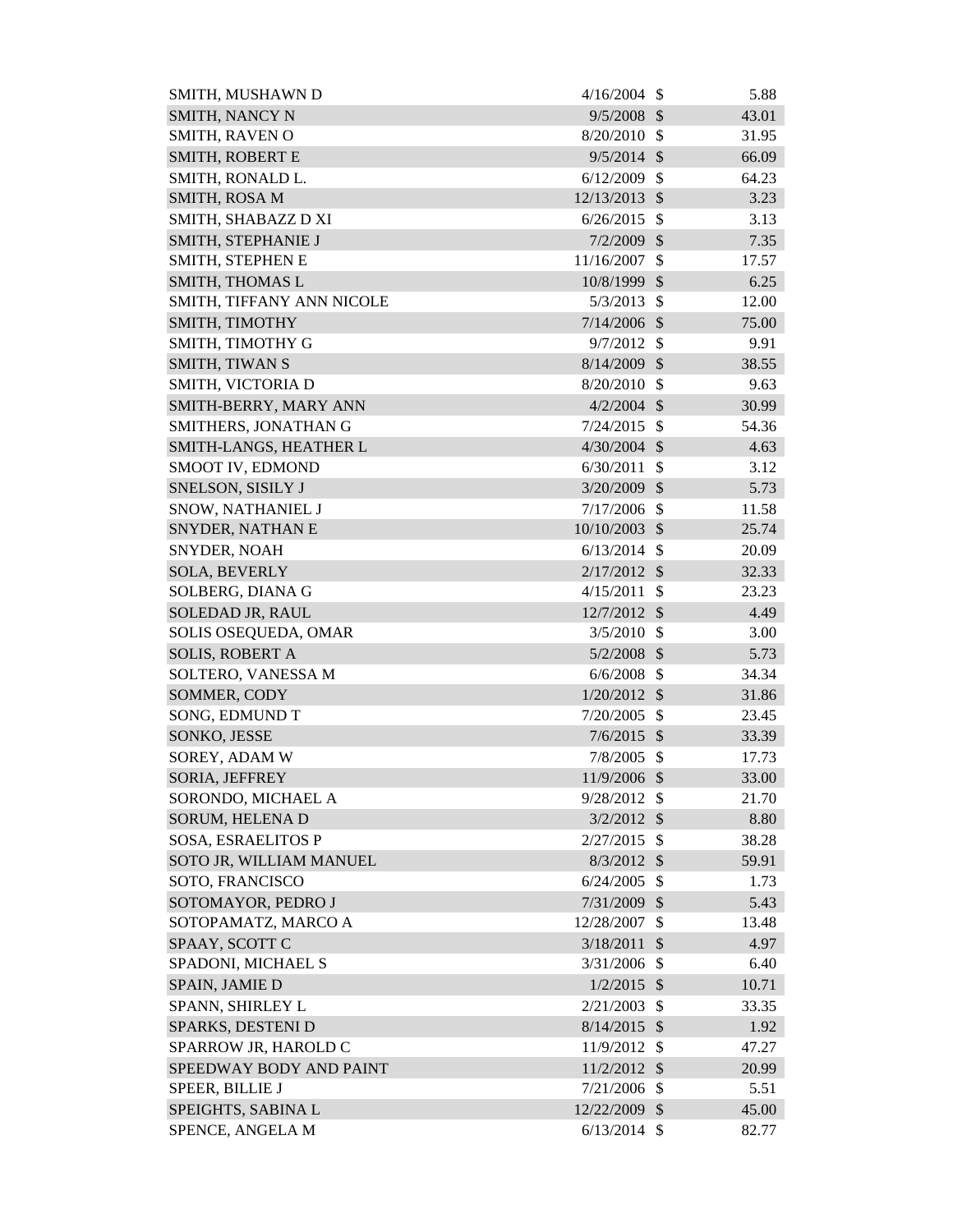| | | | |
|---|---|---|---|
| SMITH, MUSHAWN D | 4/16/2004 | $ | 5.88 |
| SMITH, NANCY N | 9/5/2008 | $ | 43.01 |
| SMITH, RAVEN O | 8/20/2010 | $ | 31.95 |
| SMITH, ROBERT E | 9/5/2014 | $ | 66.09 |
| SMITH, RONALD L. | 6/12/2009 | $ | 64.23 |
| SMITH, ROSA M | 12/13/2013 | $ | 3.23 |
| SMITH, SHABAZZ D XI | 6/26/2015 | $ | 3.13 |
| SMITH, STEPHANIE J | 7/2/2009 | $ | 7.35 |
| SMITH, STEPHEN E | 11/16/2007 | $ | 17.57 |
| SMITH, THOMAS L | 10/8/1999 | $ | 6.25 |
| SMITH, TIFFANY ANN NICOLE | 5/3/2013 | $ | 12.00 |
| SMITH, TIMOTHY | 7/14/2006 | $ | 75.00 |
| SMITH, TIMOTHY G | 9/7/2012 | $ | 9.91 |
| SMITH, TIWAN S | 8/14/2009 | $ | 38.55 |
| SMITH, VICTORIA D | 8/20/2010 | $ | 9.63 |
| SMITH-BERRY, MARY ANN | 4/2/2004 | $ | 30.99 |
| SMITHERS, JONATHAN G | 7/24/2015 | $ | 54.36 |
| SMITH-LANGS, HEATHER L | 4/30/2004 | $ | 4.63 |
| SMOOT IV, EDMOND | 6/30/2011 | $ | 3.12 |
| SNELSON, SISILY J | 3/20/2009 | $ | 5.73 |
| SNOW, NATHANIEL J | 7/17/2006 | $ | 11.58 |
| SNYDER, NATHAN E | 10/10/2003 | $ | 25.74 |
| SNYDER, NOAH | 6/13/2014 | $ | 20.09 |
| SOLA, BEVERLY | 2/17/2012 | $ | 32.33 |
| SOLBERG, DIANA G | 4/15/2011 | $ | 23.23 |
| SOLEDAD JR, RAUL | 12/7/2012 | $ | 4.49 |
| SOLIS OSEQUEDA, OMAR | 3/5/2010 | $ | 3.00 |
| SOLIS, ROBERT A | 5/2/2008 | $ | 5.73 |
| SOLTERO, VANESSA M | 6/6/2008 | $ | 34.34 |
| SOMMER, CODY | 1/20/2012 | $ | 31.86 |
| SONG, EDMUND T | 7/20/2005 | $ | 23.45 |
| SONKO, JESSE | 7/6/2015 | $ | 33.39 |
| SOREY, ADAM W | 7/8/2005 | $ | 17.73 |
| SORIA, JEFFREY | 11/9/2006 | $ | 33.00 |
| SORONDO, MICHAEL A | 9/28/2012 | $ | 21.70 |
| SORUM, HELENA D | 3/2/2012 | $ | 8.80 |
| SOSA, ESRAELITOS P | 2/27/2015 | $ | 38.28 |
| SOTO JR, WILLIAM MANUEL | 8/3/2012 | $ | 59.91 |
| SOTO, FRANCISCO | 6/24/2005 | $ | 1.73 |
| SOTOMAYOR, PEDRO J | 7/31/2009 | $ | 5.43 |
| SOTOPAMATZ, MARCO A | 12/28/2007 | $ | 13.48 |
| SPAAY, SCOTT C | 3/18/2011 | $ | 4.97 |
| SPADONI, MICHAEL S | 3/31/2006 | $ | 6.40 |
| SPAIN, JAMIE D | 1/2/2015 | $ | 10.71 |
| SPANN, SHIRLEY L | 2/21/2003 | $ | 33.35 |
| SPARKS, DESTENI D | 8/14/2015 | $ | 1.92 |
| SPARROW JR, HAROLD C | 11/9/2012 | $ | 47.27 |
| SPEEDWAY BODY AND PAINT | 11/2/2012 | $ | 20.99 |
| SPEER, BILLIE J | 7/21/2006 | $ | 5.51 |
| SPEIGHTS, SABINA L | 12/22/2009 | $ | 45.00 |
| SPENCE, ANGELA M | 6/13/2014 | $ | 82.77 |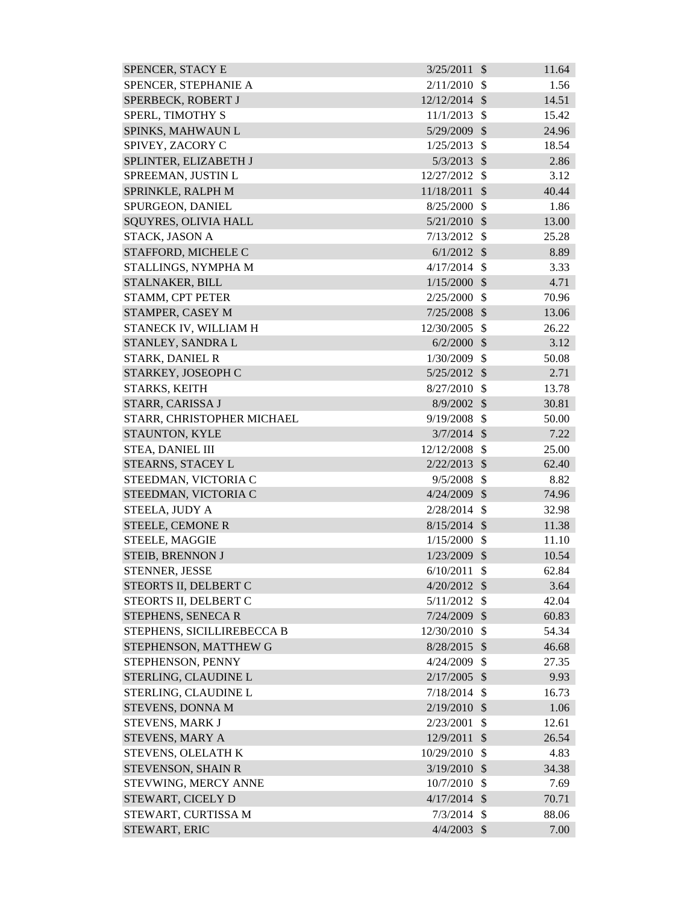| | | | |
|---|---|---|---|
| SPENCER, STACY E | 3/25/2011 | $ | 11.64 |
| SPENCER, STEPHANIE A | 2/11/2010 | $ | 1.56 |
| SPERBECK, ROBERT J | 12/12/2014 | $ | 14.51 |
| SPERL, TIMOTHY S | 11/1/2013 | $ | 15.42 |
| SPINKS, MAHWAUN L | 5/29/2009 | $ | 24.96 |
| SPIVEY, ZACORY C | 1/25/2013 | $ | 18.54 |
| SPLINTER, ELIZABETH J | 5/3/2013 | $ | 2.86 |
| SPREEMAN, JUSTIN L | 12/27/2012 | $ | 3.12 |
| SPRINKLE, RALPH M | 11/18/2011 | $ | 40.44 |
| SPURGEON, DANIEL | 8/25/2000 | $ | 1.86 |
| SQUYRES, OLIVIA HALL | 5/21/2010 | $ | 13.00 |
| STACK, JASON A | 7/13/2012 | $ | 25.28 |
| STAFFORD, MICHELE C | 6/1/2012 | $ | 8.89 |
| STALLINGS, NYMPHA M | 4/17/2014 | $ | 3.33 |
| STALNAKER, BILL | 1/15/2000 | $ | 4.71 |
| STAMM, CPT PETER | 2/25/2000 | $ | 70.96 |
| STAMPER, CASEY M | 7/25/2008 | $ | 13.06 |
| STANECK IV, WILLIAM H | 12/30/2005 | $ | 26.22 |
| STANLEY, SANDRA L | 6/2/2000 | $ | 3.12 |
| STARK, DANIEL R | 1/30/2009 | $ | 50.08 |
| STARKEY, JOSEOPH C | 5/25/2012 | $ | 2.71 |
| STARKS, KEITH | 8/27/2010 | $ | 13.78 |
| STARR, CARISSA J | 8/9/2002 | $ | 30.81 |
| STARR, CHRISTOPHER MICHAEL | 9/19/2008 | $ | 50.00 |
| STAUNTON, KYLE | 3/7/2014 | $ | 7.22 |
| STEA, DANIEL III | 12/12/2008 | $ | 25.00 |
| STEARNS, STACEY L | 2/22/2013 | $ | 62.40 |
| STEEDMAN, VICTORIA C | 9/5/2008 | $ | 8.82 |
| STEEDMAN, VICTORIA C | 4/24/2009 | $ | 74.96 |
| STEELA, JUDY A | 2/28/2014 | $ | 32.98 |
| STEELE, CEMONE R | 8/15/2014 | $ | 11.38 |
| STEELE, MAGGIE | 1/15/2000 | $ | 11.10 |
| STEIB, BRENNON J | 1/23/2009 | $ | 10.54 |
| STENNER, JESSE | 6/10/2011 | $ | 62.84 |
| STEORTS II, DELBERT C | 4/20/2012 | $ | 3.64 |
| STEORTS II, DELBERT C | 5/11/2012 | $ | 42.04 |
| STEPHENS, SENECA R | 7/24/2009 | $ | 60.83 |
| STEPHENS, SICILLIREBECCA B | 12/30/2010 | $ | 54.34 |
| STEPHENSON, MATTHEW G | 8/28/2015 | $ | 46.68 |
| STEPHENSON, PENNY | 4/24/2009 | $ | 27.35 |
| STERLING, CLAUDINE L | 2/17/2005 | $ | 9.93 |
| STERLING, CLAUDINE L | 7/18/2014 | $ | 16.73 |
| STEVENS, DONNA M | 2/19/2010 | $ | 1.06 |
| STEVENS, MARK J | 2/23/2001 | $ | 12.61 |
| STEVENS, MARY A | 12/9/2011 | $ | 26.54 |
| STEVENS, OLELATH K | 10/29/2010 | $ | 4.83 |
| STEVENSON, SHAIN R | 3/19/2010 | $ | 34.38 |
| STEVWING, MERCY ANNE | 10/7/2010 | $ | 7.69 |
| STEWART, CICELY D | 4/17/2014 | $ | 70.71 |
| STEWART, CURTISSA M | 7/3/2014 | $ | 88.06 |
| STEWART, ERIC | 4/4/2003 | $ | 7.00 |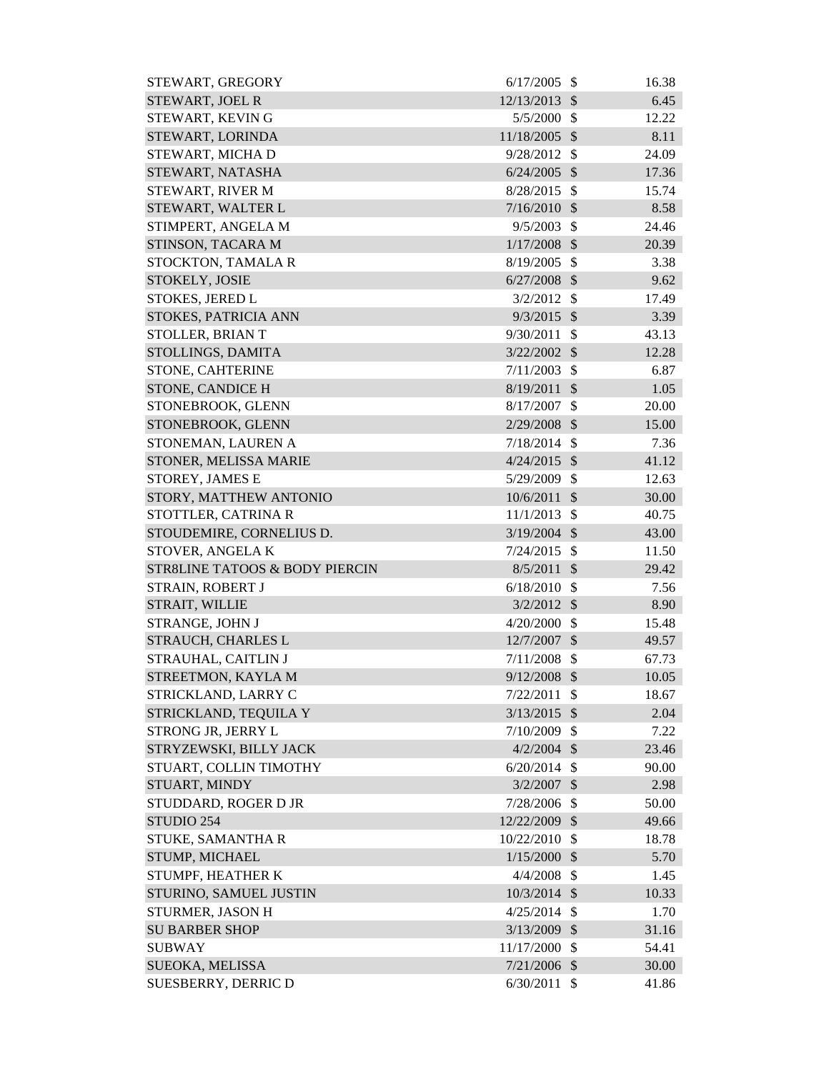| | | | |
|---|---|---|---|
| STEWART, GREGORY | 6/17/2005 | $ | 16.38 |
| STEWART, JOEL R | 12/13/2013 | $ | 6.45 |
| STEWART, KEVIN G | 5/5/2000 | $ | 12.22 |
| STEWART, LORINDA | 11/18/2005 | $ | 8.11 |
| STEWART, MICHA D | 9/28/2012 | $ | 24.09 |
| STEWART, NATASHA | 6/24/2005 | $ | 17.36 |
| STEWART, RIVER M | 8/28/2015 | $ | 15.74 |
| STEWART, WALTER L | 7/16/2010 | $ | 8.58 |
| STIMPERT, ANGELA M | 9/5/2003 | $ | 24.46 |
| STINSON, TACARA M | 1/17/2008 | $ | 20.39 |
| STOCKTON, TAMALA R | 8/19/2005 | $ | 3.38 |
| STOKELY, JOSIE | 6/27/2008 | $ | 9.62 |
| STOKES, JERED L | 3/2/2012 | $ | 17.49 |
| STOKES, PATRICIA ANN | 9/3/2015 | $ | 3.39 |
| STOLLER, BRIAN T | 9/30/2011 | $ | 43.13 |
| STOLLINGS, DAMITA | 3/22/2002 | $ | 12.28 |
| STONE, CAHTERINE | 7/11/2003 | $ | 6.87 |
| STONE, CANDICE H | 8/19/2011 | $ | 1.05 |
| STONEBROOK, GLENN | 8/17/2007 | $ | 20.00 |
| STONEBROOK, GLENN | 2/29/2008 | $ | 15.00 |
| STONEMAN, LAUREN A | 7/18/2014 | $ | 7.36 |
| STONER, MELISSA MARIE | 4/24/2015 | $ | 41.12 |
| STOREY, JAMES E | 5/29/2009 | $ | 12.63 |
| STORY, MATTHEW ANTONIO | 10/6/2011 | $ | 30.00 |
| STOTTLER, CATRINA R | 11/1/2013 | $ | 40.75 |
| STOUDEMIRE, CORNELIUS D. | 3/19/2004 | $ | 43.00 |
| STOVER, ANGELA K | 7/24/2015 | $ | 11.50 |
| STR8LINE TATOOS & BODY PIERCIN | 8/5/2011 | $ | 29.42 |
| STRAIN, ROBERT J | 6/18/2010 | $ | 7.56 |
| STRAIT, WILLIE | 3/2/2012 | $ | 8.90 |
| STRANGE, JOHN J | 4/20/2000 | $ | 15.48 |
| STRAUCH, CHARLES L | 12/7/2007 | $ | 49.57 |
| STRAUHAL, CAITLIN J | 7/11/2008 | $ | 67.73 |
| STREETMON, KAYLA M | 9/12/2008 | $ | 10.05 |
| STRICKLAND, LARRY C | 7/22/2011 | $ | 18.67 |
| STRICKLAND, TEQUILA Y | 3/13/2015 | $ | 2.04 |
| STRONG JR, JERRY L | 7/10/2009 | $ | 7.22 |
| STRYZEWSKI, BILLY JACK | 4/2/2004 | $ | 23.46 |
| STUART, COLLIN TIMOTHY | 6/20/2014 | $ | 90.00 |
| STUART, MINDY | 3/2/2007 | $ | 2.98 |
| STUDDARD, ROGER D JR | 7/28/2006 | $ | 50.00 |
| STUDIO 254 | 12/22/2009 | $ | 49.66 |
| STUKE, SAMANTHA R | 10/22/2010 | $ | 18.78 |
| STUMP, MICHAEL | 1/15/2000 | $ | 5.70 |
| STUMPF, HEATHER K | 4/4/2008 | $ | 1.45 |
| STURINO, SAMUEL JUSTIN | 10/3/2014 | $ | 10.33 |
| STURMER, JASON H | 4/25/2014 | $ | 1.70 |
| SU BARBER SHOP | 3/13/2009 | $ | 31.16 |
| SUBWAY | 11/17/2000 | $ | 54.41 |
| SUEOKA, MELISSA | 7/21/2006 | $ | 30.00 |
| SUESBERRY, DERRIC D | 6/30/2011 | $ | 41.86 |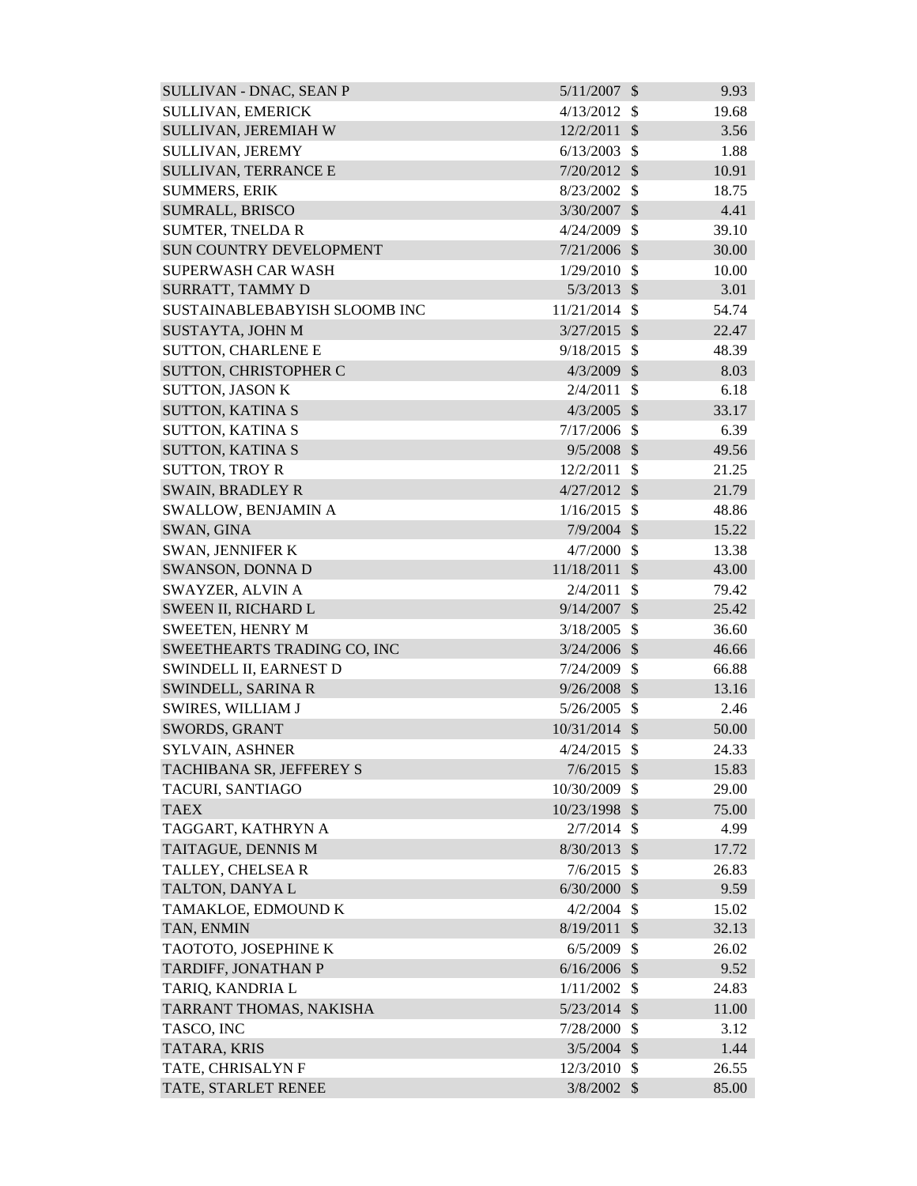| | | | |
|---|---|---|---|
| SULLIVAN - DNAC, SEAN P | 5/11/2007 | $ | 9.93 |
| SULLIVAN, EMERICK | 4/13/2012 | $ | 19.68 |
| SULLIVAN, JEREMIAH W | 12/2/2011 | $ | 3.56 |
| SULLIVAN, JEREMY | 6/13/2003 | $ | 1.88 |
| SULLIVAN, TERRANCE E | 7/20/2012 | $ | 10.91 |
| SUMMERS, ERIK | 8/23/2002 | $ | 18.75 |
| SUMRALL, BRISCO | 3/30/2007 | $ | 4.41 |
| SUMTER, TNELDA R | 4/24/2009 | $ | 39.10 |
| SUN COUNTRY DEVELOPMENT | 7/21/2006 | $ | 30.00 |
| SUPERWASH CAR WASH | 1/29/2010 | $ | 10.00 |
| SURRATT, TAMMY D | 5/3/2013 | $ | 3.01 |
| SUSTAINABLEBABYISH SLOOMB INC | 11/21/2014 | $ | 54.74 |
| SUSTAYTA, JOHN M | 3/27/2015 | $ | 22.47 |
| SUTTON, CHARLENE E | 9/18/2015 | $ | 48.39 |
| SUTTON, CHRISTOPHER C | 4/3/2009 | $ | 8.03 |
| SUTTON, JASON K | 2/4/2011 | $ | 6.18 |
| SUTTON, KATINA S | 4/3/2005 | $ | 33.17 |
| SUTTON, KATINA S | 7/17/2006 | $ | 6.39 |
| SUTTON, KATINA S | 9/5/2008 | $ | 49.56 |
| SUTTON, TROY R | 12/2/2011 | $ | 21.25 |
| SWAIN, BRADLEY R | 4/27/2012 | $ | 21.79 |
| SWALLOW, BENJAMIN A | 1/16/2015 | $ | 48.86 |
| SWAN, GINA | 7/9/2004 | $ | 15.22 |
| SWAN, JENNIFER K | 4/7/2000 | $ | 13.38 |
| SWANSON, DONNA D | 11/18/2011 | $ | 43.00 |
| SWAYZER, ALVIN A | 2/4/2011 | $ | 79.42 |
| SWEEN II, RICHARD L | 9/14/2007 | $ | 25.42 |
| SWEETEN, HENRY M | 3/18/2005 | $ | 36.60 |
| SWEETHEARTS TRADING CO, INC | 3/24/2006 | $ | 46.66 |
| SWINDELL II, EARNEST D | 7/24/2009 | $ | 66.88 |
| SWINDELL, SARINA R | 9/26/2008 | $ | 13.16 |
| SWIRES, WILLIAM J | 5/26/2005 | $ | 2.46 |
| SWORDS, GRANT | 10/31/2014 | $ | 50.00 |
| SYLVAIN, ASHNER | 4/24/2015 | $ | 24.33 |
| TACHIBANA SR, JEFFEREY S | 7/6/2015 | $ | 15.83 |
| TACURI, SANTIAGO | 10/30/2009 | $ | 29.00 |
| TAEX | 10/23/1998 | $ | 75.00 |
| TAGGART, KATHRYN A | 2/7/2014 | $ | 4.99 |
| TAITAGUE, DENNIS M | 8/30/2013 | $ | 17.72 |
| TALLEY, CHELSEA R | 7/6/2015 | $ | 26.83 |
| TALTON, DANYA L | 6/30/2000 | $ | 9.59 |
| TAMAKLOE, EDMOUND K | 4/2/2004 | $ | 15.02 |
| TAN, ENMIN | 8/19/2011 | $ | 32.13 |
| TAOTOTO, JOSEPHINE K | 6/5/2009 | $ | 26.02 |
| TARDIFF, JONATHAN P | 6/16/2006 | $ | 9.52 |
| TARIQ, KANDRIA L | 1/11/2002 | $ | 24.83 |
| TARRANT THOMAS, NAKISHA | 5/23/2014 | $ | 11.00 |
| TASCO, INC | 7/28/2000 | $ | 3.12 |
| TATARA, KRIS | 3/5/2004 | $ | 1.44 |
| TATE, CHRISALYN F | 12/3/2010 | $ | 26.55 |
| TATE, STARLET RENEE | 3/8/2002 | $ | 85.00 |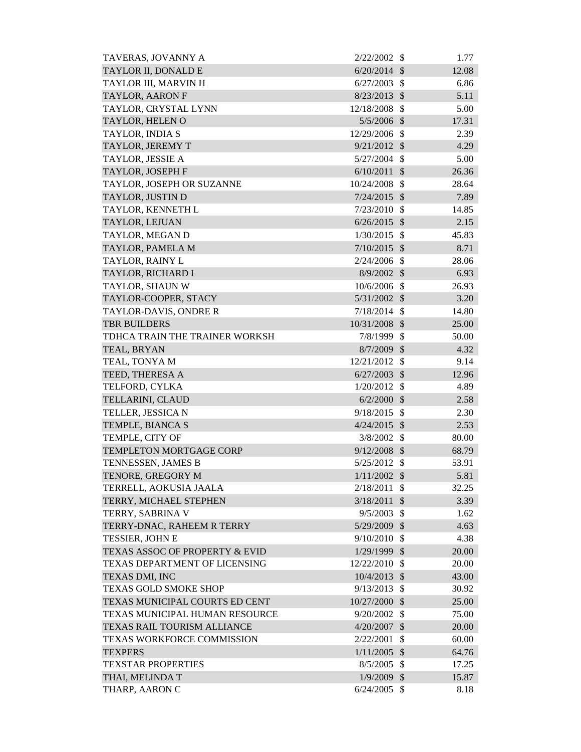| | | | |
|---|---|---|---|
| TAVERAS, JOVANNY A | 2/22/2002 | $ | 1.77 |
| TAYLOR II, DONALD E | 6/20/2014 | $ | 12.08 |
| TAYLOR III, MARVIN H | 6/27/2003 | $ | 6.86 |
| TAYLOR, AARON F | 8/23/2013 | $ | 5.11 |
| TAYLOR, CRYSTAL LYNN | 12/18/2008 | $ | 5.00 |
| TAYLOR, HELEN O | 5/5/2006 | $ | 17.31 |
| TAYLOR, INDIA S | 12/29/2006 | $ | 2.39 |
| TAYLOR, JEREMY T | 9/21/2012 | $ | 4.29 |
| TAYLOR, JESSIE A | 5/27/2004 | $ | 5.00 |
| TAYLOR, JOSEPH F | 6/10/2011 | $ | 26.36 |
| TAYLOR, JOSEPH OR SUZANNE | 10/24/2008 | $ | 28.64 |
| TAYLOR, JUSTIN D | 7/24/2015 | $ | 7.89 |
| TAYLOR, KENNETH L | 7/23/2010 | $ | 14.85 |
| TAYLOR, LEJUAN | 6/26/2015 | $ | 2.15 |
| TAYLOR, MEGAN D | 1/30/2015 | $ | 45.83 |
| TAYLOR, PAMELA M | 7/10/2015 | $ | 8.71 |
| TAYLOR, RAINY L | 2/24/2006 | $ | 28.06 |
| TAYLOR, RICHARD I | 8/9/2002 | $ | 6.93 |
| TAYLOR, SHAUN W | 10/6/2006 | $ | 26.93 |
| TAYLOR-COOPER, STACY | 5/31/2002 | $ | 3.20 |
| TAYLOR-DAVIS, ONDRE R | 7/18/2014 | $ | 14.80 |
| TBR BUILDERS | 10/31/2008 | $ | 25.00 |
| TDHCA TRAIN THE TRAINER WORKSH | 7/8/1999 | $ | 50.00 |
| TEAL, BRYAN | 8/7/2009 | $ | 4.32 |
| TEAL, TONYA M | 12/21/2012 | $ | 9.14 |
| TEED, THERESA A | 6/27/2003 | $ | 12.96 |
| TELFORD, CYLKA | 1/20/2012 | $ | 4.89 |
| TELLARINI, CLAUD | 6/2/2000 | $ | 2.58 |
| TELLER, JESSICA N | 9/18/2015 | $ | 2.30 |
| TEMPLE, BIANCA S | 4/24/2015 | $ | 2.53 |
| TEMPLE, CITY OF | 3/8/2002 | $ | 80.00 |
| TEMPLETON MORTGAGE CORP | 9/12/2008 | $ | 68.79 |
| TENNESSEN, JAMES B | 5/25/2012 | $ | 53.91 |
| TENORE, GREGORY M | 1/11/2002 | $ | 5.81 |
| TERRELL, AOKUSIA JAALA | 2/18/2011 | $ | 32.25 |
| TERRY, MICHAEL STEPHEN | 3/18/2011 | $ | 3.39 |
| TERRY, SABRINA V | 9/5/2003 | $ | 1.62 |
| TERRY-DNAC, RAHEEM R TERRY | 5/29/2009 | $ | 4.63 |
| TESSIER, JOHN E | 9/10/2010 | $ | 4.38 |
| TEXAS ASSOC OF PROPERTY & EVID | 1/29/1999 | $ | 20.00 |
| TEXAS DEPARTMENT OF LICENSING | 12/22/2010 | $ | 20.00 |
| TEXAS DMI, INC | 10/4/2013 | $ | 43.00 |
| TEXAS GOLD SMOKE SHOP | 9/13/2013 | $ | 30.92 |
| TEXAS MUNICIPAL COURTS ED CENT | 10/27/2000 | $ | 25.00 |
| TEXAS MUNICIPAL HUMAN RESOURCE | 9/20/2002 | $ | 75.00 |
| TEXAS RAIL TOURISM ALLIANCE | 4/20/2007 | $ | 20.00 |
| TEXAS WORKFORCE COMMISSION | 2/22/2001 | $ | 60.00 |
| TEXPERS | 1/11/2005 | $ | 64.76 |
| TEXSTAR PROPERTIES | 8/5/2005 | $ | 17.25 |
| THAI, MELINDA T | 1/9/2009 | $ | 15.87 |
| THARP, AARON C | 6/24/2005 | $ | 8.18 |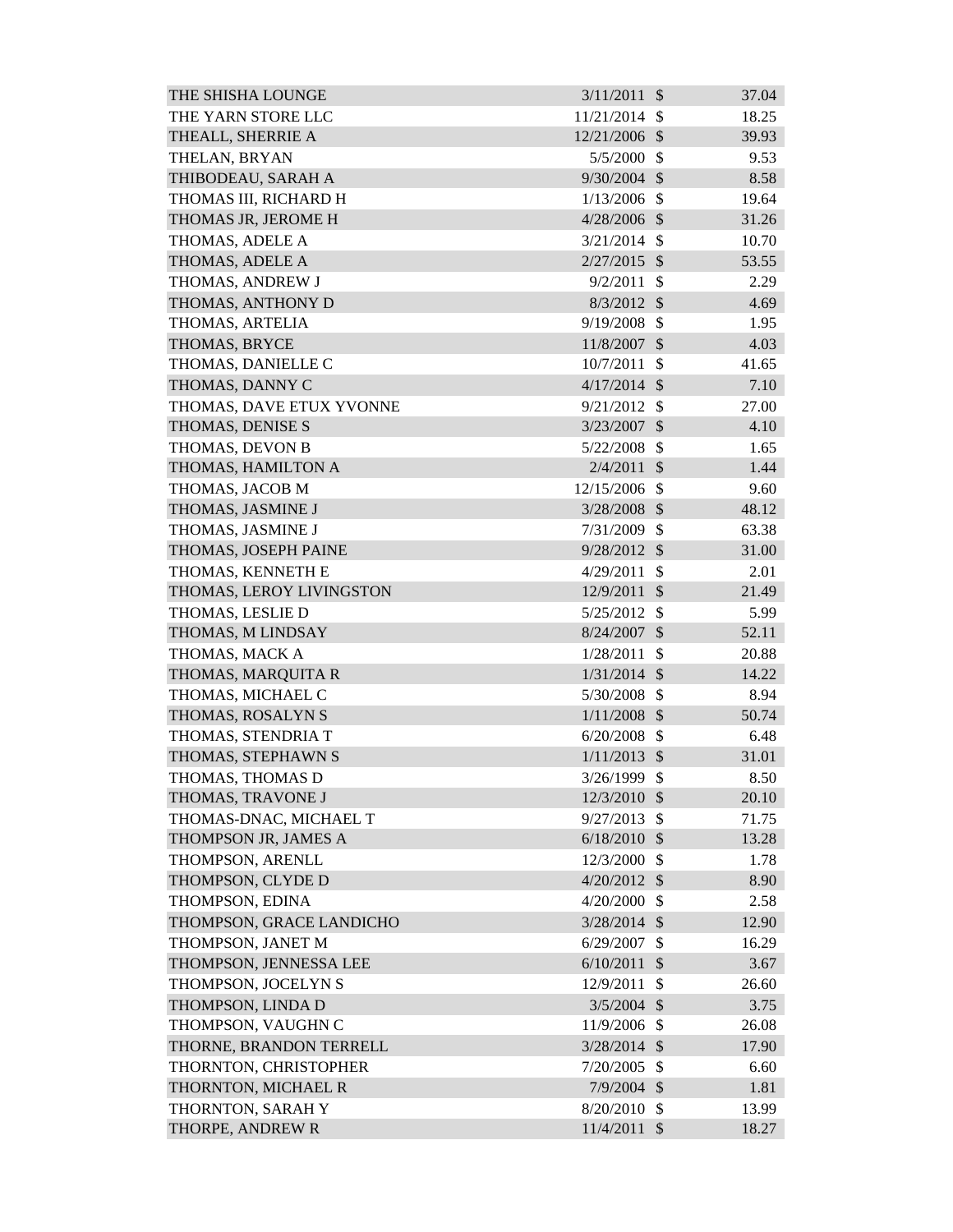| | | | |
|---|---|---|---|
| THE SHISHA LOUNGE | 3/11/2011 | $ | 37.04 |
| THE YARN STORE LLC | 11/21/2014 | $ | 18.25 |
| THEALL, SHERRIE A | 12/21/2006 | $ | 39.93 |
| THELAN, BRYAN | 5/5/2000 | $ | 9.53 |
| THIBODEAU, SARAH A | 9/30/2004 | $ | 8.58 |
| THOMAS III, RICHARD H | 1/13/2006 | $ | 19.64 |
| THOMAS JR, JEROME H | 4/28/2006 | $ | 31.26 |
| THOMAS, ADELE A | 3/21/2014 | $ | 10.70 |
| THOMAS, ADELE A | 2/27/2015 | $ | 53.55 |
| THOMAS, ANDREW J | 9/2/2011 | $ | 2.29 |
| THOMAS, ANTHONY D | 8/3/2012 | $ | 4.69 |
| THOMAS, ARTELIA | 9/19/2008 | $ | 1.95 |
| THOMAS, BRYCE | 11/8/2007 | $ | 4.03 |
| THOMAS, DANIELLE C | 10/7/2011 | $ | 41.65 |
| THOMAS, DANNY C | 4/17/2014 | $ | 7.10 |
| THOMAS, DAVE ETUX YVONNE | 9/21/2012 | $ | 27.00 |
| THOMAS, DENISE S | 3/23/2007 | $ | 4.10 |
| THOMAS, DEVON B | 5/22/2008 | $ | 1.65 |
| THOMAS, HAMILTON A | 2/4/2011 | $ | 1.44 |
| THOMAS, JACOB M | 12/15/2006 | $ | 9.60 |
| THOMAS, JASMINE J | 3/28/2008 | $ | 48.12 |
| THOMAS, JASMINE J | 7/31/2009 | $ | 63.38 |
| THOMAS, JOSEPH PAINE | 9/28/2012 | $ | 31.00 |
| THOMAS, KENNETH E | 4/29/2011 | $ | 2.01 |
| THOMAS, LEROY LIVINGSTON | 12/9/2011 | $ | 21.49 |
| THOMAS, LESLIE D | 5/25/2012 | $ | 5.99 |
| THOMAS, M LINDSAY | 8/24/2007 | $ | 52.11 |
| THOMAS, MACK A | 1/28/2011 | $ | 20.88 |
| THOMAS, MARQUITA R | 1/31/2014 | $ | 14.22 |
| THOMAS, MICHAEL C | 5/30/2008 | $ | 8.94 |
| THOMAS, ROSALYN S | 1/11/2008 | $ | 50.74 |
| THOMAS, STENDRIA T | 6/20/2008 | $ | 6.48 |
| THOMAS, STEPHAWN S | 1/11/2013 | $ | 31.01 |
| THOMAS, THOMAS D | 3/26/1999 | $ | 8.50 |
| THOMAS, TRAVONE J | 12/3/2010 | $ | 20.10 |
| THOMAS-DNAC, MICHAEL T | 9/27/2013 | $ | 71.75 |
| THOMPSON JR, JAMES A | 6/18/2010 | $ | 13.28 |
| THOMPSON, ARENLL | 12/3/2000 | $ | 1.78 |
| THOMPSON, CLYDE D | 4/20/2012 | $ | 8.90 |
| THOMPSON, EDINA | 4/20/2000 | $ | 2.58 |
| THOMPSON, GRACE LANDICHO | 3/28/2014 | $ | 12.90 |
| THOMPSON, JANET M | 6/29/2007 | $ | 16.29 |
| THOMPSON, JENNESSA LEE | 6/10/2011 | $ | 3.67 |
| THOMPSON, JOCELYN S | 12/9/2011 | $ | 26.60 |
| THOMPSON, LINDA D | 3/5/2004 | $ | 3.75 |
| THOMPSON, VAUGHN C | 11/9/2006 | $ | 26.08 |
| THORNE, BRANDON TERRELL | 3/28/2014 | $ | 17.90 |
| THORNTON, CHRISTOPHER | 7/20/2005 | $ | 6.60 |
| THORNTON, MICHAEL R | 7/9/2004 | $ | 1.81 |
| THORNTON, SARAH Y | 8/20/2010 | $ | 13.99 |
| THORPE, ANDREW R | 11/4/2011 | $ | 18.27 |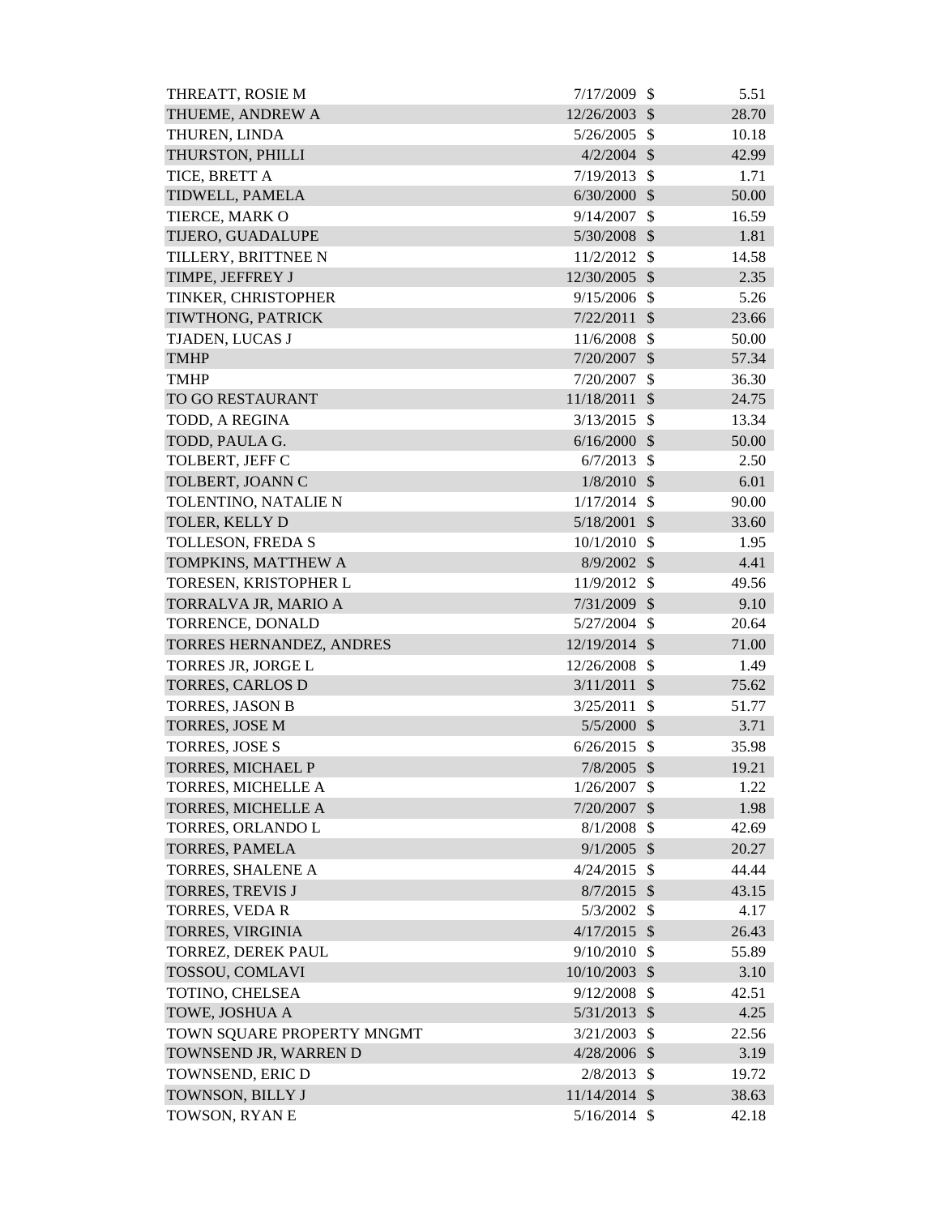| | | | |
|---|---|---|---|
| THREATT, ROSIE M | 7/17/2009 | $ | 5.51 |
| THUEME, ANDREW A | 12/26/2003 | $ | 28.70 |
| THUREN, LINDA | 5/26/2005 | $ | 10.18 |
| THURSTON, PHILLI | 4/2/2004 | $ | 42.99 |
| TICE, BRETT A | 7/19/2013 | $ | 1.71 |
| TIDWELL, PAMELA | 6/30/2000 | $ | 50.00 |
| TIERCE, MARK O | 9/14/2007 | $ | 16.59 |
| TIJERO, GUADALUPE | 5/30/2008 | $ | 1.81 |
| TILLERY, BRITTNEE N | 11/2/2012 | $ | 14.58 |
| TIMPE, JEFFREY J | 12/30/2005 | $ | 2.35 |
| TINKER, CHRISTOPHER | 9/15/2006 | $ | 5.26 |
| TIWTHONG, PATRICK | 7/22/2011 | $ | 23.66 |
| TJADEN, LUCAS J | 11/6/2008 | $ | 50.00 |
| TMHP | 7/20/2007 | $ | 57.34 |
| TMHP | 7/20/2007 | $ | 36.30 |
| TO GO RESTAURANT | 11/18/2011 | $ | 24.75 |
| TODD, A REGINA | 3/13/2015 | $ | 13.34 |
| TODD, PAULA G. | 6/16/2000 | $ | 50.00 |
| TOLBERT, JEFF C | 6/7/2013 | $ | 2.50 |
| TOLBERT, JOANN C | 1/8/2010 | $ | 6.01 |
| TOLENTINO, NATALIE N | 1/17/2014 | $ | 90.00 |
| TOLER, KELLY D | 5/18/2001 | $ | 33.60 |
| TOLLESON, FREDA S | 10/1/2010 | $ | 1.95 |
| TOMPKINS, MATTHEW A | 8/9/2002 | $ | 4.41 |
| TORESEN, KRISTOPHER L | 11/9/2012 | $ | 49.56 |
| TORRALVA JR, MARIO A | 7/31/2009 | $ | 9.10 |
| TORRENCE, DONALD | 5/27/2004 | $ | 20.64 |
| TORRES HERNANDEZ, ANDRES | 12/19/2014 | $ | 71.00 |
| TORRES JR, JORGE L | 12/26/2008 | $ | 1.49 |
| TORRES, CARLOS D | 3/11/2011 | $ | 75.62 |
| TORRES, JASON B | 3/25/2011 | $ | 51.77 |
| TORRES, JOSE M | 5/5/2000 | $ | 3.71 |
| TORRES, JOSE S | 6/26/2015 | $ | 35.98 |
| TORRES, MICHAEL P | 7/8/2005 | $ | 19.21 |
| TORRES, MICHELLE A | 1/26/2007 | $ | 1.22 |
| TORRES, MICHELLE A | 7/20/2007 | $ | 1.98 |
| TORRES, ORLANDO L | 8/1/2008 | $ | 42.69 |
| TORRES, PAMELA | 9/1/2005 | $ | 20.27 |
| TORRES, SHALENE A | 4/24/2015 | $ | 44.44 |
| TORRES, TREVIS J | 8/7/2015 | $ | 43.15 |
| TORRES, VEDA R | 5/3/2002 | $ | 4.17 |
| TORRES, VIRGINIA | 4/17/2015 | $ | 26.43 |
| TORREZ, DEREK PAUL | 9/10/2010 | $ | 55.89 |
| TOSSOU, COMLAVI | 10/10/2003 | $ | 3.10 |
| TOTINO, CHELSEA | 9/12/2008 | $ | 42.51 |
| TOWE, JOSHUA A | 5/31/2013 | $ | 4.25 |
| TOWN SQUARE PROPERTY MNGMT | 3/21/2003 | $ | 22.56 |
| TOWNSEND JR, WARREN D | 4/28/2006 | $ | 3.19 |
| TOWNSEND, ERIC D | 2/8/2013 | $ | 19.72 |
| TOWNSON, BILLY J | 11/14/2014 | $ | 38.63 |
| TOWSON, RYAN E | 5/16/2014 | $ | 42.18 |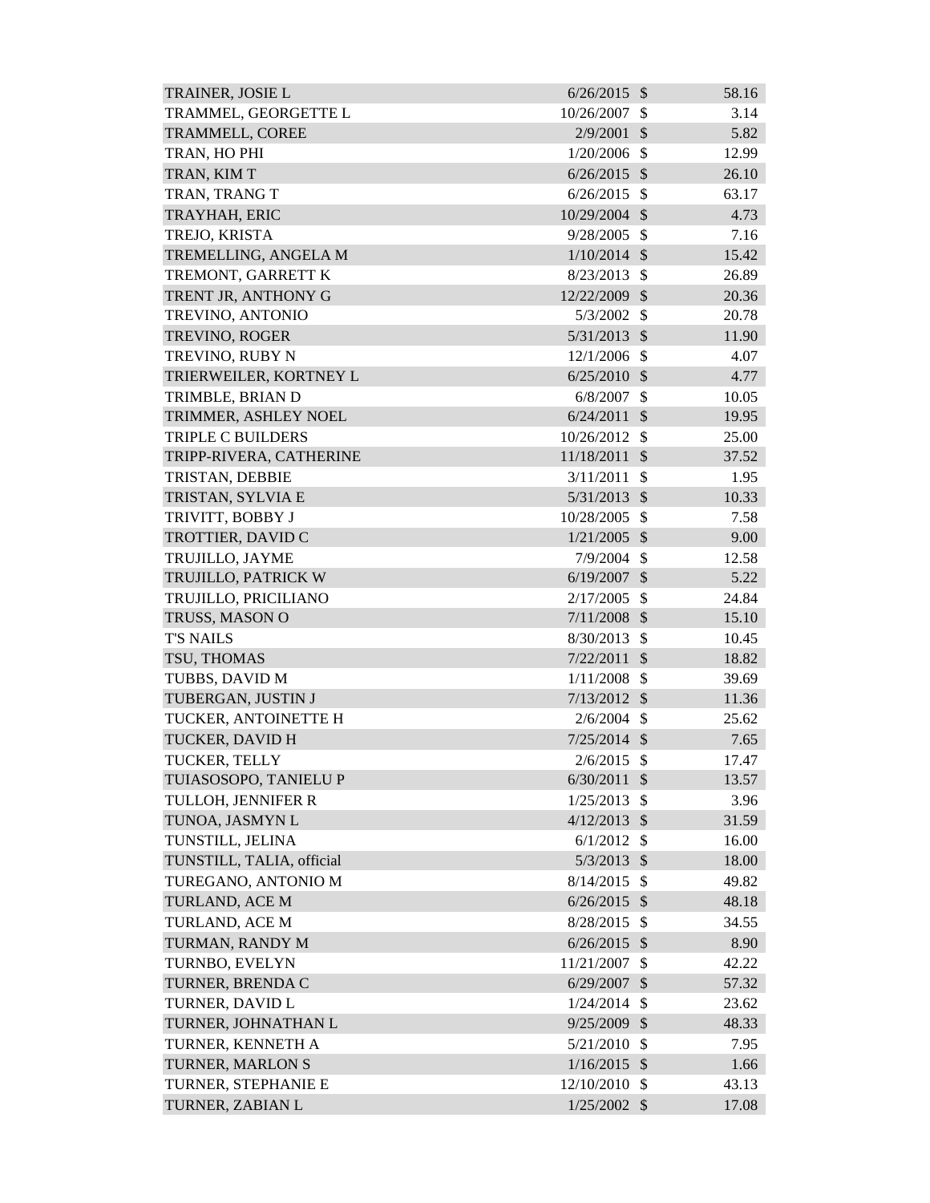| | | | |
|---|---|---|---|
| TRAINER, JOSIE L | 6/26/2015 | $ | 58.16 |
| TRAMMEL, GEORGETTE L | 10/26/2007 | $ | 3.14 |
| TRAMMELL, COREE | 2/9/2001 | $ | 5.82 |
| TRAN, HO PHI | 1/20/2006 | $ | 12.99 |
| TRAN, KIM T | 6/26/2015 | $ | 26.10 |
| TRAN, TRANG T | 6/26/2015 | $ | 63.17 |
| TRAYHAH, ERIC | 10/29/2004 | $ | 4.73 |
| TREJO, KRISTA | 9/28/2005 | $ | 7.16 |
| TREMELLING, ANGELA M | 1/10/2014 | $ | 15.42 |
| TREMONT, GARRETT K | 8/23/2013 | $ | 26.89 |
| TRENT JR, ANTHONY G | 12/22/2009 | $ | 20.36 |
| TREVINO, ANTONIO | 5/3/2002 | $ | 20.78 |
| TREVINO, ROGER | 5/31/2013 | $ | 11.90 |
| TREVINO, RUBY N | 12/1/2006 | $ | 4.07 |
| TRIERWEILER, KORTNEY L | 6/25/2010 | $ | 4.77 |
| TRIMBLE, BRIAN D | 6/8/2007 | $ | 10.05 |
| TRIMMER, ASHLEY NOEL | 6/24/2011 | $ | 19.95 |
| TRIPLE C BUILDERS | 10/26/2012 | $ | 25.00 |
| TRIPP-RIVERA, CATHERINE | 11/18/2011 | $ | 37.52 |
| TRISTAN, DEBBIE | 3/11/2011 | $ | 1.95 |
| TRISTAN, SYLVIA E | 5/31/2013 | $ | 10.33 |
| TRIVITT, BOBBY J | 10/28/2005 | $ | 7.58 |
| TROTTIER, DAVID C | 1/21/2005 | $ | 9.00 |
| TRUJILLO, JAYME | 7/9/2004 | $ | 12.58 |
| TRUJILLO, PATRICK W | 6/19/2007 | $ | 5.22 |
| TRUJILLO, PRICILIANO | 2/17/2005 | $ | 24.84 |
| TRUSS, MASON O | 7/11/2008 | $ | 15.10 |
| T'S NAILS | 8/30/2013 | $ | 10.45 |
| TSU, THOMAS | 7/22/2011 | $ | 18.82 |
| TUBBS, DAVID M | 1/11/2008 | $ | 39.69 |
| TUBERGAN, JUSTIN J | 7/13/2012 | $ | 11.36 |
| TUCKER, ANTOINETTE H | 2/6/2004 | $ | 25.62 |
| TUCKER, DAVID H | 7/25/2014 | $ | 7.65 |
| TUCKER, TELLY | 2/6/2015 | $ | 17.47 |
| TUIASOSOPO, TANIELU P | 6/30/2011 | $ | 13.57 |
| TULLOH, JENNIFER R | 1/25/2013 | $ | 3.96 |
| TUNOA, JASMYN L | 4/12/2013 | $ | 31.59 |
| TUNSTILL, JELINA | 6/1/2012 | $ | 16.00 |
| TUNSTILL, TALIA, official | 5/3/2013 | $ | 18.00 |
| TUREGANO, ANTONIO M | 8/14/2015 | $ | 49.82 |
| TURLAND, ACE M | 6/26/2015 | $ | 48.18 |
| TURLAND, ACE M | 8/28/2015 | $ | 34.55 |
| TURMAN, RANDY M | 6/26/2015 | $ | 8.90 |
| TURNBO, EVELYN | 11/21/2007 | $ | 42.22 |
| TURNER, BRENDA C | 6/29/2007 | $ | 57.32 |
| TURNER, DAVID L | 1/24/2014 | $ | 23.62 |
| TURNER, JOHNATHAN L | 9/25/2009 | $ | 48.33 |
| TURNER, KENNETH A | 5/21/2010 | $ | 7.95 |
| TURNER, MARLON S | 1/16/2015 | $ | 1.66 |
| TURNER, STEPHANIE E | 12/10/2010 | $ | 43.13 |
| TURNER, ZABIAN L | 1/25/2002 | $ | 17.08 |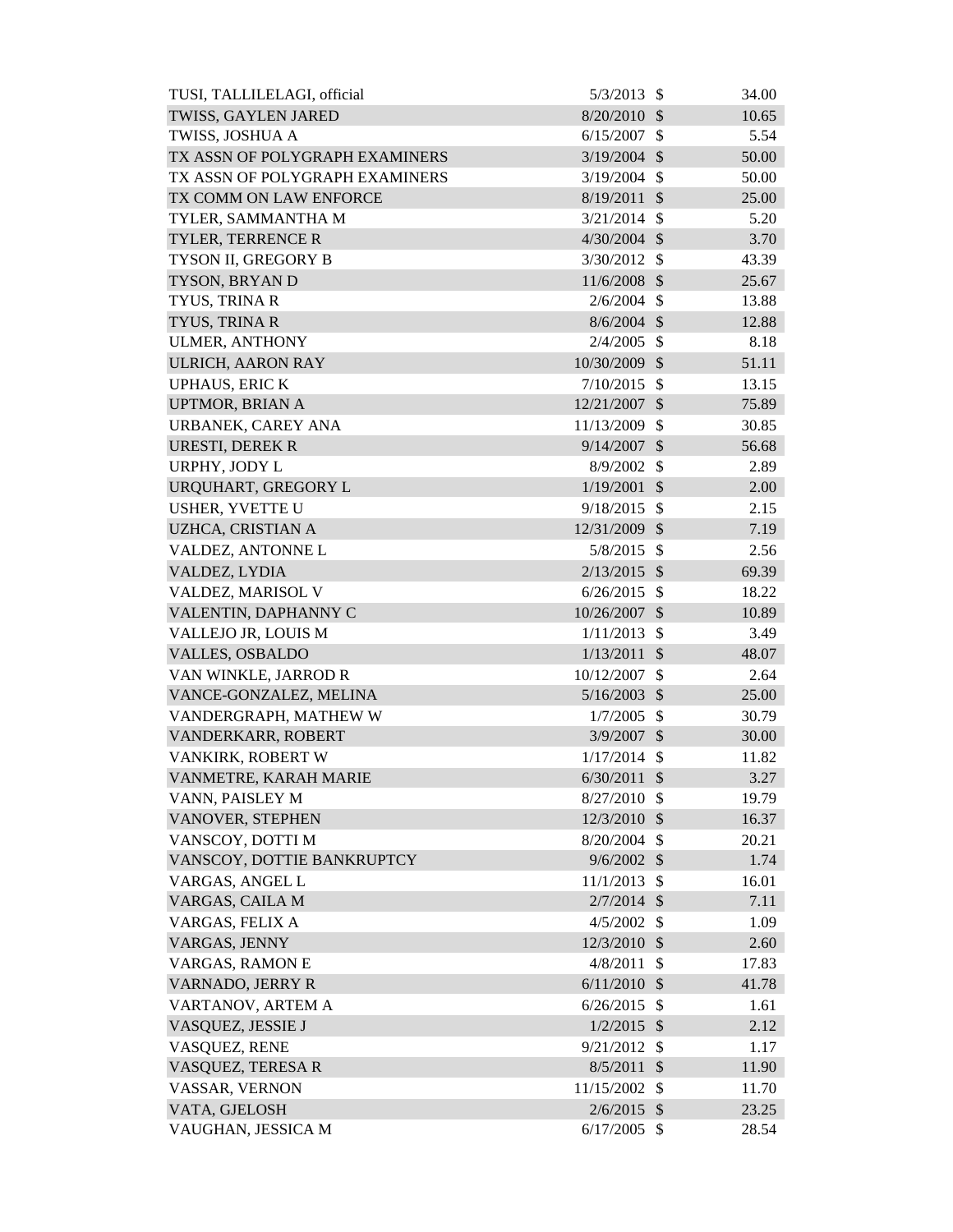| | | | |
|---|---|---|---|
| TUSI, TALLILELAGI, official | 5/3/2013 | $ | 34.00 |
| TWISS, GAYLEN JARED | 8/20/2010 | $ | 10.65 |
| TWISS, JOSHUA A | 6/15/2007 | $ | 5.54 |
| TX ASSN OF POLYGRAPH EXAMINERS | 3/19/2004 | $ | 50.00 |
| TX ASSN OF POLYGRAPH EXAMINERS | 3/19/2004 | $ | 50.00 |
| TX COMM ON LAW ENFORCE | 8/19/2011 | $ | 25.00 |
| TYLER, SAMMANTHA M | 3/21/2014 | $ | 5.20 |
| TYLER, TERRENCE R | 4/30/2004 | $ | 3.70 |
| TYSON II, GREGORY B | 3/30/2012 | $ | 43.39 |
| TYSON, BRYAN D | 11/6/2008 | $ | 25.67 |
| TYUS, TRINA R | 2/6/2004 | $ | 13.88 |
| TYUS, TRINA R | 8/6/2004 | $ | 12.88 |
| ULMER, ANTHONY | 2/4/2005 | $ | 8.18 |
| ULRICH, AARON RAY | 10/30/2009 | $ | 51.11 |
| UPHAUS, ERIC K | 7/10/2015 | $ | 13.15 |
| UPTMOR, BRIAN A | 12/21/2007 | $ | 75.89 |
| URBANEK, CAREY ANA | 11/13/2009 | $ | 30.85 |
| URESTI, DEREK R | 9/14/2007 | $ | 56.68 |
| URPHY, JODY L | 8/9/2002 | $ | 2.89 |
| URQUHART, GREGORY L | 1/19/2001 | $ | 2.00 |
| USHER, YVETTE U | 9/18/2015 | $ | 2.15 |
| UZHCA, CRISTIAN A | 12/31/2009 | $ | 7.19 |
| VALDEZ, ANTONNE L | 5/8/2015 | $ | 2.56 |
| VALDEZ, LYDIA | 2/13/2015 | $ | 69.39 |
| VALDEZ, MARISOL V | 6/26/2015 | $ | 18.22 |
| VALENTIN, DAPHANNY C | 10/26/2007 | $ | 10.89 |
| VALLEJO JR, LOUIS M | 1/11/2013 | $ | 3.49 |
| VALLES, OSBALDO | 1/13/2011 | $ | 48.07 |
| VAN WINKLE, JARROD R | 10/12/2007 | $ | 2.64 |
| VANCE-GONZALEZ, MELINA | 5/16/2003 | $ | 25.00 |
| VANDERGRAPH, MATHEW W | 1/7/2005 | $ | 30.79 |
| VANDERKARR, ROBERT | 3/9/2007 | $ | 30.00 |
| VANKIRK, ROBERT W | 1/17/2014 | $ | 11.82 |
| VANMETRE, KARAH MARIE | 6/30/2011 | $ | 3.27 |
| VANN, PAISLEY M | 8/27/2010 | $ | 19.79 |
| VANOVER, STEPHEN | 12/3/2010 | $ | 16.37 |
| VANSCOY, DOTTI M | 8/20/2004 | $ | 20.21 |
| VANSCOY, DOTTIE BANKRUPTCY | 9/6/2002 | $ | 1.74 |
| VARGAS, ANGEL L | 11/1/2013 | $ | 16.01 |
| VARGAS, CAILA M | 2/7/2014 | $ | 7.11 |
| VARGAS, FELIX A | 4/5/2002 | $ | 1.09 |
| VARGAS, JENNY | 12/3/2010 | $ | 2.60 |
| VARGAS, RAMON E | 4/8/2011 | $ | 17.83 |
| VARNADO, JERRY R | 6/11/2010 | $ | 41.78 |
| VARTANOV, ARTEM A | 6/26/2015 | $ | 1.61 |
| VASQUEZ, JESSIE J | 1/2/2015 | $ | 2.12 |
| VASQUEZ, RENE | 9/21/2012 | $ | 1.17 |
| VASQUEZ, TERESA R | 8/5/2011 | $ | 11.90 |
| VASSAR, VERNON | 11/15/2002 | $ | 11.70 |
| VATA, GJELOSH | 2/6/2015 | $ | 23.25 |
| VAUGHAN, JESSICA M | 6/17/2005 | $ | 28.54 |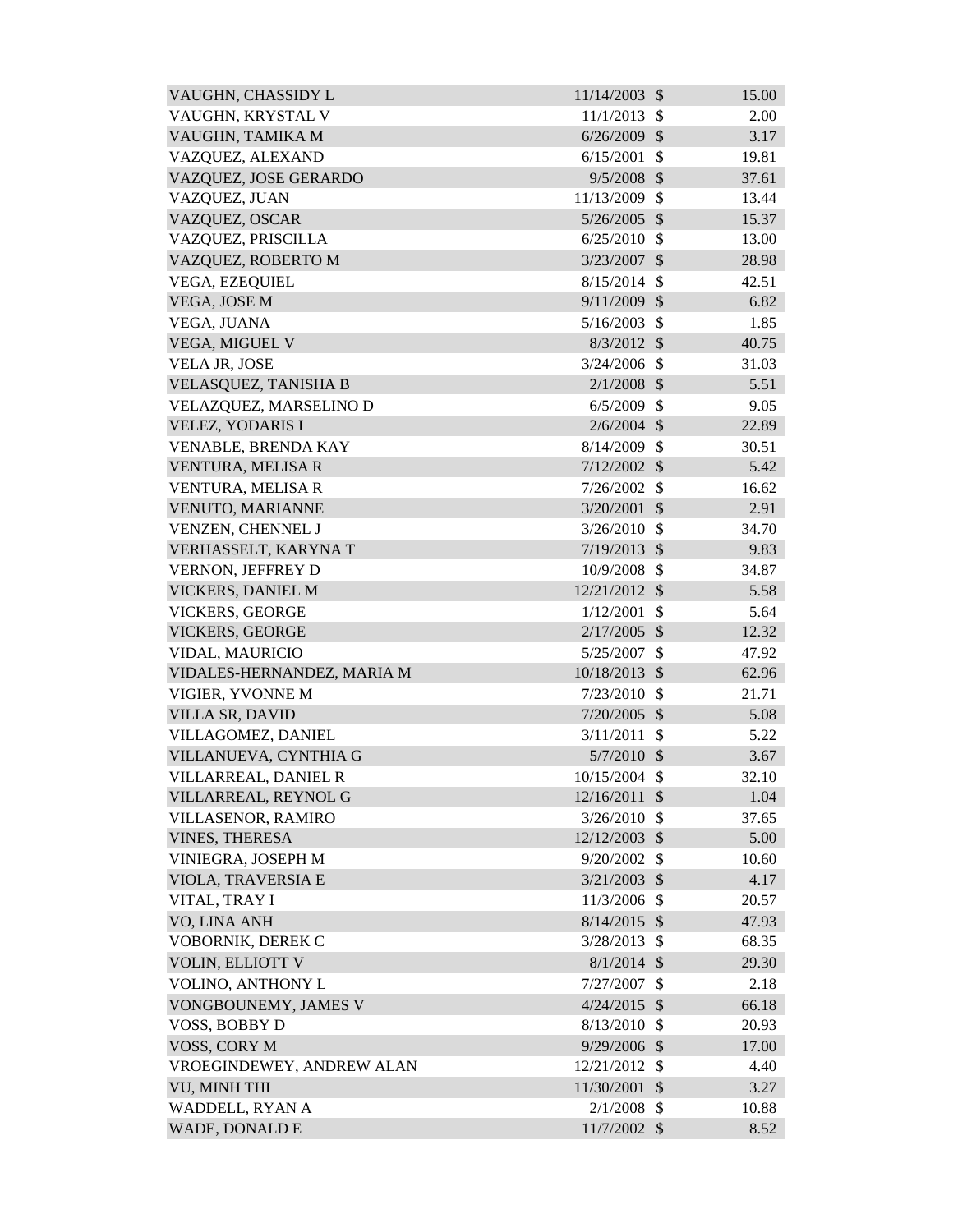| | | | |
|---|---|---|---|
| VAUGHN, CHASSIDY L | 11/14/2003 | $ | 15.00 |
| VAUGHN, KRYSTAL V | 11/1/2013 | $ | 2.00 |
| VAUGHN, TAMIKA M | 6/26/2009 | $ | 3.17 |
| VAZQUEZ, ALEXAND | 6/15/2001 | $ | 19.81 |
| VAZQUEZ, JOSE GERARDO | 9/5/2008 | $ | 37.61 |
| VAZQUEZ, JUAN | 11/13/2009 | $ | 13.44 |
| VAZQUEZ, OSCAR | 5/26/2005 | $ | 15.37 |
| VAZQUEZ, PRISCILLA | 6/25/2010 | $ | 13.00 |
| VAZQUEZ, ROBERTO M | 3/23/2007 | $ | 28.98 |
| VEGA, EZEQUIEL | 8/15/2014 | $ | 42.51 |
| VEGA, JOSE M | 9/11/2009 | $ | 6.82 |
| VEGA, JUANA | 5/16/2003 | $ | 1.85 |
| VEGA, MIGUEL V | 8/3/2012 | $ | 40.75 |
| VELA JR, JOSE | 3/24/2006 | $ | 31.03 |
| VELASQUEZ, TANISHA B | 2/1/2008 | $ | 5.51 |
| VELAZQUEZ, MARSELINO D | 6/5/2009 | $ | 9.05 |
| VELEZ, YODARIS I | 2/6/2004 | $ | 22.89 |
| VENABLE, BRENDA KAY | 8/14/2009 | $ | 30.51 |
| VENTURA, MELISA R | 7/12/2002 | $ | 5.42 |
| VENTURA, MELISA R | 7/26/2002 | $ | 16.62 |
| VENUTO, MARIANNE | 3/20/2001 | $ | 2.91 |
| VENZEN, CHENNEL J | 3/26/2010 | $ | 34.70 |
| VERHASSELT, KARYNA T | 7/19/2013 | $ | 9.83 |
| VERNON, JEFFREY D | 10/9/2008 | $ | 34.87 |
| VICKERS, DANIEL M | 12/21/2012 | $ | 5.58 |
| VICKERS, GEORGE | 1/12/2001 | $ | 5.64 |
| VICKERS, GEORGE | 2/17/2005 | $ | 12.32 |
| VIDAL, MAURICIO | 5/25/2007 | $ | 47.92 |
| VIDALES-HERNANDEZ, MARIA M | 10/18/2013 | $ | 62.96 |
| VIGIER, YVONNE M | 7/23/2010 | $ | 21.71 |
| VILLA SR, DAVID | 7/20/2005 | $ | 5.08 |
| VILLAGOMEZ, DANIEL | 3/11/2011 | $ | 5.22 |
| VILLANUEVA, CYNTHIA G | 5/7/2010 | $ | 3.67 |
| VILLARREAL, DANIEL R | 10/15/2004 | $ | 32.10 |
| VILLARREAL, REYNOL G | 12/16/2011 | $ | 1.04 |
| VILLASENOR, RAMIRO | 3/26/2010 | $ | 37.65 |
| VINES, THERESA | 12/12/2003 | $ | 5.00 |
| VINIEGRA, JOSEPH M | 9/20/2002 | $ | 10.60 |
| VIOLA, TRAVERSIA E | 3/21/2003 | $ | 4.17 |
| VITAL, TRAY I | 11/3/2006 | $ | 20.57 |
| VO, LINA ANH | 8/14/2015 | $ | 47.93 |
| VOBORNIK, DEREK C | 3/28/2013 | $ | 68.35 |
| VOLIN, ELLIOTT V | 8/1/2014 | $ | 29.30 |
| VOLINO, ANTHONY L | 7/27/2007 | $ | 2.18 |
| VONGBOUNEMY, JAMES V | 4/24/2015 | $ | 66.18 |
| VOSS, BOBBY D | 8/13/2010 | $ | 20.93 |
| VOSS, CORY M | 9/29/2006 | $ | 17.00 |
| VROEGINDEWEY, ANDREW ALAN | 12/21/2012 | $ | 4.40 |
| VU, MINH THI | 11/30/2001 | $ | 3.27 |
| WADDELL, RYAN A | 2/1/2008 | $ | 10.88 |
| WADE, DONALD E | 11/7/2002 | $ | 8.52 |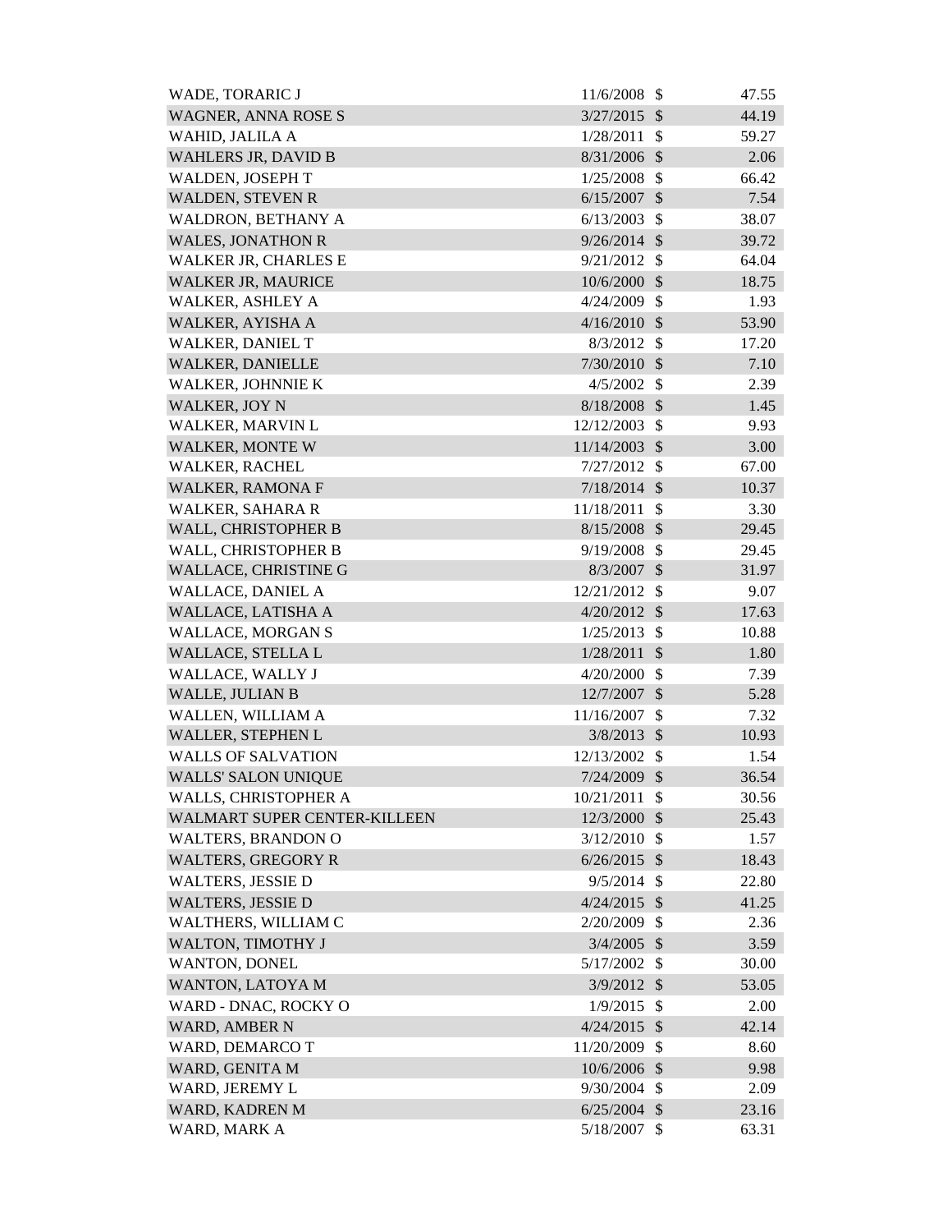| | | | |
|---|---|---|---|
| WADE, TORARIC J | 11/6/2008 | $ | 47.55 |
| WAGNER, ANNA ROSE S | 3/27/2015 | $ | 44.19 |
| WAHID, JALILA A | 1/28/2011 | $ | 59.27 |
| WAHLERS JR, DAVID B | 8/31/2006 | $ | 2.06 |
| WALDEN, JOSEPH T | 1/25/2008 | $ | 66.42 |
| WALDEN, STEVEN R | 6/15/2007 | $ | 7.54 |
| WALDRON, BETHANY A | 6/13/2003 | $ | 38.07 |
| WALES, JONATHON R | 9/26/2014 | $ | 39.72 |
| WALKER JR, CHARLES E | 9/21/2012 | $ | 64.04 |
| WALKER JR, MAURICE | 10/6/2000 | $ | 18.75 |
| WALKER, ASHLEY A | 4/24/2009 | $ | 1.93 |
| WALKER, AYISHA A | 4/16/2010 | $ | 53.90 |
| WALKER, DANIEL T | 8/3/2012 | $ | 17.20 |
| WALKER, DANIELLE | 7/30/2010 | $ | 7.10 |
| WALKER, JOHNNIE K | 4/5/2002 | $ | 2.39 |
| WALKER, JOY N | 8/18/2008 | $ | 1.45 |
| WALKER, MARVIN L | 12/12/2003 | $ | 9.93 |
| WALKER, MONTE W | 11/14/2003 | $ | 3.00 |
| WALKER, RACHEL | 7/27/2012 | $ | 67.00 |
| WALKER, RAMONA F | 7/18/2014 | $ | 10.37 |
| WALKER, SAHARA R | 11/18/2011 | $ | 3.30 |
| WALL, CHRISTOPHER B | 8/15/2008 | $ | 29.45 |
| WALL, CHRISTOPHER B | 9/19/2008 | $ | 29.45 |
| WALLACE, CHRISTINE G | 8/3/2007 | $ | 31.97 |
| WALLACE, DANIEL A | 12/21/2012 | $ | 9.07 |
| WALLACE, LATISHA A | 4/20/2012 | $ | 17.63 |
| WALLACE, MORGAN S | 1/25/2013 | $ | 10.88 |
| WALLACE, STELLA L | 1/28/2011 | $ | 1.80 |
| WALLACE, WALLY J | 4/20/2000 | $ | 7.39 |
| WALLE, JULIAN B | 12/7/2007 | $ | 5.28 |
| WALLEN, WILLIAM A | 11/16/2007 | $ | 7.32 |
| WALLER, STEPHEN L | 3/8/2013 | $ | 10.93 |
| WALLS OF SALVATION | 12/13/2002 | $ | 1.54 |
| WALLS' SALON UNIQUE | 7/24/2009 | $ | 36.54 |
| WALLS, CHRISTOPHER A | 10/21/2011 | $ | 30.56 |
| WALMART SUPER CENTER-KILLEEN | 12/3/2000 | $ | 25.43 |
| WALTERS, BRANDON O | 3/12/2010 | $ | 1.57 |
| WALTERS, GREGORY R | 6/26/2015 | $ | 18.43 |
| WALTERS, JESSIE D | 9/5/2014 | $ | 22.80 |
| WALTERS, JESSIE D | 4/24/2015 | $ | 41.25 |
| WALTHERS, WILLIAM C | 2/20/2009 | $ | 2.36 |
| WALTON, TIMOTHY J | 3/4/2005 | $ | 3.59 |
| WANTON, DONEL | 5/17/2002 | $ | 30.00 |
| WANTON, LATOYA M | 3/9/2012 | $ | 53.05 |
| WARD - DNAC, ROCKY O | 1/9/2015 | $ | 2.00 |
| WARD, AMBER N | 4/24/2015 | $ | 42.14 |
| WARD, DEMARCO T | 11/20/2009 | $ | 8.60 |
| WARD, GENITA M | 10/6/2006 | $ | 9.98 |
| WARD, JEREMY L | 9/30/2004 | $ | 2.09 |
| WARD, KADREN M | 6/25/2004 | $ | 23.16 |
| WARD, MARK A | 5/18/2007 | $ | 63.31 |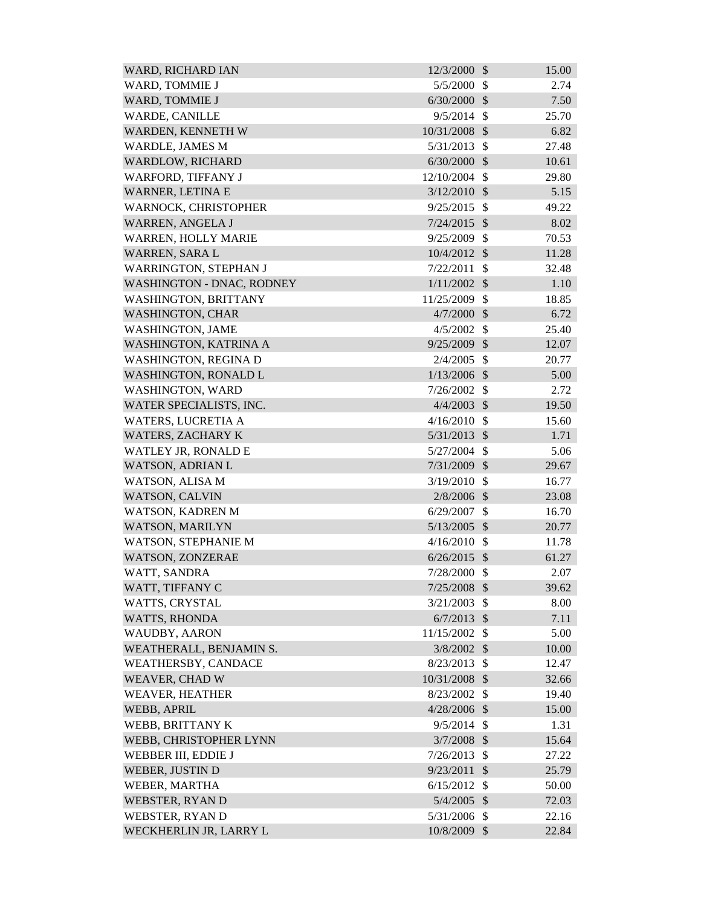| | | | |
|---|---|---|---|
| WARD, RICHARD IAN | 12/3/2000 | $ | 15.00 |
| WARD, TOMMIE J | 5/5/2000 | $ | 2.74 |
| WARD, TOMMIE J | 6/30/2000 | $ | 7.50 |
| WARDE, CANILLE | 9/5/2014 | $ | 25.70 |
| WARDEN, KENNETH W | 10/31/2008 | $ | 6.82 |
| WARDLE, JAMES M | 5/31/2013 | $ | 27.48 |
| WARDLOW, RICHARD | 6/30/2000 | $ | 10.61 |
| WARFORD, TIFFANY J | 12/10/2004 | $ | 29.80 |
| WARNER, LETINA E | 3/12/2010 | $ | 5.15 |
| WARNOCK, CHRISTOPHER | 9/25/2015 | $ | 49.22 |
| WARREN, ANGELA J | 7/24/2015 | $ | 8.02 |
| WARREN, HOLLY MARIE | 9/25/2009 | $ | 70.53 |
| WARREN, SARA L | 10/4/2012 | $ | 11.28 |
| WARRINGTON, STEPHAN J | 7/22/2011 | $ | 32.48 |
| WASHINGTON - DNAC, RODNEY | 1/11/2002 | $ | 1.10 |
| WASHINGTON, BRITTANY | 11/25/2009 | $ | 18.85 |
| WASHINGTON, CHAR | 4/7/2000 | $ | 6.72 |
| WASHINGTON, JAME | 4/5/2002 | $ | 25.40 |
| WASHINGTON, KATRINA A | 9/25/2009 | $ | 12.07 |
| WASHINGTON, REGINA D | 2/4/2005 | $ | 20.77 |
| WASHINGTON, RONALD L | 1/13/2006 | $ | 5.00 |
| WASHINGTON, WARD | 7/26/2002 | $ | 2.72 |
| WATER SPECIALISTS, INC. | 4/4/2003 | $ | 19.50 |
| WATERS, LUCRETIA A | 4/16/2010 | $ | 15.60 |
| WATERS, ZACHARY K | 5/31/2013 | $ | 1.71 |
| WATLEY JR, RONALD E | 5/27/2004 | $ | 5.06 |
| WATSON, ADRIAN L | 7/31/2009 | $ | 29.67 |
| WATSON, ALISA M | 3/19/2010 | $ | 16.77 |
| WATSON, CALVIN | 2/8/2006 | $ | 23.08 |
| WATSON, KADREN M | 6/29/2007 | $ | 16.70 |
| WATSON, MARILYN | 5/13/2005 | $ | 20.77 |
| WATSON, STEPHANIE M | 4/16/2010 | $ | 11.78 |
| WATSON, ZONZERAE | 6/26/2015 | $ | 61.27 |
| WATT, SANDRA | 7/28/2000 | $ | 2.07 |
| WATT, TIFFANY C | 7/25/2008 | $ | 39.62 |
| WATTS, CRYSTAL | 3/21/2003 | $ | 8.00 |
| WATTS, RHONDA | 6/7/2013 | $ | 7.11 |
| WAUDBY, AARON | 11/15/2002 | $ | 5.00 |
| WEATHERALL, BENJAMIN S. | 3/8/2002 | $ | 10.00 |
| WEATHERSBY, CANDACE | 8/23/2013 | $ | 12.47 |
| WEAVER, CHAD W | 10/31/2008 | $ | 32.66 |
| WEAVER, HEATHER | 8/23/2002 | $ | 19.40 |
| WEBB, APRIL | 4/28/2006 | $ | 15.00 |
| WEBB, BRITTANY K | 9/5/2014 | $ | 1.31 |
| WEBB, CHRISTOPHER LYNN | 3/7/2008 | $ | 15.64 |
| WEBBER III, EDDIE J | 7/26/2013 | $ | 27.22 |
| WEBER, JUSTIN D | 9/23/2011 | $ | 25.79 |
| WEBER, MARTHA | 6/15/2012 | $ | 50.00 |
| WEBSTER, RYAN D | 5/4/2005 | $ | 72.03 |
| WEBSTER, RYAN D | 5/31/2006 | $ | 22.16 |
| WECKHERLIN JR, LARRY L | 10/8/2009 | $ | 22.84 |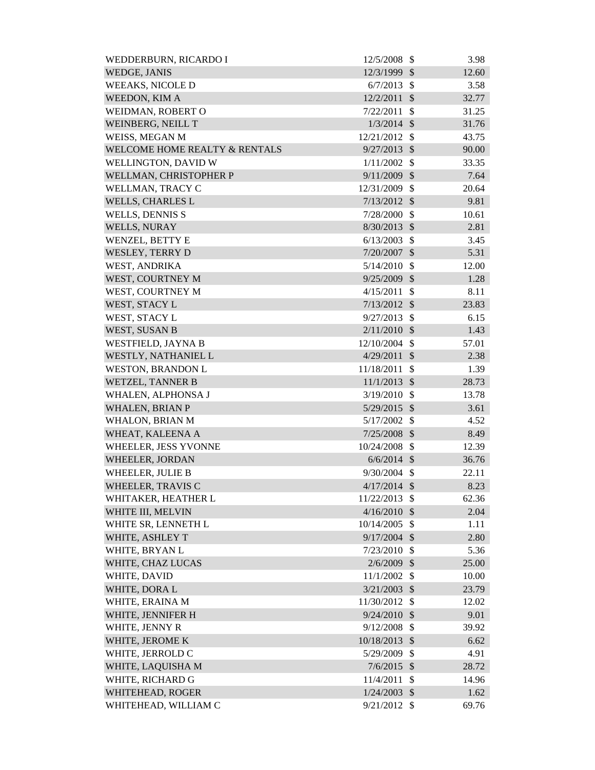| | | | |
|---|---|---|---|
| WEDDERBURN, RICARDO I | 12/5/2008 | $ | 3.98 |
| WEDGE, JANIS | 12/3/1999 | $ | 12.60 |
| WEEAKS, NICOLE D | 6/7/2013 | $ | 3.58 |
| WEEDON, KIM A | 12/2/2011 | $ | 32.77 |
| WEIDMAN, ROBERT O | 7/22/2011 | $ | 31.25 |
| WEINBERG, NEILL T | 1/3/2014 | $ | 31.76 |
| WEISS, MEGAN M | 12/21/2012 | $ | 43.75 |
| WELCOME HOME REALTY & RENTALS | 9/27/2013 | $ | 90.00 |
| WELLINGTON, DAVID W | 1/11/2002 | $ | 33.35 |
| WELLMAN, CHRISTOPHER P | 9/11/2009 | $ | 7.64 |
| WELLMAN, TRACY C | 12/31/2009 | $ | 20.64 |
| WELLS, CHARLES L | 7/13/2012 | $ | 9.81 |
| WELLS, DENNIS S | 7/28/2000 | $ | 10.61 |
| WELLS, NURAY | 8/30/2013 | $ | 2.81 |
| WENZEL, BETTY E | 6/13/2003 | $ | 3.45 |
| WESLEY, TERRY D | 7/20/2007 | $ | 5.31 |
| WEST, ANDRIKA | 5/14/2010 | $ | 12.00 |
| WEST, COURTNEY M | 9/25/2009 | $ | 1.28 |
| WEST, COURTNEY M | 4/15/2011 | $ | 8.11 |
| WEST, STACY L | 7/13/2012 | $ | 23.83 |
| WEST, STACY L | 9/27/2013 | $ | 6.15 |
| WEST, SUSAN B | 2/11/2010 | $ | 1.43 |
| WESTFIELD, JAYNA B | 12/10/2004 | $ | 57.01 |
| WESTLY, NATHANIEL L | 4/29/2011 | $ | 2.38 |
| WESTON, BRANDON L | 11/18/2011 | $ | 1.39 |
| WETZEL, TANNER B | 11/1/2013 | $ | 28.73 |
| WHALEN, ALPHONSA J | 3/19/2010 | $ | 13.78 |
| WHALEN, BRIAN P | 5/29/2015 | $ | 3.61 |
| WHALON, BRIAN M | 5/17/2002 | $ | 4.52 |
| WHEAT, KALEENA A | 7/25/2008 | $ | 8.49 |
| WHEELER, JESS YVONNE | 10/24/2008 | $ | 12.39 |
| WHEELER, JORDAN | 6/6/2014 | $ | 36.76 |
| WHEELER, JULIE B | 9/30/2004 | $ | 22.11 |
| WHEELER, TRAVIS C | 4/17/2014 | $ | 8.23 |
| WHITAKER, HEATHER L | 11/22/2013 | $ | 62.36 |
| WHITE III, MELVIN | 4/16/2010 | $ | 2.04 |
| WHITE SR, LENNETH L | 10/14/2005 | $ | 1.11 |
| WHITE, ASHLEY T | 9/17/2004 | $ | 2.80 |
| WHITE, BRYAN L | 7/23/2010 | $ | 5.36 |
| WHITE, CHAZ LUCAS | 2/6/2009 | $ | 25.00 |
| WHITE, DAVID | 11/1/2002 | $ | 10.00 |
| WHITE, DORA L | 3/21/2003 | $ | 23.79 |
| WHITE, ERAINA M | 11/30/2012 | $ | 12.02 |
| WHITE, JENNIFER H | 9/24/2010 | $ | 9.01 |
| WHITE, JENNY R | 9/12/2008 | $ | 39.92 |
| WHITE, JEROME K | 10/18/2013 | $ | 6.62 |
| WHITE, JERROLD C | 5/29/2009 | $ | 4.91 |
| WHITE, LAQUISHA M | 7/6/2015 | $ | 28.72 |
| WHITE, RICHARD G | 11/4/2011 | $ | 14.96 |
| WHITEHEAD, ROGER | 1/24/2003 | $ | 1.62 |
| WHITEHEAD, WILLIAM C | 9/21/2012 | $ | 69.76 |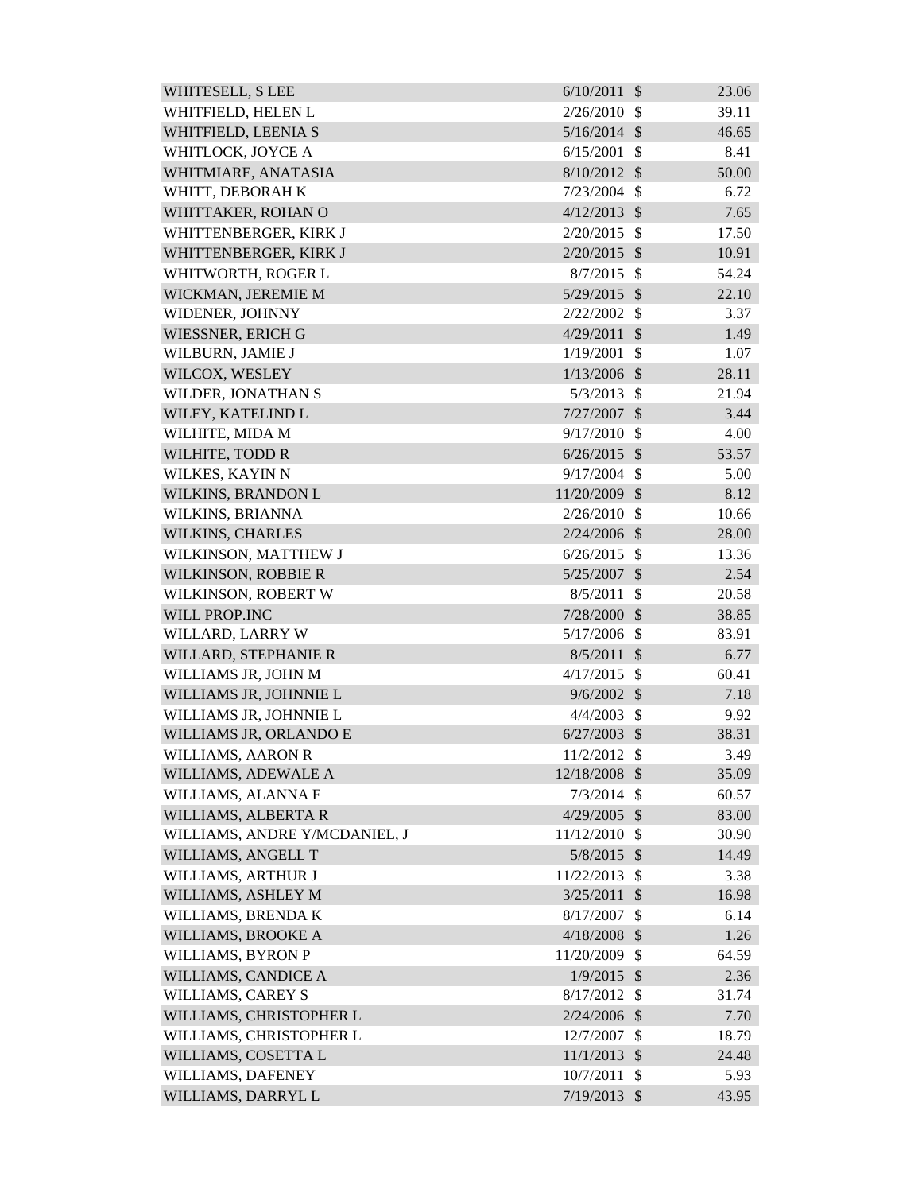| | | | |
|---|---|---|---|
| WHITESELL, S LEE | 6/10/2011 | $ | 23.06 |
| WHITFIELD, HELEN L | 2/26/2010 | $ | 39.11 |
| WHITFIELD, LEENIA S | 5/16/2014 | $ | 46.65 |
| WHITLOCK, JOYCE A | 6/15/2001 | $ | 8.41 |
| WHITMIARE, ANATASIA | 8/10/2012 | $ | 50.00 |
| WHITT, DEBORAH K | 7/23/2004 | $ | 6.72 |
| WHITTAKER, ROHAN O | 4/12/2013 | $ | 7.65 |
| WHITTENBERGER, KIRK J | 2/20/2015 | $ | 17.50 |
| WHITTENBERGER, KIRK J | 2/20/2015 | $ | 10.91 |
| WHITWORTH, ROGER L | 8/7/2015 | $ | 54.24 |
| WICKMAN, JEREMIE M | 5/29/2015 | $ | 22.10 |
| WIDENER, JOHNNY | 2/22/2002 | $ | 3.37 |
| WIESSNER, ERICH G | 4/29/2011 | $ | 1.49 |
| WILBURN, JAMIE J | 1/19/2001 | $ | 1.07 |
| WILCOX, WESLEY | 1/13/2006 | $ | 28.11 |
| WILDER, JONATHAN S | 5/3/2013 | $ | 21.94 |
| WILEY, KATELIND L | 7/27/2007 | $ | 3.44 |
| WILHITE, MIDA M | 9/17/2010 | $ | 4.00 |
| WILHITE, TODD R | 6/26/2015 | $ | 53.57 |
| WILKES, KAYIN N | 9/17/2004 | $ | 5.00 |
| WILKINS, BRANDON L | 11/20/2009 | $ | 8.12 |
| WILKINS, BRIANNA | 2/26/2010 | $ | 10.66 |
| WILKINS, CHARLES | 2/24/2006 | $ | 28.00 |
| WILKINSON, MATTHEW J | 6/26/2015 | $ | 13.36 |
| WILKINSON, ROBBIE R | 5/25/2007 | $ | 2.54 |
| WILKINSON, ROBERT W | 8/5/2011 | $ | 20.58 |
| WILL PROP.INC | 7/28/2000 | $ | 38.85 |
| WILLARD, LARRY W | 5/17/2006 | $ | 83.91 |
| WILLARD, STEPHANIE R | 8/5/2011 | $ | 6.77 |
| WILLIAMS JR, JOHN M | 4/17/2015 | $ | 60.41 |
| WILLIAMS JR, JOHNNIE L | 9/6/2002 | $ | 7.18 |
| WILLIAMS JR, JOHNNIE L | 4/4/2003 | $ | 9.92 |
| WILLIAMS JR, ORLANDO E | 6/27/2003 | $ | 38.31 |
| WILLIAMS, AARON R | 11/2/2012 | $ | 3.49 |
| WILLIAMS, ADEWALE A | 12/18/2008 | $ | 35.09 |
| WILLIAMS, ALANNA F | 7/3/2014 | $ | 60.57 |
| WILLIAMS, ALBERTA R | 4/29/2005 | $ | 83.00 |
| WILLIAMS, ANDRE Y/MCDANIEL, J | 11/12/2010 | $ | 30.90 |
| WILLIAMS, ANGELL T | 5/8/2015 | $ | 14.49 |
| WILLIAMS, ARTHUR J | 11/22/2013 | $ | 3.38 |
| WILLIAMS, ASHLEY M | 3/25/2011 | $ | 16.98 |
| WILLIAMS, BRENDA K | 8/17/2007 | $ | 6.14 |
| WILLIAMS, BROOKE A | 4/18/2008 | $ | 1.26 |
| WILLIAMS, BYRON P | 11/20/2009 | $ | 64.59 |
| WILLIAMS, CANDICE A | 1/9/2015 | $ | 2.36 |
| WILLIAMS, CAREY S | 8/17/2012 | $ | 31.74 |
| WILLIAMS, CHRISTOPHER L | 2/24/2006 | $ | 7.70 |
| WILLIAMS, CHRISTOPHER L | 12/7/2007 | $ | 18.79 |
| WILLIAMS, COSETTA L | 11/1/2013 | $ | 24.48 |
| WILLIAMS, DAFENEY | 10/7/2011 | $ | 5.93 |
| WILLIAMS, DARRYL L | 7/19/2013 | $ | 43.95 |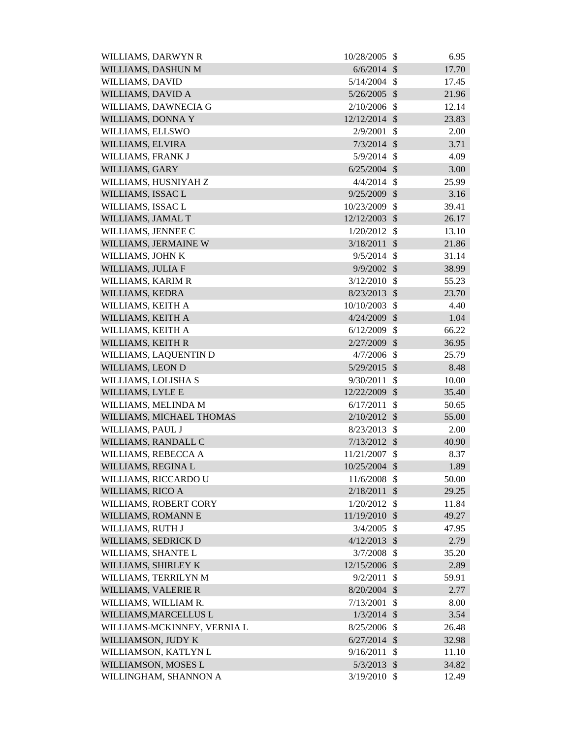| | | | |
|---|---|---|---|
| WILLIAMS, DARWYN R | 10/28/2005 | $ | 6.95 |
| WILLIAMS, DASHUN M | 6/6/2014 | $ | 17.70 |
| WILLIAMS, DAVID | 5/14/2004 | $ | 17.45 |
| WILLIAMS, DAVID A | 5/26/2005 | $ | 21.96 |
| WILLIAMS, DAWNECIA G | 2/10/2006 | $ | 12.14 |
| WILLIAMS, DONNA Y | 12/12/2014 | $ | 23.83 |
| WILLIAMS, ELLSWO | 2/9/2001 | $ | 2.00 |
| WILLIAMS, ELVIRA | 7/3/2014 | $ | 3.71 |
| WILLIAMS, FRANK J | 5/9/2014 | $ | 4.09 |
| WILLIAMS, GARY | 6/25/2004 | $ | 3.00 |
| WILLIAMS, HUSNIYAH Z | 4/4/2014 | $ | 25.99 |
| WILLIAMS, ISSAC L | 9/25/2009 | $ | 3.16 |
| WILLIAMS, ISSAC L | 10/23/2009 | $ | 39.41 |
| WILLIAMS, JAMAL T | 12/12/2003 | $ | 26.17 |
| WILLIAMS, JENNEE C | 1/20/2012 | $ | 13.10 |
| WILLIAMS, JERMAINE W | 3/18/2011 | $ | 21.86 |
| WILLIAMS, JOHN K | 9/5/2014 | $ | 31.14 |
| WILLIAMS, JULIA F | 9/9/2002 | $ | 38.99 |
| WILLIAMS, KARIM R | 3/12/2010 | $ | 55.23 |
| WILLIAMS, KEDRA | 8/23/2013 | $ | 23.70 |
| WILLIAMS, KEITH A | 10/10/2003 | $ | 4.40 |
| WILLIAMS, KEITH A | 4/24/2009 | $ | 1.04 |
| WILLIAMS, KEITH A | 6/12/2009 | $ | 66.22 |
| WILLIAMS, KEITH R | 2/27/2009 | $ | 36.95 |
| WILLIAMS, LAQUENTIN D | 4/7/2006 | $ | 25.79 |
| WILLIAMS, LEON D | 5/29/2015 | $ | 8.48 |
| WILLIAMS, LOLISHA S | 9/30/2011 | $ | 10.00 |
| WILLIAMS, LYLE E | 12/22/2009 | $ | 35.40 |
| WILLIAMS, MELINDA M | 6/17/2011 | $ | 50.65 |
| WILLIAMS, MICHAEL THOMAS | 2/10/2012 | $ | 55.00 |
| WILLIAMS, PAUL J | 8/23/2013 | $ | 2.00 |
| WILLIAMS, RANDALL C | 7/13/2012 | $ | 40.90 |
| WILLIAMS, REBECCA A | 11/21/2007 | $ | 8.37 |
| WILLIAMS, REGINA L | 10/25/2004 | $ | 1.89 |
| WILLIAMS, RICCARDO U | 11/6/2008 | $ | 50.00 |
| WILLIAMS, RICO A | 2/18/2011 | $ | 29.25 |
| WILLIAMS, ROBERT CORY | 1/20/2012 | $ | 11.84 |
| WILLIAMS, ROMANN E | 11/19/2010 | $ | 49.27 |
| WILLIAMS, RUTH J | 3/4/2005 | $ | 47.95 |
| WILLIAMS, SEDRICK D | 4/12/2013 | $ | 2.79 |
| WILLIAMS, SHANTE L | 3/7/2008 | $ | 35.20 |
| WILLIAMS, SHIRLEY K | 12/15/2006 | $ | 2.89 |
| WILLIAMS, TERRILYN M | 9/2/2011 | $ | 59.91 |
| WILLIAMS, VALERIE R | 8/20/2004 | $ | 2.77 |
| WILLIAMS, WILLIAM R. | 7/13/2001 | $ | 8.00 |
| WILLIAMS,MARCELLUS L | 1/3/2014 | $ | 3.54 |
| WILLIAMS-MCKINNEY, VERNIA L | 8/25/2006 | $ | 26.48 |
| WILLIAMSON, JUDY K | 6/27/2014 | $ | 32.98 |
| WILLIAMSON, KATLYN L | 9/16/2011 | $ | 11.10 |
| WILLIAMSON, MOSES L | 5/3/2013 | $ | 34.82 |
| WILLINGHAM, SHANNON A | 3/19/2010 | $ | 12.49 |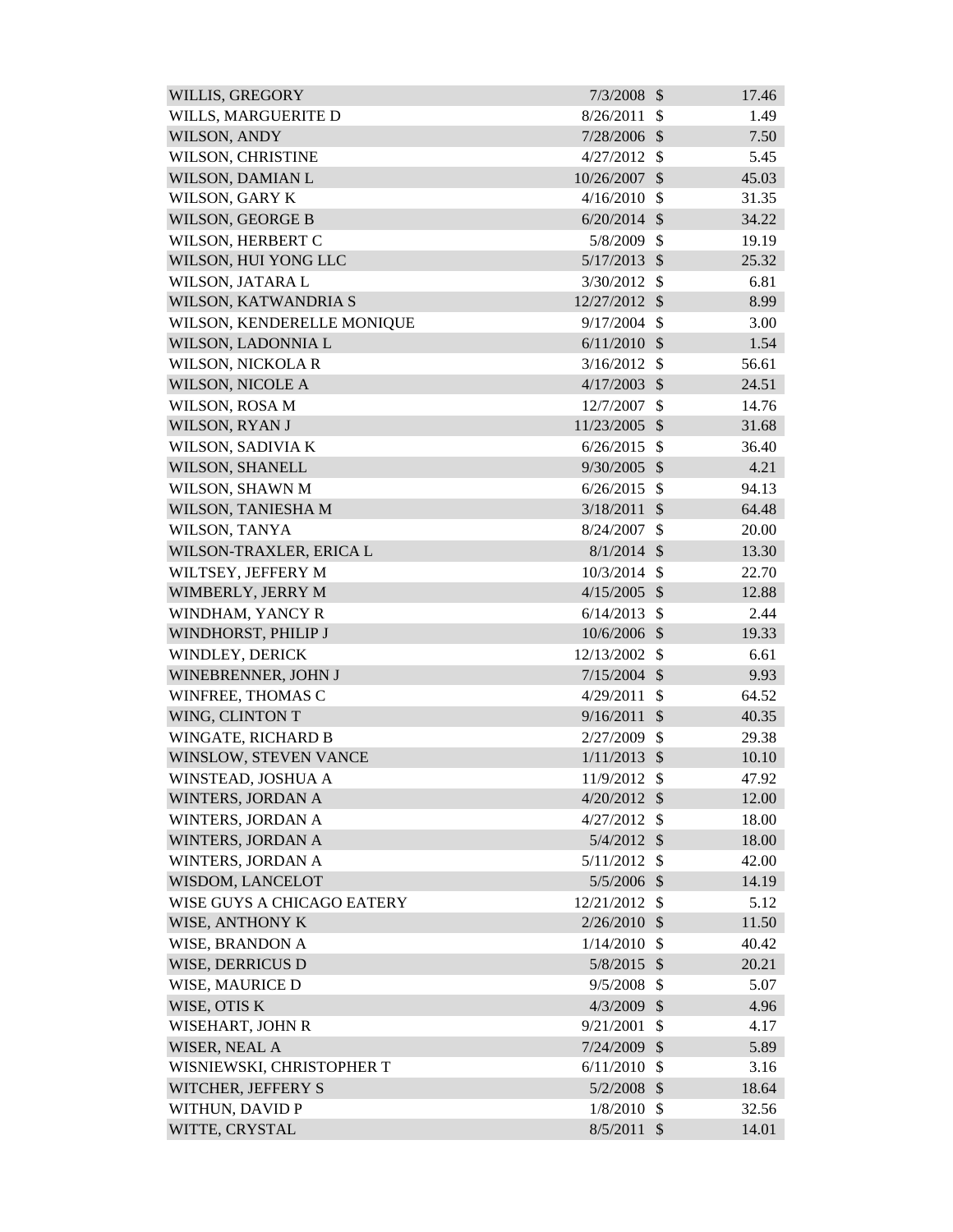| | | | |
|---|---|---|---|
| WILLIS, GREGORY | 7/3/2008 | $ | 17.46 |
| WILLS, MARGUERITE D | 8/26/2011 | $ | 1.49 |
| WILSON, ANDY | 7/28/2006 | $ | 7.50 |
| WILSON, CHRISTINE | 4/27/2012 | $ | 5.45 |
| WILSON, DAMIAN L | 10/26/2007 | $ | 45.03 |
| WILSON, GARY K | 4/16/2010 | $ | 31.35 |
| WILSON, GEORGE B | 6/20/2014 | $ | 34.22 |
| WILSON, HERBERT C | 5/8/2009 | $ | 19.19 |
| WILSON, HUI YONG LLC | 5/17/2013 | $ | 25.32 |
| WILSON, JATARA L | 3/30/2012 | $ | 6.81 |
| WILSON, KATWANDRIA S | 12/27/2012 | $ | 8.99 |
| WILSON, KENDERELLE MONIQUE | 9/17/2004 | $ | 3.00 |
| WILSON, LADONNIA L | 6/11/2010 | $ | 1.54 |
| WILSON, NICKOLA R | 3/16/2012 | $ | 56.61 |
| WILSON, NICOLE A | 4/17/2003 | $ | 24.51 |
| WILSON, ROSA M | 12/7/2007 | $ | 14.76 |
| WILSON, RYAN J | 11/23/2005 | $ | 31.68 |
| WILSON, SADIVIA K | 6/26/2015 | $ | 36.40 |
| WILSON, SHANELL | 9/30/2005 | $ | 4.21 |
| WILSON, SHAWN M | 6/26/2015 | $ | 94.13 |
| WILSON, TANIESHA M | 3/18/2011 | $ | 64.48 |
| WILSON, TANYA | 8/24/2007 | $ | 20.00 |
| WILSON-TRAXLER, ERICA L | 8/1/2014 | $ | 13.30 |
| WILTSEY, JEFFERY M | 10/3/2014 | $ | 22.70 |
| WIMBERLY, JERRY M | 4/15/2005 | $ | 12.88 |
| WINDHAM, YANCY R | 6/14/2013 | $ | 2.44 |
| WINDHORST, PHILIP J | 10/6/2006 | $ | 19.33 |
| WINDLEY, DERICK | 12/13/2002 | $ | 6.61 |
| WINEBRENNER, JOHN J | 7/15/2004 | $ | 9.93 |
| WINFREE, THOMAS C | 4/29/2011 | $ | 64.52 |
| WING, CLINTON T | 9/16/2011 | $ | 40.35 |
| WINGATE, RICHARD B | 2/27/2009 | $ | 29.38 |
| WINSLOW, STEVEN VANCE | 1/11/2013 | $ | 10.10 |
| WINSTEAD, JOSHUA A | 11/9/2012 | $ | 47.92 |
| WINTERS, JORDAN A | 4/20/2012 | $ | 12.00 |
| WINTERS, JORDAN A | 4/27/2012 | $ | 18.00 |
| WINTERS, JORDAN A | 5/4/2012 | $ | 18.00 |
| WINTERS, JORDAN A | 5/11/2012 | $ | 42.00 |
| WISDOM, LANCELOT | 5/5/2006 | $ | 14.19 |
| WISE GUYS A CHICAGO EATERY | 12/21/2012 | $ | 5.12 |
| WISE, ANTHONY K | 2/26/2010 | $ | 11.50 |
| WISE, BRANDON A | 1/14/2010 | $ | 40.42 |
| WISE, DERRICUS D | 5/8/2015 | $ | 20.21 |
| WISE, MAURICE D | 9/5/2008 | $ | 5.07 |
| WISE, OTIS K | 4/3/2009 | $ | 4.96 |
| WISEHART, JOHN R | 9/21/2001 | $ | 4.17 |
| WISER, NEAL A | 7/24/2009 | $ | 5.89 |
| WISNIEWSKI, CHRISTOPHER T | 6/11/2010 | $ | 3.16 |
| WITCHER, JEFFERY S | 5/2/2008 | $ | 18.64 |
| WITHUN, DAVID P | 1/8/2010 | $ | 32.56 |
| WITTE, CRYSTAL | 8/5/2011 | $ | 14.01 |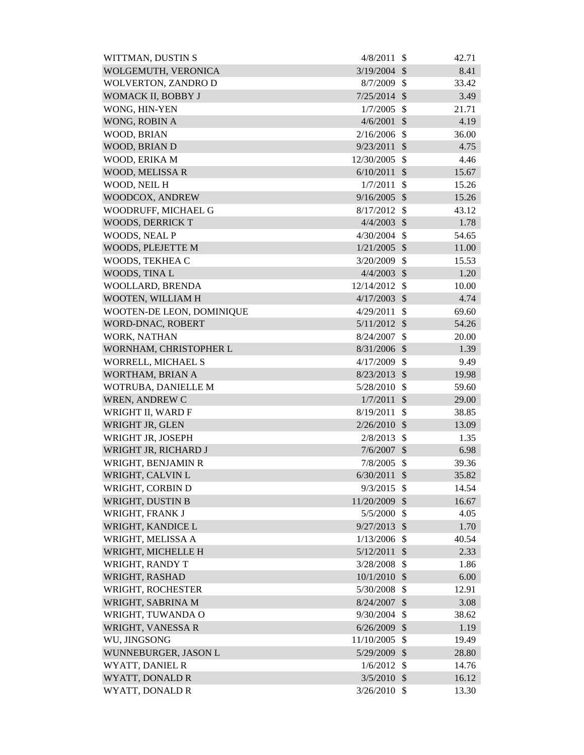| | | | |
|---|---|---|---|
| WITTMAN, DUSTIN S | 4/8/2011 | $ | 42.71 |
| WOLGEMUTH, VERONICA | 3/19/2004 | $ | 8.41 |
| WOLVERTON, ZANDRO D | 8/7/2009 | $ | 33.42 |
| WOMACK II, BOBBY J | 7/25/2014 | $ | 3.49 |
| WONG, HIN-YEN | 1/7/2005 | $ | 21.71 |
| WONG, ROBIN A | 4/6/2001 | $ | 4.19 |
| WOOD, BRIAN | 2/16/2006 | $ | 36.00 |
| WOOD, BRIAN D | 9/23/2011 | $ | 4.75 |
| WOOD, ERIKA M | 12/30/2005 | $ | 4.46 |
| WOOD, MELISSA R | 6/10/2011 | $ | 15.67 |
| WOOD, NEIL H | 1/7/2011 | $ | 15.26 |
| WOODCOX, ANDREW | 9/16/2005 | $ | 15.26 |
| WOODRUFF, MICHAEL G | 8/17/2012 | $ | 43.12 |
| WOODS, DERRICK T | 4/4/2003 | $ | 1.78 |
| WOODS, NEAL P | 4/30/2004 | $ | 54.65 |
| WOODS, PLEJETTE M | 1/21/2005 | $ | 11.00 |
| WOODS, TEKHEA C | 3/20/2009 | $ | 15.53 |
| WOODS, TINA L | 4/4/2003 | $ | 1.20 |
| WOOLLARD, BRENDA | 12/14/2012 | $ | 10.00 |
| WOOTEN, WILLIAM H | 4/17/2003 | $ | 4.74 |
| WOOTEN-DE LEON, DOMINIQUE | 4/29/2011 | $ | 69.60 |
| WORD-DNAC, ROBERT | 5/11/2012 | $ | 54.26 |
| WORK, NATHAN | 8/24/2007 | $ | 20.00 |
| WORNHAM, CHRISTOPHER L | 8/31/2006 | $ | 1.39 |
| WORRELL, MICHAEL S | 4/17/2009 | $ | 9.49 |
| WORTHAM, BRIAN A | 8/23/2013 | $ | 19.98 |
| WOTRUBA, DANIELLE M | 5/28/2010 | $ | 59.60 |
| WREN, ANDREW C | 1/7/2011 | $ | 29.00 |
| WRIGHT II, WARD F | 8/19/2011 | $ | 38.85 |
| WRIGHT JR, GLEN | 2/26/2010 | $ | 13.09 |
| WRIGHT JR, JOSEPH | 2/8/2013 | $ | 1.35 |
| WRIGHT JR, RICHARD J | 7/6/2007 | $ | 6.98 |
| WRIGHT, BENJAMIN R | 7/8/2005 | $ | 39.36 |
| WRIGHT, CALVIN L | 6/30/2011 | $ | 35.82 |
| WRIGHT, CORBIN D | 9/3/2015 | $ | 14.54 |
| WRIGHT, DUSTIN B | 11/20/2009 | $ | 16.67 |
| WRIGHT, FRANK J | 5/5/2000 | $ | 4.05 |
| WRIGHT, KANDICE L | 9/27/2013 | $ | 1.70 |
| WRIGHT, MELISSA A | 1/13/2006 | $ | 40.54 |
| WRIGHT, MICHELLE H | 5/12/2011 | $ | 2.33 |
| WRIGHT, RANDY T | 3/28/2008 | $ | 1.86 |
| WRIGHT, RASHAD | 10/1/2010 | $ | 6.00 |
| WRIGHT, ROCHESTER | 5/30/2008 | $ | 12.91 |
| WRIGHT, SABRINA M | 8/24/2007 | $ | 3.08 |
| WRIGHT, TUWANDA O | 9/30/2004 | $ | 38.62 |
| WRIGHT, VANESSA R | 6/26/2009 | $ | 1.19 |
| WU, JINGSONG | 11/10/2005 | $ | 19.49 |
| WUNNEBURGER, JASON L | 5/29/2009 | $ | 28.80 |
| WYATT, DANIEL R | 1/6/2012 | $ | 14.76 |
| WYATT, DONALD R | 3/5/2010 | $ | 16.12 |
| WYATT, DONALD R | 3/26/2010 | $ | 13.30 |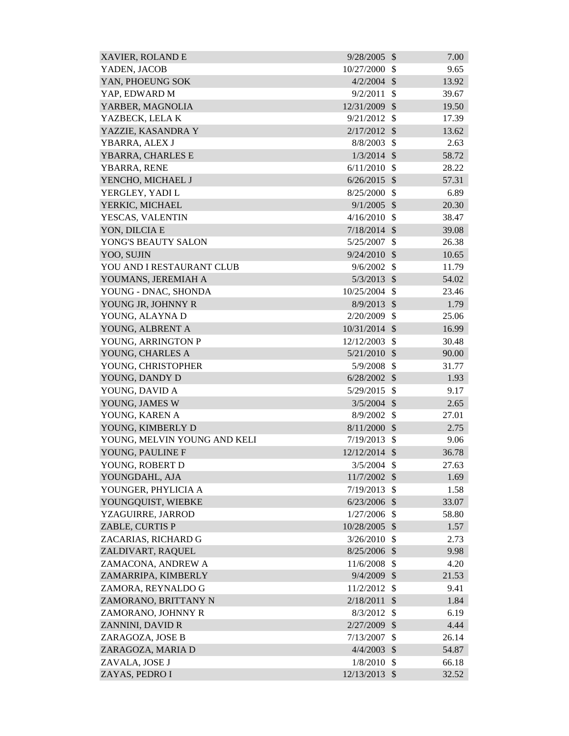| | | | |
|---|---|---|---|
| XAVIER, ROLAND E | 9/28/2005 | $ | 7.00 |
| YADEN, JACOB | 10/27/2000 | $ | 9.65 |
| YAN, PHOEUNG SOK | 4/2/2004 | $ | 13.92 |
| YAP, EDWARD M | 9/2/2011 | $ | 39.67 |
| YARBER, MAGNOLIA | 12/31/2009 | $ | 19.50 |
| YAZBECK, LELA K | 9/21/2012 | $ | 17.39 |
| YAZZIE, KASANDRA Y | 2/17/2012 | $ | 13.62 |
| YBARRA, ALEX J | 8/8/2003 | $ | 2.63 |
| YBARRA, CHARLES E | 1/3/2014 | $ | 58.72 |
| YBARRA, RENE | 6/11/2010 | $ | 28.22 |
| YENCHO, MICHAEL J | 6/26/2015 | $ | 57.31 |
| YERGLEY, YADI L | 8/25/2000 | $ | 6.89 |
| YERKIC, MICHAEL | 9/1/2005 | $ | 20.30 |
| YESCAS, VALENTIN | 4/16/2010 | $ | 38.47 |
| YON, DILCIA E | 7/18/2014 | $ | 39.08 |
| YONG'S BEAUTY SALON | 5/25/2007 | $ | 26.38 |
| YOO, SUJIN | 9/24/2010 | $ | 10.65 |
| YOU AND I RESTAURANT CLUB | 9/6/2002 | $ | 11.79 |
| YOUMANS, JEREMIAH A | 5/3/2013 | $ | 54.02 |
| YOUNG - DNAC, SHONDA | 10/25/2004 | $ | 23.46 |
| YOUNG JR, JOHNNY R | 8/9/2013 | $ | 1.79 |
| YOUNG, ALAYNA D | 2/20/2009 | $ | 25.06 |
| YOUNG, ALBRENT A | 10/31/2014 | $ | 16.99 |
| YOUNG, ARRINGTON P | 12/12/2003 | $ | 30.48 |
| YOUNG, CHARLES A | 5/21/2010 | $ | 90.00 |
| YOUNG, CHRISTOPHER | 5/9/2008 | $ | 31.77 |
| YOUNG, DANDY D | 6/28/2002 | $ | 1.93 |
| YOUNG, DAVID A | 5/29/2015 | $ | 9.17 |
| YOUNG, JAMES W | 3/5/2004 | $ | 2.65 |
| YOUNG, KAREN A | 8/9/2002 | $ | 27.01 |
| YOUNG, KIMBERLY D | 8/11/2000 | $ | 2.75 |
| YOUNG, MELVIN YOUNG AND KELI | 7/19/2013 | $ | 9.06 |
| YOUNG, PAULINE F | 12/12/2014 | $ | 36.78 |
| YOUNG, ROBERT D | 3/5/2004 | $ | 27.63 |
| YOUNGDAHL, AJA | 11/7/2002 | $ | 1.69 |
| YOUNGER, PHYLICIA A | 7/19/2013 | $ | 1.58 |
| YOUNGQUIST, WIEBKE | 6/23/2006 | $ | 33.07 |
| YZAGUIRRE, JARROD | 1/27/2006 | $ | 58.80 |
| ZABLE, CURTIS P | 10/28/2005 | $ | 1.57 |
| ZACARIAS, RICHARD G | 3/26/2010 | $ | 2.73 |
| ZALDIVART, RAQUEL | 8/25/2006 | $ | 9.98 |
| ZAMACONA, ANDREW A | 11/6/2008 | $ | 4.20 |
| ZAMARRIPA, KIMBERLY | 9/4/2009 | $ | 21.53 |
| ZAMORA, REYNALDO G | 11/2/2012 | $ | 9.41 |
| ZAMORANO, BRITTANY N | 2/18/2011 | $ | 1.84 |
| ZAMORANO, JOHNNY R | 8/3/2012 | $ | 6.19 |
| ZANNINI, DAVID R | 2/27/2009 | $ | 4.44 |
| ZARAGOZA, JOSE B | 7/13/2007 | $ | 26.14 |
| ZARAGOZA, MARIA D | 4/4/2003 | $ | 54.87 |
| ZAVALA, JOSE J | 1/8/2010 | $ | 66.18 |
| ZAYAS, PEDRO I | 12/13/2013 | $ | 32.52 |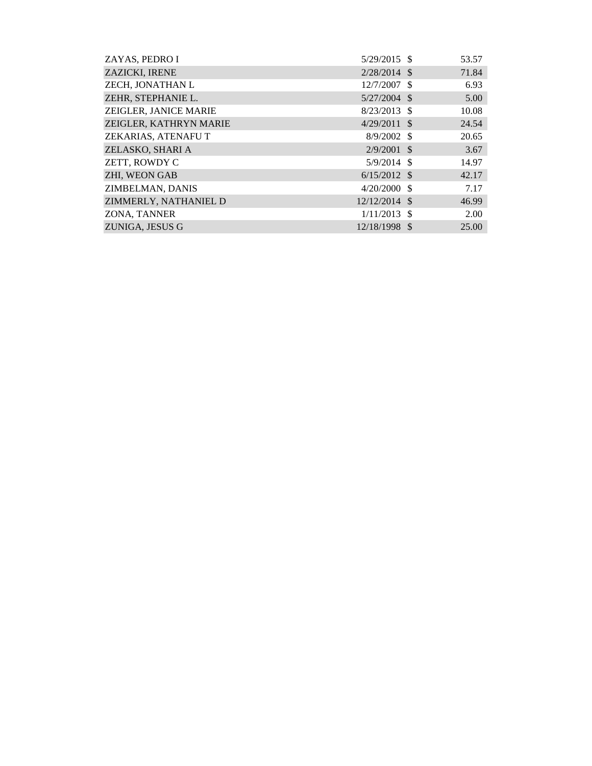| | | | |
|---|---|---|---|
| ZAYAS, PEDRO I | 5/29/2015 | $ | 53.57 |
| ZAZICKI, IRENE | 2/28/2014 | $ | 71.84 |
| ZECH, JONATHAN L | 12/7/2007 | $ | 6.93 |
| ZEHR, STEPHANIE L. | 5/27/2004 | $ | 5.00 |
| ZEIGLER, JANICE MARIE | 8/23/2013 | $ | 10.08 |
| ZEIGLER, KATHRYN MARIE | 4/29/2011 | $ | 24.54 |
| ZEKARIAS, ATENAFU T | 8/9/2002 | $ | 20.65 |
| ZELASKO, SHARI A | 2/9/2001 | $ | 3.67 |
| ZETT, ROWDY C | 5/9/2014 | $ | 14.97 |
| ZHI, WEON GAB | 6/15/2012 | $ | 42.17 |
| ZIMBELMAN, DANIS | 4/20/2000 | $ | 7.17 |
| ZIMMERLY, NATHANIEL D | 12/12/2014 | $ | 46.99 |
| ZONA, TANNER | 1/11/2013 | $ | 2.00 |
| ZUNIGA, JESUS G | 12/18/1998 | $ | 25.00 |